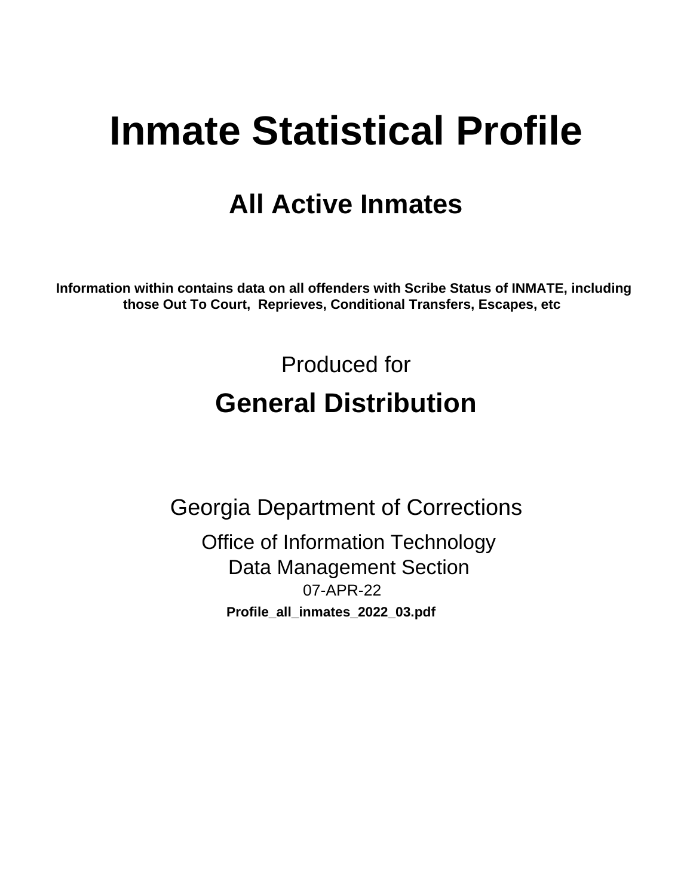# Inmate Statistical Profile

## All Active Inmates

**Information within contains data on all offenders with Scribe Status of INMATE, including those Out To Court, Reprieves, Conditional Transfers, Escapes, etc**

Produced for

## General Distribution

Georgia Department of Corrections

Office of Information Technology

Data Management Section

07-APR-22

**Profile_all_inmates_2022_03.pdf**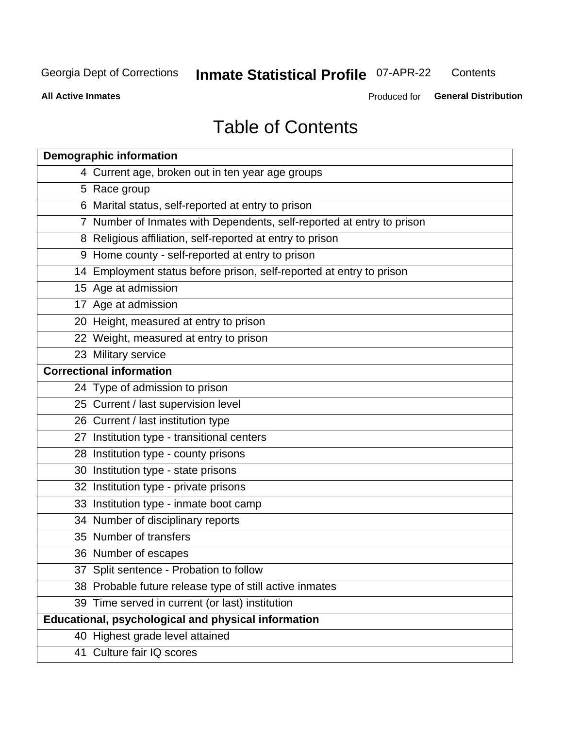# Table of Contents

| Demographic information | |
|---|---|
| 4 | Current age, broken out in ten year age groups |
| 5 | Race group |
| 6 | Marital status, self-reported at entry to prison |
| 7 | Number of Inmates with Dependents, self-reported at entry to prison |
| 8 | Religious affiliation, self-reported at entry to prison |
| 9 | Home county - self-reported at entry to prison |
| 14 | Employment status before prison, self-reported at entry to prison |
| 15 | Age at admission |
| 17 | Age at admission |
| 20 | Height, measured at entry to prison |
| 22 | Weight, measured at entry to prison |
| 23 | Military service |
| **Correctional information** | |
| 24 | Type of admission to prison |
| 25 | Current / last supervision level |
| 26 | Current / last institution type |
| 27 | Institution type - transitional centers |
| 28 | Institution type - county prisons |
| 30 | Institution type - state prisons |
| 32 | Institution type - private prisons |
| 33 | Institution type - inmate boot camp |
| 34 | Number of disciplinary reports |
| 35 | Number of transfers |
| 36 | Number of escapes |
| 37 | Split sentence - Probation to follow |
| 38 | Probable future release type of still active inmates |
| 39 | Time served in current (or last) institution |
| **Educational, psychological and physical information** | |
| 40 | Highest grade level attained |
| 41 | Culture fair IQ scores |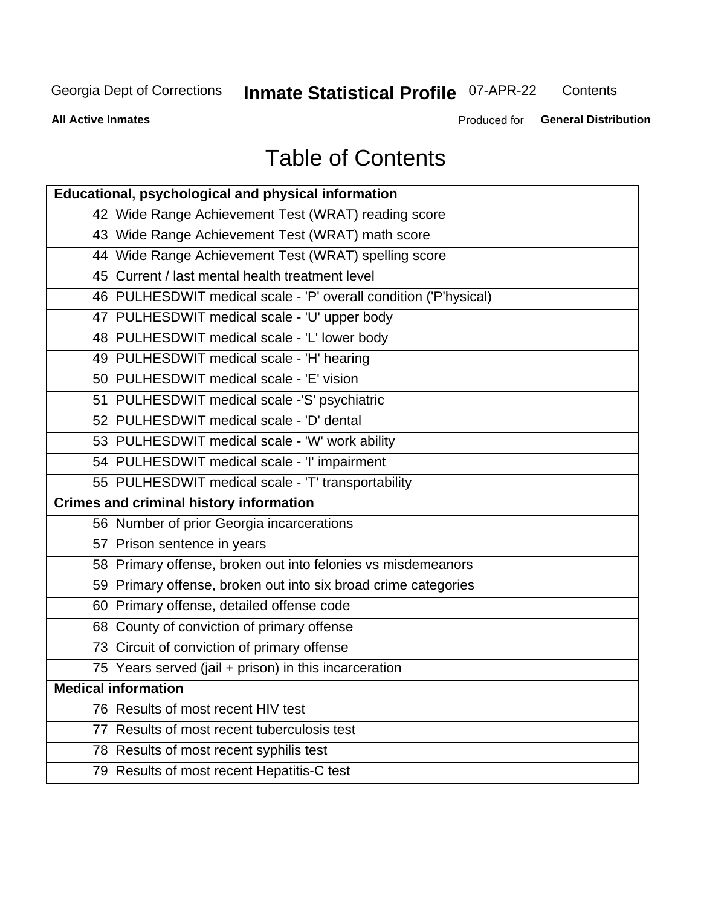# Table of Contents

| Educational, psychological and physical information |
|---|
| 42 Wide Range Achievement Test (WRAT) reading score |
| 43 Wide Range Achievement Test (WRAT) math score |
| 44 Wide Range Achievement Test (WRAT) spelling score |
| 45 Current / last mental health treatment level |
| 46 PULHESDWIT medical scale - 'P' overall condition ('P'hysical) |
| 47 PULHESDWIT medical scale - 'U' upper body |
| 48 PULHESDWIT medical scale - 'L' lower body |
| 49 PULHESDWIT medical scale - 'H' hearing |
| 50 PULHESDWIT medical scale - 'E' vision |
| 51 PULHESDWIT medical scale -'S' psychiatric |
| 52 PULHESDWIT medical scale - 'D' dental |
| 53 PULHESDWIT medical scale - 'W' work ability |
| 54 PULHESDWIT medical scale - 'I' impairment |
| 55 PULHESDWIT medical scale - 'T' transportability |
| **Crimes and criminal history information** |
| 56 Number of prior Georgia incarcerations |
| 57 Prison sentence in years |
| 58 Primary offense, broken out into felonies vs misdemeanors |
| 59 Primary offense, broken out into six broad crime categories |
| 60 Primary offense, detailed offense code |
| 68 County of conviction of primary offense |
| 73 Circuit of conviction of primary offense |
| 75 Years served (jail + prison) in this incarceration |
| **Medical information** |
| 76 Results of most recent HIV test |
| 77 Results of most recent tuberculosis test |
| 78 Results of most recent syphilis test |
| 79 Results of most recent Hepatitis-C test |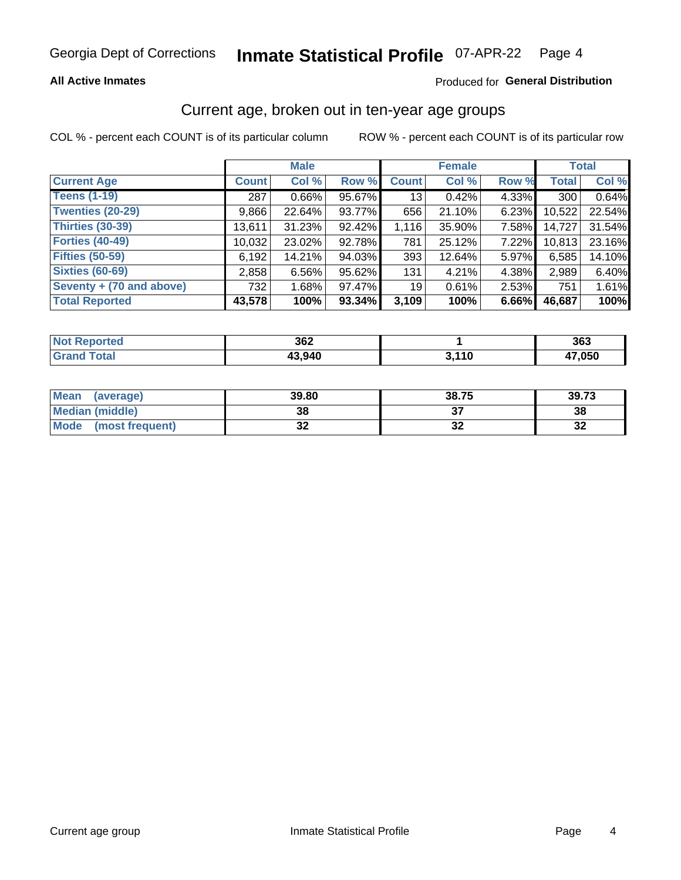Georgia Dept of Corrections **Inmate Statistical Profile** 07-APR-22

**All Active Inmates**

Produced for **General Distribution**

## Current age, broken out in ten-year age groups

COL % - percent each COUNT is of its particular column ROW % - percent each COUNT is of its particular row

| | Male | | | Female | | | Total | |
|---|---|---|---|---|---|---|---|---|
| **Current Age** | **Count** | **Col %** | **Row %** | **Count** | **Col %** | **Row %** | **Total** | **Col %** |
| **Teens (1-19)** | 287 | 0.66% | 95.67% | 13 | 0.42% | 4.33% | 300 | 0.64% |
| **Twenties (20-29)** | 9,866 | 22.64% | 93.77% | 656 | 21.10% | 6.23% | 10,522 | 22.54% |
| **Thirties (30-39)** | 13,611 | 31.23% | 92.42% | 1,116 | 35.90% | 7.58% | 14,727 | 31.54% |
| **Forties (40-49)** | 10,032 | 23.02% | 92.78% | 781 | 25.12% | 7.22% | 10,813 | 23.16% |
| **Fifties (50-59)** | 6,192 | 14.21% | 94.03% | 393 | 12.64% | 5.97% | 6,585 | 14.10% |
| **Sixties (60-69)** | 2,858 | 6.56% | 95.62% | 131 | 4.21% | 4.38% | 2,989 | 6.40% |
| **Seventy + (70 and above)** | 732 | 1.68% | 97.47% | 19 | 0.61% | 2.53% | 751 | 1.61% |
| **Total Reported** | **43,578** | **100%** | **93.34%** | **3,109** | **100%** | **6.66%** | **46,687** | **100%** |

| | Male | Female | Total |
|---|---|---|---|
| **Not Reported** | **362** | **1** | **363** |
| **Grand Total** | **43,940** | **3,110** | **47,050** |

| | Male | Female | Total |
|---|---|---|---|
| **Mean (average)** | **39.80** | **38.75** | **39.73** |
| **Median (middle)** | **38** | **37** | **38** |
| **Mode (most frequent)** | **32** | **32** | **32** |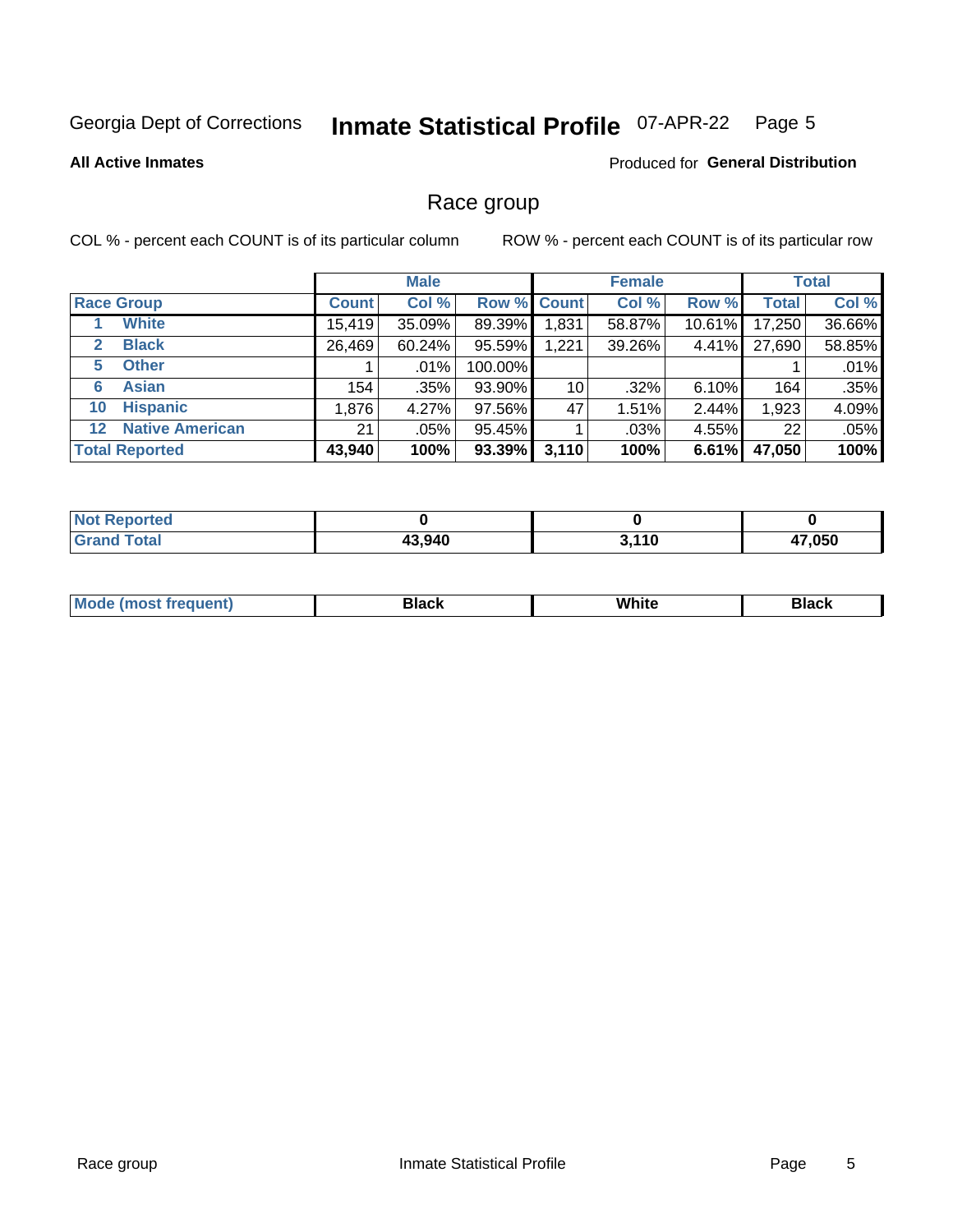Georgia Dept of Corrections **Inmate Statistical Profile** 07-APR-22

**All Active Inmates**

Produced for **General Distribution**

## Race group

COL % - percent each COUNT is of its particular column     ROW % - percent each COUNT is of its particular row

| | | Male | | | Female | | | Total | |
|---|---|---|---|---|---|---|---|---|---|
| **Race Group** | | **Count** | **Col %** | **Row %** | **Count** | **Col %** | **Row %** | **Total** | **Col %** |
| 1 | White | 15,419 | 35.09% | 89.39% | 1,831 | 58.87% | 10.61% | 17,250 | 36.66% |
| 2 | Black | 26,469 | 60.24% | 95.59% | 1,221 | 39.26% | 4.41% | 27,690 | 58.85% |
| 5 | Other | 1 | .01% | 100.00% | | | | 1 | .01% |
| 6 | Asian | 154 | .35% | 93.90% | 10 | .32% | 6.10% | 164 | .35% |
| 10 | Hispanic | 1,876 | 4.27% | 97.56% | 47 | 1.51% | 2.44% | 1,923 | 4.09% |
| 12 | Native American | 21 | .05% | 95.45% | 1 | .03% | 4.55% | 22 | .05% |
| **Total Reported** | | **43,940** | **100%** | **93.39%** | **3,110** | **100%** | **6.61%** | **47,050** | **100%** |

| | Male | Female | Total |
|---|---|---|---|
| **Not Reported** | **0** | **0** | **0** |
| **Grand Total** | **43,940** | **3,110** | **47,050** |

| | Male | Female | Total |
|---|---|---|---|
| **Mode (most frequent)** | **Black** | **White** | **Black** |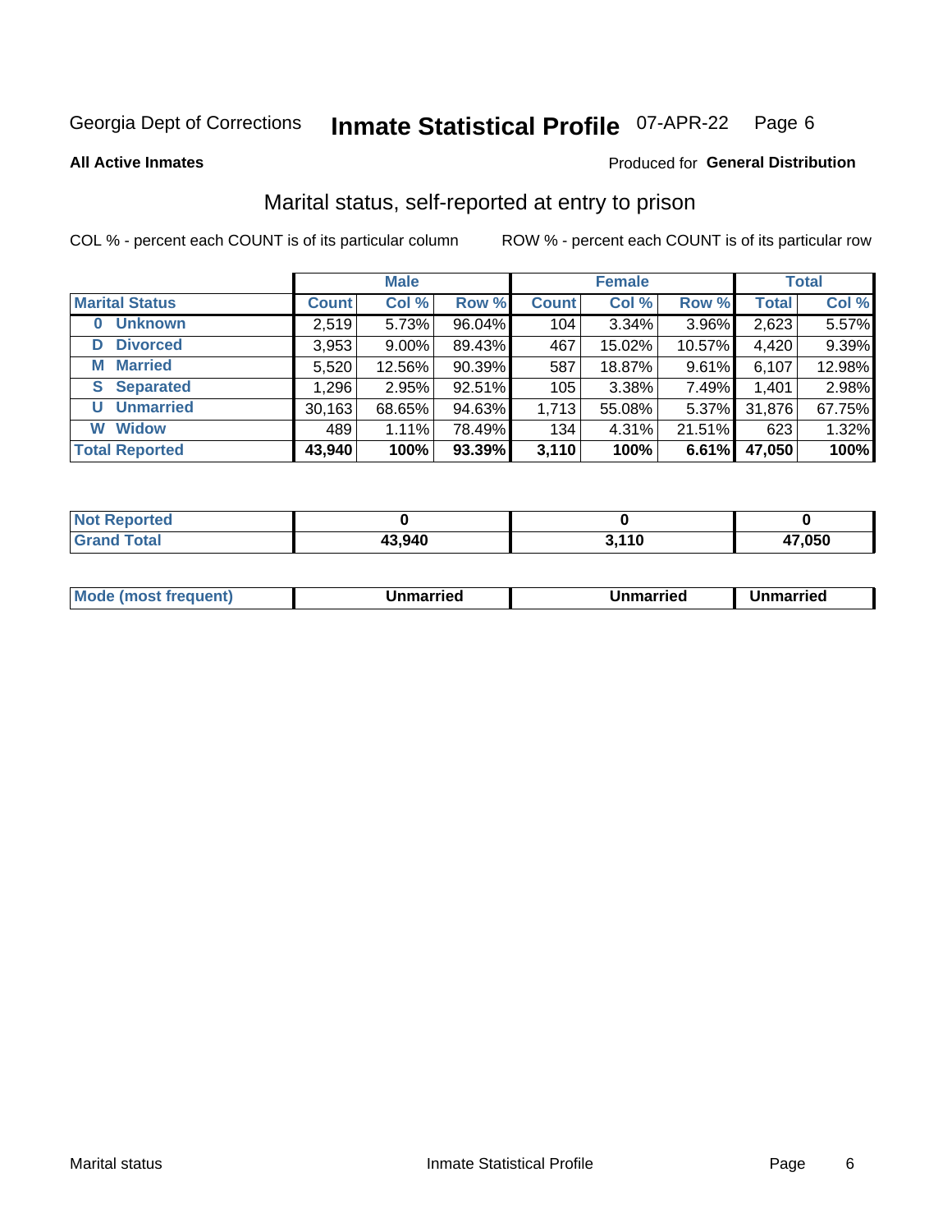Georgia Dept of Corrections **Inmate Statistical Profile** 07-APR-22

**All Active Inmates**

Produced for **General Distribution**

## Marital status, self-reported at entry to prison

COL % - percent each COUNT is of its particular column

ROW % - percent each COUNT is of its particular row

| | Male | | | Female | | | Total | |
|---|---|---|---|---|---|---|---|---|
| **Marital Status** | **Count** | **Col %** | **Row %** | **Count** | **Col %** | **Row %** | **Total** | **Col %** |
| **0 Unknown** | 2,519 | 5.73% | 96.04% | 104 | 3.34% | 3.96% | 2,623 | 5.57% |
| **D Divorced** | 3,953 | 9.00% | 89.43% | 467 | 15.02% | 10.57% | 4,420 | 9.39% |
| **M Married** | 5,520 | 12.56% | 90.39% | 587 | 18.87% | 9.61% | 6,107 | 12.98% |
| **S Separated** | 1,296 | 2.95% | 92.51% | 105 | 3.38% | 7.49% | 1,401 | 2.98% |
| **U Unmarried** | 30,163 | 68.65% | 94.63% | 1,713 | 55.08% | 5.37% | 31,876 | 67.75% |
| **W Widow** | 489 | 1.11% | 78.49% | 134 | 4.31% | 21.51% | 623 | 1.32% |
| **Total Reported** | **43,940** | **100%** | **93.39%** | **3,110** | **100%** | **6.61%** | **47,050** | **100%** |

| | Male | Female | Total |
|---|---|---|---|
| **Not Reported** | **0** | **0** | **0** |
| **Grand Total** | **43,940** | **3,110** | **47,050** |

| | Male | Female | Total |
|---|---|---|---|
| **Mode (most frequent)** | **Unmarried** | **Unmarried** | **Unmarried** |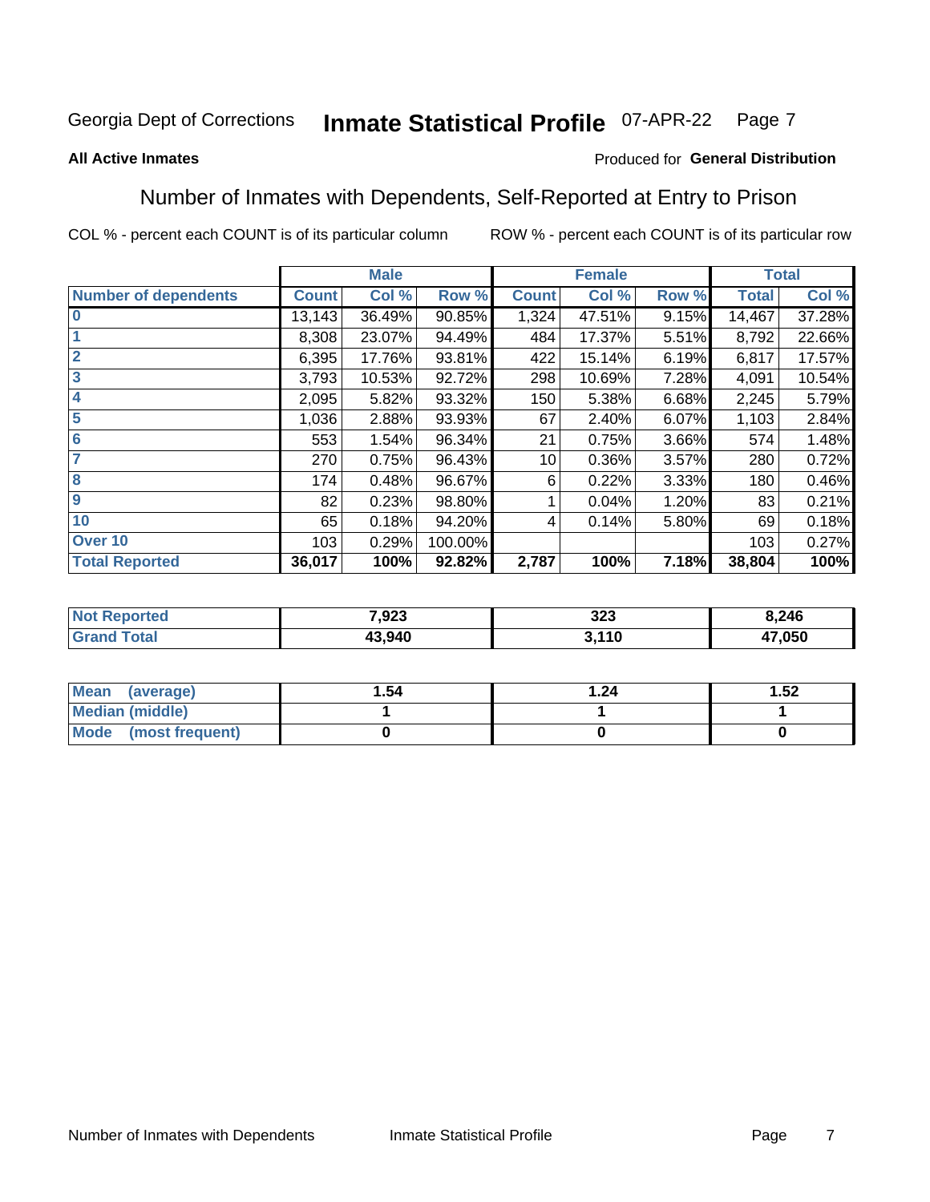Georgia Dept of Corrections **Inmate Statistical Profile** 07-APR-22 Page 7

**All Active Inmates**

Produced for **General Distribution**

## Number of Inmates with Dependents, Self-Reported at Entry to Prison

COL % - percent each COUNT is of its particular column

ROW % - percent each COUNT is of its particular row

| | Male | | | Female | | | Total | |
|---|---|---|---|---|---|---|---|---|
| **Number of dependents** | **Count** | **Col %** | **Row %** | **Count** | **Col %** | **Row %** | **Total** | **Col %** |
| **0** | 13,143 | 36.49% | 90.85% | 1,324 | 47.51% | 9.15% | 14,467 | 37.28% |
| **1** | 8,308 | 23.07% | 94.49% | 484 | 17.37% | 5.51% | 8,792 | 22.66% |
| **2** | 6,395 | 17.76% | 93.81% | 422 | 15.14% | 6.19% | 6,817 | 17.57% |
| **3** | 3,793 | 10.53% | 92.72% | 298 | 10.69% | 7.28% | 4,091 | 10.54% |
| **4** | 2,095 | 5.82% | 93.32% | 150 | 5.38% | 6.68% | 2,245 | 5.79% |
| **5** | 1,036 | 2.88% | 93.93% | 67 | 2.40% | 6.07% | 1,103 | 2.84% |
| **6** | 553 | 1.54% | 96.34% | 21 | 0.75% | 3.66% | 574 | 1.48% |
| **7** | 270 | 0.75% | 96.43% | 10 | 0.36% | 3.57% | 280 | 0.72% |
| **8** | 174 | 0.48% | 96.67% | 6 | 0.22% | 3.33% | 180 | 0.46% |
| **9** | 82 | 0.23% | 98.80% | 1 | 0.04% | 1.20% | 83 | 0.21% |
| **10** | 65 | 0.18% | 94.20% | 4 | 0.14% | 5.80% | 69 | 0.18% |
| **Over 10** | 103 | 0.29% | 100.00% | | | | 103 | 0.27% |
| **Total Reported** | **36,017** | **100%** | **92.82%** | **2,787** | **100%** | **7.18%** | **38,804** | **100%** |

| | Male | Female | Total |
|---|---|---|---|
| **Not Reported** | **7,923** | **323** | **8,246** |
| **Grand Total** | **43,940** | **3,110** | **47,050** |

| | Male | Female | Total |
|---|---|---|---|
| **Mean (average)** | **1.54** | **1.24** | **1.52** |
| **Median (middle)** | **1** | **1** | **1** |
| **Mode (most frequent)** | **0** | **0** | **0** |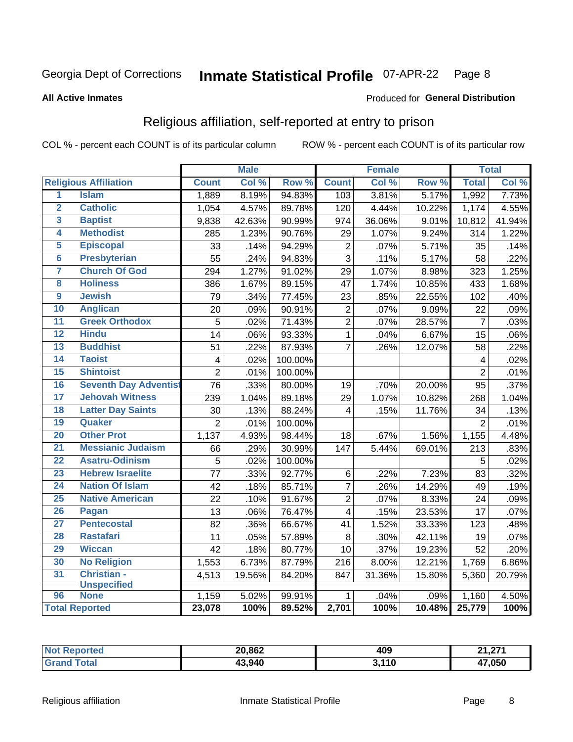Georgia Dept of Corrections **Inmate Statistical Profile** 07-APR-22

**All Active Inmates**

Produced for **General Distribution**

## Religious affiliation, self-reported at entry to prison

COL % - percent each COUNT is of its particular column ROW % - percent each COUNT is of its particular row

| | | Male | | | Female | | | Total | |
|---|---|---|---|---|---|---|---|---|---|
| **Religious Affiliation** | | **Count** | **Col %** | **Row %** | **Count** | **Col %** | **Row %** | **Total** | **Col %** |
| 1 | Islam | 1,889 | 8.19% | 94.83% | 103 | 3.81% | 5.17% | 1,992 | 7.73% |
| 2 | Catholic | 1,054 | 4.57% | 89.78% | 120 | 4.44% | 10.22% | 1,174 | 4.55% |
| 3 | Baptist | 9,838 | 42.63% | 90.99% | 974 | 36.06% | 9.01% | 10,812 | 41.94% |
| 4 | Methodist | 285 | 1.23% | 90.76% | 29 | 1.07% | 9.24% | 314 | 1.22% |
| 5 | Episcopal | 33 | .14% | 94.29% | 2 | .07% | 5.71% | 35 | .14% |
| 6 | Presbyterian | 55 | .24% | 94.83% | 3 | .11% | 5.17% | 58 | .22% |
| 7 | Church Of God | 294 | 1.27% | 91.02% | 29 | 1.07% | 8.98% | 323 | 1.25% |
| 8 | Holiness | 386 | 1.67% | 89.15% | 47 | 1.74% | 10.85% | 433 | 1.68% |
| 9 | Jewish | 79 | .34% | 77.45% | 23 | .85% | 22.55% | 102 | .40% |
| 10 | Anglican | 20 | .09% | 90.91% | 2 | .07% | 9.09% | 22 | .09% |
| 11 | Greek Orthodox | 5 | .02% | 71.43% | 2 | .07% | 28.57% | 7 | .03% |
| 12 | Hindu | 14 | .06% | 93.33% | 1 | .04% | 6.67% | 15 | .06% |
| 13 | Buddhist | 51 | .22% | 87.93% | 7 | .26% | 12.07% | 58 | .22% |
| 14 | Taoist | 4 | .02% | 100.00% | | | | 4 | .02% |
| 15 | Shintoist | 2 | .01% | 100.00% | | | | 2 | .01% |
| 16 | Seventh Day Adventist | 76 | .33% | 80.00% | 19 | .70% | 20.00% | 95 | .37% |
| 17 | Jehovah Witness | 239 | 1.04% | 89.18% | 29 | 1.07% | 10.82% | 268 | 1.04% |
| 18 | Latter Day Saints | 30 | .13% | 88.24% | 4 | .15% | 11.76% | 34 | .13% |
| 19 | Quaker | 2 | .01% | 100.00% | | | | 2 | .01% |
| 20 | Other Prot | 1,137 | 4.93% | 98.44% | 18 | .67% | 1.56% | 1,155 | 4.48% |
| 21 | Messianic Judaism | 66 | .29% | 30.99% | 147 | 5.44% | 69.01% | 213 | .83% |
| 22 | Asatru-Odinism | 5 | .02% | 100.00% | | | | 5 | .02% |
| 23 | Hebrew Israelite | 77 | .33% | 92.77% | 6 | .22% | 7.23% | 83 | .32% |
| 24 | Nation Of Islam | 42 | .18% | 85.71% | 7 | .26% | 14.29% | 49 | .19% |
| 25 | Native American | 22 | .10% | 91.67% | 2 | .07% | 8.33% | 24 | .09% |
| 26 | Pagan | 13 | .06% | 76.47% | 4 | .15% | 23.53% | 17 | .07% |
| 27 | Pentecostal | 82 | .36% | 66.67% | 41 | 1.52% | 33.33% | 123 | .48% |
| 28 | Rastafari | 11 | .05% | 57.89% | 8 | .30% | 42.11% | 19 | .07% |
| 29 | Wiccan | 42 | .18% | 80.77% | 10 | .37% | 19.23% | 52 | .20% |
| 30 | No Religion | 1,553 | 6.73% | 87.79% | 216 | 8.00% | 12.21% | 1,769 | 6.86% |
| 31 | Christian - Unspecified | 4,513 | 19.56% | 84.20% | 847 | 31.36% | 15.80% | 5,360 | 20.79% |
| 96 | None | 1,159 | 5.02% | 99.91% | 1 | .04% | .09% | 1,160 | 4.50% |
| **Total Reported** | | **23,078** | **100%** | **89.52%** | **2,701** | **100%** | **10.48%** | **25,779** | **100%** |

| | Male | Female | Total |
|---|---|---|---|
| **Not Reported** | **20,862** | **409** | **21,271** |
| **Grand Total** | **43,940** | **3,110** | **47,050** |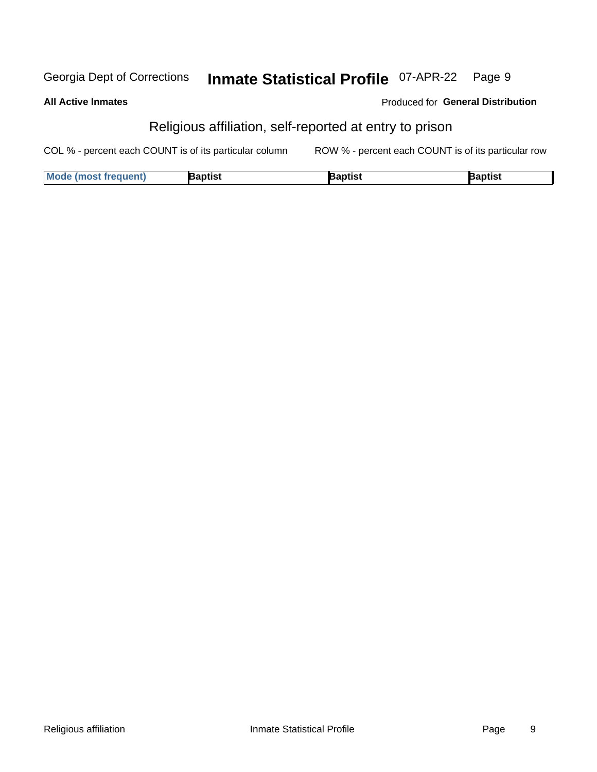Georgia Dept of Corrections **Inmate Statistical Profile** 07-APR-22

**All Active Inmates**

Produced for **General Distribution**

## Religious affiliation, self-reported at entry to prison

COL % - percent each COUNT is of its particular column

ROW % - percent each COUNT is of its particular row

| Mode (most frequent) | Baptist | Baptist | Baptist |
|---|---|---|---|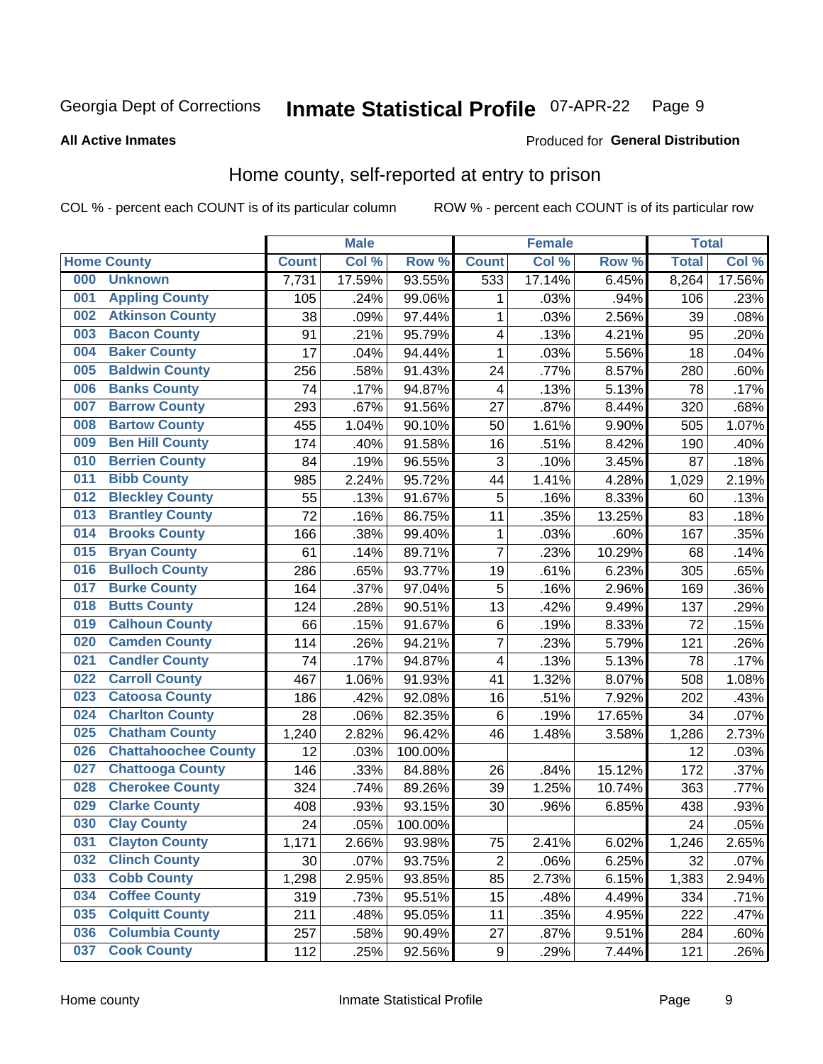Georgia Dept of Corrections **Inmate Statistical Profile** 07-APR-22

**All Active Inmates**

Produced for **General Distribution**

## Home county, self-reported at entry to prison

COL % - percent each COUNT is of its particular column ROW % - percent each COUNT is of its particular row

| Home County | | Male | | | Female | | | Total | |
|---|---|---|---|---|---|---|---|---|---|
| | | Count | Col % | Row % | Count | Col % | Row % | Total | Col % |
| 000 | Unknown | 7,731 | 17.59% | 93.55% | 533 | 17.14% | 6.45% | 8,264 | 17.56% |
| 001 | Appling County | 105 | .24% | 99.06% | 1 | .03% | .94% | 106 | .23% |
| 002 | Atkinson County | 38 | .09% | 97.44% | 1 | .03% | 2.56% | 39 | .08% |
| 003 | Bacon County | 91 | .21% | 95.79% | 4 | .13% | 4.21% | 95 | .20% |
| 004 | Baker County | 17 | .04% | 94.44% | 1 | .03% | 5.56% | 18 | .04% |
| 005 | Baldwin County | 256 | .58% | 91.43% | 24 | .77% | 8.57% | 280 | .60% |
| 006 | Banks County | 74 | .17% | 94.87% | 4 | .13% | 5.13% | 78 | .17% |
| 007 | Barrow County | 293 | .67% | 91.56% | 27 | .87% | 8.44% | 320 | .68% |
| 008 | Bartow County | 455 | 1.04% | 90.10% | 50 | 1.61% | 9.90% | 505 | 1.07% |
| 009 | Ben Hill County | 174 | .40% | 91.58% | 16 | .51% | 8.42% | 190 | .40% |
| 010 | Berrien County | 84 | .19% | 96.55% | 3 | .10% | 3.45% | 87 | .18% |
| 011 | Bibb County | 985 | 2.24% | 95.72% | 44 | 1.41% | 4.28% | 1,029 | 2.19% |
| 012 | Bleckley County | 55 | .13% | 91.67% | 5 | .16% | 8.33% | 60 | .13% |
| 013 | Brantley County | 72 | .16% | 86.75% | 11 | .35% | 13.25% | 83 | .18% |
| 014 | Brooks County | 166 | .38% | 99.40% | 1 | .03% | .60% | 167 | .35% |
| 015 | Bryan County | 61 | .14% | 89.71% | 7 | .23% | 10.29% | 68 | .14% |
| 016 | Bulloch County | 286 | .65% | 93.77% | 19 | .61% | 6.23% | 305 | .65% |
| 017 | Burke County | 164 | .37% | 97.04% | 5 | .16% | 2.96% | 169 | .36% |
| 018 | Butts County | 124 | .28% | 90.51% | 13 | .42% | 9.49% | 137 | .29% |
| 019 | Calhoun County | 66 | .15% | 91.67% | 6 | .19% | 8.33% | 72 | .15% |
| 020 | Camden County | 114 | .26% | 94.21% | 7 | .23% | 5.79% | 121 | .26% |
| 021 | Candler County | 74 | .17% | 94.87% | 4 | .13% | 5.13% | 78 | .17% |
| 022 | Carroll County | 467 | 1.06% | 91.93% | 41 | 1.32% | 8.07% | 508 | 1.08% |
| 023 | Catoosa County | 186 | .42% | 92.08% | 16 | .51% | 7.92% | 202 | .43% |
| 024 | Charlton County | 28 | .06% | 82.35% | 6 | .19% | 17.65% | 34 | .07% |
| 025 | Chatham County | 1,240 | 2.82% | 96.42% | 46 | 1.48% | 3.58% | 1,286 | 2.73% |
| 026 | Chattahoochee County | 12 | .03% | 100.00% | | | | 12 | .03% |
| 027 | Chattooga County | 146 | .33% | 84.88% | 26 | .84% | 15.12% | 172 | .37% |
| 028 | Cherokee County | 324 | .74% | 89.26% | 39 | 1.25% | 10.74% | 363 | .77% |
| 029 | Clarke County | 408 | .93% | 93.15% | 30 | .96% | 6.85% | 438 | .93% |
| 030 | Clay County | 24 | .05% | 100.00% | | | | 24 | .05% |
| 031 | Clayton County | 1,171 | 2.66% | 93.98% | 75 | 2.41% | 6.02% | 1,246 | 2.65% |
| 032 | Clinch County | 30 | .07% | 93.75% | 2 | .06% | 6.25% | 32 | .07% |
| 033 | Cobb County | 1,298 | 2.95% | 93.85% | 85 | 2.73% | 6.15% | 1,383 | 2.94% |
| 034 | Coffee County | 319 | .73% | 95.51% | 15 | .48% | 4.49% | 334 | .71% |
| 035 | Colquitt County | 211 | .48% | 95.05% | 11 | .35% | 4.95% | 222 | .47% |
| 036 | Columbia County | 257 | .58% | 90.49% | 27 | .87% | 9.51% | 284 | .60% |
| 037 | Cook County | 112 | .25% | 92.56% | 9 | .29% | 7.44% | 121 | .26% |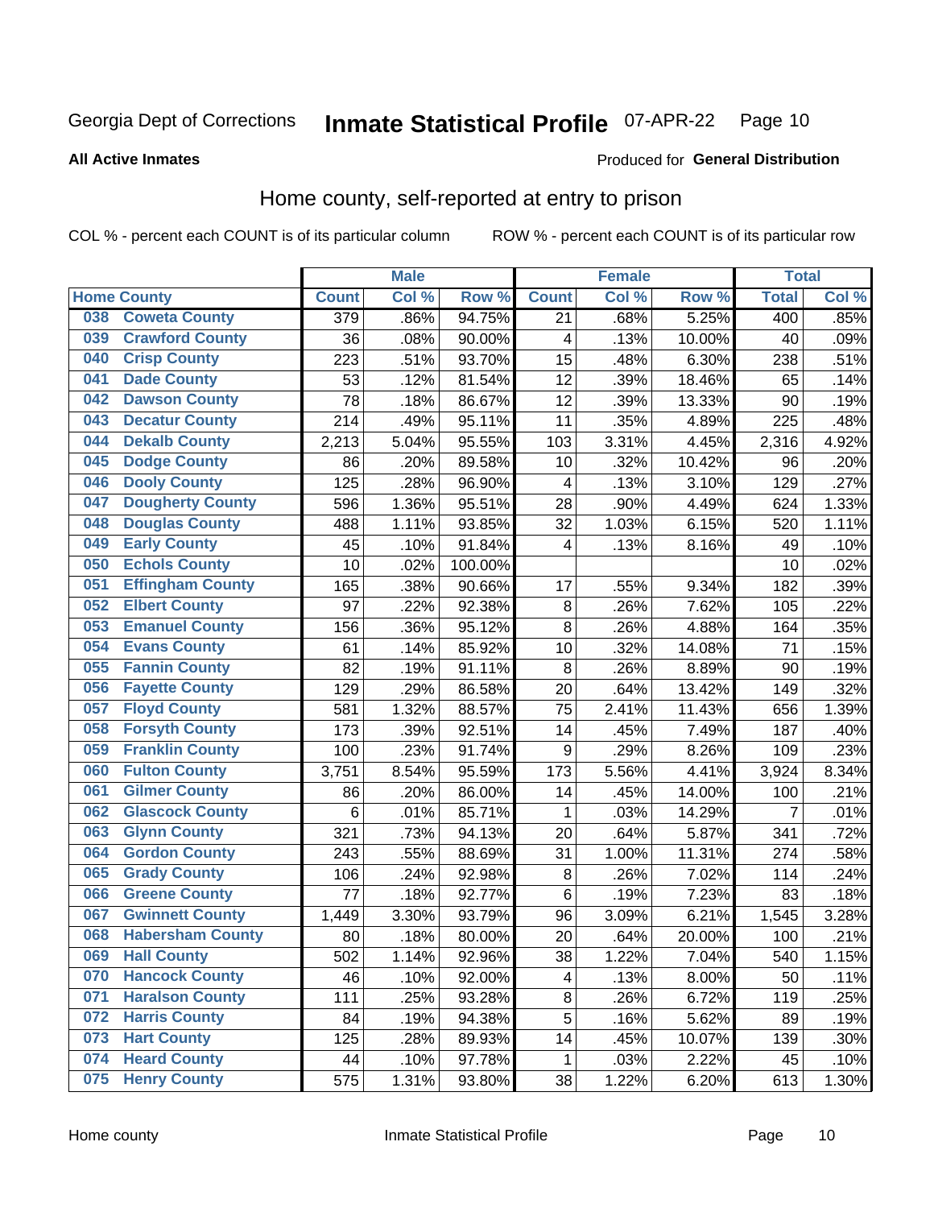# Georgia Dept of Corrections — Inmate Statistical Profile — 07-APR-22

**All Active Inmates**

Produced for **General Distribution**

## Home county, self-reported at entry to prison

COL % - percent each COUNT is of its particular column

ROW % - percent each COUNT is of its particular row

| Home County | | Male | | | Female | | | Total | |
|---|---|---|---|---|---|---|---|---|---|
| | | Count | Col % | Row % | Count | Col % | Row % | Total | Col % |
| 038 | Coweta County | 379 | .86% | 94.75% | 21 | .68% | 5.25% | 400 | .85% |
| 039 | Crawford County | 36 | .08% | 90.00% | 4 | .13% | 10.00% | 40 | .09% |
| 040 | Crisp County | 223 | .51% | 93.70% | 15 | .48% | 6.30% | 238 | .51% |
| 041 | Dade County | 53 | .12% | 81.54% | 12 | .39% | 18.46% | 65 | .14% |
| 042 | Dawson County | 78 | .18% | 86.67% | 12 | .39% | 13.33% | 90 | .19% |
| 043 | Decatur County | 214 | .49% | 95.11% | 11 | .35% | 4.89% | 225 | .48% |
| 044 | Dekalb County | 2,213 | 5.04% | 95.55% | 103 | 3.31% | 4.45% | 2,316 | 4.92% |
| 045 | Dodge County | 86 | .20% | 89.58% | 10 | .32% | 10.42% | 96 | .20% |
| 046 | Dooly County | 125 | .28% | 96.90% | 4 | .13% | 3.10% | 129 | .27% |
| 047 | Dougherty County | 596 | 1.36% | 95.51% | 28 | .90% | 4.49% | 624 | 1.33% |
| 048 | Douglas County | 488 | 1.11% | 93.85% | 32 | 1.03% | 6.15% | 520 | 1.11% |
| 049 | Early County | 45 | .10% | 91.84% | 4 | .13% | 8.16% | 49 | .10% |
| 050 | Echols County | 10 | .02% | 100.00% | | | | 10 | .02% |
| 051 | Effingham County | 165 | .38% | 90.66% | 17 | .55% | 9.34% | 182 | .39% |
| 052 | Elbert County | 97 | .22% | 92.38% | 8 | .26% | 7.62% | 105 | .22% |
| 053 | Emanuel County | 156 | .36% | 95.12% | 8 | .26% | 4.88% | 164 | .35% |
| 054 | Evans County | 61 | .14% | 85.92% | 10 | .32% | 14.08% | 71 | .15% |
| 055 | Fannin County | 82 | .19% | 91.11% | 8 | .26% | 8.89% | 90 | .19% |
| 056 | Fayette County | 129 | .29% | 86.58% | 20 | .64% | 13.42% | 149 | .32% |
| 057 | Floyd County | 581 | 1.32% | 88.57% | 75 | 2.41% | 11.43% | 656 | 1.39% |
| 058 | Forsyth County | 173 | .39% | 92.51% | 14 | .45% | 7.49% | 187 | .40% |
| 059 | Franklin County | 100 | .23% | 91.74% | 9 | .29% | 8.26% | 109 | .23% |
| 060 | Fulton County | 3,751 | 8.54% | 95.59% | 173 | 5.56% | 4.41% | 3,924 | 8.34% |
| 061 | Gilmer County | 86 | .20% | 86.00% | 14 | .45% | 14.00% | 100 | .21% |
| 062 | Glascock County | 6 | .01% | 85.71% | 1 | .03% | 14.29% | 7 | .01% |
| 063 | Glynn County | 321 | .73% | 94.13% | 20 | .64% | 5.87% | 341 | .72% |
| 064 | Gordon County | 243 | .55% | 88.69% | 31 | 1.00% | 11.31% | 274 | .58% |
| 065 | Grady County | 106 | .24% | 92.98% | 8 | .26% | 7.02% | 114 | .24% |
| 066 | Greene County | 77 | .18% | 92.77% | 6 | .19% | 7.23% | 83 | .18% |
| 067 | Gwinnett County | 1,449 | 3.30% | 93.79% | 96 | 3.09% | 6.21% | 1,545 | 3.28% |
| 068 | Habersham County | 80 | .18% | 80.00% | 20 | .64% | 20.00% | 100 | .21% |
| 069 | Hall County | 502 | 1.14% | 92.96% | 38 | 1.22% | 7.04% | 540 | 1.15% |
| 070 | Hancock County | 46 | .10% | 92.00% | 4 | .13% | 8.00% | 50 | .11% |
| 071 | Haralson County | 111 | .25% | 93.28% | 8 | .26% | 6.72% | 119 | .25% |
| 072 | Harris County | 84 | .19% | 94.38% | 5 | .16% | 5.62% | 89 | .19% |
| 073 | Hart County | 125 | .28% | 89.93% | 14 | .45% | 10.07% | 139 | .30% |
| 074 | Heard County | 44 | .10% | 97.78% | 1 | .03% | 2.22% | 45 | .10% |
| 075 | Henry County | 575 | 1.31% | 93.80% | 38 | 1.22% | 6.20% | 613 | 1.30% |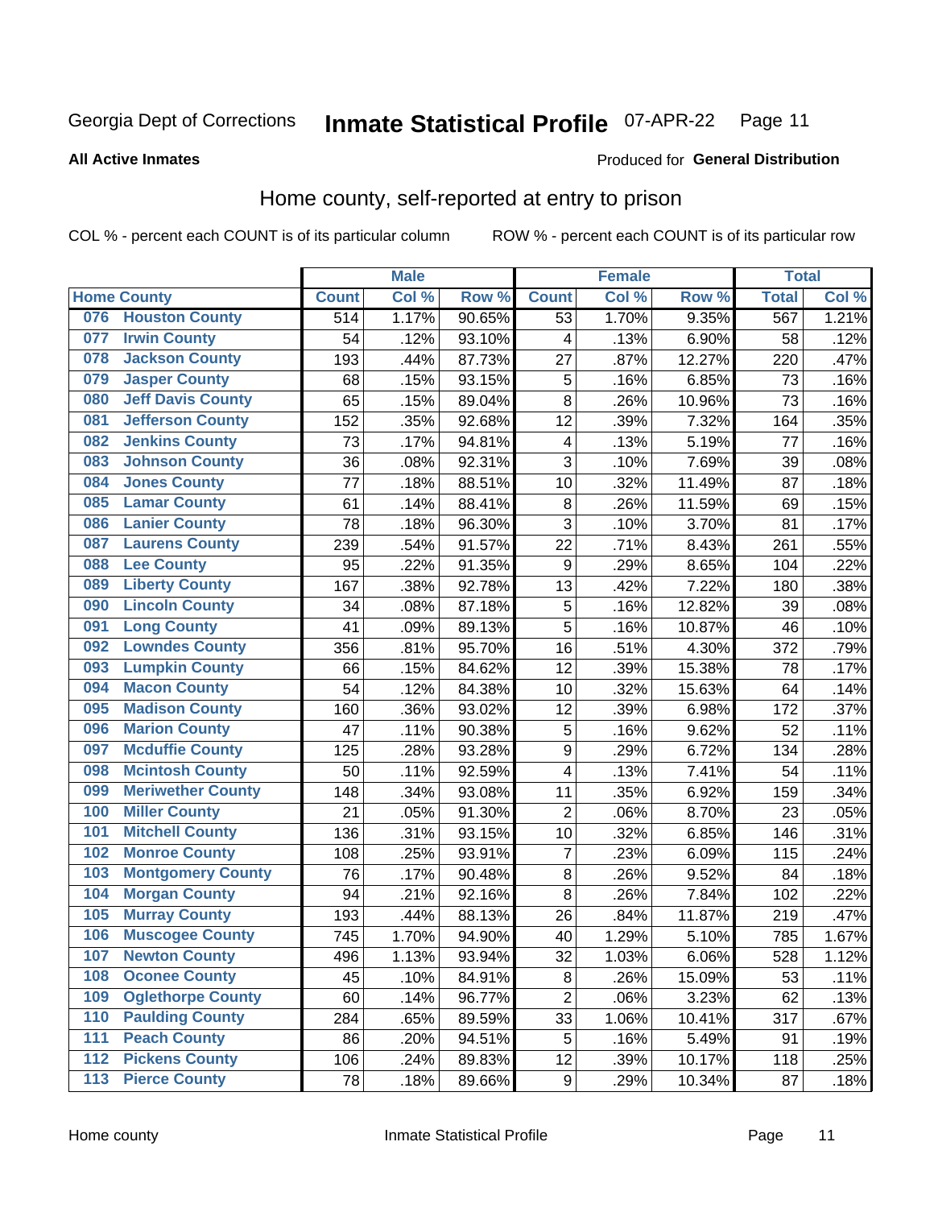Georgia Dept of Corrections **Inmate Statistical Profile** 07-APR-22

**All Active Inmates**

Produced for **General Distribution**

## Home county, self-reported at entry to prison

COL % - percent each COUNT is of its particular column ROW % - percent each COUNT is of its particular row

| Home County | | Male | | | Female | | | Total | |
|---|---|---|---|---|---|---|---|---|---|
| | | Count | Col % | Row % | Count | Col % | Row % | Total | Col % |
| 076 | Houston County | 514 | 1.17% | 90.65% | 53 | 1.70% | 9.35% | 567 | 1.21% |
| 077 | Irwin County | 54 | .12% | 93.10% | 4 | .13% | 6.90% | 58 | .12% |
| 078 | Jackson County | 193 | .44% | 87.73% | 27 | .87% | 12.27% | 220 | .47% |
| 079 | Jasper County | 68 | .15% | 93.15% | 5 | .16% | 6.85% | 73 | .16% |
| 080 | Jeff Davis County | 65 | .15% | 89.04% | 8 | .26% | 10.96% | 73 | .16% |
| 081 | Jefferson County | 152 | .35% | 92.68% | 12 | .39% | 7.32% | 164 | .35% |
| 082 | Jenkins County | 73 | .17% | 94.81% | 4 | .13% | 5.19% | 77 | .16% |
| 083 | Johnson County | 36 | .08% | 92.31% | 3 | .10% | 7.69% | 39 | .08% |
| 084 | Jones County | 77 | .18% | 88.51% | 10 | .32% | 11.49% | 87 | .18% |
| 085 | Lamar County | 61 | .14% | 88.41% | 8 | .26% | 11.59% | 69 | .15% |
| 086 | Lanier County | 78 | .18% | 96.30% | 3 | .10% | 3.70% | 81 | .17% |
| 087 | Laurens County | 239 | .54% | 91.57% | 22 | .71% | 8.43% | 261 | .55% |
| 088 | Lee County | 95 | .22% | 91.35% | 9 | .29% | 8.65% | 104 | .22% |
| 089 | Liberty County | 167 | .38% | 92.78% | 13 | .42% | 7.22% | 180 | .38% |
| 090 | Lincoln County | 34 | .08% | 87.18% | 5 | .16% | 12.82% | 39 | .08% |
| 091 | Long County | 41 | .09% | 89.13% | 5 | .16% | 10.87% | 46 | .10% |
| 092 | Lowndes County | 356 | .81% | 95.70% | 16 | .51% | 4.30% | 372 | .79% |
| 093 | Lumpkin County | 66 | .15% | 84.62% | 12 | .39% | 15.38% | 78 | .17% |
| 094 | Macon County | 54 | .12% | 84.38% | 10 | .32% | 15.63% | 64 | .14% |
| 095 | Madison County | 160 | .36% | 93.02% | 12 | .39% | 6.98% | 172 | .37% |
| 096 | Marion County | 47 | .11% | 90.38% | 5 | .16% | 9.62% | 52 | .11% |
| 097 | Mcduffie County | 125 | .28% | 93.28% | 9 | .29% | 6.72% | 134 | .28% |
| 098 | Mcintosh County | 50 | .11% | 92.59% | 4 | .13% | 7.41% | 54 | .11% |
| 099 | Meriwether County | 148 | .34% | 93.08% | 11 | .35% | 6.92% | 159 | .34% |
| 100 | Miller County | 21 | .05% | 91.30% | 2 | .06% | 8.70% | 23 | .05% |
| 101 | Mitchell County | 136 | .31% | 93.15% | 10 | .32% | 6.85% | 146 | .31% |
| 102 | Monroe County | 108 | .25% | 93.91% | 7 | .23% | 6.09% | 115 | .24% |
| 103 | Montgomery County | 76 | .17% | 90.48% | 8 | .26% | 9.52% | 84 | .18% |
| 104 | Morgan County | 94 | .21% | 92.16% | 8 | .26% | 7.84% | 102 | .22% |
| 105 | Murray County | 193 | .44% | 88.13% | 26 | .84% | 11.87% | 219 | .47% |
| 106 | Muscogee County | 745 | 1.70% | 94.90% | 40 | 1.29% | 5.10% | 785 | 1.67% |
| 107 | Newton County | 496 | 1.13% | 93.94% | 32 | 1.03% | 6.06% | 528 | 1.12% |
| 108 | Oconee County | 45 | .10% | 84.91% | 8 | .26% | 15.09% | 53 | .11% |
| 109 | Oglethorpe County | 60 | .14% | 96.77% | 2 | .06% | 3.23% | 62 | .13% |
| 110 | Paulding County | 284 | .65% | 89.59% | 33 | 1.06% | 10.41% | 317 | .67% |
| 111 | Peach County | 86 | .20% | 94.51% | 5 | .16% | 5.49% | 91 | .19% |
| 112 | Pickens County | 106 | .24% | 89.83% | 12 | .39% | 10.17% | 118 | .25% |
| 113 | Pierce County | 78 | .18% | 89.66% | 9 | .29% | 10.34% | 87 | .18% |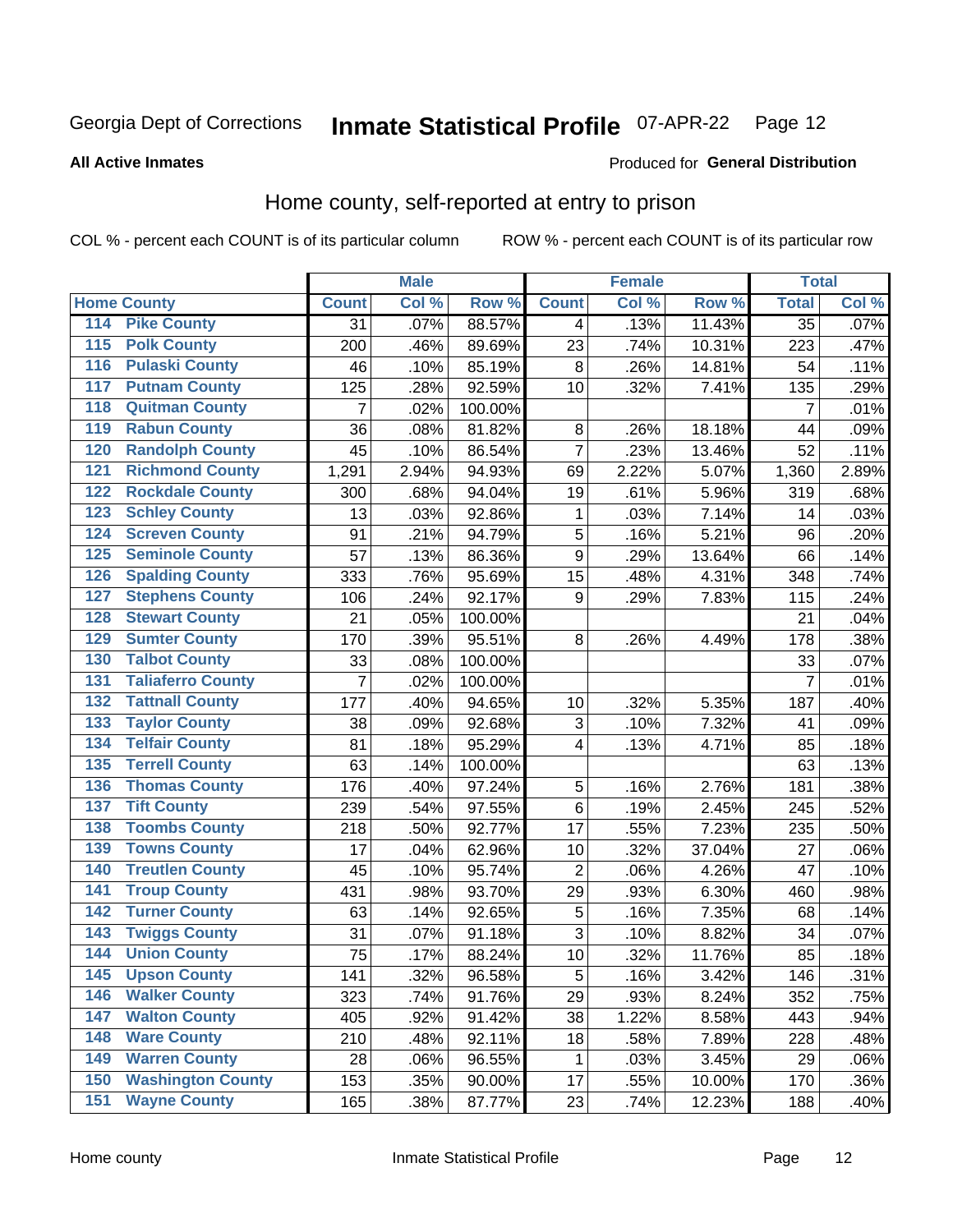Georgia Dept of Corrections **Inmate Statistical Profile** 07-APR-22

**All Active Inmates**

Produced for **General Distribution**

## Home county, self-reported at entry to prison

COL % - percent each COUNT is of its particular column    ROW % - percent each COUNT is of its particular row

| | | Male | | | Female | | | Total | |
|---|---|---|---|---|---|---|---|---|---|
| Home County | | Count | Col % | Row % | Count | Col % | Row % | Total | Col % |
| 114 | Pike County | 31 | .07% | 88.57% | 4 | .13% | 11.43% | 35 | .07% |
| 115 | Polk County | 200 | .46% | 89.69% | 23 | .74% | 10.31% | 223 | .47% |
| 116 | Pulaski County | 46 | .10% | 85.19% | 8 | .26% | 14.81% | 54 | .11% |
| 117 | Putnam County | 125 | .28% | 92.59% | 10 | .32% | 7.41% | 135 | .29% |
| 118 | Quitman County | 7 | .02% | 100.00% | | | | 7 | .01% |
| 119 | Rabun County | 36 | .08% | 81.82% | 8 | .26% | 18.18% | 44 | .09% |
| 120 | Randolph County | 45 | .10% | 86.54% | 7 | .23% | 13.46% | 52 | .11% |
| 121 | Richmond County | 1,291 | 2.94% | 94.93% | 69 | 2.22% | 5.07% | 1,360 | 2.89% |
| 122 | Rockdale County | 300 | .68% | 94.04% | 19 | .61% | 5.96% | 319 | .68% |
| 123 | Schley County | 13 | .03% | 92.86% | 1 | .03% | 7.14% | 14 | .03% |
| 124 | Screven County | 91 | .21% | 94.79% | 5 | .16% | 5.21% | 96 | .20% |
| 125 | Seminole County | 57 | .13% | 86.36% | 9 | .29% | 13.64% | 66 | .14% |
| 126 | Spalding County | 333 | .76% | 95.69% | 15 | .48% | 4.31% | 348 | .74% |
| 127 | Stephens County | 106 | .24% | 92.17% | 9 | .29% | 7.83% | 115 | .24% |
| 128 | Stewart County | 21 | .05% | 100.00% | | | | 21 | .04% |
| 129 | Sumter County | 170 | .39% | 95.51% | 8 | .26% | 4.49% | 178 | .38% |
| 130 | Talbot County | 33 | .08% | 100.00% | | | | 33 | .07% |
| 131 | Taliaferro County | 7 | .02% | 100.00% | | | | 7 | .01% |
| 132 | Tattnall County | 177 | .40% | 94.65% | 10 | .32% | 5.35% | 187 | .40% |
| 133 | Taylor County | 38 | .09% | 92.68% | 3 | .10% | 7.32% | 41 | .09% |
| 134 | Telfair County | 81 | .18% | 95.29% | 4 | .13% | 4.71% | 85 | .18% |
| 135 | Terrell County | 63 | .14% | 100.00% | | | | 63 | .13% |
| 136 | Thomas County | 176 | .40% | 97.24% | 5 | .16% | 2.76% | 181 | .38% |
| 137 | Tift County | 239 | .54% | 97.55% | 6 | .19% | 2.45% | 245 | .52% |
| 138 | Toombs County | 218 | .50% | 92.77% | 17 | .55% | 7.23% | 235 | .50% |
| 139 | Towns County | 17 | .04% | 62.96% | 10 | .32% | 37.04% | 27 | .06% |
| 140 | Treutlen County | 45 | .10% | 95.74% | 2 | .06% | 4.26% | 47 | .10% |
| 141 | Troup County | 431 | .98% | 93.70% | 29 | .93% | 6.30% | 460 | .98% |
| 142 | Turner County | 63 | .14% | 92.65% | 5 | .16% | 7.35% | 68 | .14% |
| 143 | Twiggs County | 31 | .07% | 91.18% | 3 | .10% | 8.82% | 34 | .07% |
| 144 | Union County | 75 | .17% | 88.24% | 10 | .32% | 11.76% | 85 | .18% |
| 145 | Upson County | 141 | .32% | 96.58% | 5 | .16% | 3.42% | 146 | .31% |
| 146 | Walker County | 323 | .74% | 91.76% | 29 | .93% | 8.24% | 352 | .75% |
| 147 | Walton County | 405 | .92% | 91.42% | 38 | 1.22% | 8.58% | 443 | .94% |
| 148 | Ware County | 210 | .48% | 92.11% | 18 | .58% | 7.89% | 228 | .48% |
| 149 | Warren County | 28 | .06% | 96.55% | 1 | .03% | 3.45% | 29 | .06% |
| 150 | Washington County | 153 | .35% | 90.00% | 17 | .55% | 10.00% | 170 | .36% |
| 151 | Wayne County | 165 | .38% | 87.77% | 23 | .74% | 12.23% | 188 | .40% |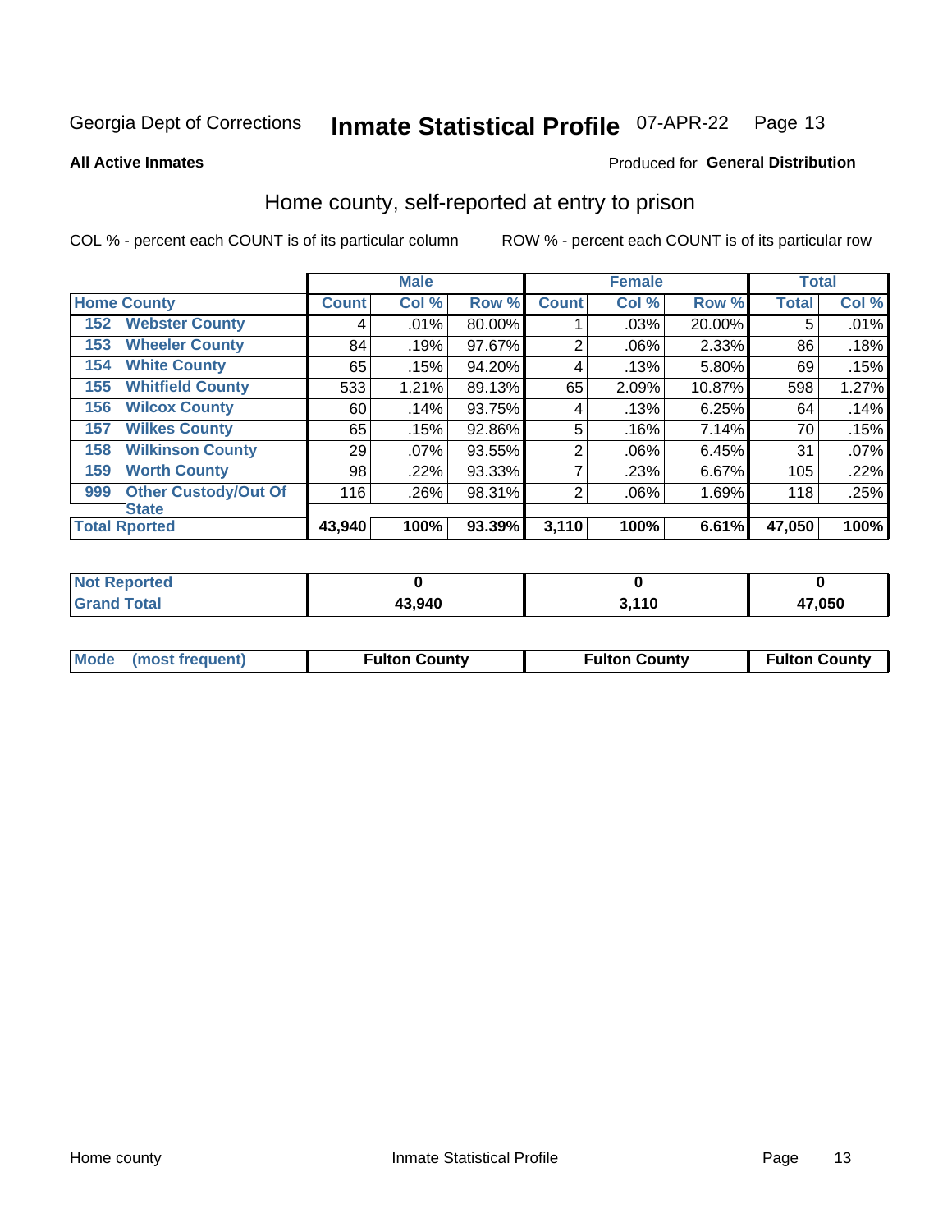Georgia Dept of Corrections **Inmate Statistical Profile** 07-APR-22

**All Active Inmates**

Produced for **General Distribution**

## Home county, self-reported at entry to prison

COL % - percent each COUNT is of its particular column ROW % - percent each COUNT is of its particular row

| Home County | | Male | | | Female | | | Total | |
|---|---|---|---|---|---|---|---|---|---|
| | | Count | Col % | Row % | Count | Col % | Row % | Total | Col % |
| 152 | Webster County | 4 | .01% | 80.00% | 1 | .03% | 20.00% | 5 | .01% |
| 153 | Wheeler County | 84 | .19% | 97.67% | 2 | .06% | 2.33% | 86 | .18% |
| 154 | White County | 65 | .15% | 94.20% | 4 | .13% | 5.80% | 69 | .15% |
| 155 | Whitfield County | 533 | 1.21% | 89.13% | 65 | 2.09% | 10.87% | 598 | 1.27% |
| 156 | Wilcox County | 60 | .14% | 93.75% | 4 | .13% | 6.25% | 64 | .14% |
| 157 | Wilkes County | 65 | .15% | 92.86% | 5 | .16% | 7.14% | 70 | .15% |
| 158 | Wilkinson County | 29 | .07% | 93.55% | 2 | .06% | 6.45% | 31 | .07% |
| 159 | Worth County | 98 | .22% | 93.33% | 7 | .23% | 6.67% | 105 | .22% |
| 999 | Other Custody/Out Of State | 116 | .26% | 98.31% | 2 | .06% | 1.69% | 118 | .25% |
| **Total Rported** | | **43,940** | **100%** | **93.39%** | **3,110** | **100%** | **6.61%** | **47,050** | **100%** |

| | Male | Female | Total |
|---|---|---|---|
| Not Reported | 0 | 0 | 0 |
| Grand Total | 43,940 | 3,110 | 47,050 |

| | Male | Female | Total |
|---|---|---|---|
| Mode (most frequent) | Fulton County | Fulton County | Fulton County |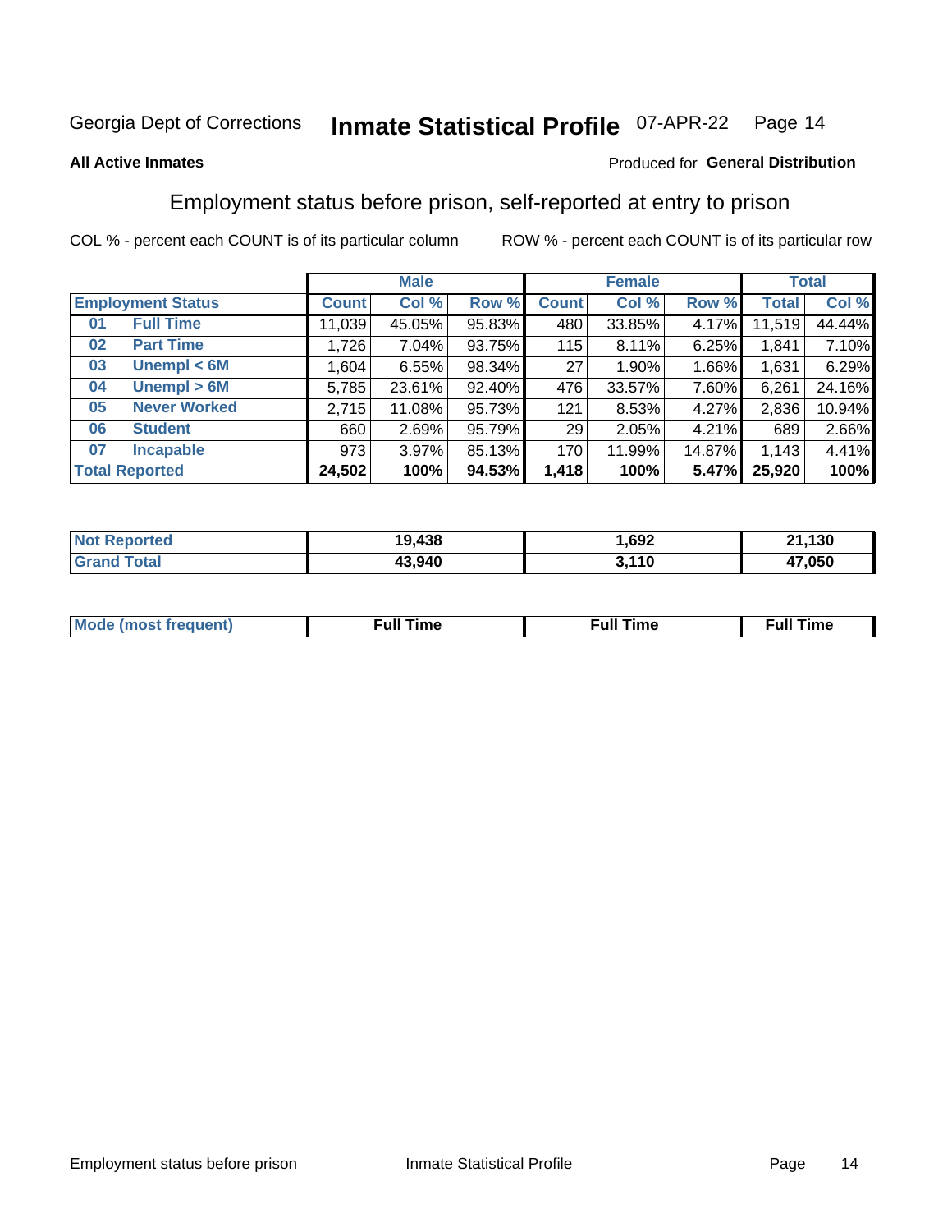Georgia Dept of Corrections **Inmate Statistical Profile** 07-APR-22

**All Active Inmates**

Produced for **General Distribution**

## Employment status before prison, self-reported at entry to prison

COL % - percent each COUNT is of its particular column ROW % - percent each COUNT is of its particular row

| Employment Status | | Male | | | Female | | | Total | |
|---|---|---|---|---|---|---|---|---|---|
| | | Count | Col % | Row % | Count | Col % | Row % | Total | Col % |
| 01 | Full Time | 11,039 | 45.05% | 95.83% | 480 | 33.85% | 4.17% | 11,519 | 44.44% |
| 02 | Part Time | 1,726 | 7.04% | 93.75% | 115 | 8.11% | 6.25% | 1,841 | 7.10% |
| 03 | Unempl < 6M | 1,604 | 6.55% | 98.34% | 27 | 1.90% | 1.66% | 1,631 | 6.29% |
| 04 | Unempl > 6M | 5,785 | 23.61% | 92.40% | 476 | 33.57% | 7.60% | 6,261 | 24.16% |
| 05 | Never Worked | 2,715 | 11.08% | 95.73% | 121 | 8.53% | 4.27% | 2,836 | 10.94% |
| 06 | Student | 660 | 2.69% | 95.79% | 29 | 2.05% | 4.21% | 689 | 2.66% |
| 07 | Incapable | 973 | 3.97% | 85.13% | 170 | 11.99% | 14.87% | 1,143 | 4.41% |
| **Total Reported** | | **24,502** | **100%** | **94.53%** | **1,418** | **100%** | **5.47%** | **25,920** | **100%** |

| | Male | Female | Total |
|---|---|---|---|
| Not Reported | 19,438 | 1,692 | 21,130 |
| Grand Total | 43,940 | 3,110 | 47,050 |

| | Male | Female | Total |
|---|---|---|---|
| Mode (most frequent) | Full Time | Full Time | Full Time |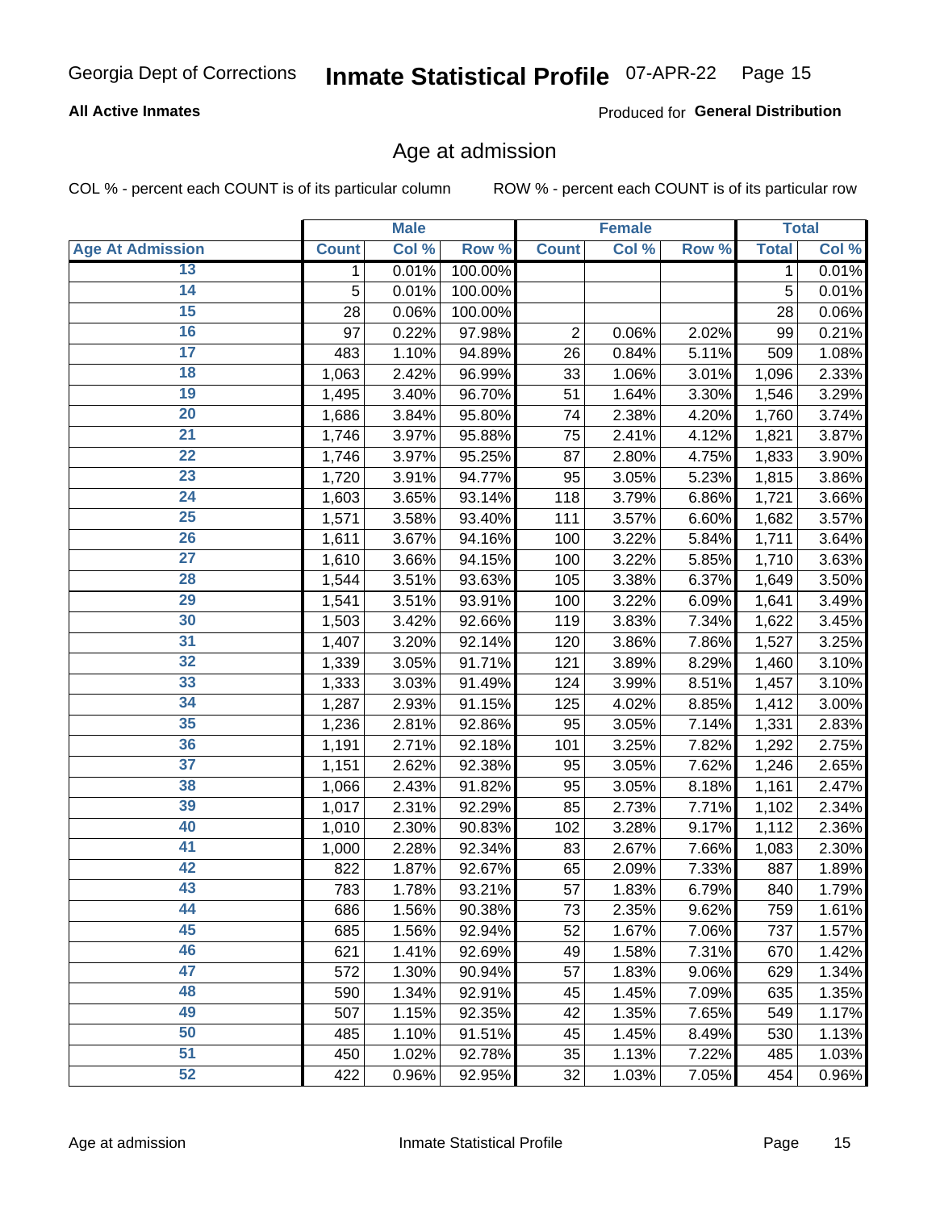**All Active Inmates** — Produced for **General Distribution**

## Age at admission

COL % - percent each COUNT is of its particular column

ROW % - percent each COUNT is of its particular row

| | Male | | | Female | | | Total | |
|---|---|---|---|---|---|---|---|---|
| Age At Admission | Count | Col % | Row % | Count | Col % | Row % | Total | Col % |
| 13 | 1 | 0.01% | 100.00% | | | | 1 | 0.01% |
| 14 | 5 | 0.01% | 100.00% | | | | 5 | 0.01% |
| 15 | 28 | 0.06% | 100.00% | | | | 28 | 0.06% |
| 16 | 97 | 0.22% | 97.98% | 2 | 0.06% | 2.02% | 99 | 0.21% |
| 17 | 483 | 1.10% | 94.89% | 26 | 0.84% | 5.11% | 509 | 1.08% |
| 18 | 1,063 | 2.42% | 96.99% | 33 | 1.06% | 3.01% | 1,096 | 2.33% |
| 19 | 1,495 | 3.40% | 96.70% | 51 | 1.64% | 3.30% | 1,546 | 3.29% |
| 20 | 1,686 | 3.84% | 95.80% | 74 | 2.38% | 4.20% | 1,760 | 3.74% |
| 21 | 1,746 | 3.97% | 95.88% | 75 | 2.41% | 4.12% | 1,821 | 3.87% |
| 22 | 1,746 | 3.97% | 95.25% | 87 | 2.80% | 4.75% | 1,833 | 3.90% |
| 23 | 1,720 | 3.91% | 94.77% | 95 | 3.05% | 5.23% | 1,815 | 3.86% |
| 24 | 1,603 | 3.65% | 93.14% | 118 | 3.79% | 6.86% | 1,721 | 3.66% |
| 25 | 1,571 | 3.58% | 93.40% | 111 | 3.57% | 6.60% | 1,682 | 3.57% |
| 26 | 1,611 | 3.67% | 94.16% | 100 | 3.22% | 5.84% | 1,711 | 3.64% |
| 27 | 1,610 | 3.66% | 94.15% | 100 | 3.22% | 5.85% | 1,710 | 3.63% |
| 28 | 1,544 | 3.51% | 93.63% | 105 | 3.38% | 6.37% | 1,649 | 3.50% |
| 29 | 1,541 | 3.51% | 93.91% | 100 | 3.22% | 6.09% | 1,641 | 3.49% |
| 30 | 1,503 | 3.42% | 92.66% | 119 | 3.83% | 7.34% | 1,622 | 3.45% |
| 31 | 1,407 | 3.20% | 92.14% | 120 | 3.86% | 7.86% | 1,527 | 3.25% |
| 32 | 1,339 | 3.05% | 91.71% | 121 | 3.89% | 8.29% | 1,460 | 3.10% |
| 33 | 1,333 | 3.03% | 91.49% | 124 | 3.99% | 8.51% | 1,457 | 3.10% |
| 34 | 1,287 | 2.93% | 91.15% | 125 | 4.02% | 8.85% | 1,412 | 3.00% |
| 35 | 1,236 | 2.81% | 92.86% | 95 | 3.05% | 7.14% | 1,331 | 2.83% |
| 36 | 1,191 | 2.71% | 92.18% | 101 | 3.25% | 7.82% | 1,292 | 2.75% |
| 37 | 1,151 | 2.62% | 92.38% | 95 | 3.05% | 7.62% | 1,246 | 2.65% |
| 38 | 1,066 | 2.43% | 91.82% | 95 | 3.05% | 8.18% | 1,161 | 2.47% |
| 39 | 1,017 | 2.31% | 92.29% | 85 | 2.73% | 7.71% | 1,102 | 2.34% |
| 40 | 1,010 | 2.30% | 90.83% | 102 | 3.28% | 9.17% | 1,112 | 2.36% |
| 41 | 1,000 | 2.28% | 92.34% | 83 | 2.67% | 7.66% | 1,083 | 2.30% |
| 42 | 822 | 1.87% | 92.67% | 65 | 2.09% | 7.33% | 887 | 1.89% |
| 43 | 783 | 1.78% | 93.21% | 57 | 1.83% | 6.79% | 840 | 1.79% |
| 44 | 686 | 1.56% | 90.38% | 73 | 2.35% | 9.62% | 759 | 1.61% |
| 45 | 685 | 1.56% | 92.94% | 52 | 1.67% | 7.06% | 737 | 1.57% |
| 46 | 621 | 1.41% | 92.69% | 49 | 1.58% | 7.31% | 670 | 1.42% |
| 47 | 572 | 1.30% | 90.94% | 57 | 1.83% | 9.06% | 629 | 1.34% |
| 48 | 590 | 1.34% | 92.91% | 45 | 1.45% | 7.09% | 635 | 1.35% |
| 49 | 507 | 1.15% | 92.35% | 42 | 1.35% | 7.65% | 549 | 1.17% |
| 50 | 485 | 1.10% | 91.51% | 45 | 1.45% | 8.49% | 530 | 1.13% |
| 51 | 450 | 1.02% | 92.78% | 35 | 1.13% | 7.22% | 485 | 1.03% |
| 52 | 422 | 0.96% | 92.95% | 32 | 1.03% | 7.05% | 454 | 0.96% |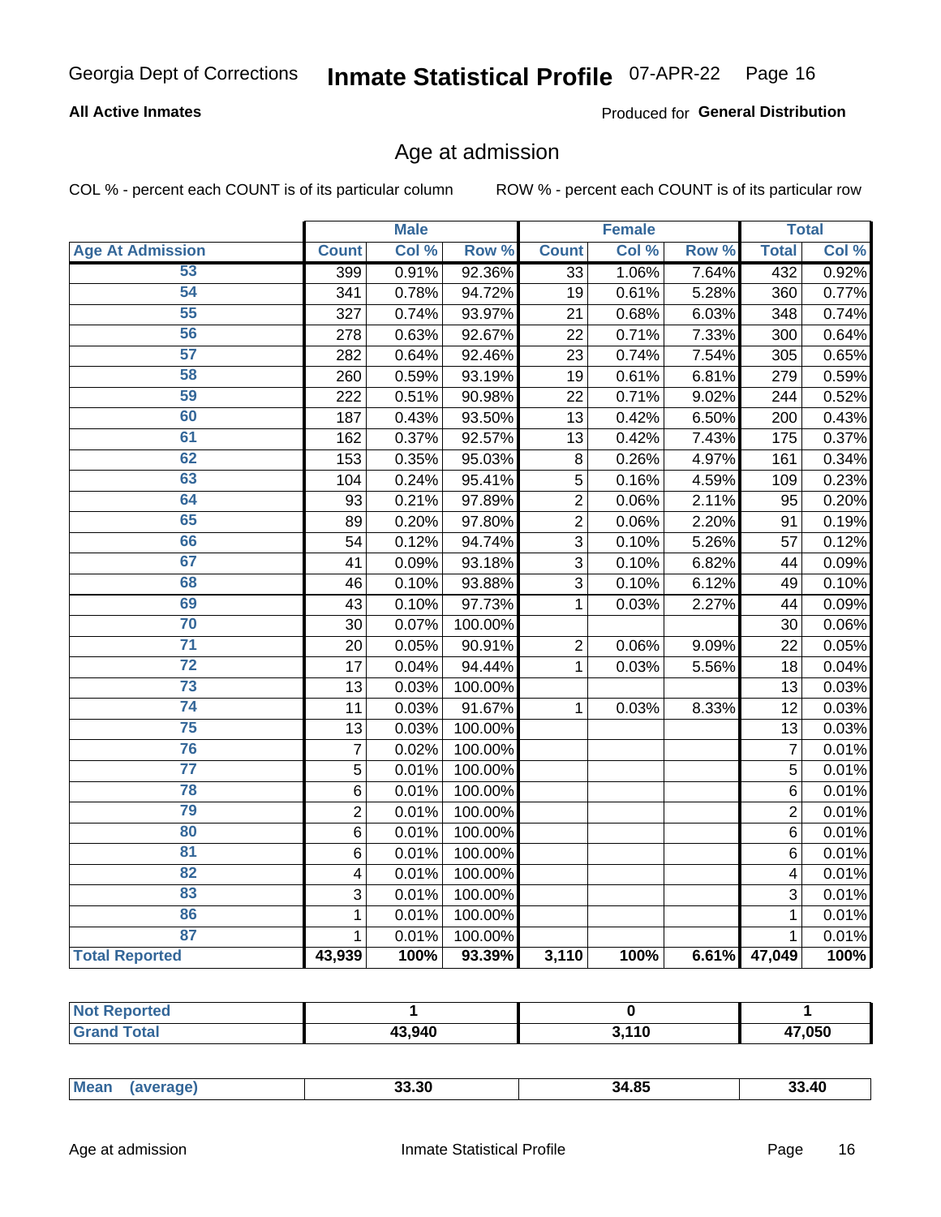# Age at admission

COL % - percent each COUNT is of its particular column

ROW % - percent each COUNT is of its particular row

| | Male | | | Female | | | Total | |
|---|---|---|---|---|---|---|---|---|
| **Age At Admission** | **Count** | **Col %** | **Row %** | **Count** | **Col %** | **Row %** | **Total** | **Col %** |
| 53 | 399 | 0.91% | 92.36% | 33 | 1.06% | 7.64% | 432 | 0.92% |
| 54 | 341 | 0.78% | 94.72% | 19 | 0.61% | 5.28% | 360 | 0.77% |
| 55 | 327 | 0.74% | 93.97% | 21 | 0.68% | 6.03% | 348 | 0.74% |
| 56 | 278 | 0.63% | 92.67% | 22 | 0.71% | 7.33% | 300 | 0.64% |
| 57 | 282 | 0.64% | 92.46% | 23 | 0.74% | 7.54% | 305 | 0.65% |
| 58 | 260 | 0.59% | 93.19% | 19 | 0.61% | 6.81% | 279 | 0.59% |
| 59 | 222 | 0.51% | 90.98% | 22 | 0.71% | 9.02% | 244 | 0.52% |
| 60 | 187 | 0.43% | 93.50% | 13 | 0.42% | 6.50% | 200 | 0.43% |
| 61 | 162 | 0.37% | 92.57% | 13 | 0.42% | 7.43% | 175 | 0.37% |
| 62 | 153 | 0.35% | 95.03% | 8 | 0.26% | 4.97% | 161 | 0.34% |
| 63 | 104 | 0.24% | 95.41% | 5 | 0.16% | 4.59% | 109 | 0.23% |
| 64 | 93 | 0.21% | 97.89% | 2 | 0.06% | 2.11% | 95 | 0.20% |
| 65 | 89 | 0.20% | 97.80% | 2 | 0.06% | 2.20% | 91 | 0.19% |
| 66 | 54 | 0.12% | 94.74% | 3 | 0.10% | 5.26% | 57 | 0.12% |
| 67 | 41 | 0.09% | 93.18% | 3 | 0.10% | 6.82% | 44 | 0.09% |
| 68 | 46 | 0.10% | 93.88% | 3 | 0.10% | 6.12% | 49 | 0.10% |
| 69 | 43 | 0.10% | 97.73% | 1 | 0.03% | 2.27% | 44 | 0.09% |
| 70 | 30 | 0.07% | 100.00% | | | | 30 | 0.06% |
| 71 | 20 | 0.05% | 90.91% | 2 | 0.06% | 9.09% | 22 | 0.05% |
| 72 | 17 | 0.04% | 94.44% | 1 | 0.03% | 5.56% | 18 | 0.04% |
| 73 | 13 | 0.03% | 100.00% | | | | 13 | 0.03% |
| 74 | 11 | 0.03% | 91.67% | 1 | 0.03% | 8.33% | 12 | 0.03% |
| 75 | 13 | 0.03% | 100.00% | | | | 13 | 0.03% |
| 76 | 7 | 0.02% | 100.00% | | | | 7 | 0.01% |
| 77 | 5 | 0.01% | 100.00% | | | | 5 | 0.01% |
| 78 | 6 | 0.01% | 100.00% | | | | 6 | 0.01% |
| 79 | 2 | 0.01% | 100.00% | | | | 2 | 0.01% |
| 80 | 6 | 0.01% | 100.00% | | | | 6 | 0.01% |
| 81 | 6 | 0.01% | 100.00% | | | | 6 | 0.01% |
| 82 | 4 | 0.01% | 100.00% | | | | 4 | 0.01% |
| 83 | 3 | 0.01% | 100.00% | | | | 3 | 0.01% |
| 86 | 1 | 0.01% | 100.00% | | | | 1 | 0.01% |
| 87 | 1 | 0.01% | 100.00% | | | | 1 | 0.01% |
| **Total Reported** | **43,939** | **100%** | **93.39%** | **3,110** | **100%** | **6.61%** | **47,049** | **100%** |

| | Male | Female | Total |
|---|---|---|---|
| **Not Reported** | **1** | **0** | **1** |
| **Grand Total** | **43,940** | **3,110** | **47,050** |

| | Male | Female | Total |
|---|---|---|---|
| **Mean (average)** | **33.30** | **34.85** | **33.40** |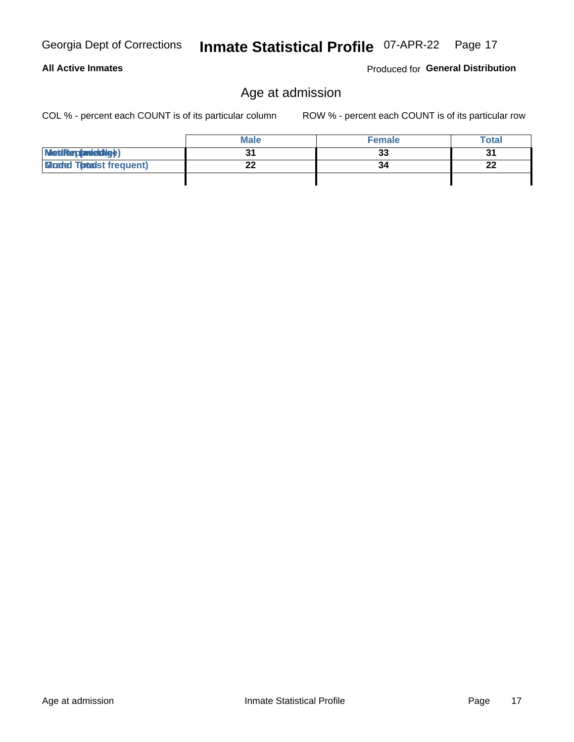## Age at admission

COL % - percent each COUNT is of its particular column

ROW % - percent each COUNT is of its particular row

| | Male | Female | Total |
|---|---|---|---|
| Median (middle) | 31 | 33 | 31 |
| Mode (most frequent) | 22 | 34 | 22 |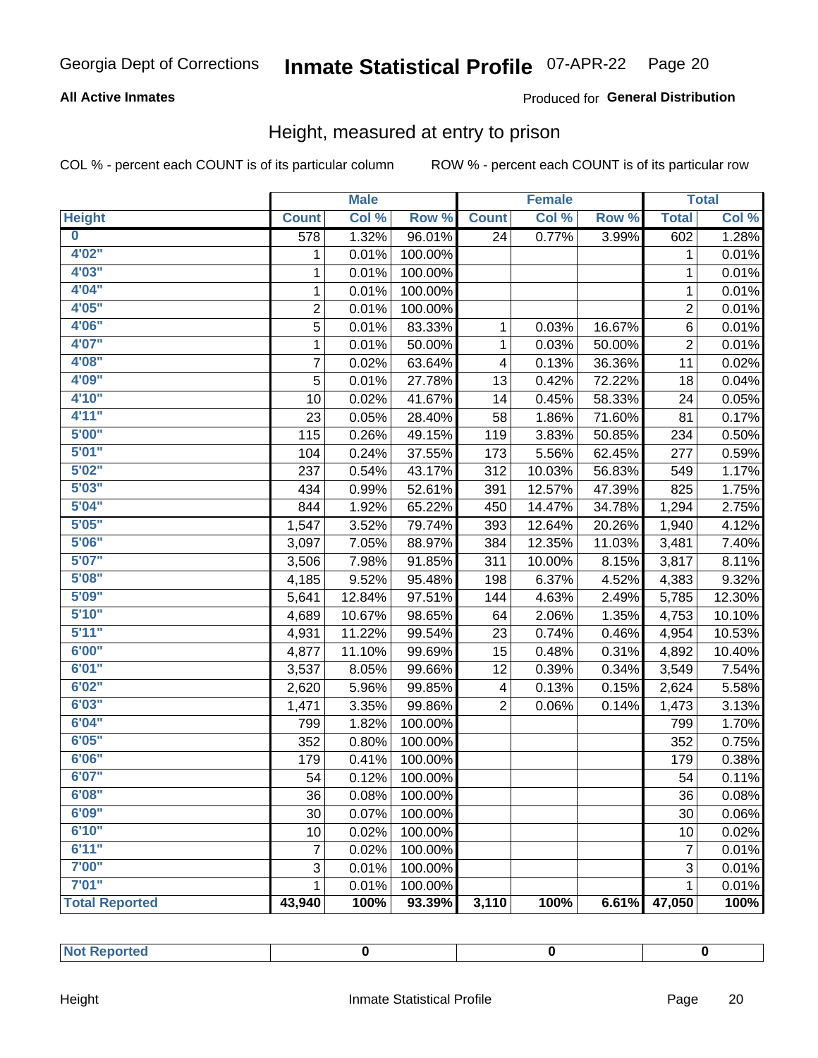Georgia Dept of Corrections **Inmate Statistical Profile** 07-APR-22

**All Active Inmates**

Produced for **General Distribution**

## Height, measured at entry to prison

COL % - percent each COUNT is of its particular column ROW % - percent each COUNT is of its particular row

| | Male | | | Female | | | Total | |
|---|---|---|---|---|---|---|---|---|
| **Height** | **Count** | **Col %** | **Row %** | **Count** | **Col %** | **Row %** | **Total** | **Col %** |
| **0** | 578 | 1.32% | 96.01% | 24 | 0.77% | 3.99% | 602 | 1.28% |
| **4'02"** | 1 | 0.01% | 100.00% | | | | 1 | 0.01% |
| **4'03"** | 1 | 0.01% | 100.00% | | | | 1 | 0.01% |
| **4'04"** | 1 | 0.01% | 100.00% | | | | 1 | 0.01% |
| **4'05"** | 2 | 0.01% | 100.00% | | | | 2 | 0.01% |
| **4'06"** | 5 | 0.01% | 83.33% | 1 | 0.03% | 16.67% | 6 | 0.01% |
| **4'07"** | 1 | 0.01% | 50.00% | 1 | 0.03% | 50.00% | 2 | 0.01% |
| **4'08"** | 7 | 0.02% | 63.64% | 4 | 0.13% | 36.36% | 11 | 0.02% |
| **4'09"** | 5 | 0.01% | 27.78% | 13 | 0.42% | 72.22% | 18 | 0.04% |
| **4'10"** | 10 | 0.02% | 41.67% | 14 | 0.45% | 58.33% | 24 | 0.05% |
| **4'11"** | 23 | 0.05% | 28.40% | 58 | 1.86% | 71.60% | 81 | 0.17% |
| **5'00"** | 115 | 0.26% | 49.15% | 119 | 3.83% | 50.85% | 234 | 0.50% |
| **5'01"** | 104 | 0.24% | 37.55% | 173 | 5.56% | 62.45% | 277 | 0.59% |
| **5'02"** | 237 | 0.54% | 43.17% | 312 | 10.03% | 56.83% | 549 | 1.17% |
| **5'03"** | 434 | 0.99% | 52.61% | 391 | 12.57% | 47.39% | 825 | 1.75% |
| **5'04"** | 844 | 1.92% | 65.22% | 450 | 14.47% | 34.78% | 1,294 | 2.75% |
| **5'05"** | 1,547 | 3.52% | 79.74% | 393 | 12.64% | 20.26% | 1,940 | 4.12% |
| **5'06"** | 3,097 | 7.05% | 88.97% | 384 | 12.35% | 11.03% | 3,481 | 7.40% |
| **5'07"** | 3,506 | 7.98% | 91.85% | 311 | 10.00% | 8.15% | 3,817 | 8.11% |
| **5'08"** | 4,185 | 9.52% | 95.48% | 198 | 6.37% | 4.52% | 4,383 | 9.32% |
| **5'09"** | 5,641 | 12.84% | 97.51% | 144 | 4.63% | 2.49% | 5,785 | 12.30% |
| **5'10"** | 4,689 | 10.67% | 98.65% | 64 | 2.06% | 1.35% | 4,753 | 10.10% |
| **5'11"** | 4,931 | 11.22% | 99.54% | 23 | 0.74% | 0.46% | 4,954 | 10.53% |
| **6'00"** | 4,877 | 11.10% | 99.69% | 15 | 0.48% | 0.31% | 4,892 | 10.40% |
| **6'01"** | 3,537 | 8.05% | 99.66% | 12 | 0.39% | 0.34% | 3,549 | 7.54% |
| **6'02"** | 2,620 | 5.96% | 99.85% | 4 | 0.13% | 0.15% | 2,624 | 5.58% |
| **6'03"** | 1,471 | 3.35% | 99.86% | 2 | 0.06% | 0.14% | 1,473 | 3.13% |
| **6'04"** | 799 | 1.82% | 100.00% | | | | 799 | 1.70% |
| **6'05"** | 352 | 0.80% | 100.00% | | | | 352 | 0.75% |
| **6'06"** | 179 | 0.41% | 100.00% | | | | 179 | 0.38% |
| **6'07"** | 54 | 0.12% | 100.00% | | | | 54 | 0.11% |
| **6'08"** | 36 | 0.08% | 100.00% | | | | 36 | 0.08% |
| **6'09"** | 30 | 0.07% | 100.00% | | | | 30 | 0.06% |
| **6'10"** | 10 | 0.02% | 100.00% | | | | 10 | 0.02% |
| **6'11"** | 7 | 0.02% | 100.00% | | | | 7 | 0.01% |
| **7'00"** | 3 | 0.01% | 100.00% | | | | 3 | 0.01% |
| **7'01"** | 1 | 0.01% | 100.00% | | | | 1 | 0.01% |
| **Total Reported** | **43,940** | **100%** | **93.39%** | **3,110** | **100%** | **6.61%** | **47,050** | **100%** |

| | Male | Female | Total |
|---|---|---|---|
| **Not Reported** | **0** | **0** | **0** |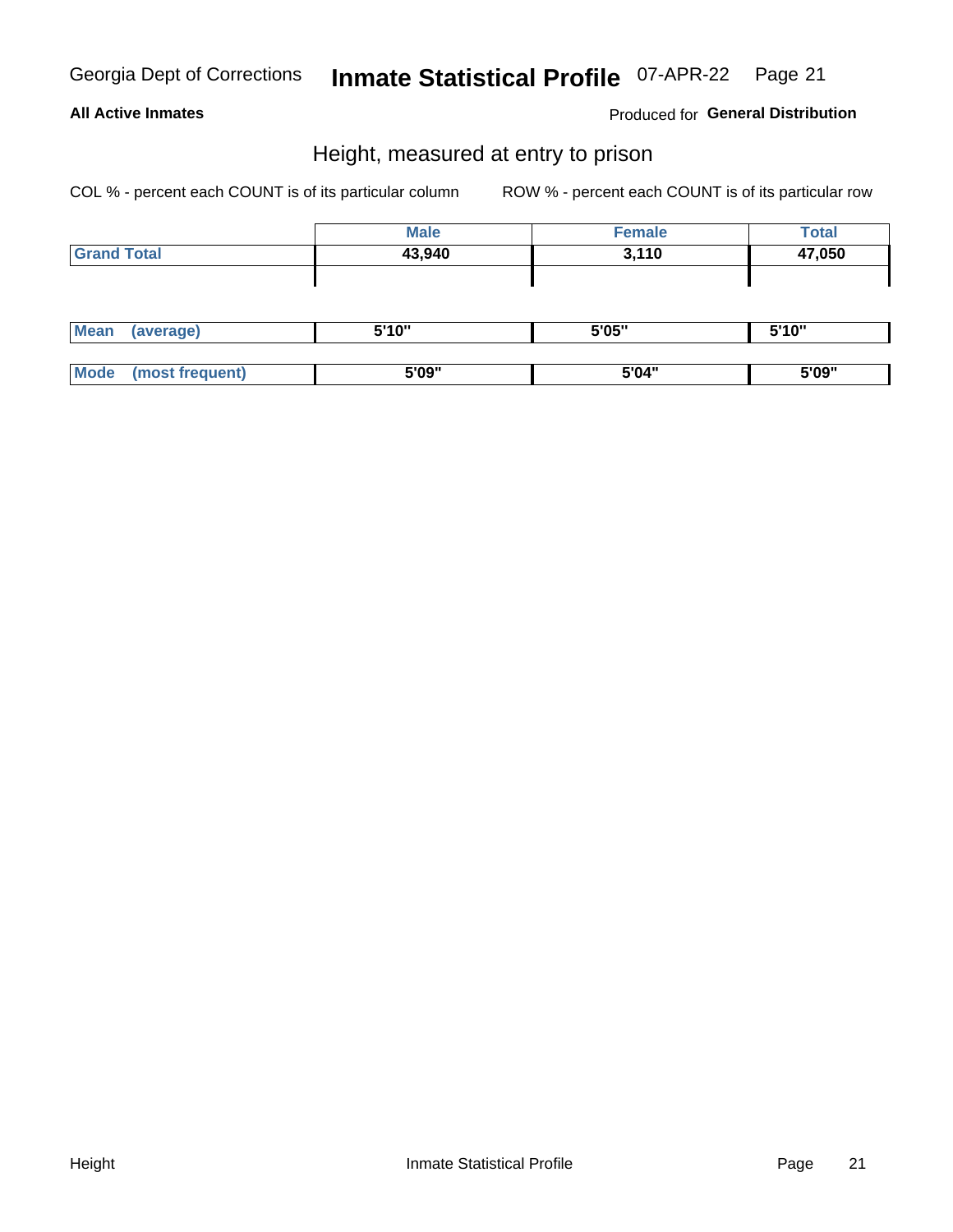Georgia Dept of Corrections **Inmate Statistical Profile** 07-APR-22

**All Active Inmates**

Produced for **General Distribution**

## Height, measured at entry to prison

COL % - percent each COUNT is of its particular column ROW % - percent each COUNT is of its particular row

| | Male | Female | Total |
|---|---|---|---|
| **Grand Total** | **43,940** | **3,110** | **47,050** |
| | | | |
| **Mean (average)** | **5'10"** | **5'05"** | **5'10"** |
| **Mode (most frequent)** | **5'09"** | **5'04"** | **5'09"** |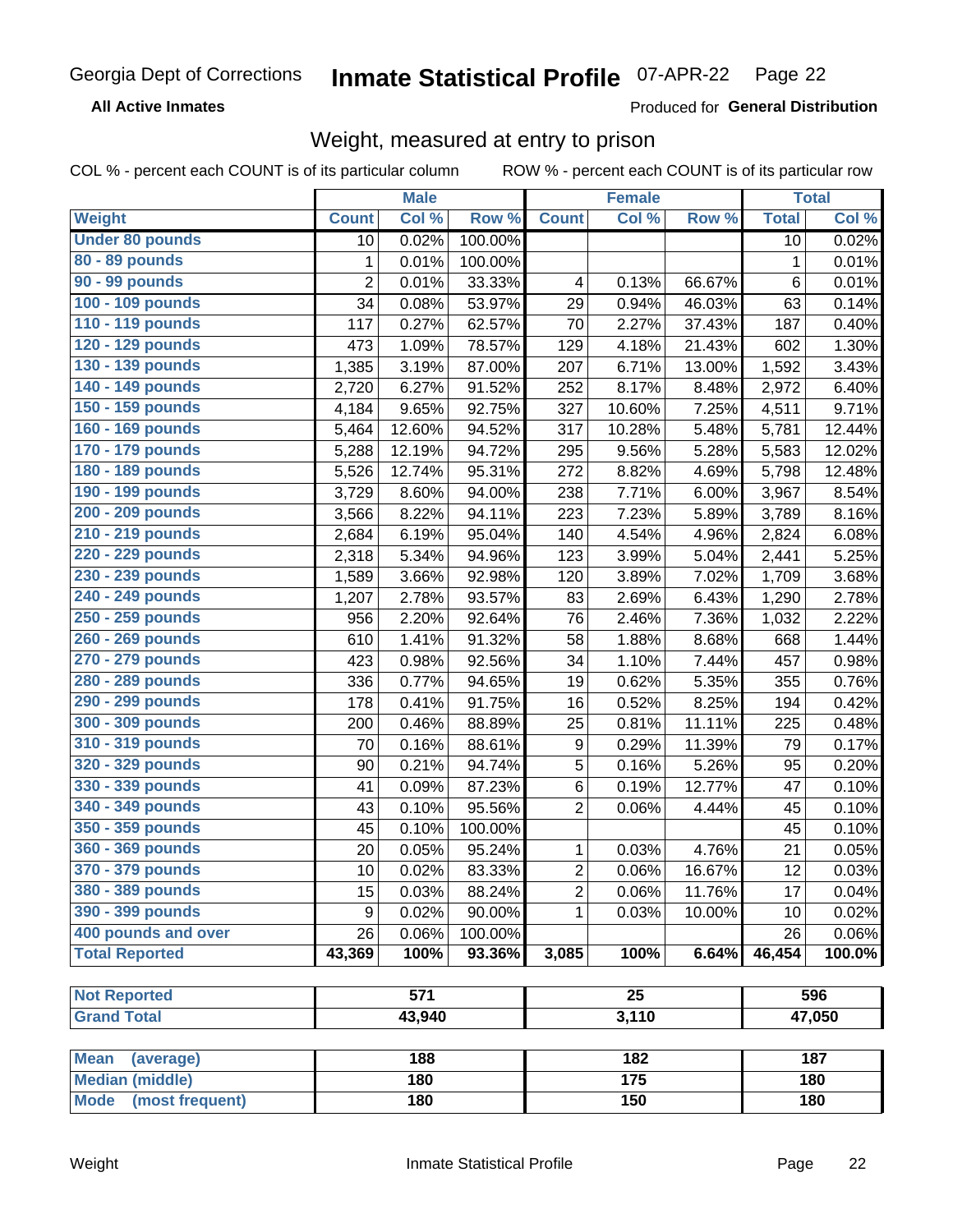Georgia Dept of Corrections **Inmate Statistical Profile** 07-APR-22

**All Active Inmates**

Produced for **General Distribution**

## Weight, measured at entry to prison

COL % - percent each COUNT is of its particular column    ROW % - percent each COUNT is of its particular row

| Weight | Male | | | Female | | | Total | |
|---|---|---|---|---|---|---|---|---|
| | Count | Col % | Row % | Count | Col % | Row % | Total | Col % |
| Under 80 pounds | 10 | 0.02% | 100.00% | | | | 10 | 0.02% |
| 80 - 89 pounds | 1 | 0.01% | 100.00% | | | | 1 | 0.01% |
| 90 - 99 pounds | 2 | 0.01% | 33.33% | 4 | 0.13% | 66.67% | 6 | 0.01% |
| 100 - 109 pounds | 34 | 0.08% | 53.97% | 29 | 0.94% | 46.03% | 63 | 0.14% |
| 110 - 119 pounds | 117 | 0.27% | 62.57% | 70 | 2.27% | 37.43% | 187 | 0.40% |
| 120 - 129 pounds | 473 | 1.09% | 78.57% | 129 | 4.18% | 21.43% | 602 | 1.30% |
| 130 - 139 pounds | 1,385 | 3.19% | 87.00% | 207 | 6.71% | 13.00% | 1,592 | 3.43% |
| 140 - 149 pounds | 2,720 | 6.27% | 91.52% | 252 | 8.17% | 8.48% | 2,972 | 6.40% |
| 150 - 159 pounds | 4,184 | 9.65% | 92.75% | 327 | 10.60% | 7.25% | 4,511 | 9.71% |
| 160 - 169 pounds | 5,464 | 12.60% | 94.52% | 317 | 10.28% | 5.48% | 5,781 | 12.44% |
| 170 - 179 pounds | 5,288 | 12.19% | 94.72% | 295 | 9.56% | 5.28% | 5,583 | 12.02% |
| 180 - 189 pounds | 5,526 | 12.74% | 95.31% | 272 | 8.82% | 4.69% | 5,798 | 12.48% |
| 190 - 199 pounds | 3,729 | 8.60% | 94.00% | 238 | 7.71% | 6.00% | 3,967 | 8.54% |
| 200 - 209 pounds | 3,566 | 8.22% | 94.11% | 223 | 7.23% | 5.89% | 3,789 | 8.16% |
| 210 - 219 pounds | 2,684 | 6.19% | 95.04% | 140 | 4.54% | 4.96% | 2,824 | 6.08% |
| 220 - 229 pounds | 2,318 | 5.34% | 94.96% | 123 | 3.99% | 5.04% | 2,441 | 5.25% |
| 230 - 239 pounds | 1,589 | 3.66% | 92.98% | 120 | 3.89% | 7.02% | 1,709 | 3.68% |
| 240 - 249 pounds | 1,207 | 2.78% | 93.57% | 83 | 2.69% | 6.43% | 1,290 | 2.78% |
| 250 - 259 pounds | 956 | 2.20% | 92.64% | 76 | 2.46% | 7.36% | 1,032 | 2.22% |
| 260 - 269 pounds | 610 | 1.41% | 91.32% | 58 | 1.88% | 8.68% | 668 | 1.44% |
| 270 - 279 pounds | 423 | 0.98% | 92.56% | 34 | 1.10% | 7.44% | 457 | 0.98% |
| 280 - 289 pounds | 336 | 0.77% | 94.65% | 19 | 0.62% | 5.35% | 355 | 0.76% |
| 290 - 299 pounds | 178 | 0.41% | 91.75% | 16 | 0.52% | 8.25% | 194 | 0.42% |
| 300 - 309 pounds | 200 | 0.46% | 88.89% | 25 | 0.81% | 11.11% | 225 | 0.48% |
| 310 - 319 pounds | 70 | 0.16% | 88.61% | 9 | 0.29% | 11.39% | 79 | 0.17% |
| 320 - 329 pounds | 90 | 0.21% | 94.74% | 5 | 0.16% | 5.26% | 95 | 0.20% |
| 330 - 339 pounds | 41 | 0.09% | 87.23% | 6 | 0.19% | 12.77% | 47 | 0.10% |
| 340 - 349 pounds | 43 | 0.10% | 95.56% | 2 | 0.06% | 4.44% | 45 | 0.10% |
| 350 - 359 pounds | 45 | 0.10% | 100.00% | | | | 45 | 0.10% |
| 360 - 369 pounds | 20 | 0.05% | 95.24% | 1 | 0.03% | 4.76% | 21 | 0.05% |
| 370 - 379 pounds | 10 | 0.02% | 83.33% | 2 | 0.06% | 16.67% | 12 | 0.03% |
| 380 - 389 pounds | 15 | 0.03% | 88.24% | 2 | 0.06% | 11.76% | 17 | 0.04% |
| 390 - 399 pounds | 9 | 0.02% | 90.00% | 1 | 0.03% | 10.00% | 10 | 0.02% |
| 400 pounds and over | 26 | 0.06% | 100.00% | | | | 26 | 0.06% |
| **Total Reported** | **43,369** | **100%** | **93.36%** | **3,085** | **100%** | **6.64%** | **46,454** | **100.0%** |

| | Male | Female | Total |
|---|---|---|---|
| Not Reported | 571 | 25 | 596 |
| Grand Total | 43,940 | 3,110 | 47,050 |

| | Male | Female | Total |
|---|---|---|---|
| Mean (average) | 188 | 182 | 187 |
| Median (middle) | 180 | 175 | 180 |
| Mode (most frequent) | 180 | 150 | 180 |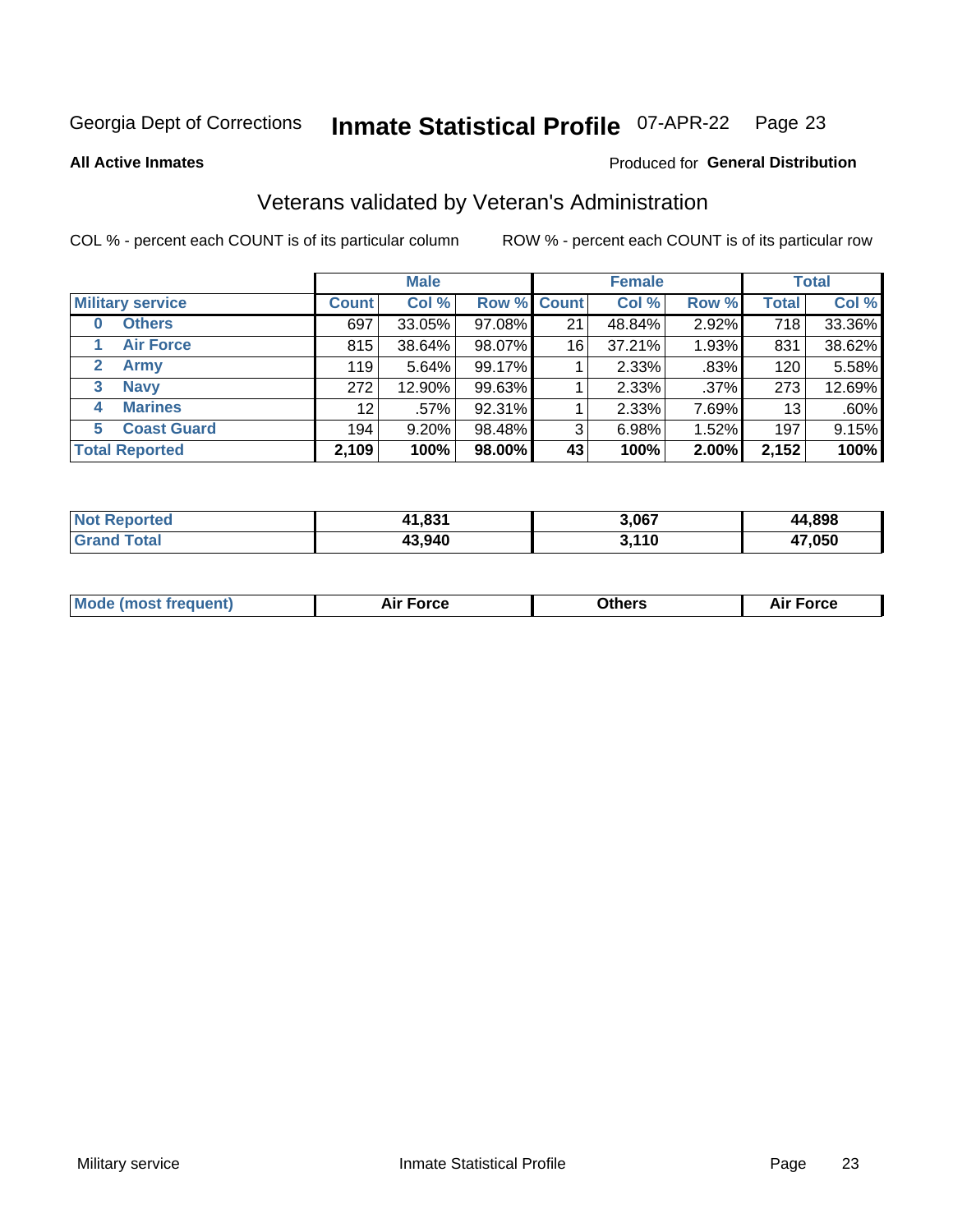Georgia Dept of Corrections **Inmate Statistical Profile** 07-APR-22

**All Active Inmates**

Produced for **General Distribution**

## Veterans validated by Veteran's Administration

COL % - percent each COUNT is of its particular column

ROW % - percent each COUNT is of its particular row

| | Male | | | Female | | | Total | |
|---|---|---|---|---|---|---|---|---|
| **Military service** | **Count** | **Col %** | **Row %** | **Count** | **Col %** | **Row %** | **Total** | **Col %** |
| **0 Others** | 697 | 33.05% | 97.08% | 21 | 48.84% | 2.92% | 718 | 33.36% |
| **1 Air Force** | 815 | 38.64% | 98.07% | 16 | 37.21% | 1.93% | 831 | 38.62% |
| **2 Army** | 119 | 5.64% | 99.17% | 1 | 2.33% | .83% | 120 | 5.58% |
| **3 Navy** | 272 | 12.90% | 99.63% | 1 | 2.33% | .37% | 273 | 12.69% |
| **4 Marines** | 12 | .57% | 92.31% | 1 | 2.33% | 7.69% | 13 | .60% |
| **5 Coast Guard** | 194 | 9.20% | 98.48% | 3 | 6.98% | 1.52% | 197 | 9.15% |
| **Total Reported** | **2,109** | **100%** | **98.00%** | **43** | **100%** | **2.00%** | **2,152** | **100%** |

| | Male | Female | Total |
|---|---|---|---|
| **Not Reported** | **41,831** | **3,067** | **44,898** |
| **Grand Total** | **43,940** | **3,110** | **47,050** |

| | Male | Female | Total |
|---|---|---|---|
| **Mode (most frequent)** | **Air Force** | **Others** | **Air Force** |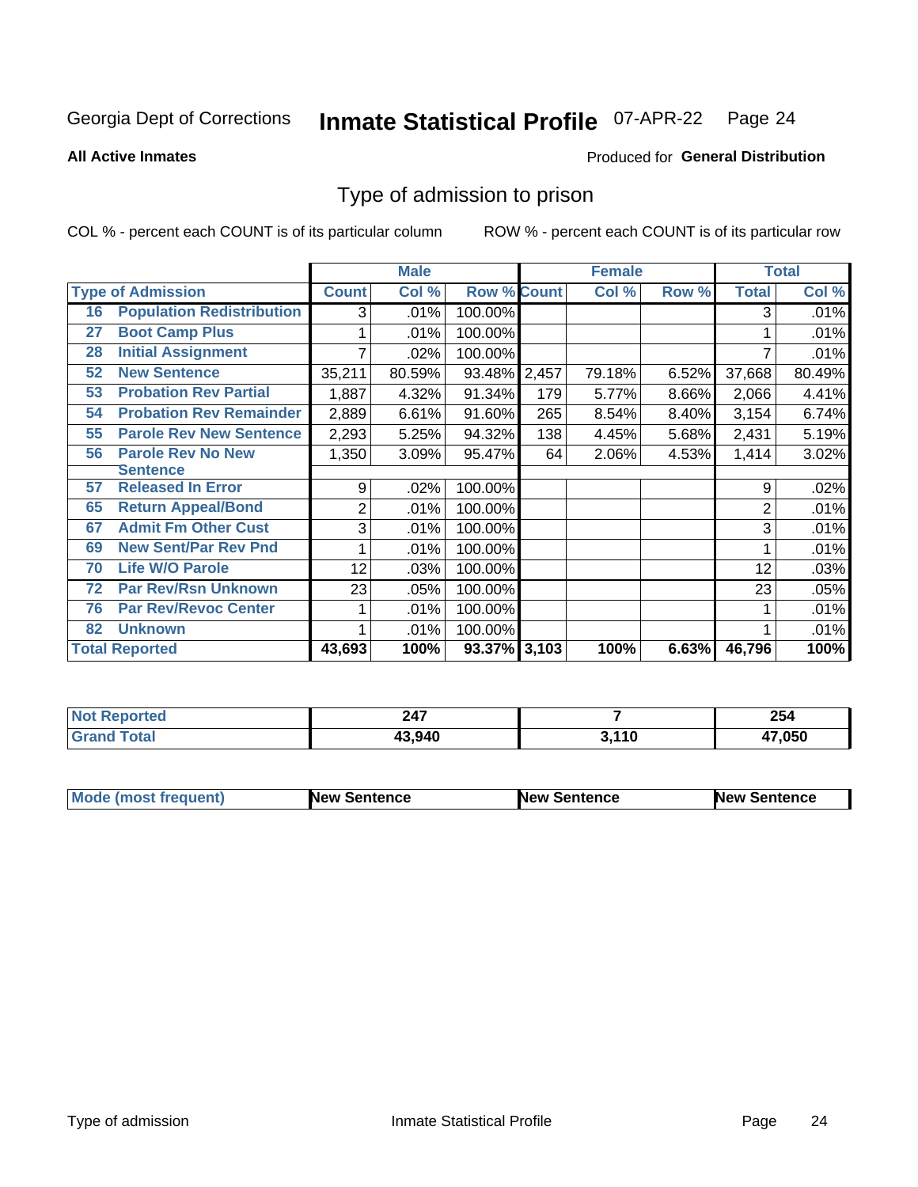Georgia Dept of Corrections **Inmate Statistical Profile** 07-APR-22

**All Active Inmates**

Produced for **General Distribution**

## Type of admission to prison

COL % - percent each COUNT is of its particular column ROW % - percent each COUNT is of its particular row

| | | Male | | | Female | | | Total | |
|---|---|---|---|---|---|---|---|---|---|
| **Type of Admission** | | **Count** | **Col %** | **Row %** | **Count** | **Col %** | **Row %** | **Total** | **Col %** |
| 16 | Population Redistribution | 3 | .01% | 100.00% | | | | 3 | .01% |
| 27 | Boot Camp Plus | 1 | .01% | 100.00% | | | | 1 | .01% |
| 28 | Initial Assignment | 7 | .02% | 100.00% | | | | 7 | .01% |
| 52 | New Sentence | 35,211 | 80.59% | 93.48% | 2,457 | 79.18% | 6.52% | 37,668 | 80.49% |
| 53 | Probation Rev Partial | 1,887 | 4.32% | 91.34% | 179 | 5.77% | 8.66% | 2,066 | 4.41% |
| 54 | Probation Rev Remainder | 2,889 | 6.61% | 91.60% | 265 | 8.54% | 8.40% | 3,154 | 6.74% |
| 55 | Parole Rev New Sentence | 2,293 | 5.25% | 94.32% | 138 | 4.45% | 5.68% | 2,431 | 5.19% |
| 56 | Parole Rev No New Sentence | 1,350 | 3.09% | 95.47% | 64 | 2.06% | 4.53% | 1,414 | 3.02% |
| 57 | Released In Error | 9 | .02% | 100.00% | | | | 9 | .02% |
| 65 | Return Appeal/Bond | 2 | .01% | 100.00% | | | | 2 | .01% |
| 67 | Admit Fm Other Cust | 3 | .01% | 100.00% | | | | 3 | .01% |
| 69 | New Sent/Par Rev Pnd | 1 | .01% | 100.00% | | | | 1 | .01% |
| 70 | Life W/O Parole | 12 | .03% | 100.00% | | | | 12 | .03% |
| 72 | Par Rev/Rsn Unknown | 23 | .05% | 100.00% | | | | 23 | .05% |
| 76 | Par Rev/Revoc Center | 1 | .01% | 100.00% | | | | 1 | .01% |
| 82 | Unknown | 1 | .01% | 100.00% | | | | 1 | .01% |
| **Total Reported** | | **43,693** | **100%** | **93.37%** | **3,103** | **100%** | **6.63%** | **46,796** | **100%** |

| | Male | Female | Total |
|---|---|---|---|
| **Not Reported** | **247** | **7** | **254** |
| **Grand Total** | **43,940** | **3,110** | **47,050** |

| | Male | Female | Total |
|---|---|---|---|
| **Mode (most frequent)** | **New Sentence** | **New Sentence** | **New Sentence** |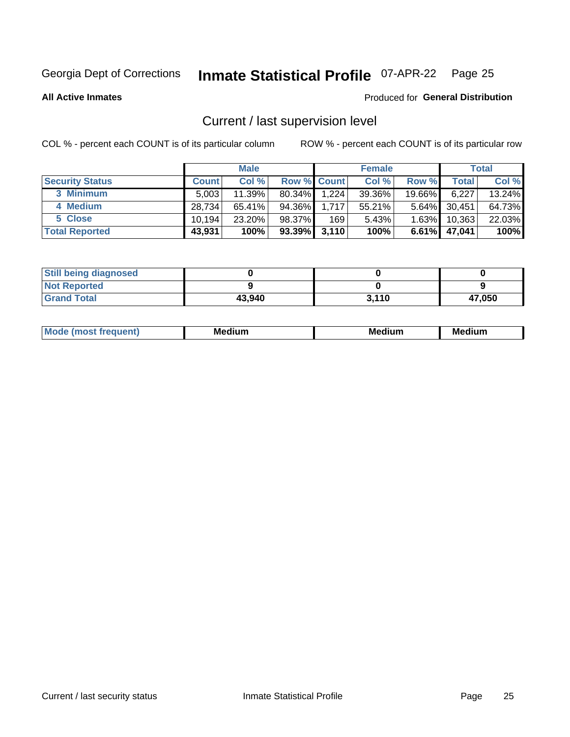Georgia Dept of Corrections **Inmate Statistical Profile** 07-APR-22 Page 25

**All Active Inmates**

Produced for **General Distribution**

## Current / last supervision level

COL % - percent each COUNT is of its particular column ROW % - percent each COUNT is of its particular row

| | Male | | | Female | | | Total | |
|---|---|---|---|---|---|---|---|---|
| **Security Status** | **Count** | **Col %** | **Row %** | **Count** | **Col %** | **Row %** | **Total** | **Col %** |
| 3 Minimum | 5,003 | 11.39% | 80.34% | 1,224 | 39.36% | 19.66% | 6,227 | 13.24% |
| 4 Medium | 28,734 | 65.41% | 94.36% | 1,717 | 55.21% | 5.64% | 30,451 | 64.73% |
| 5 Close | 10,194 | 23.20% | 98.37% | 169 | 5.43% | 1.63% | 10,363 | 22.03% |
| **Total Reported** | **43,931** | **100%** | **93.39%** | **3,110** | **100%** | **6.61%** | **47,041** | **100%** |

| | Male | Female | Total |
|---|---|---|---|
| **Still being diagnosed** | **0** | **0** | **0** |
| **Not Reported** | **9** | **0** | **9** |
| **Grand Total** | **43,940** | **3,110** | **47,050** |

| | Male | Female | Total |
|---|---|---|---|
| **Mode (most frequent)** | **Medium** | **Medium** | **Medium** |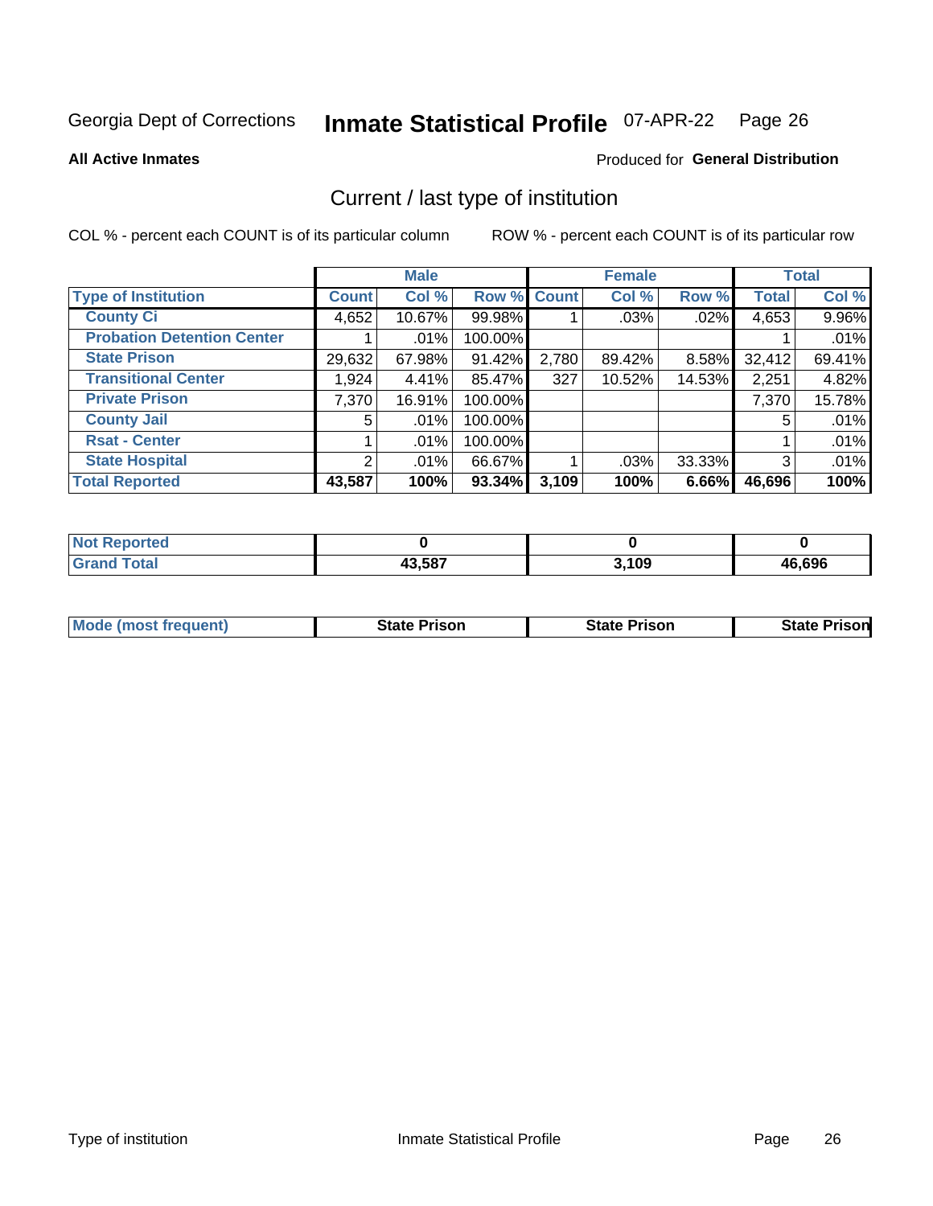Georgia Dept of Corrections **Inmate Statistical Profile** 07-APR-22

**All Active Inmates**

Produced for **General Distribution**

## Current / last type of institution

COL % - percent each COUNT is of its particular column ROW % - percent each COUNT is of its particular row

| | Male | | | Female | | | Total | |
|---|---|---|---|---|---|---|---|---|
| **Type of Institution** | **Count** | **Col %** | **Row %** | **Count** | **Col %** | **Row %** | **Total** | **Col %** |
| **County Ci** | 4,652 | 10.67% | 99.98% | 1 | .03% | .02% | 4,653 | 9.96% |
| **Probation Detention Center** | 1 | .01% | 100.00% | | | | 1 | .01% |
| **State Prison** | 29,632 | 67.98% | 91.42% | 2,780 | 89.42% | 8.58% | 32,412 | 69.41% |
| **Transitional Center** | 1,924 | 4.41% | 85.47% | 327 | 10.52% | 14.53% | 2,251 | 4.82% |
| **Private Prison** | 7,370 | 16.91% | 100.00% | | | | 7,370 | 15.78% |
| **County Jail** | 5 | .01% | 100.00% | | | | 5 | .01% |
| **Rsat - Center** | 1 | .01% | 100.00% | | | | 1 | .01% |
| **State Hospital** | 2 | .01% | 66.67% | 1 | .03% | 33.33% | 3 | .01% |
| **Total Reported** | **43,587** | **100%** | **93.34%** | **3,109** | **100%** | **6.66%** | **46,696** | **100%** |

| | Male | Female | Total |
|---|---|---|---|
| **Not Reported** | **0** | **0** | **0** |
| **Grand Total** | **43,587** | **3,109** | **46,696** |

| | Male | Female | Total |
|---|---|---|---|
| **Mode (most frequent)** | **State Prison** | **State Prison** | **State Prison** |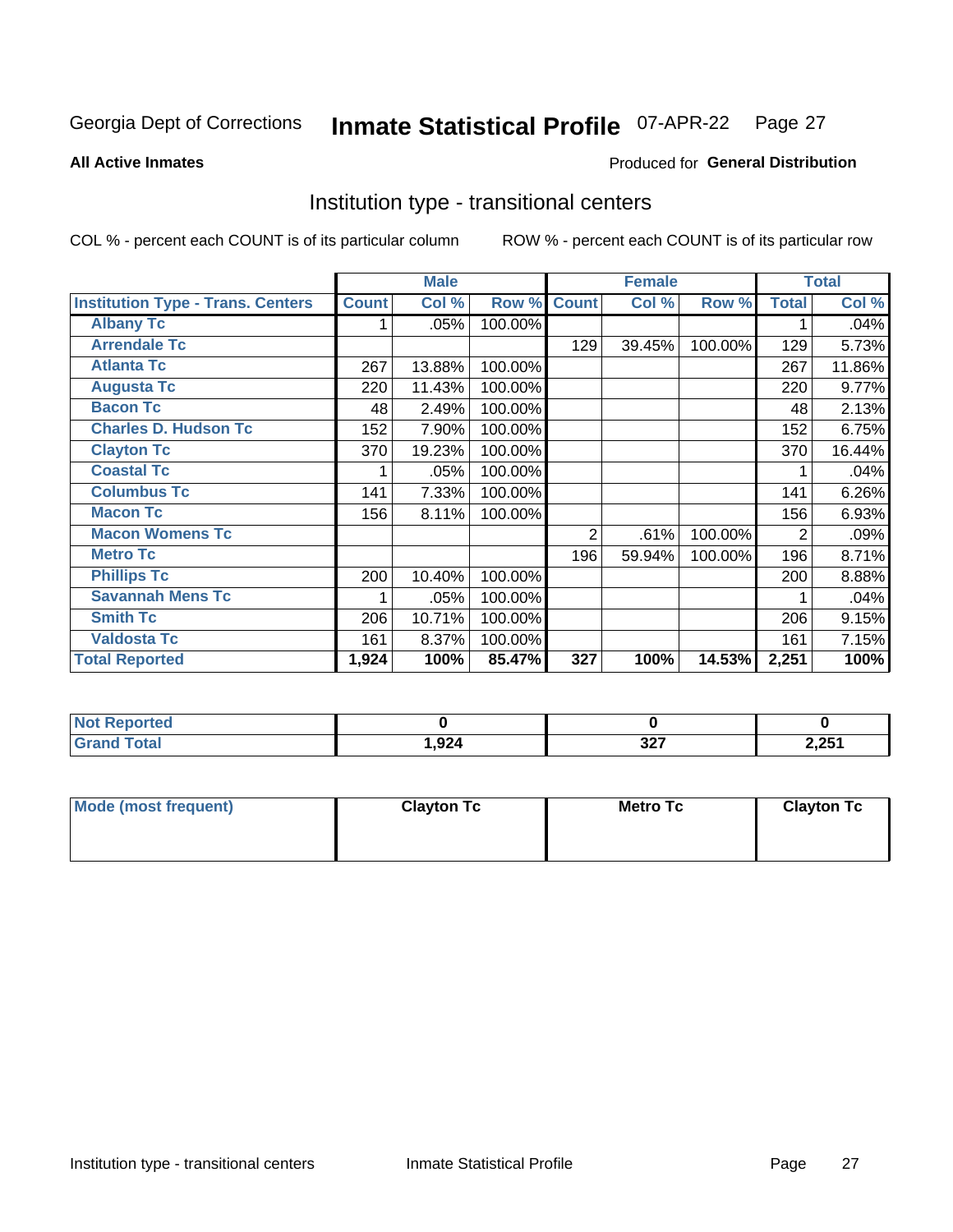Georgia Dept of Corrections **Inmate Statistical Profile** 07-APR-22 Page 27

**All Active Inmates**

Produced for **General Distribution**

## Institution type - transitional centers

COL % - percent each COUNT is of its particular column

ROW % - percent each COUNT is of its particular row

| | Male | | | Female | | | Total | |
|---|---|---|---|---|---|---|---|---|
| **Institution Type - Trans. Centers** | **Count** | **Col %** | **Row %** | **Count** | **Col %** | **Row %** | **Total** | **Col %** |
| **Albany Tc** | 1 | .05% | 100.00% | | | | 1 | .04% |
| **Arrendale Tc** | | | | 129 | 39.45% | 100.00% | 129 | 5.73% |
| **Atlanta Tc** | 267 | 13.88% | 100.00% | | | | 267 | 11.86% |
| **Augusta Tc** | 220 | 11.43% | 100.00% | | | | 220 | 9.77% |
| **Bacon Tc** | 48 | 2.49% | 100.00% | | | | 48 | 2.13% |
| **Charles D. Hudson Tc** | 152 | 7.90% | 100.00% | | | | 152 | 6.75% |
| **Clayton Tc** | 370 | 19.23% | 100.00% | | | | 370 | 16.44% |
| **Coastal Tc** | 1 | .05% | 100.00% | | | | 1 | .04% |
| **Columbus Tc** | 141 | 7.33% | 100.00% | | | | 141 | 6.26% |
| **Macon Tc** | 156 | 8.11% | 100.00% | | | | 156 | 6.93% |
| **Macon Womens Tc** | | | | 2 | .61% | 100.00% | 2 | .09% |
| **Metro Tc** | | | | 196 | 59.94% | 100.00% | 196 | 8.71% |
| **Phillips Tc** | 200 | 10.40% | 100.00% | | | | 200 | 8.88% |
| **Savannah Mens Tc** | 1 | .05% | 100.00% | | | | 1 | .04% |
| **Smith Tc** | 206 | 10.71% | 100.00% | | | | 206 | 9.15% |
| **Valdosta Tc** | 161 | 8.37% | 100.00% | | | | 161 | 7.15% |
| **Total Reported** | **1,924** | **100%** | **85.47%** | **327** | **100%** | **14.53%** | **2,251** | **100%** |

| | Male | Female | Total |
|---|---|---|---|
| **Not Reported** | **0** | **0** | **0** |
| **Grand Total** | **1,924** | **327** | **2,251** |

| | Male | Female | Total |
|---|---|---|---|
| **Mode (most frequent)** | **Clayton Tc** | **Metro Tc** | **Clayton Tc** |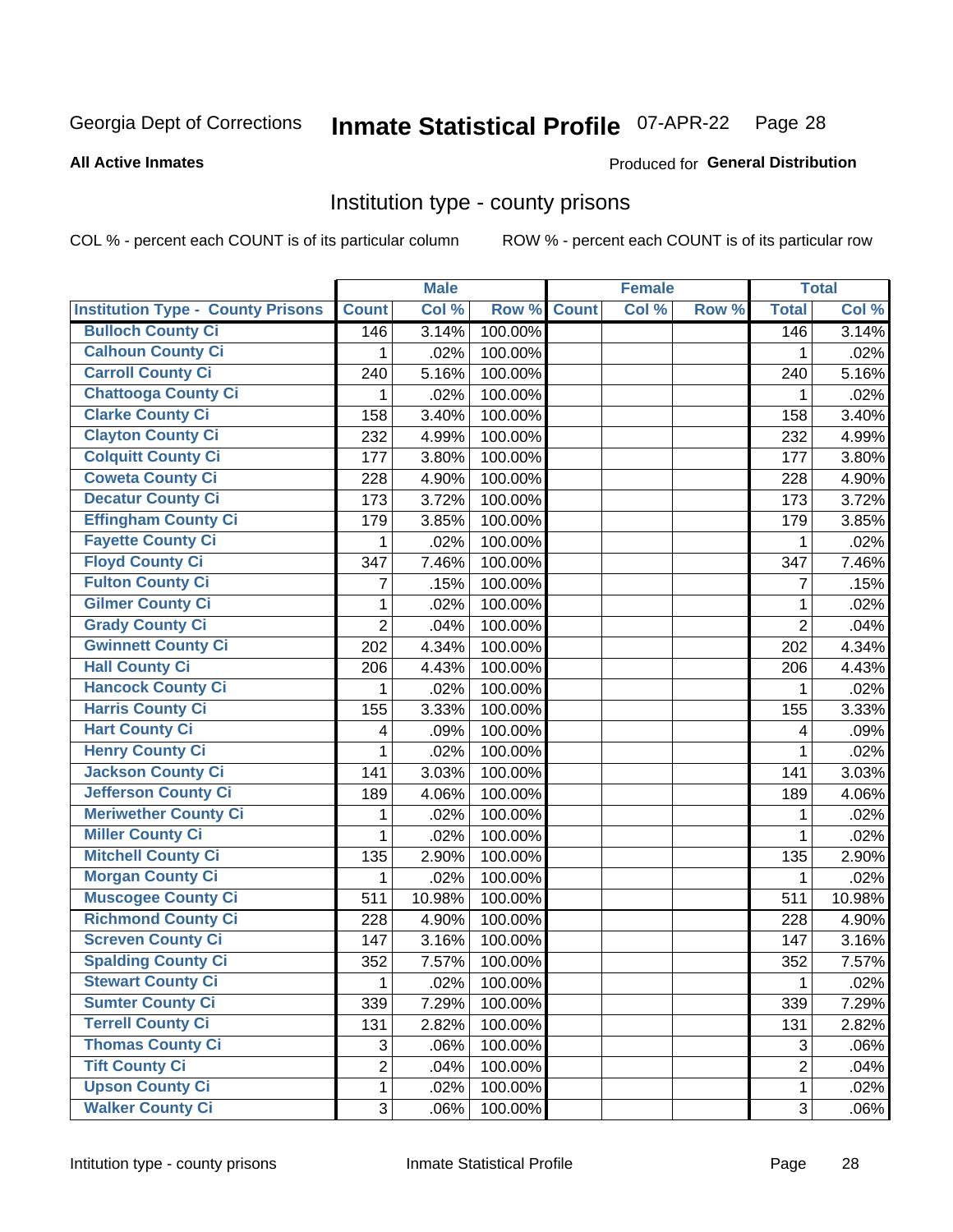Georgia Dept of Corrections **Inmate Statistical Profile** 07-APR-22

**All Active Inmates**

Produced for **General Distribution**

## Institution type - county prisons

COL % - percent each COUNT is of its particular column ROW % - percent each COUNT is of its particular row

| | Male | | | Female | | | Total | |
|---|---|---|---|---|---|---|---|---|
| Institution Type - County Prisons | Count | Col % | Row % | Count | Col % | Row % | Total | Col % |
| Bulloch County Ci | 146 | 3.14% | 100.00% | | | | 146 | 3.14% |
| Calhoun County Ci | 1 | .02% | 100.00% | | | | 1 | .02% |
| Carroll County Ci | 240 | 5.16% | 100.00% | | | | 240 | 5.16% |
| Chattooga County Ci | 1 | .02% | 100.00% | | | | 1 | .02% |
| Clarke County Ci | 158 | 3.40% | 100.00% | | | | 158 | 3.40% |
| Clayton County Ci | 232 | 4.99% | 100.00% | | | | 232 | 4.99% |
| Colquitt County Ci | 177 | 3.80% | 100.00% | | | | 177 | 3.80% |
| Coweta County Ci | 228 | 4.90% | 100.00% | | | | 228 | 4.90% |
| Decatur County Ci | 173 | 3.72% | 100.00% | | | | 173 | 3.72% |
| Effingham County Ci | 179 | 3.85% | 100.00% | | | | 179 | 3.85% |
| Fayette County Ci | 1 | .02% | 100.00% | | | | 1 | .02% |
| Floyd County Ci | 347 | 7.46% | 100.00% | | | | 347 | 7.46% |
| Fulton County Ci | 7 | .15% | 100.00% | | | | 7 | .15% |
| Gilmer County Ci | 1 | .02% | 100.00% | | | | 1 | .02% |
| Grady County Ci | 2 | .04% | 100.00% | | | | 2 | .04% |
| Gwinnett County Ci | 202 | 4.34% | 100.00% | | | | 202 | 4.34% |
| Hall County Ci | 206 | 4.43% | 100.00% | | | | 206 | 4.43% |
| Hancock County Ci | 1 | .02% | 100.00% | | | | 1 | .02% |
| Harris County Ci | 155 | 3.33% | 100.00% | | | | 155 | 3.33% |
| Hart County Ci | 4 | .09% | 100.00% | | | | 4 | .09% |
| Henry County Ci | 1 | .02% | 100.00% | | | | 1 | .02% |
| Jackson County Ci | 141 | 3.03% | 100.00% | | | | 141 | 3.03% |
| Jefferson County Ci | 189 | 4.06% | 100.00% | | | | 189 | 4.06% |
| Meriwether County Ci | 1 | .02% | 100.00% | | | | 1 | .02% |
| Miller County Ci | 1 | .02% | 100.00% | | | | 1 | .02% |
| Mitchell County Ci | 135 | 2.90% | 100.00% | | | | 135 | 2.90% |
| Morgan County Ci | 1 | .02% | 100.00% | | | | 1 | .02% |
| Muscogee County Ci | 511 | 10.98% | 100.00% | | | | 511 | 10.98% |
| Richmond County Ci | 228 | 4.90% | 100.00% | | | | 228 | 4.90% |
| Screven County Ci | 147 | 3.16% | 100.00% | | | | 147 | 3.16% |
| Spalding County Ci | 352 | 7.57% | 100.00% | | | | 352 | 7.57% |
| Stewart County Ci | 1 | .02% | 100.00% | | | | 1 | .02% |
| Sumter County Ci | 339 | 7.29% | 100.00% | | | | 339 | 7.29% |
| Terrell County Ci | 131 | 2.82% | 100.00% | | | | 131 | 2.82% |
| Thomas County Ci | 3 | .06% | 100.00% | | | | 3 | .06% |
| Tift County Ci | 2 | .04% | 100.00% | | | | 2 | .04% |
| Upson County Ci | 1 | .02% | 100.00% | | | | 1 | .02% |
| Walker County Ci | 3 | .06% | 100.00% | | | | 3 | .06% |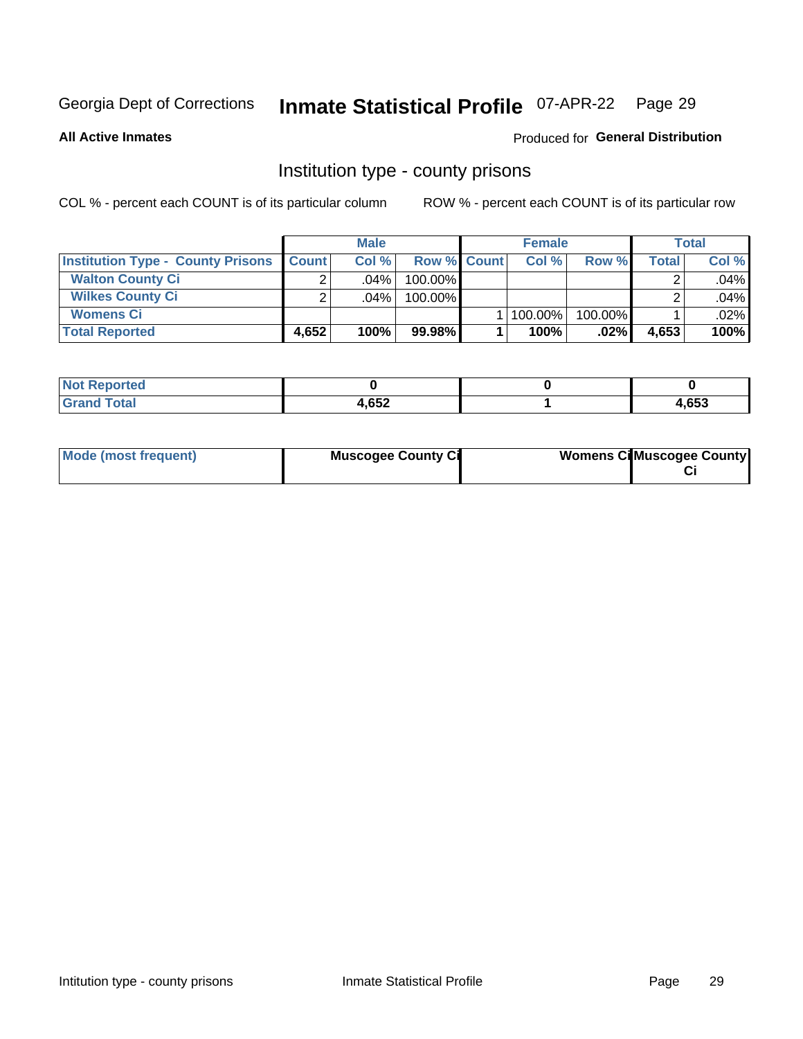Georgia Dept of Corrections **Inmate Statistical Profile** 07-APR-22 Page 29

**All Active Inmates**

Produced for **General Distribution**

## Institution type - county prisons

COL % - percent each COUNT is of its particular column

ROW % - percent each COUNT is of its particular row

| | Male | | | Female | | | Total | |
|---|---|---|---|---|---|---|---|---|
| **Institution Type - County Prisons** | **Count** | **Col %** | **Row %** | **Count** | **Col %** | **Row %** | **Total** | **Col %** |
| **Walton County Ci** | 2 | .04% | 100.00% | | | | 2 | .04% |
| **Wilkes County Ci** | 2 | .04% | 100.00% | | | | 2 | .04% |
| **Womens Ci** | | | | 1 | 100.00% | 100.00% | 1 | .02% |
| **Total Reported** | **4,652** | **100%** | **99.98%** | **1** | **100%** | **.02%** | **4,653** | **100%** |

| | Male | Female | Total |
|---|---|---|---|
| **Not Reported** | **0** | **0** | **0** |
| **Grand Total** | **4,652** | **1** | **4,653** |

| | Male | Female | Total |
|---|---|---|---|
| **Mode (most frequent)** | **Muscogee County Ci** | **Womens Ci** | **Muscogee County Ci** |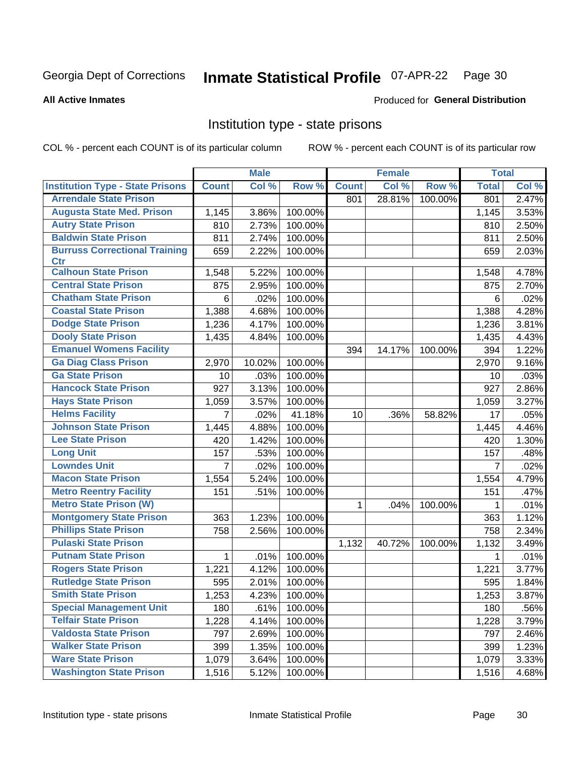Georgia Dept of Corrections **Inmate Statistical Profile** 07-APR-22 Page 30

**All Active Inmates**

Produced for **General Distribution**

## Institution type - state prisons

COL % - percent each COUNT is of its particular column ROW % - percent each COUNT is of its particular row

| | Male | | | Female | | | Total | |
|---|---|---|---|---|---|---|---|---|
| Institution Type - State Prisons | Count | Col % | Row % | Count | Col % | Row % | Total | Col % |
| Arrendale State Prison | | | | 801 | 28.81% | 100.00% | 801 | 2.47% |
| Augusta State Med. Prison | 1,145 | 3.86% | 100.00% | | | | 1,145 | 3.53% |
| Autry State Prison | 810 | 2.73% | 100.00% | | | | 810 | 2.50% |
| Baldwin State Prison | 811 | 2.74% | 100.00% | | | | 811 | 2.50% |
| Burruss Correctional Training Ctr | 659 | 2.22% | 100.00% | | | | 659 | 2.03% |
| Calhoun State Prison | 1,548 | 5.22% | 100.00% | | | | 1,548 | 4.78% |
| Central State Prison | 875 | 2.95% | 100.00% | | | | 875 | 2.70% |
| Chatham State Prison | 6 | .02% | 100.00% | | | | 6 | .02% |
| Coastal State Prison | 1,388 | 4.68% | 100.00% | | | | 1,388 | 4.28% |
| Dodge State Prison | 1,236 | 4.17% | 100.00% | | | | 1,236 | 3.81% |
| Dooly State Prison | 1,435 | 4.84% | 100.00% | | | | 1,435 | 4.43% |
| Emanuel Womens Facility | | | | 394 | 14.17% | 100.00% | 394 | 1.22% |
| Ga Diag Class Prison | 2,970 | 10.02% | 100.00% | | | | 2,970 | 9.16% |
| Ga State Prison | 10 | .03% | 100.00% | | | | 10 | .03% |
| Hancock State Prison | 927 | 3.13% | 100.00% | | | | 927 | 2.86% |
| Hays State Prison | 1,059 | 3.57% | 100.00% | | | | 1,059 | 3.27% |
| Helms Facility | 7 | .02% | 41.18% | 10 | .36% | 58.82% | 17 | .05% |
| Johnson State Prison | 1,445 | 4.88% | 100.00% | | | | 1,445 | 4.46% |
| Lee State Prison | 420 | 1.42% | 100.00% | | | | 420 | 1.30% |
| Long Unit | 157 | .53% | 100.00% | | | | 157 | .48% |
| Lowndes Unit | 7 | .02% | 100.00% | | | | 7 | .02% |
| Macon State Prison | 1,554 | 5.24% | 100.00% | | | | 1,554 | 4.79% |
| Metro Reentry Facility | 151 | .51% | 100.00% | | | | 151 | .47% |
| Metro State Prison (W) | | | | 1 | .04% | 100.00% | 1 | .01% |
| Montgomery State Prison | 363 | 1.23% | 100.00% | | | | 363 | 1.12% |
| Phillips State Prison | 758 | 2.56% | 100.00% | | | | 758 | 2.34% |
| Pulaski State Prison | | | | 1,132 | 40.72% | 100.00% | 1,132 | 3.49% |
| Putnam State Prison | 1 | .01% | 100.00% | | | | 1 | .01% |
| Rogers State Prison | 1,221 | 4.12% | 100.00% | | | | 1,221 | 3.77% |
| Rutledge State Prison | 595 | 2.01% | 100.00% | | | | 595 | 1.84% |
| Smith State Prison | 1,253 | 4.23% | 100.00% | | | | 1,253 | 3.87% |
| Special Management Unit | 180 | .61% | 100.00% | | | | 180 | .56% |
| Telfair State Prison | 1,228 | 4.14% | 100.00% | | | | 1,228 | 3.79% |
| Valdosta State Prison | 797 | 2.69% | 100.00% | | | | 797 | 2.46% |
| Walker State Prison | 399 | 1.35% | 100.00% | | | | 399 | 1.23% |
| Ware State Prison | 1,079 | 3.64% | 100.00% | | | | 1,079 | 3.33% |
| Washington State Prison | 1,516 | 5.12% | 100.00% | | | | 1,516 | 4.68% |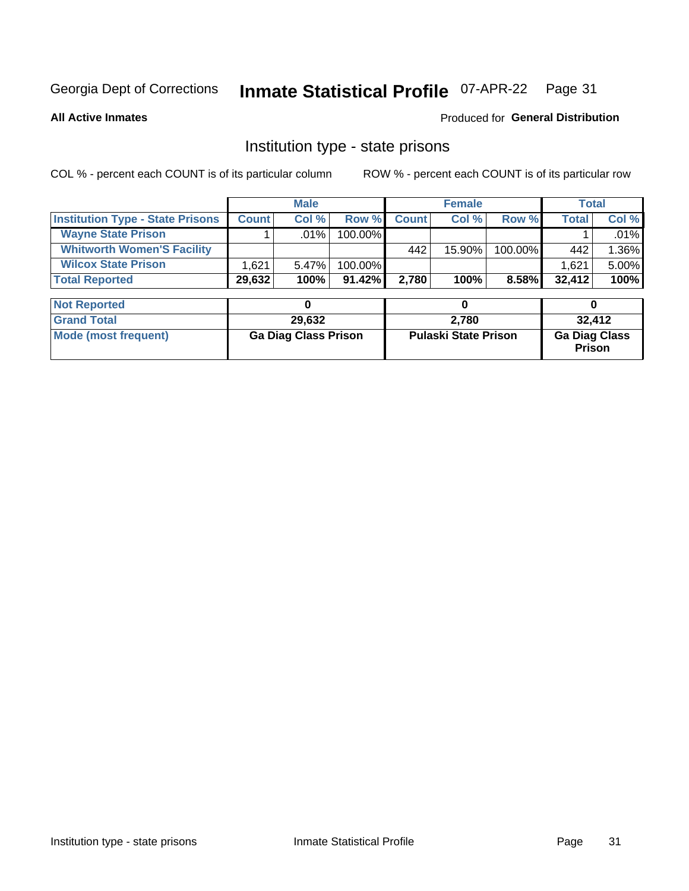Georgia Dept of Corrections **Inmate Statistical Profile** 07-APR-22

**All Active Inmates**

Produced for **General Distribution**

## Institution type - state prisons

COL % - percent each COUNT is of its particular column    ROW % - percent each COUNT is of its particular row

| | Male | | | Female | | | Total | |
|---|---|---|---|---|---|---|---|---|
| **Institution Type - State Prisons** | **Count** | **Col %** | **Row %** | **Count** | **Col %** | **Row %** | **Total** | **Col %** |
| **Wayne State Prison** | 1 | .01% | 100.00% | | | | 1 | .01% |
| **Whitworth Women'S Facility** | | | | 442 | 15.90% | 100.00% | 442 | 1.36% |
| **Wilcox State Prison** | 1,621 | 5.47% | 100.00% | | | | 1,621 | 5.00% |
| **Total Reported** | **29,632** | **100%** | **91.42%** | **2,780** | **100%** | **8.58%** | **32,412** | **100%** |

| | Male | Female | Total |
|---|---|---|---|
| **Not Reported** | **0** | **0** | **0** |
| **Grand Total** | **29,632** | **2,780** | **32,412** |
| **Mode (most frequent)** | **Ga Diag Class Prison** | **Pulaski State Prison** | **Ga Diag Class Prison** |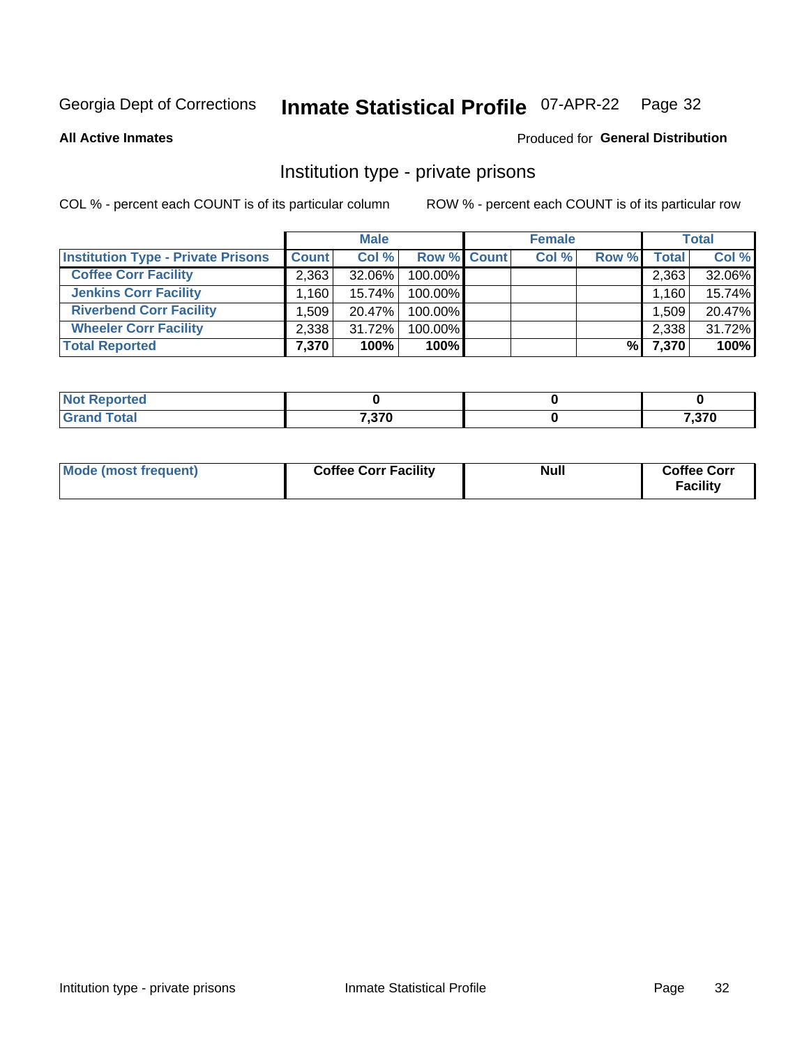Georgia Dept of Corrections **Inmate Statistical Profile** 07-APR-22 Page 32

**All Active Inmates**

Produced for **General Distribution**

## Institution type - private prisons

COL % - percent each COUNT is of its particular column ROW % - percent each COUNT is of its particular row

| | Male | | | Female | | | Total | |
|---|---|---|---|---|---|---|---|---|
| **Institution Type - Private Prisons** | **Count** | **Col %** | **Row %** | **Count** | **Col %** | **Row %** | **Total** | **Col %** |
| **Coffee Corr Facility** | 2,363 | 32.06% | 100.00% | | | | 2,363 | 32.06% |
| **Jenkins Corr Facility** | 1,160 | 15.74% | 100.00% | | | | 1,160 | 15.74% |
| **Riverbend Corr Facility** | 1,509 | 20.47% | 100.00% | | | | 1,509 | 20.47% |
| **Wheeler Corr Facility** | 2,338 | 31.72% | 100.00% | | | | 2,338 | 31.72% |
| **Total Reported** | **7,370** | **100%** | **100%** | | | **%** | **7,370** | **100%** |

| | Male | Female | Total |
|---|---|---|---|
| **Not Reported** | **0** | **0** | **0** |
| **Grand Total** | **7,370** | **0** | **7,370** |

| | Male | Female | Total |
|---|---|---|---|
| **Mode (most frequent)** | **Coffee Corr Facility** | **Null** | **Coffee Corr Facility** |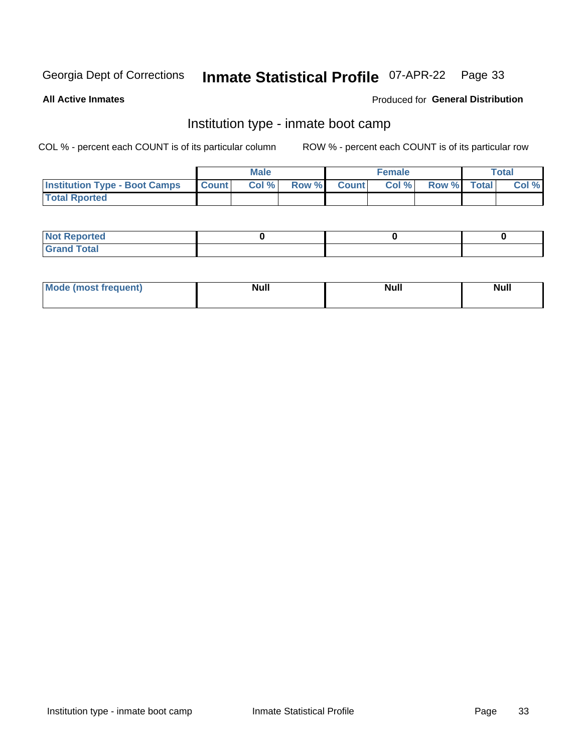Georgia Dept of Corrections **Inmate Statistical Profile** 07-APR-22

**All Active Inmates**

Produced for **General Distribution**

## Institution type - inmate boot camp

COL % - percent each COUNT is of its particular column    ROW % - percent each COUNT is of its particular row

| | Male | | | Female | | | Total | |
|---|---|---|---|---|---|---|---|---|
| **Institution Type - Boot Camps** | **Count** | **Col %** | **Row %** | **Count** | **Col %** | **Row %** | **Total** | **Col %** |
| **Total Rported** | | | | | | | | |

| | Male | Female | Total |
|---|---|---|---|
| **Not Reported** | **0** | **0** | **0** |
| **Grand Total** | | | |

| | Male | Female | Total |
|---|---|---|---|
| **Mode (most frequent)** | **Null** | **Null** | **Null** |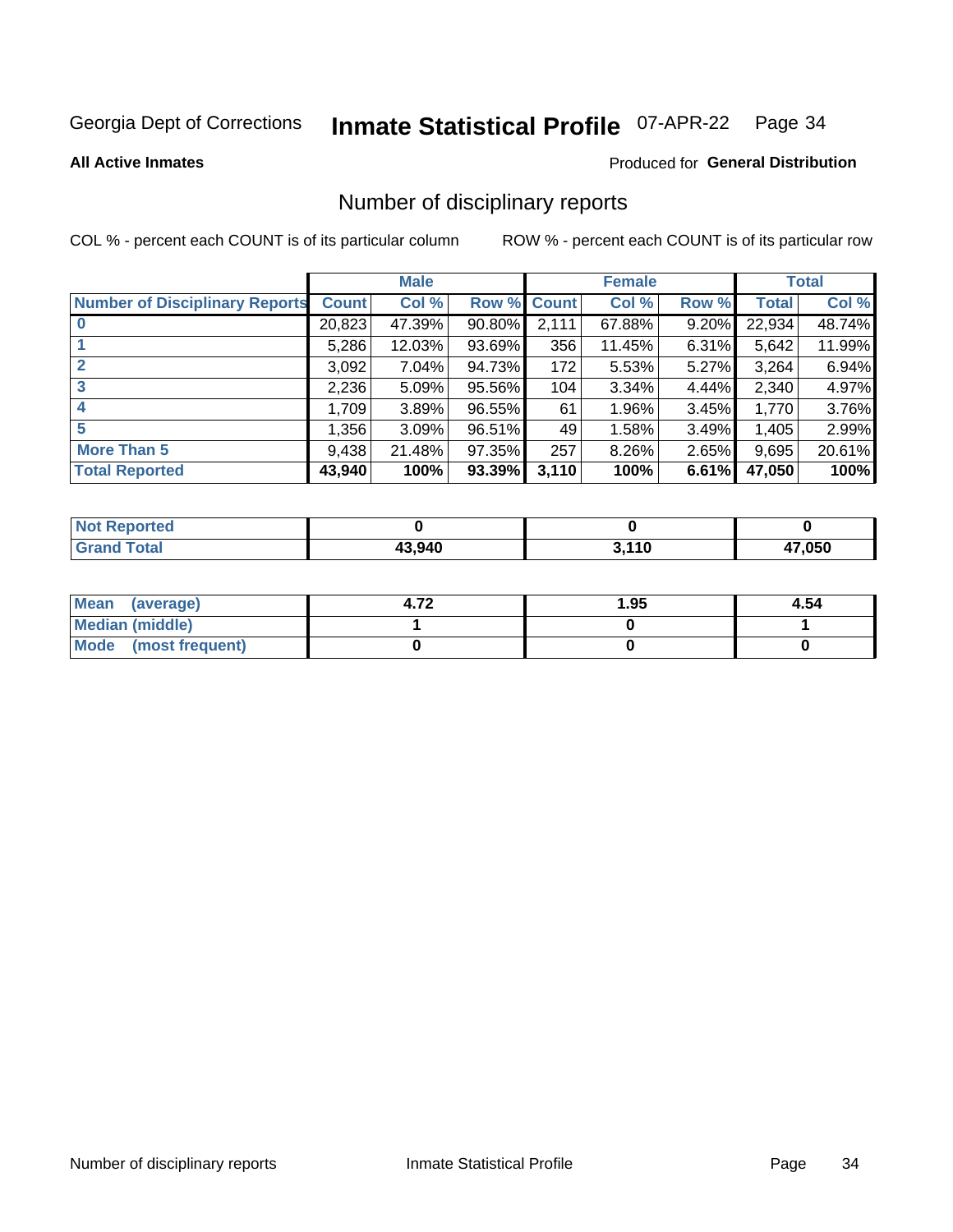Georgia Dept of Corrections **Inmate Statistical Profile** 07-APR-22

**All Active Inmates**

Produced for **General Distribution**

## Number of disciplinary reports

COL % - percent each COUNT is of its particular column

ROW % - percent each COUNT is of its particular row

| | Male | | | Female | | | Total | |
|---|---|---|---|---|---|---|---|---|
| **Number of Disciplinary Reports** | **Count** | **Col %** | **Row %** | **Count** | **Col %** | **Row %** | **Total** | **Col %** |
| **0** | 20,823 | 47.39% | 90.80% | 2,111 | 67.88% | 9.20% | 22,934 | 48.74% |
| **1** | 5,286 | 12.03% | 93.69% | 356 | 11.45% | 6.31% | 5,642 | 11.99% |
| **2** | 3,092 | 7.04% | 94.73% | 172 | 5.53% | 5.27% | 3,264 | 6.94% |
| **3** | 2,236 | 5.09% | 95.56% | 104 | 3.34% | 4.44% | 2,340 | 4.97% |
| **4** | 1,709 | 3.89% | 96.55% | 61 | 1.96% | 3.45% | 1,770 | 3.76% |
| **5** | 1,356 | 3.09% | 96.51% | 49 | 1.58% | 3.49% | 1,405 | 2.99% |
| **More Than 5** | 9,438 | 21.48% | 97.35% | 257 | 8.26% | 2.65% | 9,695 | 20.61% |
| **Total Reported** | **43,940** | **100%** | **93.39%** | **3,110** | **100%** | **6.61%** | **47,050** | **100%** |

| | Male | Female | Total |
|---|---|---|---|
| **Not Reported** | **0** | **0** | **0** |
| **Grand Total** | **43,940** | **3,110** | **47,050** |

| | Male | Female | Total |
|---|---|---|---|
| **Mean (average)** | **4.72** | **1.95** | **4.54** |
| **Median (middle)** | **1** | **0** | **1** |
| **Mode (most frequent)** | **0** | **0** | **0** |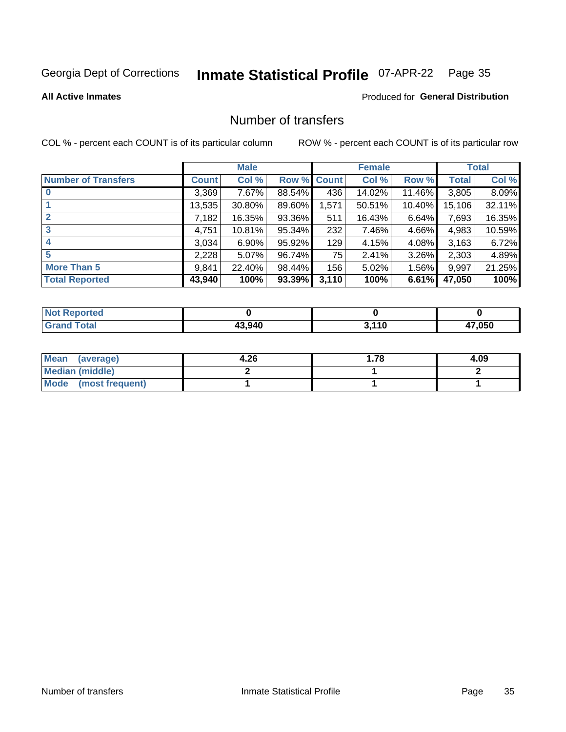Georgia Dept of Corrections **Inmate Statistical Profile** 07-APR-22 Page 35

**All Active Inmates**

Produced for **General Distribution**

## Number of transfers

COL % - percent each COUNT is of its particular column

ROW % - percent each COUNT is of its particular row

| | Male | | | Female | | | Total | |
|---|---|---|---|---|---|---|---|---|
| **Number of Transfers** | **Count** | **Col %** | **Row %** | **Count** | **Col %** | **Row %** | **Total** | **Col %** |
| **0** | 3,369 | 7.67% | 88.54% | 436 | 14.02% | 11.46% | 3,805 | 8.09% |
| **1** | 13,535 | 30.80% | 89.60% | 1,571 | 50.51% | 10.40% | 15,106 | 32.11% |
| **2** | 7,182 | 16.35% | 93.36% | 511 | 16.43% | 6.64% | 7,693 | 16.35% |
| **3** | 4,751 | 10.81% | 95.34% | 232 | 7.46% | 4.66% | 4,983 | 10.59% |
| **4** | 3,034 | 6.90% | 95.92% | 129 | 4.15% | 4.08% | 3,163 | 6.72% |
| **5** | 2,228 | 5.07% | 96.74% | 75 | 2.41% | 3.26% | 2,303 | 4.89% |
| **More Than 5** | 9,841 | 22.40% | 98.44% | 156 | 5.02% | 1.56% | 9,997 | 21.25% |
| **Total Reported** | **43,940** | **100%** | **93.39%** | **3,110** | **100%** | **6.61%** | **47,050** | **100%** |

| | Male | Female | Total |
|---|---|---|---|
| **Not Reported** | **0** | **0** | **0** |
| **Grand Total** | **43,940** | **3,110** | **47,050** |

| | Male | Female | Total |
|---|---|---|---|
| **Mean (average)** | **4.26** | **1.78** | **4.09** |
| **Median (middle)** | **2** | **1** | **2** |
| **Mode (most frequent)** | **1** | **1** | **1** |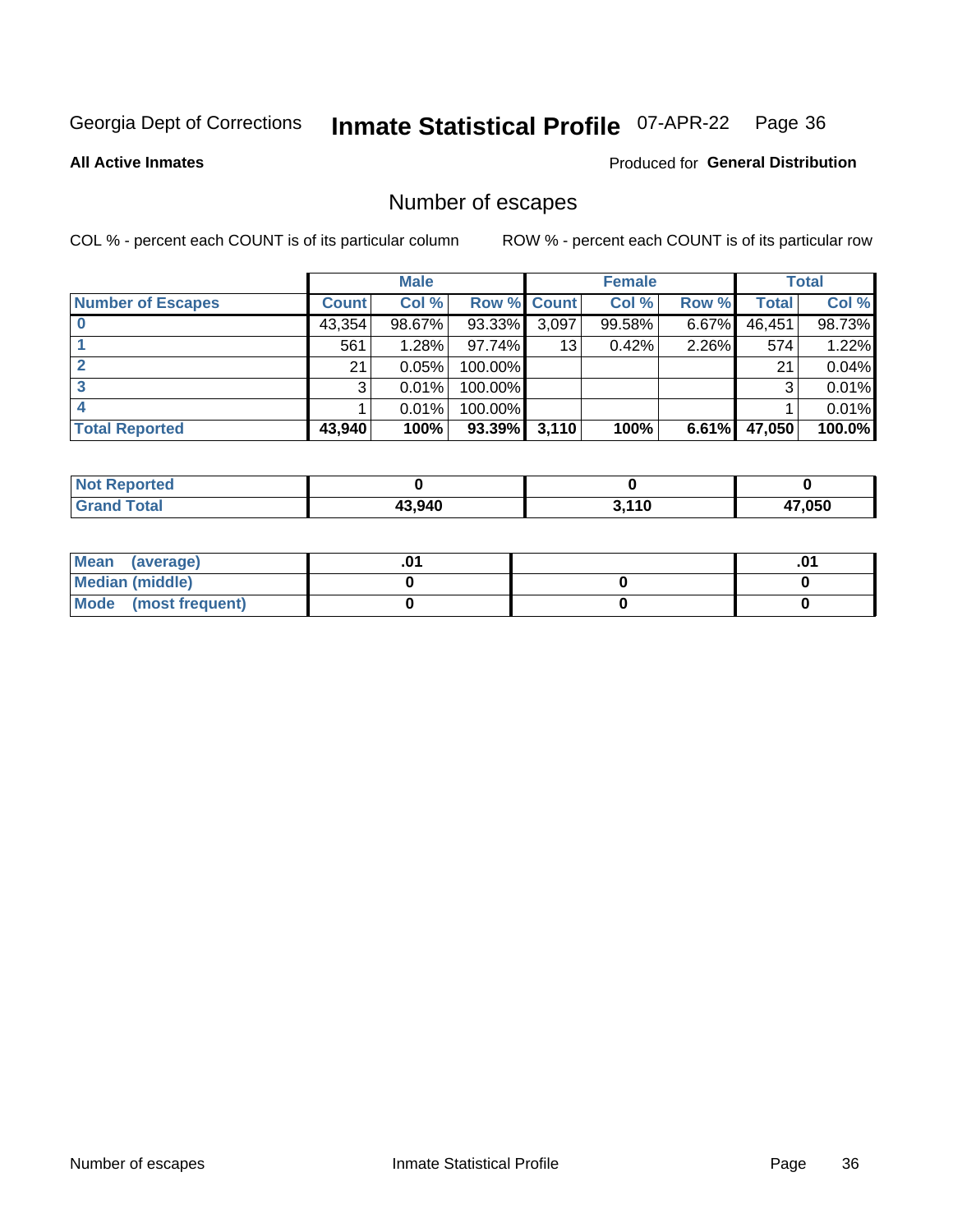Georgia Dept of Corrections **Inmate Statistical Profile** 07-APR-22 Page 36

**All Active Inmates**

Produced for **General Distribution**

## Number of escapes

COL % - percent each COUNT is of its particular column

ROW % - percent each COUNT is of its particular row

| | Male | | | Female | | | Total | |
|---|---|---|---|---|---|---|---|---|
| **Number of Escapes** | **Count** | **Col %** | **Row %** | **Count** | **Col %** | **Row %** | **Total** | **Col %** |
| **0** | 43,354 | 98.67% | 93.33% | 3,097 | 99.58% | 6.67% | 46,451 | 98.73% |
| **1** | 561 | 1.28% | 97.74% | 13 | 0.42% | 2.26% | 574 | 1.22% |
| **2** | 21 | 0.05% | 100.00% | | | | 21 | 0.04% |
| **3** | 3 | 0.01% | 100.00% | | | | 3 | 0.01% |
| **4** | 1 | 0.01% | 100.00% | | | | 1 | 0.01% |
| **Total Reported** | **43,940** | **100%** | **93.39%** | **3,110** | **100%** | **6.61%** | **47,050** | **100.0%** |

| | Male | Female | Total |
|---|---|---|---|
| **Not Reported** | **0** | **0** | **0** |
| **Grand Total** | **43,940** | **3,110** | **47,050** |

| | Male | Female | Total |
|---|---|---|---|
| **Mean (average)** | **.01** | | **.01** |
| **Median (middle)** | **0** | **0** | **0** |
| **Mode (most frequent)** | **0** | **0** | **0** |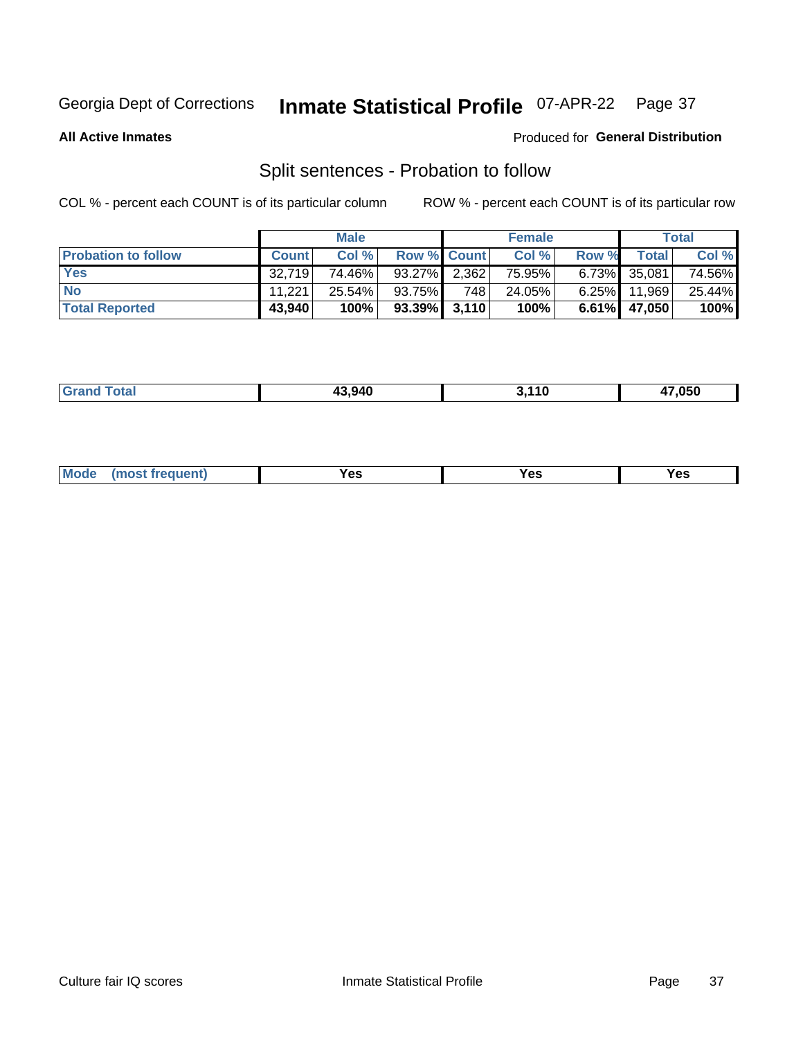Georgia Dept of Corrections **Inmate Statistical Profile** 07-APR-22

**All Active Inmates**

Produced for **General Distribution**

## Split sentences - Probation to follow

COL % - percent each COUNT is of its particular column

ROW % - percent each COUNT is of its particular row

| | Male | | | Female | | | Total | |
|---|---|---|---|---|---|---|---|---|
| **Probation to follow** | **Count** | **Col %** | **Row %** | **Count** | **Col %** | **Row %** | **Total** | **Col %** |
| **Yes** | 32,719 | 74.46% | 93.27% | 2,362 | 75.95% | 6.73% | 35,081 | 74.56% |
| **No** | 11,221 | 25.54% | 93.75% | 748 | 24.05% | 6.25% | 11,969 | 25.44% |
| **Total Reported** | **43,940** | **100%** | **93.39%** | **3,110** | **100%** | **6.61%** | **47,050** | **100%** |

| | Male | Female | Total |
|---|---|---|---|
| **Grand Total** | **43,940** | **3,110** | **47,050** |

| | Male | Female | Total |
|---|---|---|---|
| **Mode (most frequent)** | **Yes** | **Yes** | **Yes** |

Culture fair IQ scores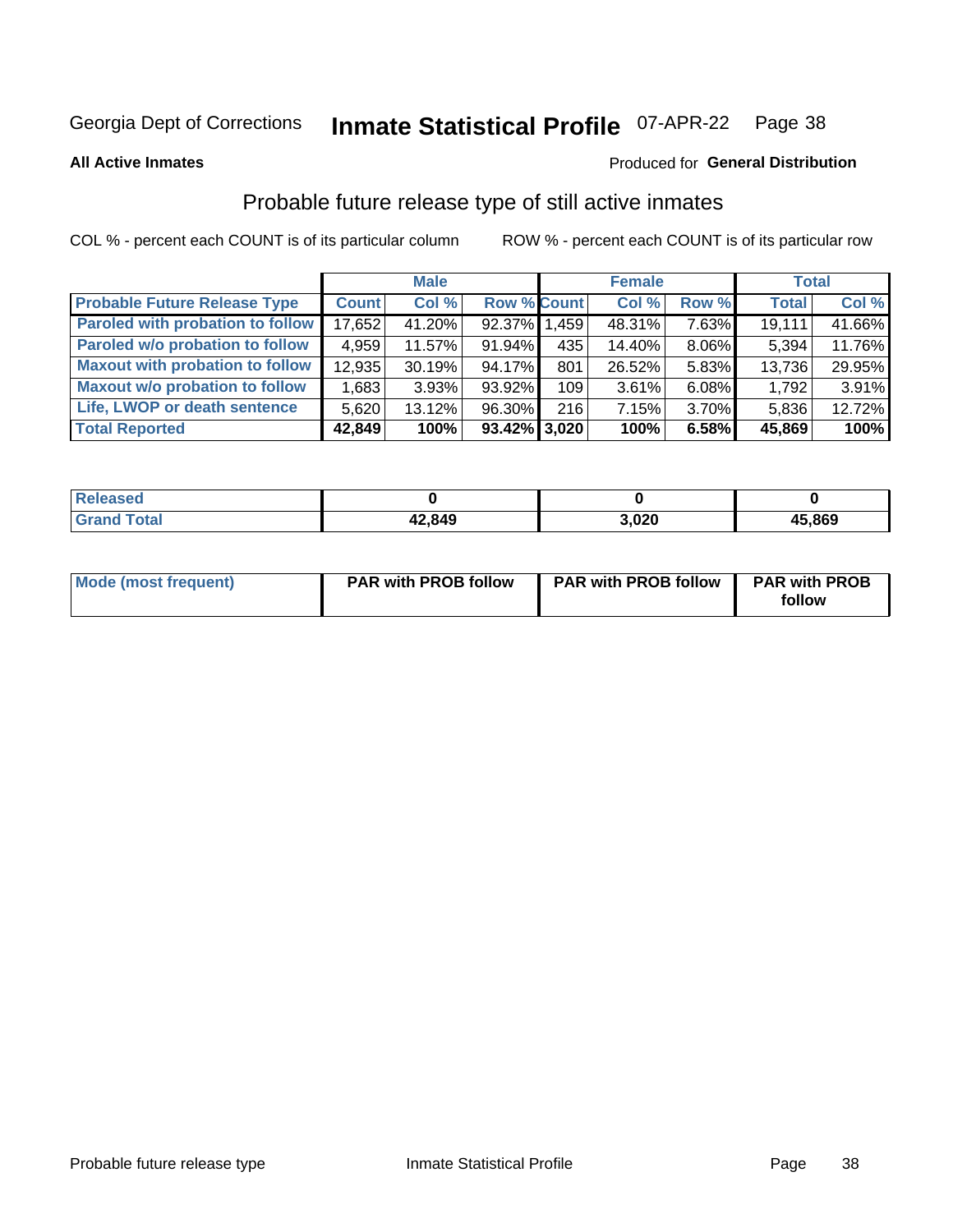Georgia Dept of Corrections **Inmate Statistical Profile** 07-APR-22

**All Active Inmates**

Produced for **General Distribution**

## Probable future release type of still active inmates

COL % - percent each COUNT is of its particular column

ROW % - percent each COUNT is of its particular row

| | Male | | | Female | | | Total | |
|---|---|---|---|---|---|---|---|---|
| **Probable Future Release Type** | **Count** | **Col %** | **Row %** | **Count** | **Col %** | **Row %** | **Total** | **Col %** |
| **Paroled with probation to follow** | 17,652 | 41.20% | 92.37% | 1,459 | 48.31% | 7.63% | 19,111 | 41.66% |
| **Paroled w/o probation to follow** | 4,959 | 11.57% | 91.94% | 435 | 14.40% | 8.06% | 5,394 | 11.76% |
| **Maxout with probation to follow** | 12,935 | 30.19% | 94.17% | 801 | 26.52% | 5.83% | 13,736 | 29.95% |
| **Maxout w/o probation to follow** | 1,683 | 3.93% | 93.92% | 109 | 3.61% | 6.08% | 1,792 | 3.91% |
| **Life, LWOP or death sentence** | 5,620 | 13.12% | 96.30% | 216 | 7.15% | 3.70% | 5,836 | 12.72% |
| **Total Reported** | **42,849** | **100%** | **93.42%** | **3,020** | **100%** | **6.58%** | **45,869** | **100%** |

| | Male | Female | Total |
|---|---|---|---|
| **Released** | **0** | **0** | **0** |
| **Grand Total** | **42,849** | **3,020** | **45,869** |

| | Male | Female | Total |
|---|---|---|---|
| **Mode (most frequent)** | **PAR with PROB follow** | **PAR with PROB follow** | **PAR with PROB follow** |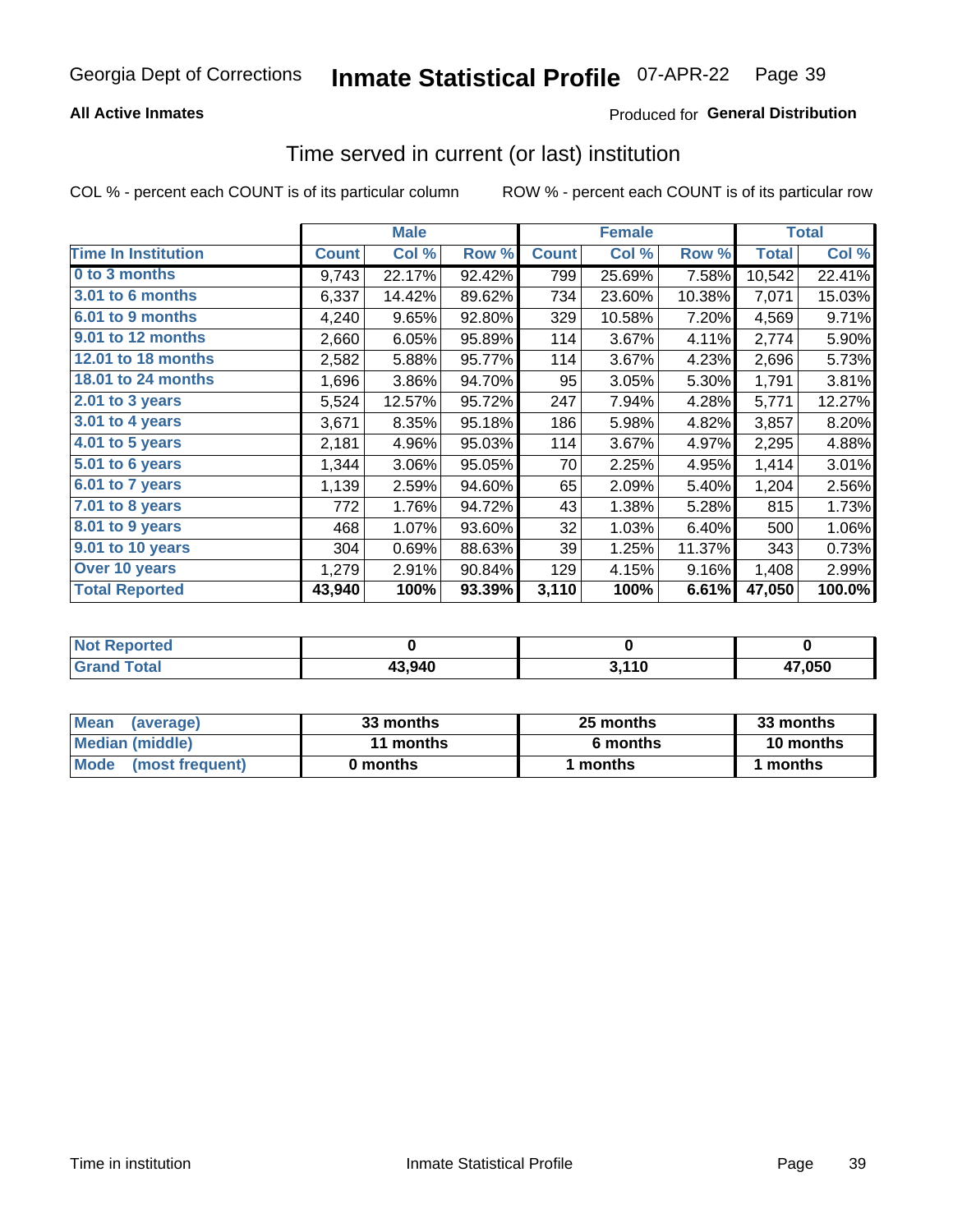Georgia Dept of Corrections **Inmate Statistical Profile** 07-APR-22 Page 39

**All Active Inmates**

Produced for **General Distribution**

## Time served in current (or last) institution

COL % - percent each COUNT is of its particular column ROW % - percent each COUNT is of its particular row

| | Male | | | Female | | | Total | |
|---|---|---|---|---|---|---|---|---|
| Time In Institution | Count | Col % | Row % | Count | Col % | Row % | Total | Col % |
| 0 to 3 months | 9,743 | 22.17% | 92.42% | 799 | 25.69% | 7.58% | 10,542 | 22.41% |
| 3.01 to 6 months | 6,337 | 14.42% | 89.62% | 734 | 23.60% | 10.38% | 7,071 | 15.03% |
| 6.01 to 9 months | 4,240 | 9.65% | 92.80% | 329 | 10.58% | 7.20% | 4,569 | 9.71% |
| 9.01 to 12 months | 2,660 | 6.05% | 95.89% | 114 | 3.67% | 4.11% | 2,774 | 5.90% |
| 12.01 to 18 months | 2,582 | 5.88% | 95.77% | 114 | 3.67% | 4.23% | 2,696 | 5.73% |
| 18.01 to 24 months | 1,696 | 3.86% | 94.70% | 95 | 3.05% | 5.30% | 1,791 | 3.81% |
| 2.01 to 3 years | 5,524 | 12.57% | 95.72% | 247 | 7.94% | 4.28% | 5,771 | 12.27% |
| 3.01 to 4 years | 3,671 | 8.35% | 95.18% | 186 | 5.98% | 4.82% | 3,857 | 8.20% |
| 4.01 to 5 years | 2,181 | 4.96% | 95.03% | 114 | 3.67% | 4.97% | 2,295 | 4.88% |
| 5.01 to 6 years | 1,344 | 3.06% | 95.05% | 70 | 2.25% | 4.95% | 1,414 | 3.01% |
| 6.01 to 7 years | 1,139 | 2.59% | 94.60% | 65 | 2.09% | 5.40% | 1,204 | 2.56% |
| 7.01 to 8 years | 772 | 1.76% | 94.72% | 43 | 1.38% | 5.28% | 815 | 1.73% |
| 8.01 to 9 years | 468 | 1.07% | 93.60% | 32 | 1.03% | 6.40% | 500 | 1.06% |
| 9.01 to 10 years | 304 | 0.69% | 88.63% | 39 | 1.25% | 11.37% | 343 | 0.73% |
| Over 10 years | 1,279 | 2.91% | 90.84% | 129 | 4.15% | 9.16% | 1,408 | 2.99% |
| **Total Reported** | **43,940** | **100%** | **93.39%** | **3,110** | **100%** | **6.61%** | **47,050** | **100.0%** |

| | Male | Female | Total |
|---|---|---|---|
| Not Reported | 0 | 0 | 0 |
| Grand Total | 43,940 | 3,110 | 47,050 |

| | Male | Female | Total |
|---|---|---|---|
| Mean (average) | 33 months | 25 months | 33 months |
| Median (middle) | 11 months | 6 months | 10 months |
| Mode (most frequent) | 0 months | 1 months | 1 months |

Time in institution Inmate Statistical Profile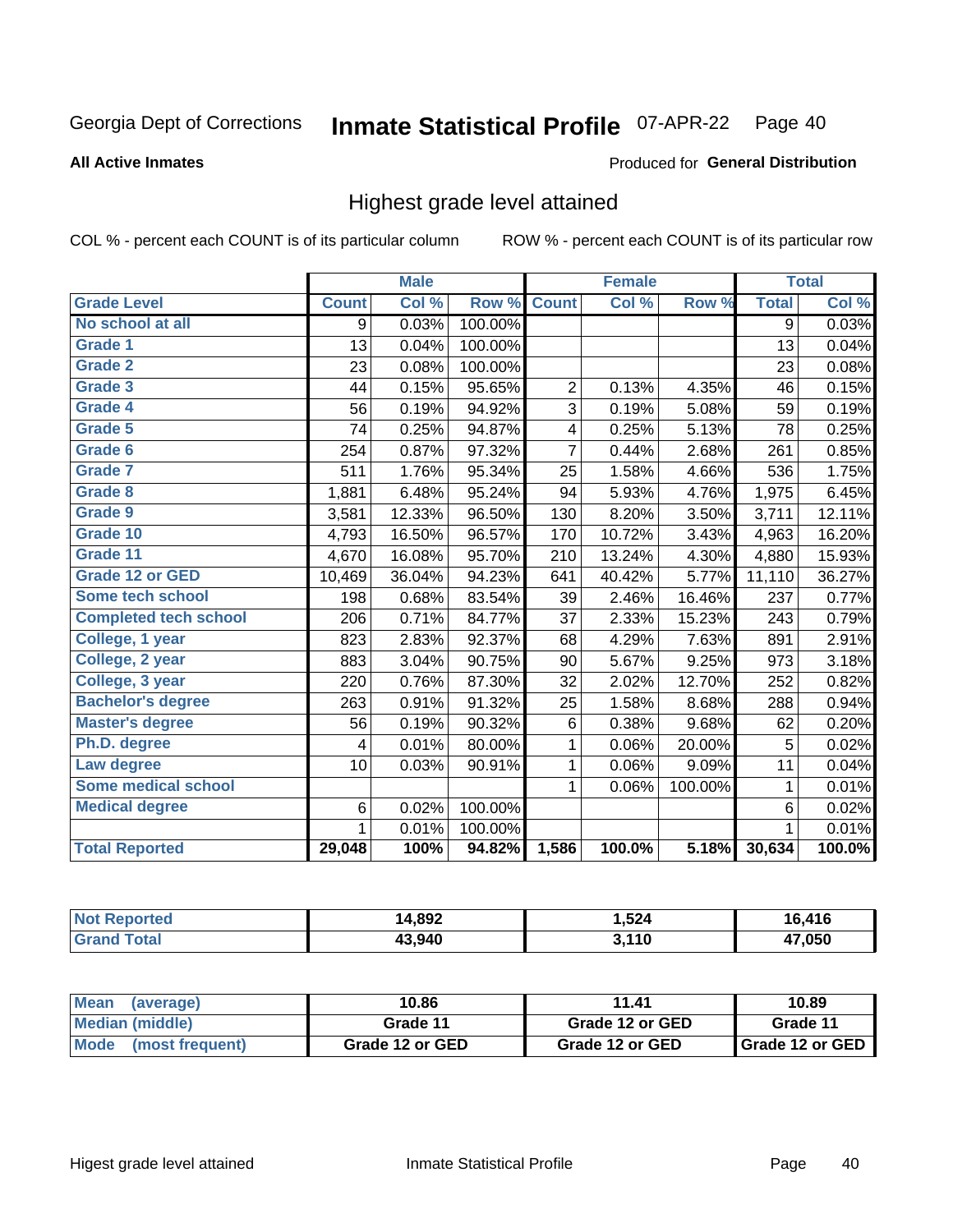Georgia Dept of Corrections **Inmate Statistical Profile** 07-APR-22 Page 40

**All Active Inmates**

Produced for **General Distribution**

## Highest grade level attained

COL % - percent each COUNT is of its particular column ROW % - percent each COUNT is of its particular row

| | Male | | | Female | | | Total | |
|---|---|---|---|---|---|---|---|---|
| **Grade Level** | **Count** | **Col %** | **Row %** | **Count** | **Col %** | **Row %** | **Total** | **Col %** |
| No school at all | 9 | 0.03% | 100.00% | | | | 9 | 0.03% |
| Grade 1 | 13 | 0.04% | 100.00% | | | | 13 | 0.04% |
| Grade 2 | 23 | 0.08% | 100.00% | | | | 23 | 0.08% |
| Grade 3 | 44 | 0.15% | 95.65% | 2 | 0.13% | 4.35% | 46 | 0.15% |
| Grade 4 | 56 | 0.19% | 94.92% | 3 | 0.19% | 5.08% | 59 | 0.19% |
| Grade 5 | 74 | 0.25% | 94.87% | 4 | 0.25% | 5.13% | 78 | 0.25% |
| Grade 6 | 254 | 0.87% | 97.32% | 7 | 0.44% | 2.68% | 261 | 0.85% |
| Grade 7 | 511 | 1.76% | 95.34% | 25 | 1.58% | 4.66% | 536 | 1.75% |
| Grade 8 | 1,881 | 6.48% | 95.24% | 94 | 5.93% | 4.76% | 1,975 | 6.45% |
| Grade 9 | 3,581 | 12.33% | 96.50% | 130 | 8.20% | 3.50% | 3,711 | 12.11% |
| Grade 10 | 4,793 | 16.50% | 96.57% | 170 | 10.72% | 3.43% | 4,963 | 16.20% |
| Grade 11 | 4,670 | 16.08% | 95.70% | 210 | 13.24% | 4.30% | 4,880 | 15.93% |
| Grade 12 or GED | 10,469 | 36.04% | 94.23% | 641 | 40.42% | 5.77% | 11,110 | 36.27% |
| Some tech school | 198 | 0.68% | 83.54% | 39 | 2.46% | 16.46% | 237 | 0.77% |
| Completed tech school | 206 | 0.71% | 84.77% | 37 | 2.33% | 15.23% | 243 | 0.79% |
| College, 1 year | 823 | 2.83% | 92.37% | 68 | 4.29% | 7.63% | 891 | 2.91% |
| College, 2 year | 883 | 3.04% | 90.75% | 90 | 5.67% | 9.25% | 973 | 3.18% |
| College, 3 year | 220 | 0.76% | 87.30% | 32 | 2.02% | 12.70% | 252 | 0.82% |
| Bachelor's degree | 263 | 0.91% | 91.32% | 25 | 1.58% | 8.68% | 288 | 0.94% |
| Master's degree | 56 | 0.19% | 90.32% | 6 | 0.38% | 9.68% | 62 | 0.20% |
| Ph.D. degree | 4 | 0.01% | 80.00% | 1 | 0.06% | 20.00% | 5 | 0.02% |
| Law degree | 10 | 0.03% | 90.91% | 1 | 0.06% | 9.09% | 11 | 0.04% |
| Some medical school | | | | 1 | 0.06% | 100.00% | 1 | 0.01% |
| Medical degree | 6 | 0.02% | 100.00% | | | | 6 | 0.02% |
| | 1 | 0.01% | 100.00% | | | | 1 | 0.01% |
| **Total Reported** | **29,048** | **100%** | **94.82%** | **1,586** | **100.0%** | **5.18%** | **30,634** | **100.0%** |

| | Male | Female | Total |
|---|---|---|---|
| Not Reported | 14,892 | 1,524 | 16,416 |
| Grand Total | 43,940 | 3,110 | 47,050 |

| | Male | Female | Total |
|---|---|---|---|
| Mean (average) | 10.86 | 11.41 | 10.89 |
| Median (middle) | Grade 11 | Grade 12 or GED | Grade 11 |
| Mode (most frequent) | Grade 12 or GED | Grade 12 or GED | Grade 12 or GED |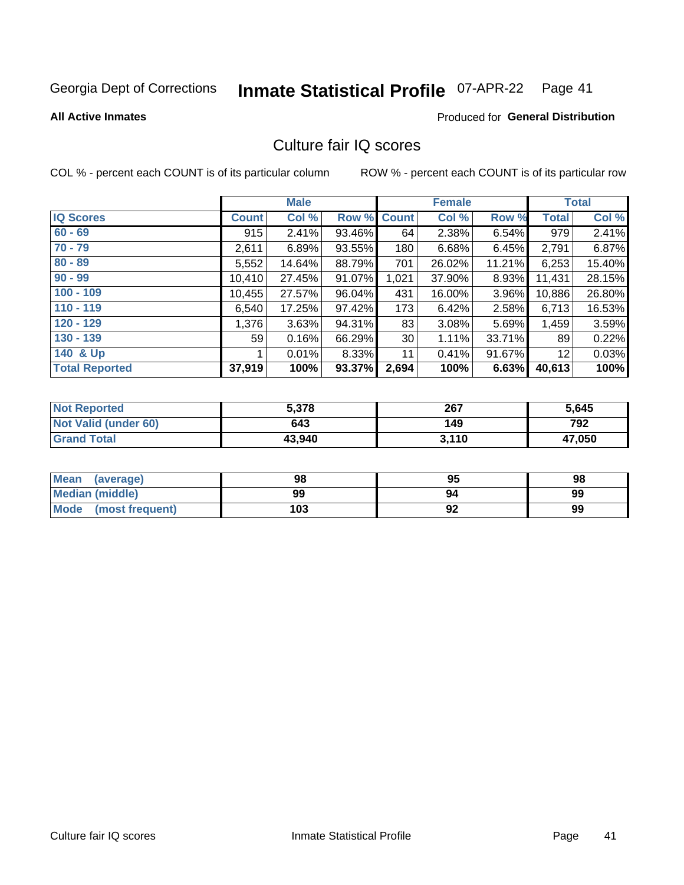Georgia Dept of Corrections **Inmate Statistical Profile** 07-APR-22

**All Active Inmates**

Produced for **General Distribution**

## Culture fair IQ scores

COL % - percent each COUNT is of its particular column

ROW % - percent each COUNT is of its particular row

| | Male | | | Female | | | Total | |
|---|---|---|---|---|---|---|---|---|
| **IQ Scores** | **Count** | **Col %** | **Row %** | **Count** | **Col %** | **Row %** | **Total** | **Col %** |
| 60 - 69 | 915 | 2.41% | 93.46% | 64 | 2.38% | 6.54% | 979 | 2.41% |
| 70 - 79 | 2,611 | 6.89% | 93.55% | 180 | 6.68% | 6.45% | 2,791 | 6.87% |
| 80 - 89 | 5,552 | 14.64% | 88.79% | 701 | 26.02% | 11.21% | 6,253 | 15.40% |
| 90 - 99 | 10,410 | 27.45% | 91.07% | 1,021 | 37.90% | 8.93% | 11,431 | 28.15% |
| 100 - 109 | 10,455 | 27.57% | 96.04% | 431 | 16.00% | 3.96% | 10,886 | 26.80% |
| 110 - 119 | 6,540 | 17.25% | 97.42% | 173 | 6.42% | 2.58% | 6,713 | 16.53% |
| 120 - 129 | 1,376 | 3.63% | 94.31% | 83 | 3.08% | 5.69% | 1,459 | 3.59% |
| 130 - 139 | 59 | 0.16% | 66.29% | 30 | 1.11% | 33.71% | 89 | 0.22% |
| 140 & Up | 1 | 0.01% | 8.33% | 11 | 0.41% | 91.67% | 12 | 0.03% |
| **Total Reported** | **37,919** | **100%** | **93.37%** | **2,694** | **100%** | **6.63%** | **40,613** | **100%** |

| | Male | Female | Total |
|---|---|---|---|
| Not Reported | 5,378 | 267 | 5,645 |
| Not Valid (under 60) | 643 | 149 | 792 |
| Grand Total | 43,940 | 3,110 | 47,050 |

| | Male | Female | Total |
|---|---|---|---|
| Mean (average) | 98 | 95 | 98 |
| Median (middle) | 99 | 94 | 99 |
| Mode (most frequent) | 103 | 92 | 99 |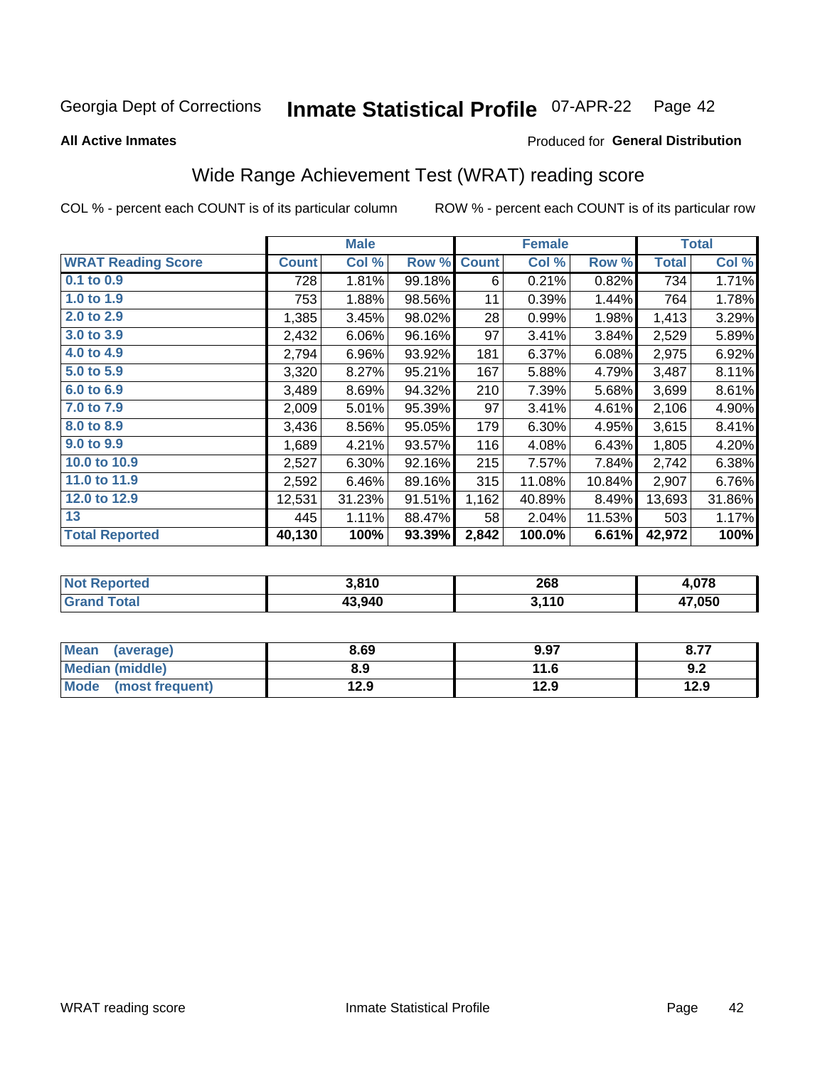Georgia Dept of Corrections **Inmate Statistical Profile** 07-APR-22 Page 42

**All Active Inmates**

Produced for **General Distribution**

## Wide Range Achievement Test (WRAT) reading score

COL % - percent each COUNT is of its particular column ROW % - percent each COUNT is of its particular row

| | Male | | | Female | | | Total | |
|---|---|---|---|---|---|---|---|---|
| **WRAT Reading Score** | **Count** | **Col %** | **Row %** | **Count** | **Col %** | **Row %** | **Total** | **Col %** |
| 0.1 to 0.9 | 728 | 1.81% | 99.18% | 6 | 0.21% | 0.82% | 734 | 1.71% |
| 1.0 to 1.9 | 753 | 1.88% | 98.56% | 11 | 0.39% | 1.44% | 764 | 1.78% |
| 2.0 to 2.9 | 1,385 | 3.45% | 98.02% | 28 | 0.99% | 1.98% | 1,413 | 3.29% |
| 3.0 to 3.9 | 2,432 | 6.06% | 96.16% | 97 | 3.41% | 3.84% | 2,529 | 5.89% |
| 4.0 to 4.9 | 2,794 | 6.96% | 93.92% | 181 | 6.37% | 6.08% | 2,975 | 6.92% |
| 5.0 to 5.9 | 3,320 | 8.27% | 95.21% | 167 | 5.88% | 4.79% | 3,487 | 8.11% |
| 6.0 to 6.9 | 3,489 | 8.69% | 94.32% | 210 | 7.39% | 5.68% | 3,699 | 8.61% |
| 7.0 to 7.9 | 2,009 | 5.01% | 95.39% | 97 | 3.41% | 4.61% | 2,106 | 4.90% |
| 8.0 to 8.9 | 3,436 | 8.56% | 95.05% | 179 | 6.30% | 4.95% | 3,615 | 8.41% |
| 9.0 to 9.9 | 1,689 | 4.21% | 93.57% | 116 | 4.08% | 6.43% | 1,805 | 4.20% |
| 10.0 to 10.9 | 2,527 | 6.30% | 92.16% | 215 | 7.57% | 7.84% | 2,742 | 6.38% |
| 11.0 to 11.9 | 2,592 | 6.46% | 89.16% | 315 | 11.08% | 10.84% | 2,907 | 6.76% |
| 12.0 to 12.9 | 12,531 | 31.23% | 91.51% | 1,162 | 40.89% | 8.49% | 13,693 | 31.86% |
| 13 | 445 | 1.11% | 88.47% | 58 | 2.04% | 11.53% | 503 | 1.17% |
| **Total Reported** | **40,130** | **100%** | **93.39%** | **2,842** | **100.0%** | **6.61%** | **42,972** | **100%** |

| | Male | Female | Total |
|---|---|---|---|
| Not Reported | 3,810 | 268 | 4,078 |
| Grand Total | 43,940 | 3,110 | 47,050 |

| | Male | Female | Total |
|---|---|---|---|
| Mean (average) | 8.69 | 9.97 | 8.77 |
| Median (middle) | 8.9 | 11.6 | 9.2 |
| Mode (most frequent) | 12.9 | 12.9 | 12.9 |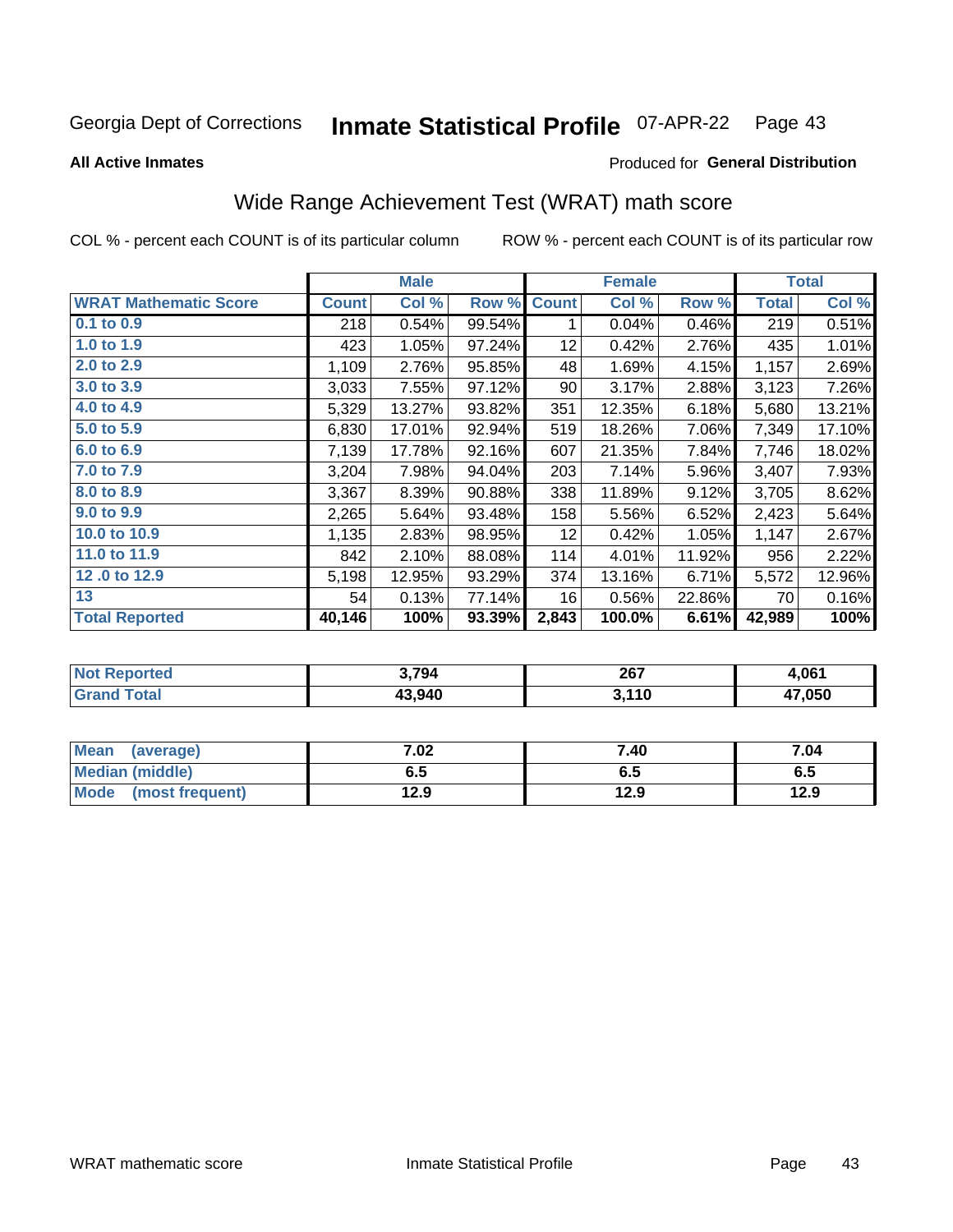Georgia Dept of Corrections **Inmate Statistical Profile** 07-APR-22

**All Active Inmates**

Produced for **General Distribution**

## Wide Range Achievement Test (WRAT) math score

COL % - percent each COUNT is of its particular column ROW % - percent each COUNT is of its particular row

| | Male | | | Female | | | Total | |
|---|---|---|---|---|---|---|---|---|
| **WRAT Mathematic Score** | **Count** | **Col %** | **Row %** | **Count** | **Col %** | **Row %** | **Total** | **Col %** |
| **0.1 to 0.9** | 218 | 0.54% | 99.54% | 1 | 0.04% | 0.46% | 219 | 0.51% |
| **1.0 to 1.9** | 423 | 1.05% | 97.24% | 12 | 0.42% | 2.76% | 435 | 1.01% |
| **2.0 to 2.9** | 1,109 | 2.76% | 95.85% | 48 | 1.69% | 4.15% | 1,157 | 2.69% |
| **3.0 to 3.9** | 3,033 | 7.55% | 97.12% | 90 | 3.17% | 2.88% | 3,123 | 7.26% |
| **4.0 to 4.9** | 5,329 | 13.27% | 93.82% | 351 | 12.35% | 6.18% | 5,680 | 13.21% |
| **5.0 to 5.9** | 6,830 | 17.01% | 92.94% | 519 | 18.26% | 7.06% | 7,349 | 17.10% |
| **6.0 to 6.9** | 7,139 | 17.78% | 92.16% | 607 | 21.35% | 7.84% | 7,746 | 18.02% |
| **7.0 to 7.9** | 3,204 | 7.98% | 94.04% | 203 | 7.14% | 5.96% | 3,407 | 7.93% |
| **8.0 to 8.9** | 3,367 | 8.39% | 90.88% | 338 | 11.89% | 9.12% | 3,705 | 8.62% |
| **9.0 to 9.9** | 2,265 | 5.64% | 93.48% | 158 | 5.56% | 6.52% | 2,423 | 5.64% |
| **10.0 to 10.9** | 1,135 | 2.83% | 98.95% | 12 | 0.42% | 1.05% | 1,147 | 2.67% |
| **11.0 to 11.9** | 842 | 2.10% | 88.08% | 114 | 4.01% | 11.92% | 956 | 2.22% |
| **12 .0 to 12.9** | 5,198 | 12.95% | 93.29% | 374 | 13.16% | 6.71% | 5,572 | 12.96% |
| **13** | 54 | 0.13% | 77.14% | 16 | 0.56% | 22.86% | 70 | 0.16% |
| **Total Reported** | **40,146** | **100%** | **93.39%** | **2,843** | **100.0%** | **6.61%** | **42,989** | **100%** |

| | Male | Female | Total |
|---|---|---|---|
| **Not Reported** | **3,794** | **267** | **4,061** |
| **Grand Total** | **43,940** | **3,110** | **47,050** |

| | Male | Female | Total |
|---|---|---|---|
| **Mean (average)** | **7.02** | **7.40** | **7.04** |
| **Median (middle)** | **6.5** | **6.5** | **6.5** |
| **Mode (most frequent)** | **12.9** | **12.9** | **12.9** |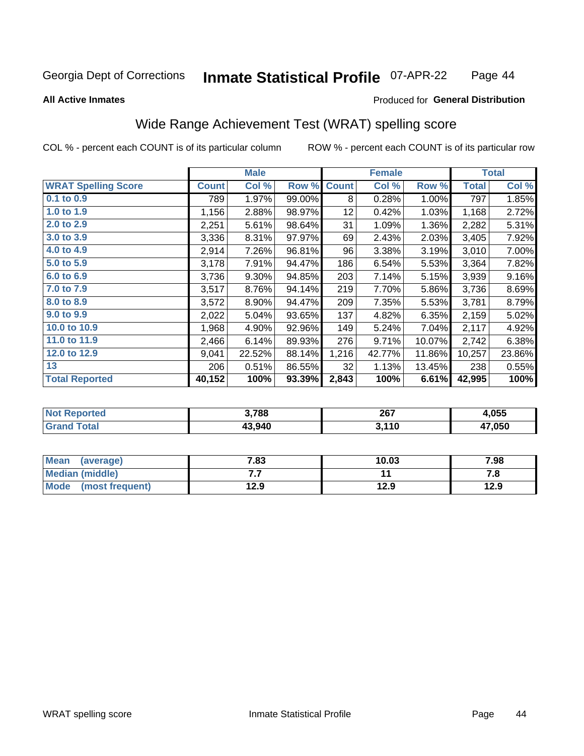Georgia Dept of Corrections **Inmate Statistical Profile** 07-APR-22

**All Active Inmates**

Produced for **General Distribution**

## Wide Range Achievement Test (WRAT) spelling score

COL % - percent each COUNT is of its particular column ROW % - percent each COUNT is of its particular row

| | Male | | | Female | | | Total | |
|---|---|---|---|---|---|---|---|---|
| **WRAT Spelling Score** | **Count** | **Col %** | **Row %** | **Count** | **Col %** | **Row %** | **Total** | **Col %** |
| **0.1 to 0.9** | 789 | 1.97% | 99.00% | 8 | 0.28% | 1.00% | 797 | 1.85% |
| **1.0 to 1.9** | 1,156 | 2.88% | 98.97% | 12 | 0.42% | 1.03% | 1,168 | 2.72% |
| **2.0 to 2.9** | 2,251 | 5.61% | 98.64% | 31 | 1.09% | 1.36% | 2,282 | 5.31% |
| **3.0 to 3.9** | 3,336 | 8.31% | 97.97% | 69 | 2.43% | 2.03% | 3,405 | 7.92% |
| **4.0 to 4.9** | 2,914 | 7.26% | 96.81% | 96 | 3.38% | 3.19% | 3,010 | 7.00% |
| **5.0 to 5.9** | 3,178 | 7.91% | 94.47% | 186 | 6.54% | 5.53% | 3,364 | 7.82% |
| **6.0 to 6.9** | 3,736 | 9.30% | 94.85% | 203 | 7.14% | 5.15% | 3,939 | 9.16% |
| **7.0 to 7.9** | 3,517 | 8.76% | 94.14% | 219 | 7.70% | 5.86% | 3,736 | 8.69% |
| **8.0 to 8.9** | 3,572 | 8.90% | 94.47% | 209 | 7.35% | 5.53% | 3,781 | 8.79% |
| **9.0 to 9.9** | 2,022 | 5.04% | 93.65% | 137 | 4.82% | 6.35% | 2,159 | 5.02% |
| **10.0 to 10.9** | 1,968 | 4.90% | 92.96% | 149 | 5.24% | 7.04% | 2,117 | 4.92% |
| **11.0 to 11.9** | 2,466 | 6.14% | 89.93% | 276 | 9.71% | 10.07% | 2,742 | 6.38% |
| **12.0 to 12.9** | 9,041 | 22.52% | 88.14% | 1,216 | 42.77% | 11.86% | 10,257 | 23.86% |
| **13** | 206 | 0.51% | 86.55% | 32 | 1.13% | 13.45% | 238 | 0.55% |
| **Total Reported** | **40,152** | **100%** | **93.39%** | **2,843** | **100%** | **6.61%** | **42,995** | **100%** |

| | Male | Female | Total |
|---|---|---|---|
| **Not Reported** | **3,788** | **267** | **4,055** |
| **Grand Total** | **43,940** | **3,110** | **47,050** |

| | Male | Female | Total |
|---|---|---|---|
| **Mean (average)** | **7.83** | **10.03** | **7.98** |
| **Median (middle)** | **7.7** | **11** | **7.8** |
| **Mode (most frequent)** | **12.9** | **12.9** | **12.9** |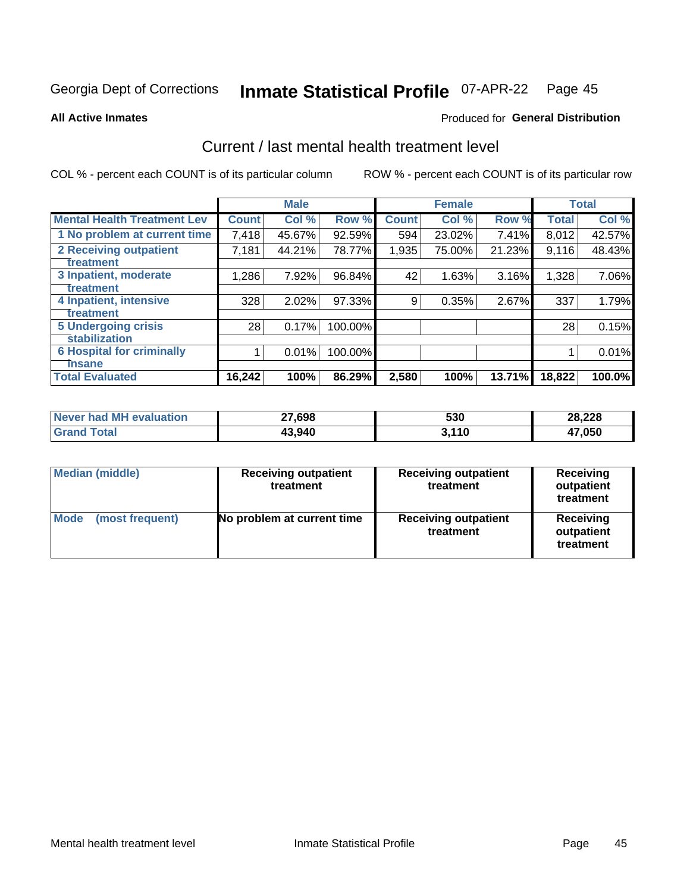Georgia Dept of Corrections **Inmate Statistical Profile** 07-APR-22

**All Active Inmates**

Produced for **General Distribution**

## Current / last mental health treatment level

COL % - percent each COUNT is of its particular column

ROW % - percent each COUNT is of its particular row

| | Male | | | Female | | | Total | |
|---|---|---|---|---|---|---|---|---|
| **Mental Health Treatment Lev** | **Count** | **Col %** | **Row %** | **Count** | **Col %** | **Row %** | **Total** | **Col %** |
| 1 No problem at current time | 7,418 | 45.67% | 92.59% | 594 | 23.02% | 7.41% | 8,012 | 42.57% |
| 2 Receiving outpatient treatment | 7,181 | 44.21% | 78.77% | 1,935 | 75.00% | 21.23% | 9,116 | 48.43% |
| 3 Inpatient, moderate treatment | 1,286 | 7.92% | 96.84% | 42 | 1.63% | 3.16% | 1,328 | 7.06% |
| 4 Inpatient, intensive treatment | 328 | 2.02% | 97.33% | 9 | 0.35% | 2.67% | 337 | 1.79% |
| 5 Undergoing crisis stabilization | 28 | 0.17% | 100.00% | | | | 28 | 0.15% |
| 6 Hospital for criminally insane | 1 | 0.01% | 100.00% | | | | 1 | 0.01% |
| **Total Evaluated** | **16,242** | **100%** | **86.29%** | **2,580** | **100%** | **13.71%** | **18,822** | **100.0%** |

| | Male | Female | Total |
|---|---|---|---|
| Never had MH evaluation | **27,698** | **530** | **28,228** |
| Grand Total | **43,940** | **3,110** | **47,050** |

| | Male | Female | Total |
|---|---|---|---|
| Median (middle) | **Receiving outpatient treatment** | **Receiving outpatient treatment** | **Receiving outpatient treatment** |
| Mode (most frequent) | **No problem at current time** | **Receiving outpatient treatment** | **Receiving outpatient treatment** |

Mental health treatment level

Inmate Statistical Profile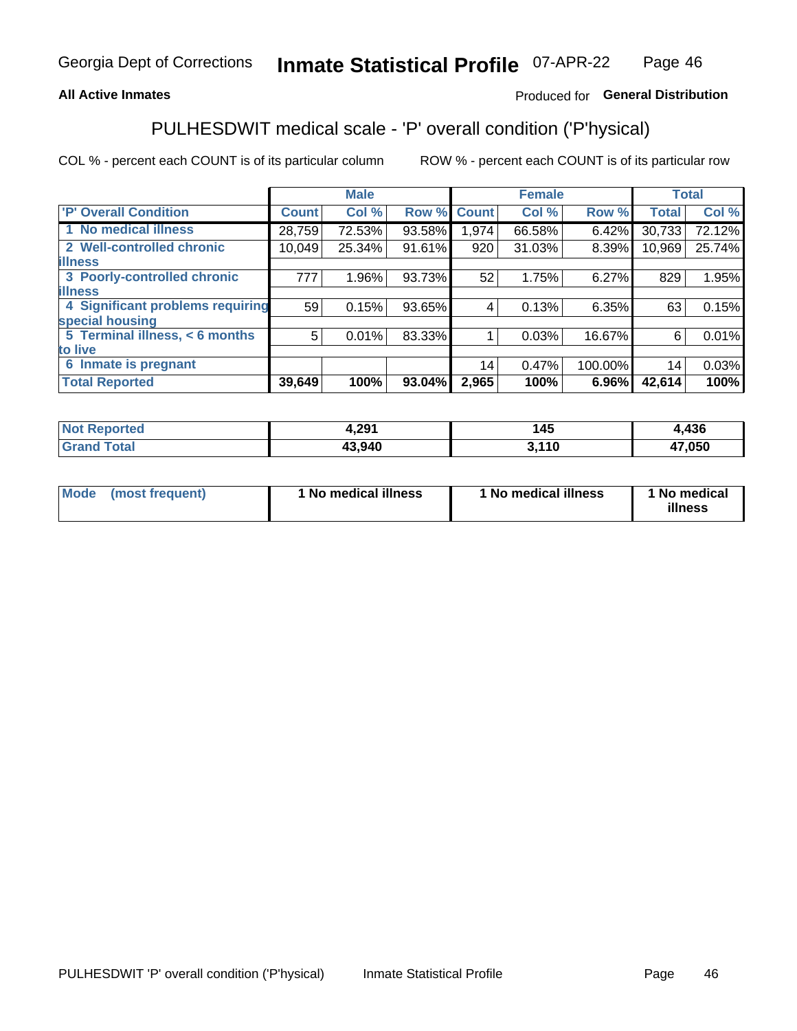**All Active Inmates**

Produced for **General Distribution**

## PULHESDWIT medical scale - 'P' overall condition ('P'hysical)

COL % - percent each COUNT is of its particular column

ROW % - percent each COUNT is of its particular row

| | Male | | | Female | | | Total | |
|---|---|---|---|---|---|---|---|---|
| 'P' Overall Condition | Count | Col % | Row % | Count | Col % | Row % | Total | Col % |
| 1 No medical illness | 28,759 | 72.53% | 93.58% | 1,974 | 66.58% | 6.42% | 30,733 | 72.12% |
| 2 Well-controlled chronic illness | 10,049 | 25.34% | 91.61% | 920 | 31.03% | 8.39% | 10,969 | 25.74% |
| 3 Poorly-controlled chronic illness | 777 | 1.96% | 93.73% | 52 | 1.75% | 6.27% | 829 | 1.95% |
| 4 Significant problems requiring special housing | 59 | 0.15% | 93.65% | 4 | 0.13% | 6.35% | 63 | 0.15% |
| 5 Terminal illness, < 6 months to live | 5 | 0.01% | 83.33% | 1 | 0.03% | 16.67% | 6 | 0.01% |
| 6 Inmate is pregnant | | | | 14 | 0.47% | 100.00% | 14 | 0.03% |
| **Total Reported** | **39,649** | **100%** | **93.04%** | **2,965** | **100%** | **6.96%** | **42,614** | **100%** |

| | Male | Female | Total |
|---|---|---|---|
| Not Reported | 4,291 | 145 | 4,436 |
| Grand Total | 43,940 | 3,110 | 47,050 |

| | Male | Female | Total |
|---|---|---|---|
| Mode (most frequent) | 1 No medical illness | 1 No medical illness | 1 No medical illness |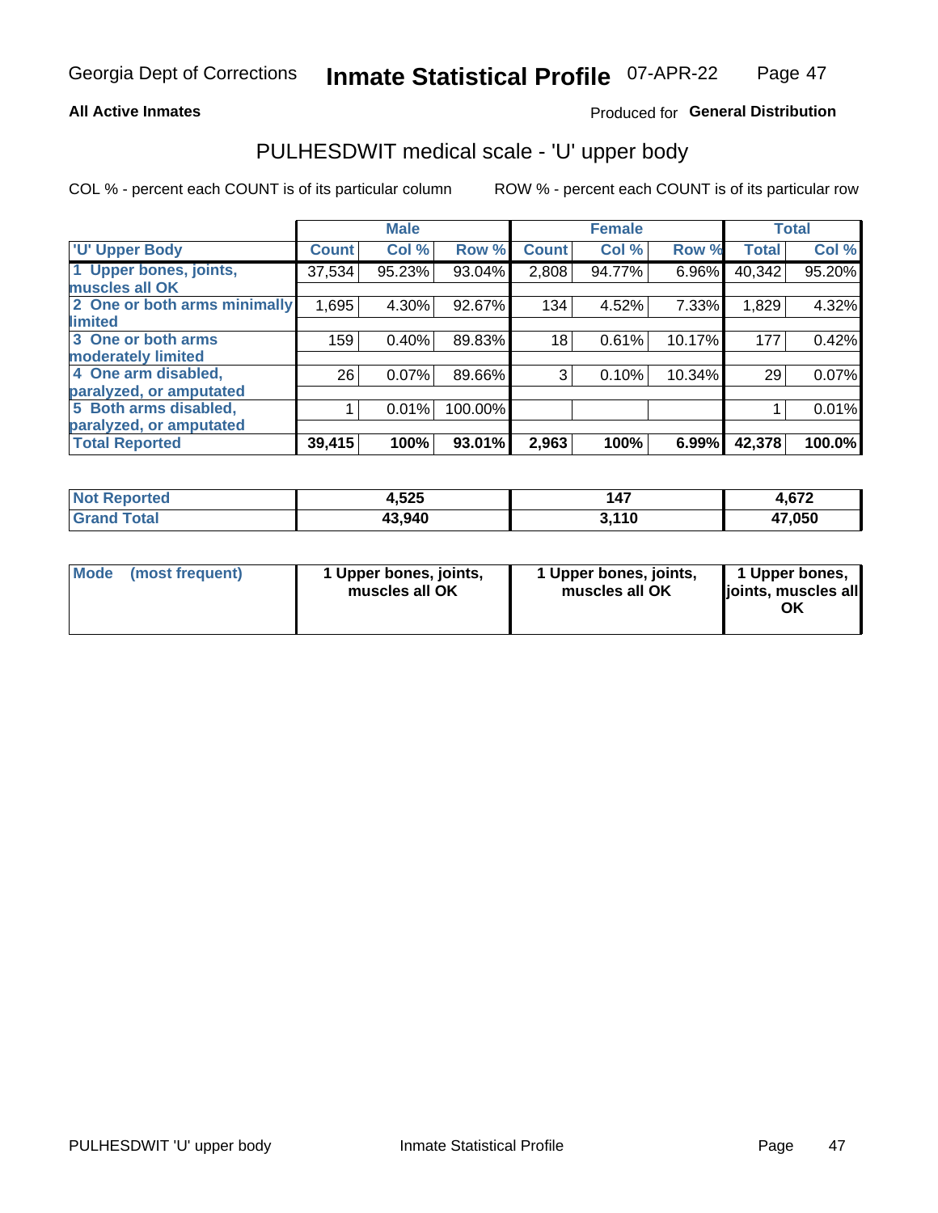**All Active Inmates**

Produced for **General Distribution**

## PULHESDWIT medical scale - 'U' upper body

COL % - percent each COUNT is of its particular column

ROW % - percent each COUNT is of its particular row

| | Male | | | Female | | | Total | |
|---|---|---|---|---|---|---|---|---|
| 'U' Upper Body | Count | Col % | Row % | Count | Col % | Row % | Total | Col % |
| 1 Upper bones, joints, muscles all OK | 37,534 | 95.23% | 93.04% | 2,808 | 94.77% | 6.96% | 40,342 | 95.20% |
| 2 One or both arms minimally limited | 1,695 | 4.30% | 92.67% | 134 | 4.52% | 7.33% | 1,829 | 4.32% |
| 3 One or both arms moderately limited | 159 | 0.40% | 89.83% | 18 | 0.61% | 10.17% | 177 | 0.42% |
| 4 One arm disabled, paralyzed, or amputated | 26 | 0.07% | 89.66% | 3 | 0.10% | 10.34% | 29 | 0.07% |
| 5 Both arms disabled, paralyzed, or amputated | 1 | 0.01% | 100.00% | | | | 1 | 0.01% |
| **Total Reported** | **39,415** | **100%** | **93.01%** | **2,963** | **100%** | **6.99%** | **42,378** | **100.0%** |

| | Male | Female | Total |
|---|---|---|---|
| Not Reported | **4,525** | **147** | **4,672** |
| Grand Total | **43,940** | **3,110** | **47,050** |

| | Male | Female | Total |
|---|---|---|---|
| Mode (most frequent) | **1 Upper bones, joints, muscles all OK** | **1 Upper bones, joints, muscles all OK** | **1 Upper bones, joints, muscles all OK** |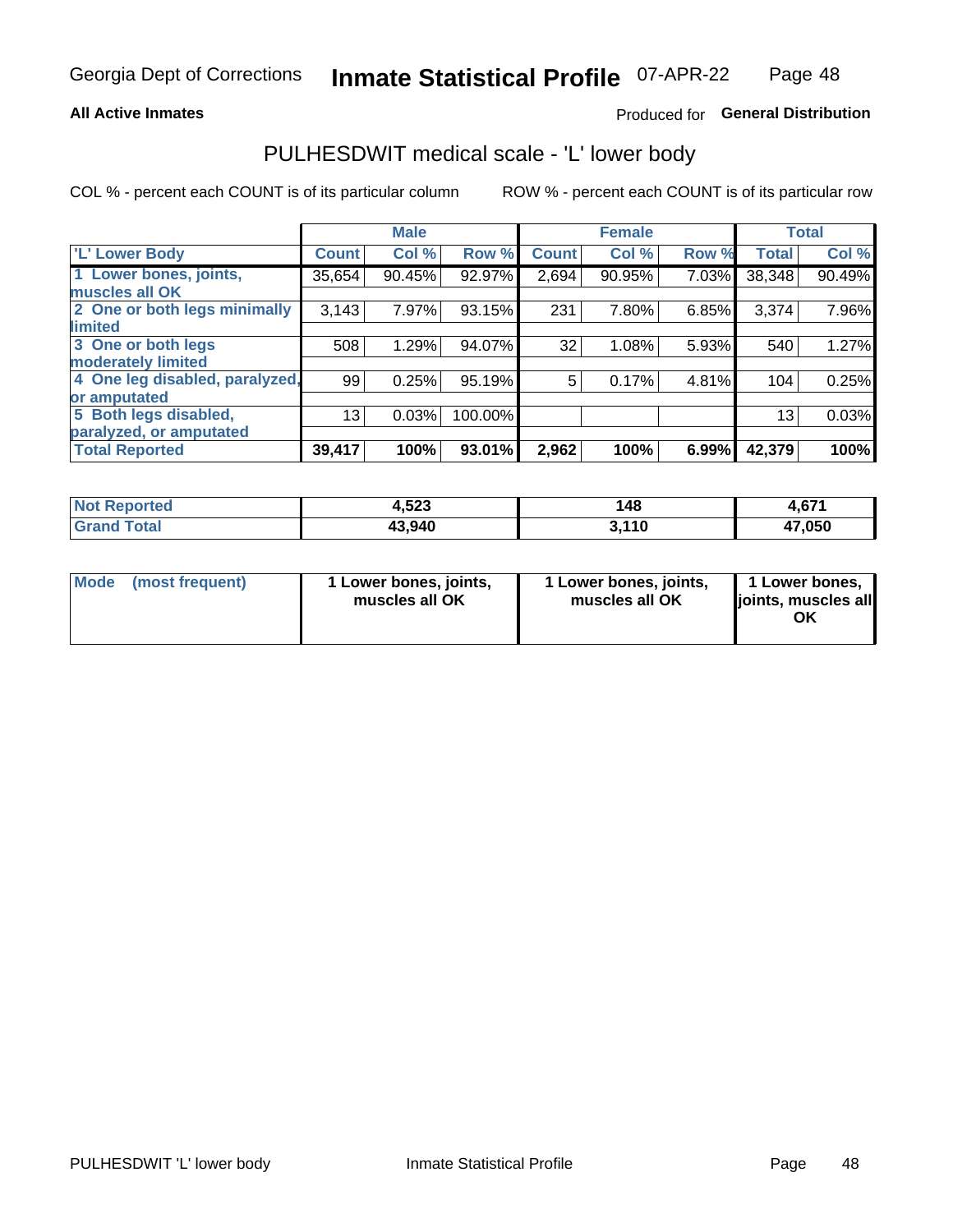Georgia Dept of Corrections **Inmate Statistical Profile** 07-APR-22

**All Active Inmates**

Produced for **General Distribution**

## PULHESDWIT medical scale - 'L' lower body

COL % - percent each COUNT is of its particular column

ROW % - percent each COUNT is of its particular row

| | Male | | | Female | | | Total | |
|---|---|---|---|---|---|---|---|---|
| 'L' Lower Body | Count | Col % | Row % | Count | Col % | Row % | Total | Col % |
| 1 Lower bones, joints, muscles all OK | 35,654 | 90.45% | 92.97% | 2,694 | 90.95% | 7.03% | 38,348 | 90.49% |
| 2 One or both legs minimally limited | 3,143 | 7.97% | 93.15% | 231 | 7.80% | 6.85% | 3,374 | 7.96% |
| 3 One or both legs moderately limited | 508 | 1.29% | 94.07% | 32 | 1.08% | 5.93% | 540 | 1.27% |
| 4 One leg disabled, paralyzed, or amputated | 99 | 0.25% | 95.19% | 5 | 0.17% | 4.81% | 104 | 0.25% |
| 5 Both legs disabled, paralyzed, or amputated | 13 | 0.03% | 100.00% | | | | 13 | 0.03% |
| Total Reported | 39,417 | 100% | 93.01% | 2,962 | 100% | 6.99% | 42,379 | 100% |

| | Male | Female | Total |
|---|---|---|---|
| Not Reported | 4,523 | 148 | 4,671 |
| Grand Total | 43,940 | 3,110 | 47,050 |

| | Male | Female | Total |
|---|---|---|---|
| Mode (most frequent) | 1 Lower bones, joints, muscles all OK | 1 Lower bones, joints, muscles all OK | 1 Lower bones, joints, muscles all OK |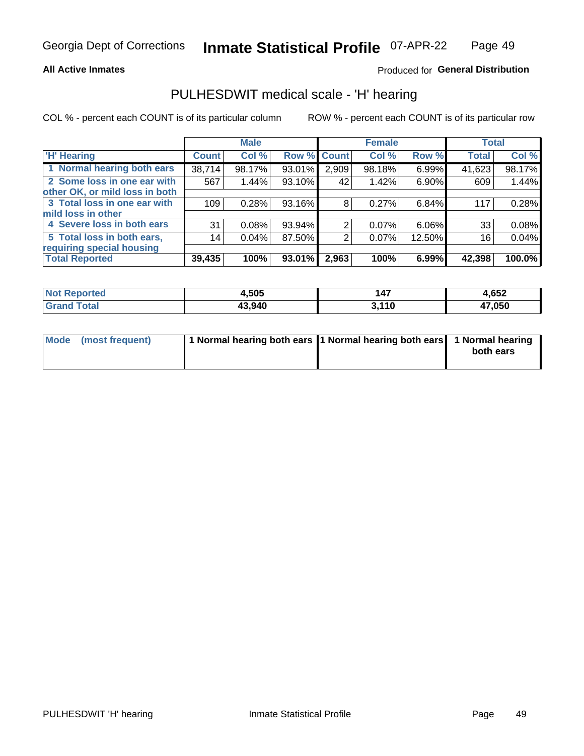**All Active Inmates**

Produced for **General Distribution**

## PULHESDWIT medical scale - 'H' hearing

COL % - percent each COUNT is of its particular column

ROW % - percent each COUNT is of its particular row

| | Male | | | Female | | | Total | |
|---|---|---|---|---|---|---|---|---|
| 'H' Hearing | Count | Col % | Row % | Count | Col % | Row % | Total | Col % |
| 1 Normal hearing both ears | 38,714 | 98.17% | 93.01% | 2,909 | 98.18% | 6.99% | 41,623 | 98.17% |
| 2 Some loss in one ear with other OK, or mild loss in both | 567 | 1.44% | 93.10% | 42 | 1.42% | 6.90% | 609 | 1.44% |
| 3 Total loss in one ear with mild loss in other | 109 | 0.28% | 93.16% | 8 | 0.27% | 6.84% | 117 | 0.28% |
| 4 Severe loss in both ears | 31 | 0.08% | 93.94% | 2 | 0.07% | 6.06% | 33 | 0.08% |
| 5 Total loss in both ears, requiring special housing | 14 | 0.04% | 87.50% | 2 | 0.07% | 12.50% | 16 | 0.04% |
| **Total Reported** | **39,435** | **100%** | **93.01%** | **2,963** | **100%** | **6.99%** | **42,398** | **100.0%** |

| | Male | Female | Total |
|---|---|---|---|
| Not Reported | 4,505 | 147 | 4,652 |
| Grand Total | 43,940 | 3,110 | 47,050 |

| | Male | Female | Total |
|---|---|---|---|
| Mode (most frequent) | 1 Normal hearing both ears | 1 Normal hearing both ears | 1 Normal hearing both ears |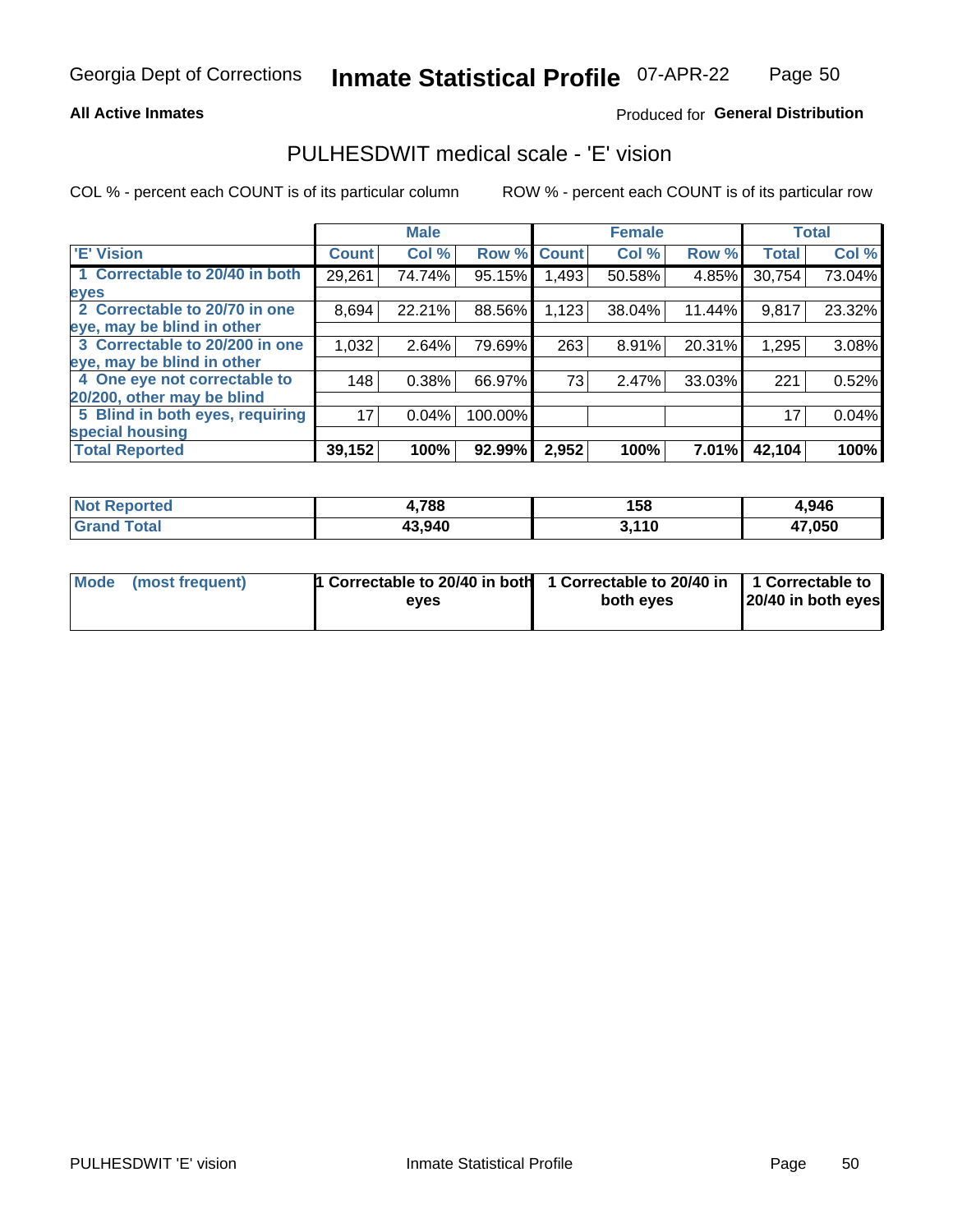Georgia Dept of Corrections **Inmate Statistical Profile** 07-APR-22

**All Active Inmates**

Produced for **General Distribution**

## PULHESDWIT medical scale - 'E' vision

COL % - percent each COUNT is of its particular column

ROW % - percent each COUNT is of its particular row

| | Male | | | Female | | | Total | |
|---|---|---|---|---|---|---|---|---|
| **'E' Vision** | **Count** | **Col %** | **Row %** | **Count** | **Col %** | **Row %** | **Total** | **Col %** |
| **1 Correctable to 20/40 in both eyes** | 29,261 | 74.74% | 95.15% | 1,493 | 50.58% | 4.85% | 30,754 | 73.04% |
| **2 Correctable to 20/70 in one eye, may be blind in other** | 8,694 | 22.21% | 88.56% | 1,123 | 38.04% | 11.44% | 9,817 | 23.32% |
| **3 Correctable to 20/200 in one eye, may be blind in other** | 1,032 | 2.64% | 79.69% | 263 | 8.91% | 20.31% | 1,295 | 3.08% |
| **4 One eye not correctable to 20/200, other may be blind** | 148 | 0.38% | 66.97% | 73 | 2.47% | 33.03% | 221 | 0.52% |
| **5 Blind in both eyes, requiring special housing** | 17 | 0.04% | 100.00% | | | | 17 | 0.04% |
| **Total Reported** | **39,152** | **100%** | **92.99%** | **2,952** | **100%** | **7.01%** | **42,104** | **100%** |

| | Male | Female | Total |
|---|---|---|---|
| **Not Reported** | **4,788** | **158** | **4,946** |
| **Grand Total** | **43,940** | **3,110** | **47,050** |

| | Male | Female | Total |
|---|---|---|---|
| **Mode (most frequent)** | **1 Correctable to 20/40 in both eyes** | **1 Correctable to 20/40 in both eyes** | **1 Correctable to 20/40 in both eyes** |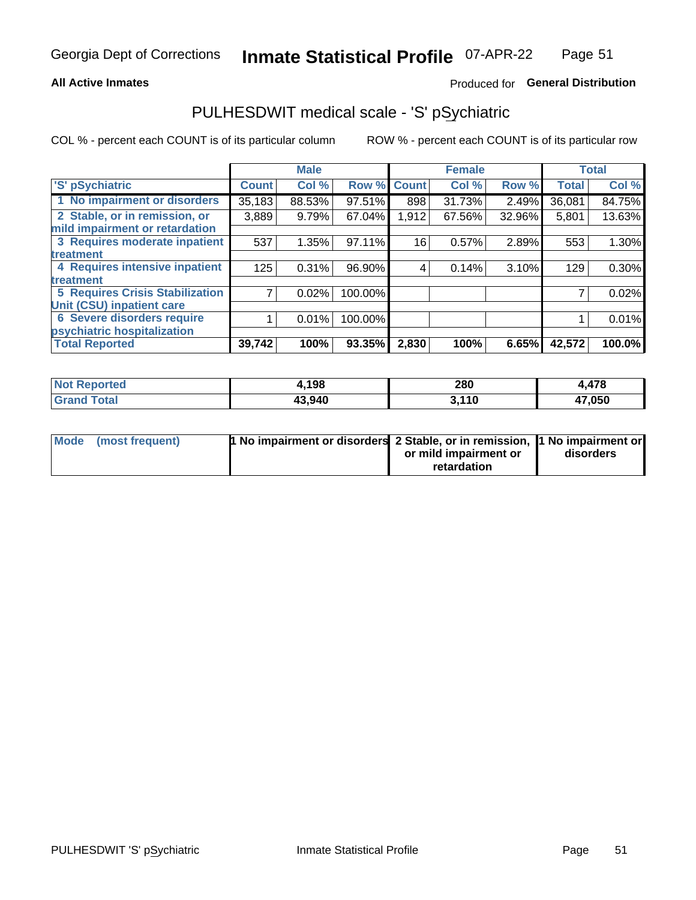**All Active Inmates**

Produced for **General Distribution**

## PULHESDWIT medical scale - 'S' pSychiatric

COL % - percent each COUNT is of its particular column

ROW % - percent each COUNT is of its particular row

| 'S' pSychiatric | Male | | | Female | | | Total | |
|---|---|---|---|---|---|---|---|---|
| | Count | Col % | Row % | Count | Col % | Row % | Total | Col % |
| 1 No impairment or disorders | 35,183 | 88.53% | 97.51% | 898 | 31.73% | 2.49% | 36,081 | 84.75% |
| 2 Stable, or in remission, or mild impairment or retardation | 3,889 | 9.79% | 67.04% | 1,912 | 67.56% | 32.96% | 5,801 | 13.63% |
| 3 Requires moderate inpatient treatment | 537 | 1.35% | 97.11% | 16 | 0.57% | 2.89% | 553 | 1.30% |
| 4 Requires intensive inpatient treatment | 125 | 0.31% | 96.90% | 4 | 0.14% | 3.10% | 129 | 0.30% |
| 5 Requires Crisis Stabilization Unit (CSU) inpatient care | 7 | 0.02% | 100.00% | | | | 7 | 0.02% |
| 6 Severe disorders require psychiatric hospitalization | 1 | 0.01% | 100.00% | | | | 1 | 0.01% |
| **Total Reported** | **39,742** | **100%** | **93.35%** | **2,830** | **100%** | **6.65%** | **42,572** | **100.0%** |

| | Male | Female | Total |
|---|---|---|---|
| Not Reported | 4,198 | 280 | 4,478 |
| Grand Total | 43,940 | 3,110 | 47,050 |

| Mode (most frequent) | 1 No impairment or disorders | 2 Stable, or in remission, or mild impairment or retardation | 1 No impairment or disorders |
|---|---|---|---|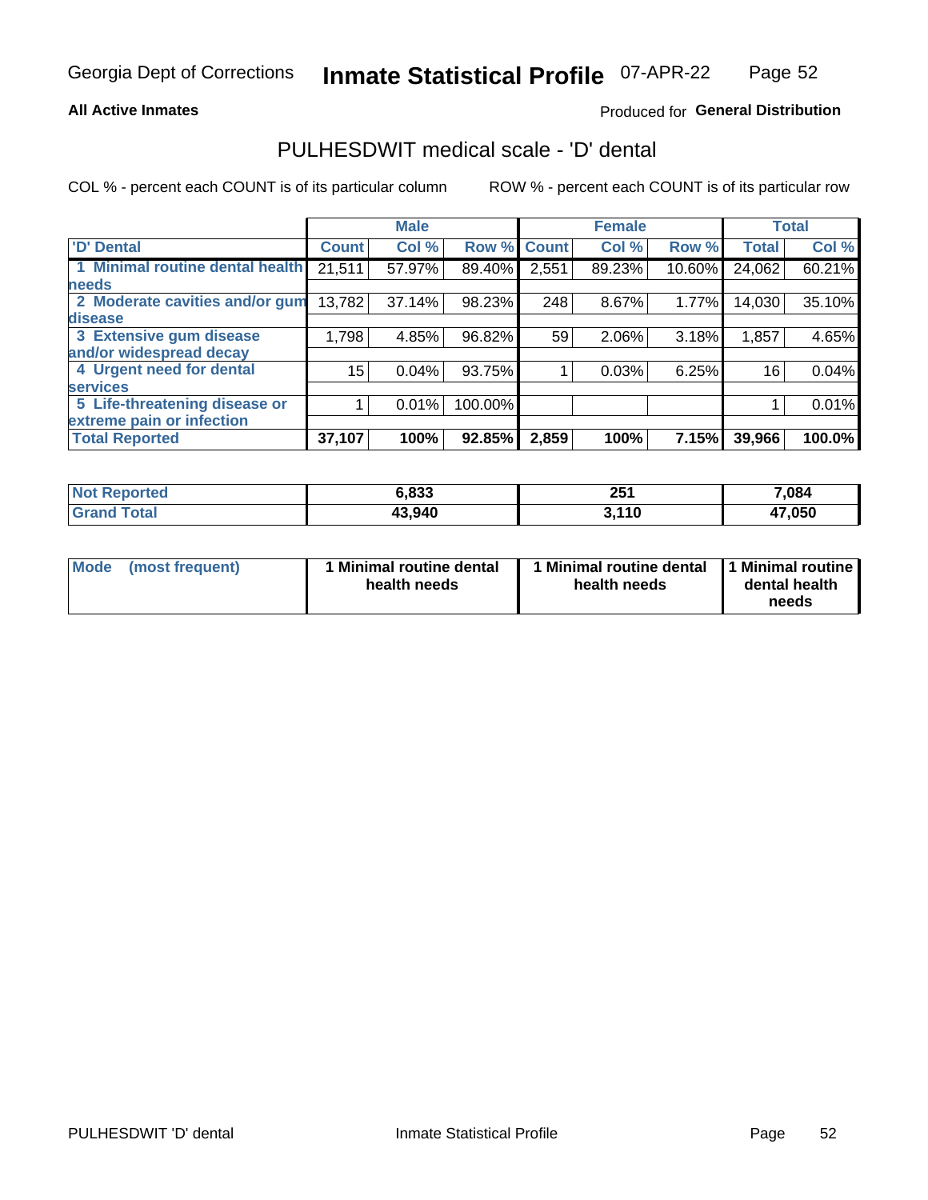Georgia Dept of Corrections **Inmate Statistical Profile** 07-APR-22

**All Active Inmates**

Produced for **General Distribution**

## PULHESDWIT medical scale - 'D' dental

COL % - percent each COUNT is of its particular column

ROW % - percent each COUNT is of its particular row

| | Male | | | Female | | | Total | |
|---|---|---|---|---|---|---|---|---|
| 'D' Dental | Count | Col % | Row % | Count | Col % | Row % | Total | Col % |
| 1 Minimal routine dental health needs | 21,511 | 57.97% | 89.40% | 2,551 | 89.23% | 10.60% | 24,062 | 60.21% |
| 2 Moderate cavities and/or gum disease | 13,782 | 37.14% | 98.23% | 248 | 8.67% | 1.77% | 14,030 | 35.10% |
| 3 Extensive gum disease and/or widespread decay | 1,798 | 4.85% | 96.82% | 59 | 2.06% | 3.18% | 1,857 | 4.65% |
| 4 Urgent need for dental services | 15 | 0.04% | 93.75% | 1 | 0.03% | 6.25% | 16 | 0.04% |
| 5 Life-threatening disease or extreme pain or infection | 1 | 0.01% | 100.00% | | | | 1 | 0.01% |
| **Total Reported** | **37,107** | **100%** | **92.85%** | **2,859** | **100%** | **7.15%** | **39,966** | **100.0%** |

| | Male | Female | Total |
|---|---|---|---|
| **Not Reported** | **6,833** | **251** | **7,084** |
| **Grand Total** | **43,940** | **3,110** | **47,050** |

| | Male | Female | Total |
|---|---|---|---|
| **Mode (most frequent)** | **1 Minimal routine dental health needs** | **1 Minimal routine dental health needs** | **1 Minimal routine dental health needs** |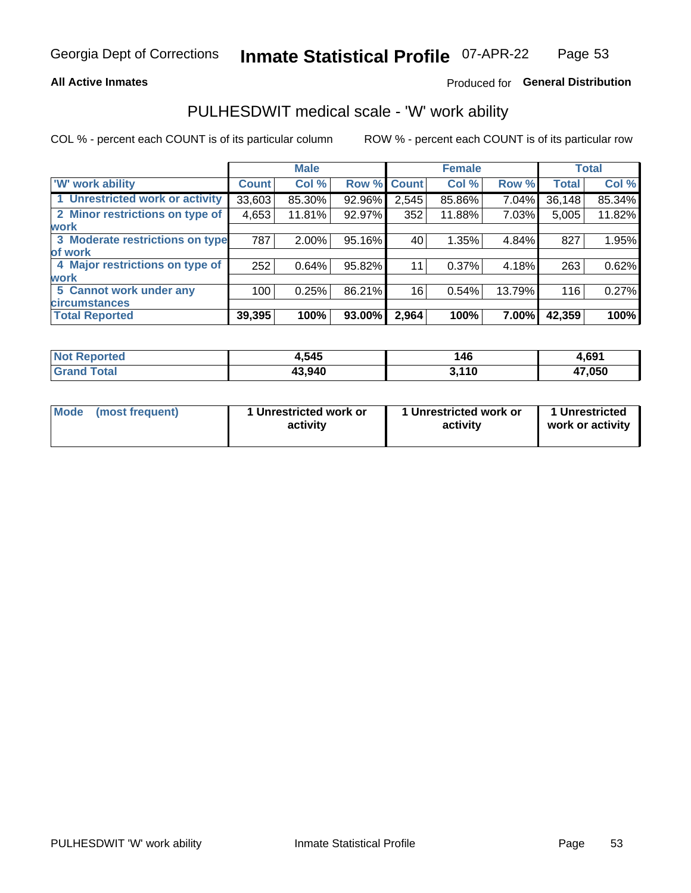Georgia Dept of Corrections **Inmate Statistical Profile** 07-APR-22

**All Active Inmates**

Produced for **General Distribution**

## PULHESDWIT medical scale - 'W' work ability

COL % - percent each COUNT is of its particular column

ROW % - percent each COUNT is of its particular row

| | Male | | | Female | | | Total | |
|---|---|---|---|---|---|---|---|---|
| **'W' work ability** | **Count** | **Col %** | **Row %** | **Count** | **Col %** | **Row %** | **Total** | **Col %** |
| 1 Unrestricted work or activity | 33,603 | 85.30% | 92.96% | 2,545 | 85.86% | 7.04% | 36,148 | 85.34% |
| 2 Minor restrictions on type of work | 4,653 | 11.81% | 92.97% | 352 | 11.88% | 7.03% | 5,005 | 11.82% |
| 3 Moderate restrictions on type of work | 787 | 2.00% | 95.16% | 40 | 1.35% | 4.84% | 827 | 1.95% |
| 4 Major restrictions on type of work | 252 | 0.64% | 95.82% | 11 | 0.37% | 4.18% | 263 | 0.62% |
| 5 Cannot work under any circumstances | 100 | 0.25% | 86.21% | 16 | 0.54% | 13.79% | 116 | 0.27% |
| **Total Reported** | **39,395** | **100%** | **93.00%** | **2,964** | **100%** | **7.00%** | **42,359** | **100%** |

| | Male | Female | Total |
|---|---|---|---|
| **Not Reported** | **4,545** | **146** | **4,691** |
| **Grand Total** | **43,940** | **3,110** | **47,050** |

| | Male | Female | Total |
|---|---|---|---|
| **Mode (most frequent)** | **1 Unrestricted work or activity** | **1 Unrestricted work or activity** | **1 Unrestricted work or activity** |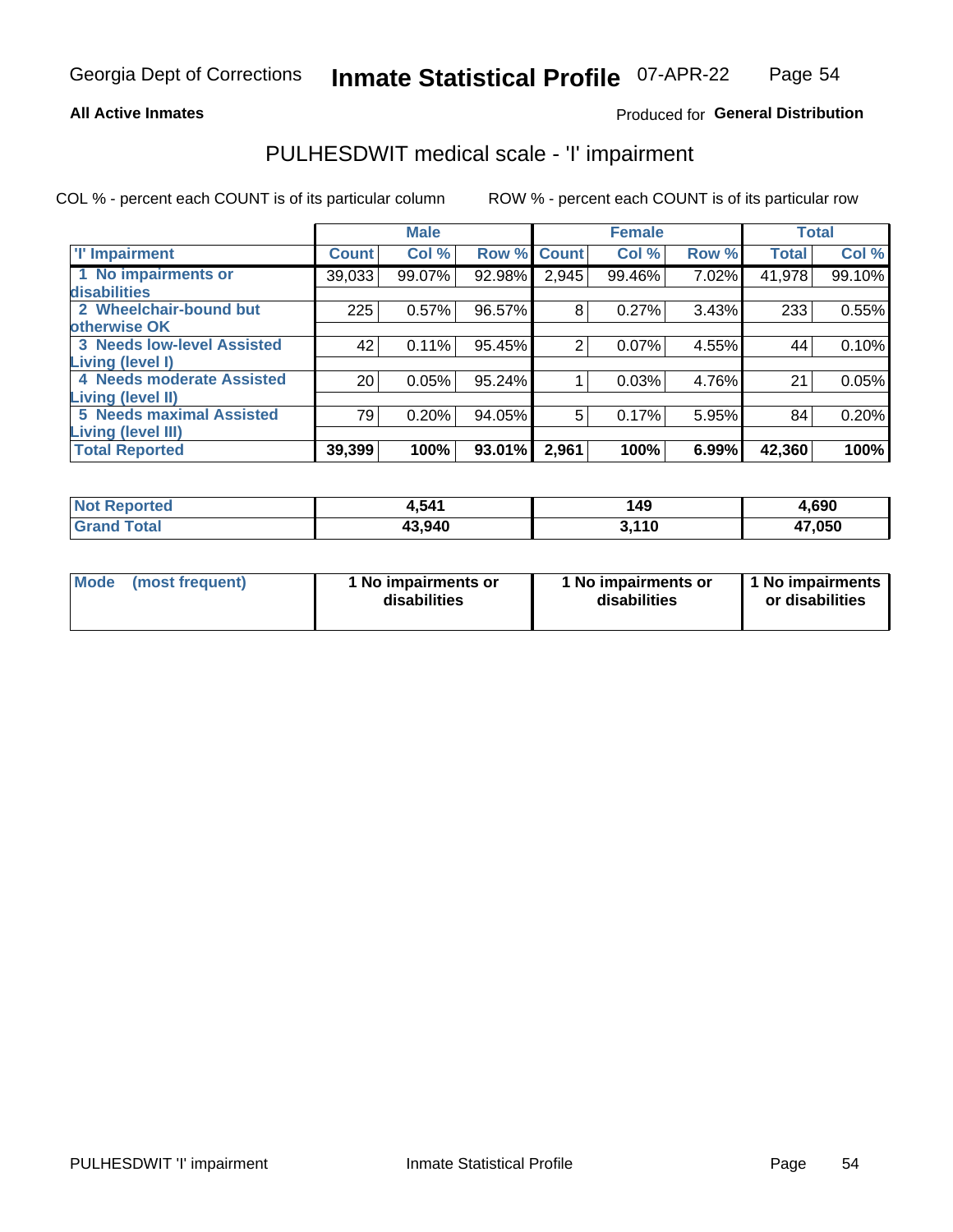**All Active Inmates**

Produced for **General Distribution**

# PULHESDWIT medical scale - 'I' impairment

COL % - percent each COUNT is of its particular column

ROW % - percent each COUNT is of its particular row

| | Male | | | Female | | | Total | |
|---|---|---|---|---|---|---|---|---|
| **'I' Impairment** | **Count** | **Col %** | **Row %** | **Count** | **Col %** | **Row %** | **Total** | **Col %** |
| **1 No impairments or disabilities** | 39,033 | 99.07% | 92.98% | 2,945 | 99.46% | 7.02% | 41,978 | 99.10% |
| **2 Wheelchair-bound but otherwise OK** | 225 | 0.57% | 96.57% | 8 | 0.27% | 3.43% | 233 | 0.55% |
| **3 Needs low-level Assisted Living (level I)** | 42 | 0.11% | 95.45% | 2 | 0.07% | 4.55% | 44 | 0.10% |
| **4 Needs moderate Assisted Living (level II)** | 20 | 0.05% | 95.24% | 1 | 0.03% | 4.76% | 21 | 0.05% |
| **5 Needs maximal Assisted Living (level III)** | 79 | 0.20% | 94.05% | 5 | 0.17% | 5.95% | 84 | 0.20% |
| **Total Reported** | **39,399** | **100%** | **93.01%** | **2,961** | **100%** | **6.99%** | **42,360** | **100%** |

| | Male | Female | Total |
|---|---|---|---|
| **Not Reported** | **4,541** | **149** | **4,690** |
| **Grand Total** | **43,940** | **3,110** | **47,050** |

| | Male | Female | Total |
|---|---|---|---|
| **Mode (most frequent)** | **1 No impairments or disabilities** | **1 No impairments or disabilities** | **1 No impairments or disabilities** |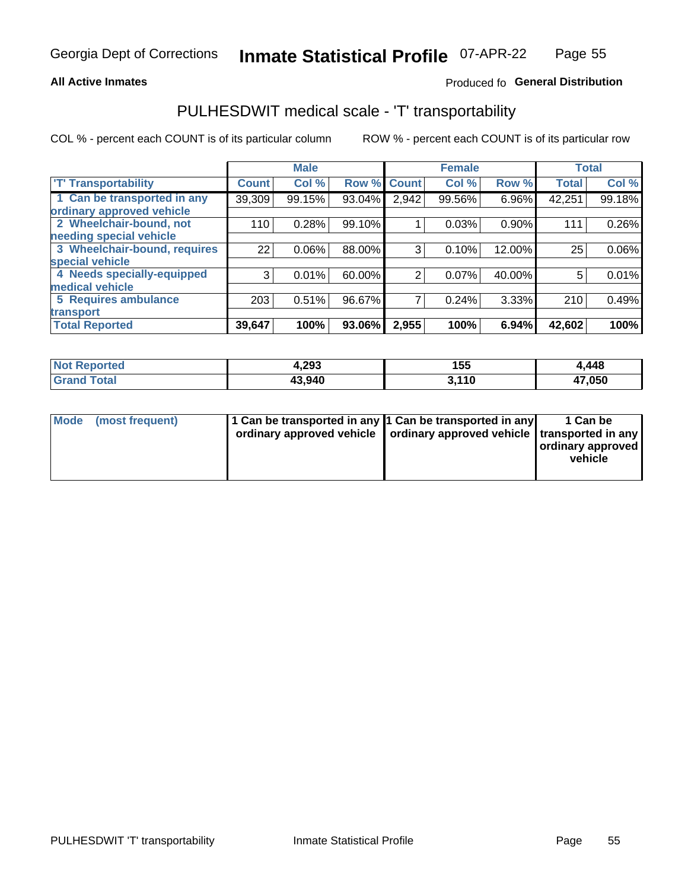Georgia Dept of Corrections **Inmate Statistical Profile** 07-APR-22

**All Active Inmates**

Produced fo **General Distribution**

## PULHESDWIT medical scale - 'T' transportability

COL % - percent each COUNT is of its particular column ROW % - percent each COUNT is of its particular row

| | Male | | | Female | | | Total | |
|---|---|---|---|---|---|---|---|---|
| 'T' Transportability | Count | Col % | Row % | Count | Col % | Row % | Total | Col % |
| 1 Can be transported in any ordinary approved vehicle | 39,309 | 99.15% | 93.04% | 2,942 | 99.56% | 6.96% | 42,251 | 99.18% |
| 2 Wheelchair-bound, not needing special vehicle | 110 | 0.28% | 99.10% | 1 | 0.03% | 0.90% | 111 | 0.26% |
| 3 Wheelchair-bound, requires special vehicle | 22 | 0.06% | 88.00% | 3 | 0.10% | 12.00% | 25 | 0.06% |
| 4 Needs specially-equipped medical vehicle | 3 | 0.01% | 60.00% | 2 | 0.07% | 40.00% | 5 | 0.01% |
| 5 Requires ambulance transport | 203 | 0.51% | 96.67% | 7 | 0.24% | 3.33% | 210 | 0.49% |
| **Total Reported** | **39,647** | **100%** | **93.06%** | **2,955** | **100%** | **6.94%** | **42,602** | **100%** |

| | Male | Female | Total |
|---|---|---|---|
| **Not Reported** | 4,293 | 155 | 4,448 |
| **Grand Total** | 43,940 | 3,110 | 47,050 |

| | Male | Female | Total |
|---|---|---|---|
| **Mode (most frequent)** | 1 Can be transported in any ordinary approved vehicle | 1 Can be transported in any ordinary approved vehicle | 1 Can be transported in any ordinary approved vehicle |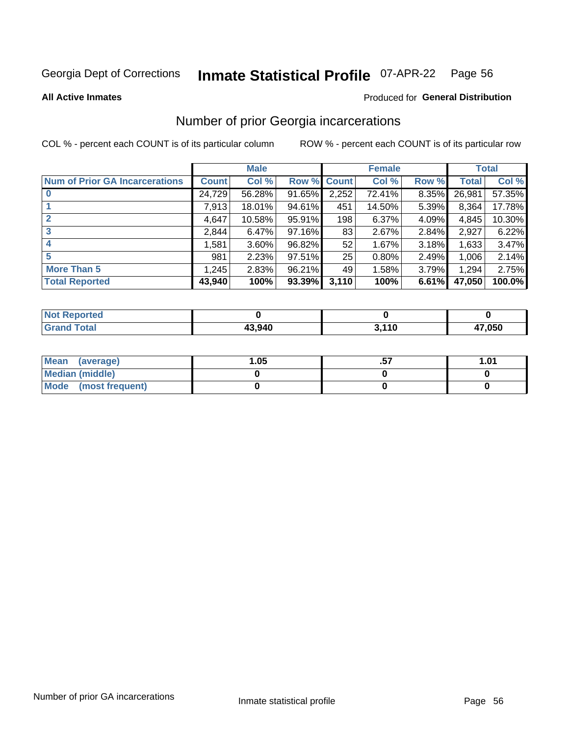Georgia Dept of Corrections **Inmate Statistical Profile** 07-APR-22

**All Active Inmates**

Produced for **General Distribution**

## Number of prior Georgia incarcerations

COL % - percent each COUNT is of its particular column

ROW % - percent each COUNT is of its particular row

| | Male | | | Female | | | Total | |
|---|---|---|---|---|---|---|---|---|
| **Num of Prior GA Incarcerations** | **Count** | **Col %** | **Row %** | **Count** | **Col %** | **Row %** | **Total** | **Col %** |
| **0** | 24,729 | 56.28% | 91.65% | 2,252 | 72.41% | 8.35% | 26,981 | 57.35% |
| **1** | 7,913 | 18.01% | 94.61% | 451 | 14.50% | 5.39% | 8,364 | 17.78% |
| **2** | 4,647 | 10.58% | 95.91% | 198 | 6.37% | 4.09% | 4,845 | 10.30% |
| **3** | 2,844 | 6.47% | 97.16% | 83 | 2.67% | 2.84% | 2,927 | 6.22% |
| **4** | 1,581 | 3.60% | 96.82% | 52 | 1.67% | 3.18% | 1,633 | 3.47% |
| **5** | 981 | 2.23% | 97.51% | 25 | 0.80% | 2.49% | 1,006 | 2.14% |
| **More Than 5** | 1,245 | 2.83% | 96.21% | 49 | 1.58% | 3.79% | 1,294 | 2.75% |
| **Total Reported** | **43,940** | **100%** | **93.39%** | **3,110** | **100%** | **6.61%** | **47,050** | **100.0%** |

| | Male | Female | Total |
|---|---|---|---|
| **Not Reported** | **0** | **0** | **0** |
| **Grand Total** | **43,940** | **3,110** | **47,050** |

| | Male | Female | Total |
|---|---|---|---|
| **Mean (average)** | **1.05** | **.57** | **1.01** |
| **Median (middle)** | **0** | **0** | **0** |
| **Mode (most frequent)** | **0** | **0** | **0** |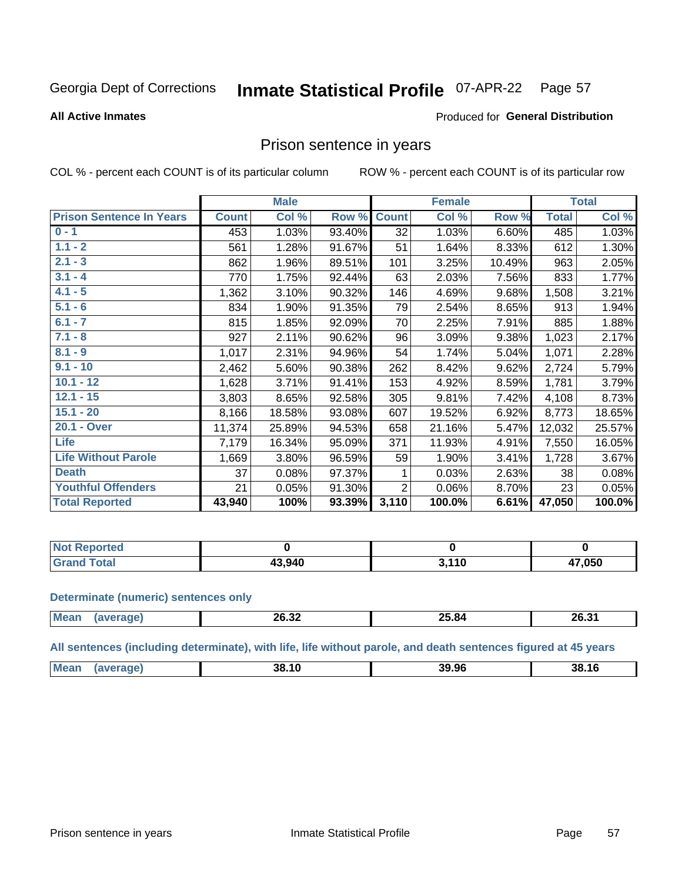Georgia Dept of Corrections **Inmate Statistical Profile** 07-APR-22

**All Active Inmates**

Produced for **General Distribution**

## Prison sentence in years

COL % - percent each COUNT is of its particular column

ROW % - percent each COUNT is of its particular row

| | Male | | | Female | | | Total | |
|---|---|---|---|---|---|---|---|---|
| **Prison Sentence In Years** | **Count** | **Col %** | **Row %** | **Count** | **Col %** | **Row %** | **Total** | **Col %** |
| 0 - 1 | 453 | 1.03% | 93.40% | 32 | 1.03% | 6.60% | 485 | 1.03% |
| 1.1 - 2 | 561 | 1.28% | 91.67% | 51 | 1.64% | 8.33% | 612 | 1.30% |
| 2.1 - 3 | 862 | 1.96% | 89.51% | 101 | 3.25% | 10.49% | 963 | 2.05% |
| 3.1 - 4 | 770 | 1.75% | 92.44% | 63 | 2.03% | 7.56% | 833 | 1.77% |
| 4.1 - 5 | 1,362 | 3.10% | 90.32% | 146 | 4.69% | 9.68% | 1,508 | 3.21% |
| 5.1 - 6 | 834 | 1.90% | 91.35% | 79 | 2.54% | 8.65% | 913 | 1.94% |
| 6.1 - 7 | 815 | 1.85% | 92.09% | 70 | 2.25% | 7.91% | 885 | 1.88% |
| 7.1 - 8 | 927 | 2.11% | 90.62% | 96 | 3.09% | 9.38% | 1,023 | 2.17% |
| 8.1 - 9 | 1,017 | 2.31% | 94.96% | 54 | 1.74% | 5.04% | 1,071 | 2.28% |
| 9.1 - 10 | 2,462 | 5.60% | 90.38% | 262 | 8.42% | 9.62% | 2,724 | 5.79% |
| 10.1 - 12 | 1,628 | 3.71% | 91.41% | 153 | 4.92% | 8.59% | 1,781 | 3.79% |
| 12.1 - 15 | 3,803 | 8.65% | 92.58% | 305 | 9.81% | 7.42% | 4,108 | 8.73% |
| 15.1 - 20 | 8,166 | 18.58% | 93.08% | 607 | 19.52% | 6.92% | 8,773 | 18.65% |
| 20.1 - Over | 11,374 | 25.89% | 94.53% | 658 | 21.16% | 5.47% | 12,032 | 25.57% |
| Life | 7,179 | 16.34% | 95.09% | 371 | 11.93% | 4.91% | 7,550 | 16.05% |
| Life Without Parole | 1,669 | 3.80% | 96.59% | 59 | 1.90% | 3.41% | 1,728 | 3.67% |
| Death | 37 | 0.08% | 97.37% | 1 | 0.03% | 2.63% | 38 | 0.08% |
| Youthful Offenders | 21 | 0.05% | 91.30% | 2 | 0.06% | 8.70% | 23 | 0.05% |
| **Total Reported** | **43,940** | **100%** | **93.39%** | **3,110** | **100.0%** | **6.61%** | **47,050** | **100.0%** |

| | Male | Female | Total |
|---|---|---|---|
| Not Reported | 0 | 0 | 0 |
| Grand Total | 43,940 | 3,110 | 47,050 |

**Determinate (numeric) sentences only**

| | Male | Female | Total |
|---|---|---|---|
| Mean (average) | 26.32 | 25.84 | 26.31 |

**All sentences (including determinate), with life, life without parole, and death sentences figured at 45 years**

| | Male | Female | Total |
|---|---|---|---|
| Mean (average) | 38.10 | 39.96 | 38.16 |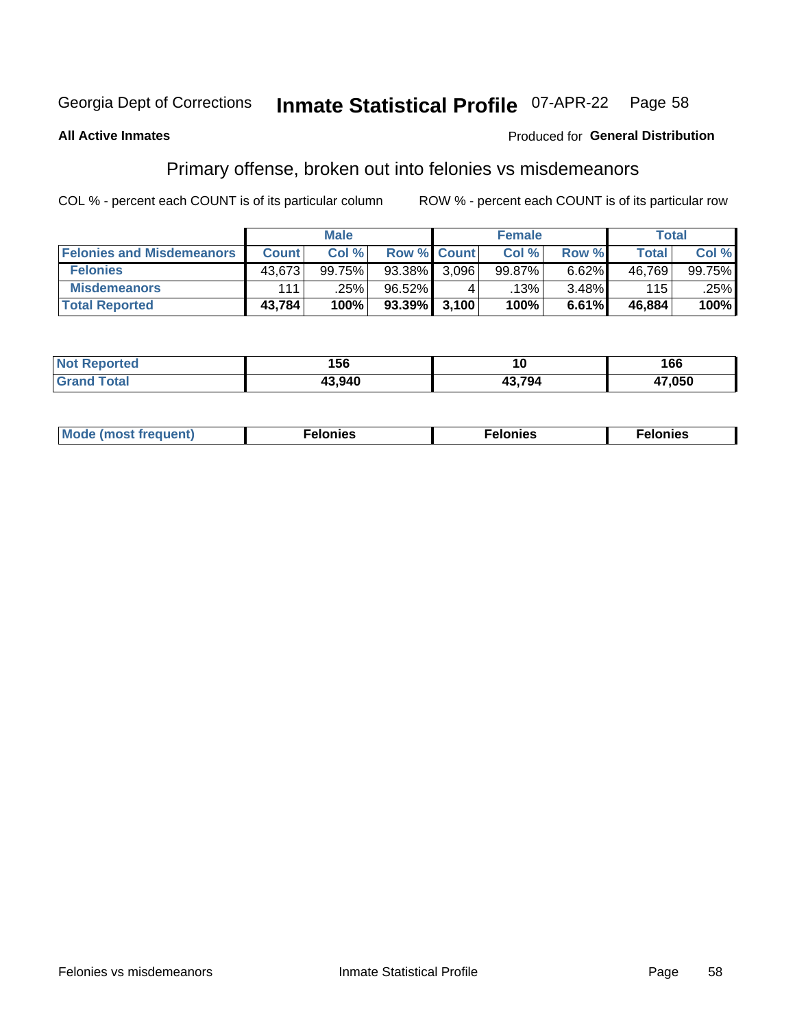Georgia Dept of Corrections **Inmate Statistical Profile** 07-APR-22

**All Active Inmates**

Produced for **General Distribution**

## Primary offense, broken out into felonies vs misdemeanors

COL % - percent each COUNT is of its particular column ROW % - percent each COUNT is of its particular row

| | Male | | | Female | | | Total | |
|---|---|---|---|---|---|---|---|---|
| **Felonies and Misdemeanors** | **Count** | **Col %** | **Row %** | **Count** | **Col %** | **Row %** | **Total** | **Col %** |
| **Felonies** | 43,673 | 99.75% | 93.38% | 3,096 | 99.87% | 6.62% | 46,769 | 99.75% |
| **Misdemeanors** | 111 | .25% | 96.52% | 4 | .13% | 3.48% | 115 | .25% |
| **Total Reported** | **43,784** | **100%** | **93.39%** | **3,100** | **100%** | **6.61%** | **46,884** | **100%** |

| | Male | Female | Total |
|---|---|---|---|
| **Not Reported** | **156** | **10** | **166** |
| **Grand Total** | **43,940** | **43,794** | **47,050** |

| | Male | Female | Total |
|---|---|---|---|
| **Mode (most frequent)** | **Felonies** | **Felonies** | **Felonies** |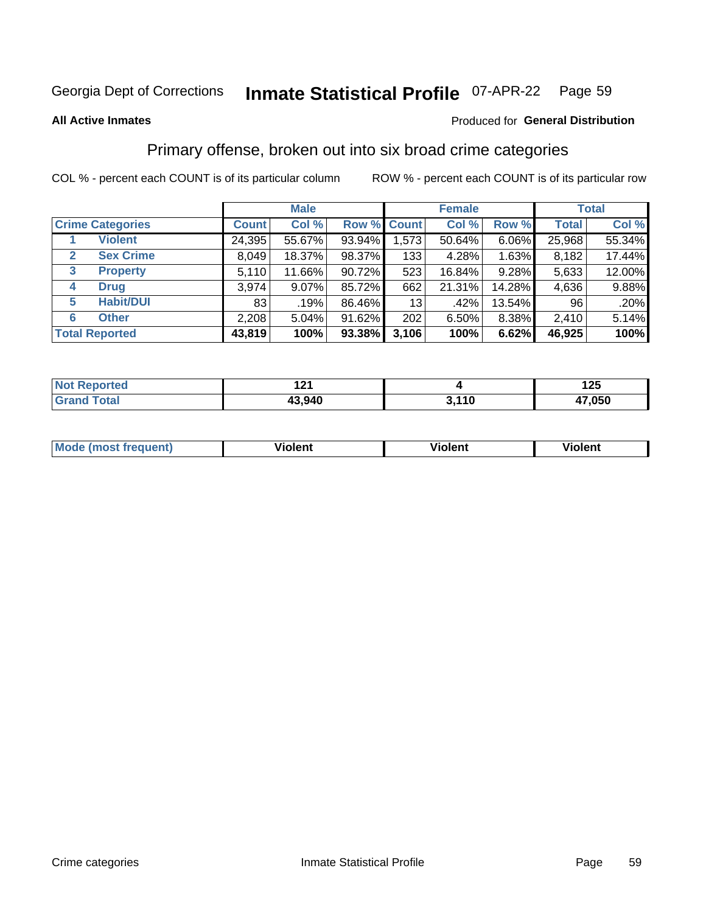Georgia Dept of Corrections **Inmate Statistical Profile** 07-APR-22

**All Active Inmates**

Produced for **General Distribution**

## Primary offense, broken out into six broad crime categories

COL % - percent each COUNT is of its particular column

ROW % - percent each COUNT is of its particular row

| | | Male | | | Female | | | Total | |
|---|---|---|---|---|---|---|---|---|---|
| **Crime Categories** | | **Count** | **Col %** | **Row %** | **Count** | **Col %** | **Row %** | **Total** | **Col %** |
| 1 | **Violent** | 24,395 | 55.67% | 93.94% | 1,573 | 50.64% | 6.06% | 25,968 | 55.34% |
| 2 | **Sex Crime** | 8,049 | 18.37% | 98.37% | 133 | 4.28% | 1.63% | 8,182 | 17.44% |
| 3 | **Property** | 5,110 | 11.66% | 90.72% | 523 | 16.84% | 9.28% | 5,633 | 12.00% |
| 4 | **Drug** | 3,974 | 9.07% | 85.72% | 662 | 21.31% | 14.28% | 4,636 | 9.88% |
| 5 | **Habit/DUI** | 83 | .19% | 86.46% | 13 | .42% | 13.54% | 96 | .20% |
| 6 | **Other** | 2,208 | 5.04% | 91.62% | 202 | 6.50% | 8.38% | 2,410 | 5.14% |
| **Total Reported** | | **43,819** | **100%** | **93.38%** | **3,106** | **100%** | **6.62%** | **46,925** | **100%** |

| | Male | Female | Total |
|---|---|---|---|
| **Not Reported** | **121** | **4** | **125** |
| **Grand Total** | **43,940** | **3,110** | **47,050** |

| | Male | Female | Total |
|---|---|---|---|
| **Mode (most frequent)** | **Violent** | **Violent** | **Violent** |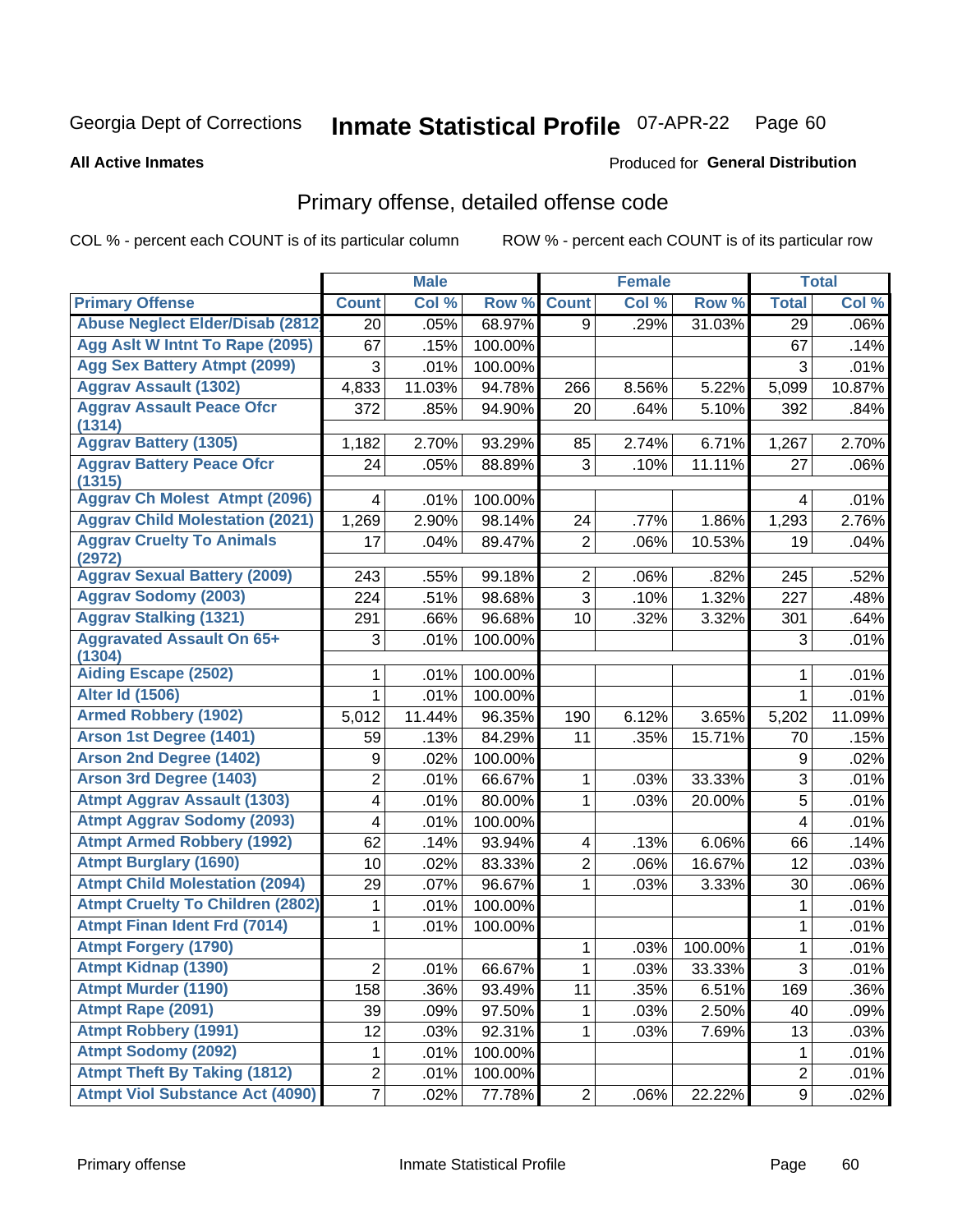Georgia Dept of Corrections **Inmate Statistical Profile** 07-APR-22

**All Active Inmates**

Produced for **General Distribution**

## Primary offense, detailed offense code

COL % - percent each COUNT is of its particular column ROW % - percent each COUNT is of its particular row

| | Male | | | Female | | | Total | |
|---|---|---|---|---|---|---|---|---|
| **Primary Offense** | **Count** | **Col %** | **Row %** | **Count** | **Col %** | **Row %** | **Total** | **Col %** |
| Abuse Neglect Elder/Disab (2812 | 20 | .05% | 68.97% | 9 | .29% | 31.03% | 29 | .06% |
| Agg Aslt W Intnt To Rape (2095) | 67 | .15% | 100.00% | | | | 67 | .14% |
| Agg Sex Battery Atmpt (2099) | 3 | .01% | 100.00% | | | | 3 | .01% |
| Aggrav Assault (1302) | 4,833 | 11.03% | 94.78% | 266 | 8.56% | 5.22% | 5,099 | 10.87% |
| Aggrav Assault Peace Ofcr (1314) | 372 | .85% | 94.90% | 20 | .64% | 5.10% | 392 | .84% |
| Aggrav Battery (1305) | 1,182 | 2.70% | 93.29% | 85 | 2.74% | 6.71% | 1,267 | 2.70% |
| Aggrav Battery Peace Ofcr (1315) | 24 | .05% | 88.89% | 3 | .10% | 11.11% | 27 | .06% |
| Aggrav Ch Molest Atmpt (2096) | 4 | .01% | 100.00% | | | | 4 | .01% |
| Aggrav Child Molestation (2021) | 1,269 | 2.90% | 98.14% | 24 | .77% | 1.86% | 1,293 | 2.76% |
| Aggrav Cruelty To Animals (2972) | 17 | .04% | 89.47% | 2 | .06% | 10.53% | 19 | .04% |
| Aggrav Sexual Battery (2009) | 243 | .55% | 99.18% | 2 | .06% | .82% | 245 | .52% |
| Aggrav Sodomy (2003) | 224 | .51% | 98.68% | 3 | .10% | 1.32% | 227 | .48% |
| Aggrav Stalking (1321) | 291 | .66% | 96.68% | 10 | .32% | 3.32% | 301 | .64% |
| Aggravated Assault On 65+ (1304) | 3 | .01% | 100.00% | | | | 3 | .01% |
| Aiding Escape (2502) | 1 | .01% | 100.00% | | | | 1 | .01% |
| Alter Id (1506) | 1 | .01% | 100.00% | | | | 1 | .01% |
| Armed Robbery (1902) | 5,012 | 11.44% | 96.35% | 190 | 6.12% | 3.65% | 5,202 | 11.09% |
| Arson 1st Degree (1401) | 59 | .13% | 84.29% | 11 | .35% | 15.71% | 70 | .15% |
| Arson 2nd Degree (1402) | 9 | .02% | 100.00% | | | | 9 | .02% |
| Arson 3rd Degree (1403) | 2 | .01% | 66.67% | 1 | .03% | 33.33% | 3 | .01% |
| Atmpt Aggrav Assault (1303) | 4 | .01% | 80.00% | 1 | .03% | 20.00% | 5 | .01% |
| Atmpt Aggrav Sodomy (2093) | 4 | .01% | 100.00% | | | | 4 | .01% |
| Atmpt Armed Robbery (1992) | 62 | .14% | 93.94% | 4 | .13% | 6.06% | 66 | .14% |
| Atmpt Burglary (1690) | 10 | .02% | 83.33% | 2 | .06% | 16.67% | 12 | .03% |
| Atmpt Child Molestation (2094) | 29 | .07% | 96.67% | 1 | .03% | 3.33% | 30 | .06% |
| Atmpt Cruelty To Children (2802) | 1 | .01% | 100.00% | | | | 1 | .01% |
| Atmpt Finan Ident Frd (7014) | 1 | .01% | 100.00% | | | | 1 | .01% |
| Atmpt Forgery (1790) | | | | 1 | .03% | 100.00% | 1 | .01% |
| Atmpt Kidnap (1390) | 2 | .01% | 66.67% | 1 | .03% | 33.33% | 3 | .01% |
| Atmpt Murder (1190) | 158 | .36% | 93.49% | 11 | .35% | 6.51% | 169 | .36% |
| Atmpt Rape (2091) | 39 | .09% | 97.50% | 1 | .03% | 2.50% | 40 | .09% |
| Atmpt Robbery (1991) | 12 | .03% | 92.31% | 1 | .03% | 7.69% | 13 | .03% |
| Atmpt Sodomy (2092) | 1 | .01% | 100.00% | | | | 1 | .01% |
| Atmpt Theft By Taking (1812) | 2 | .01% | 100.00% | | | | 2 | .01% |
| Atmpt Viol Substance Act (4090) | 7 | .02% | 77.78% | 2 | .06% | 22.22% | 9 | .02% |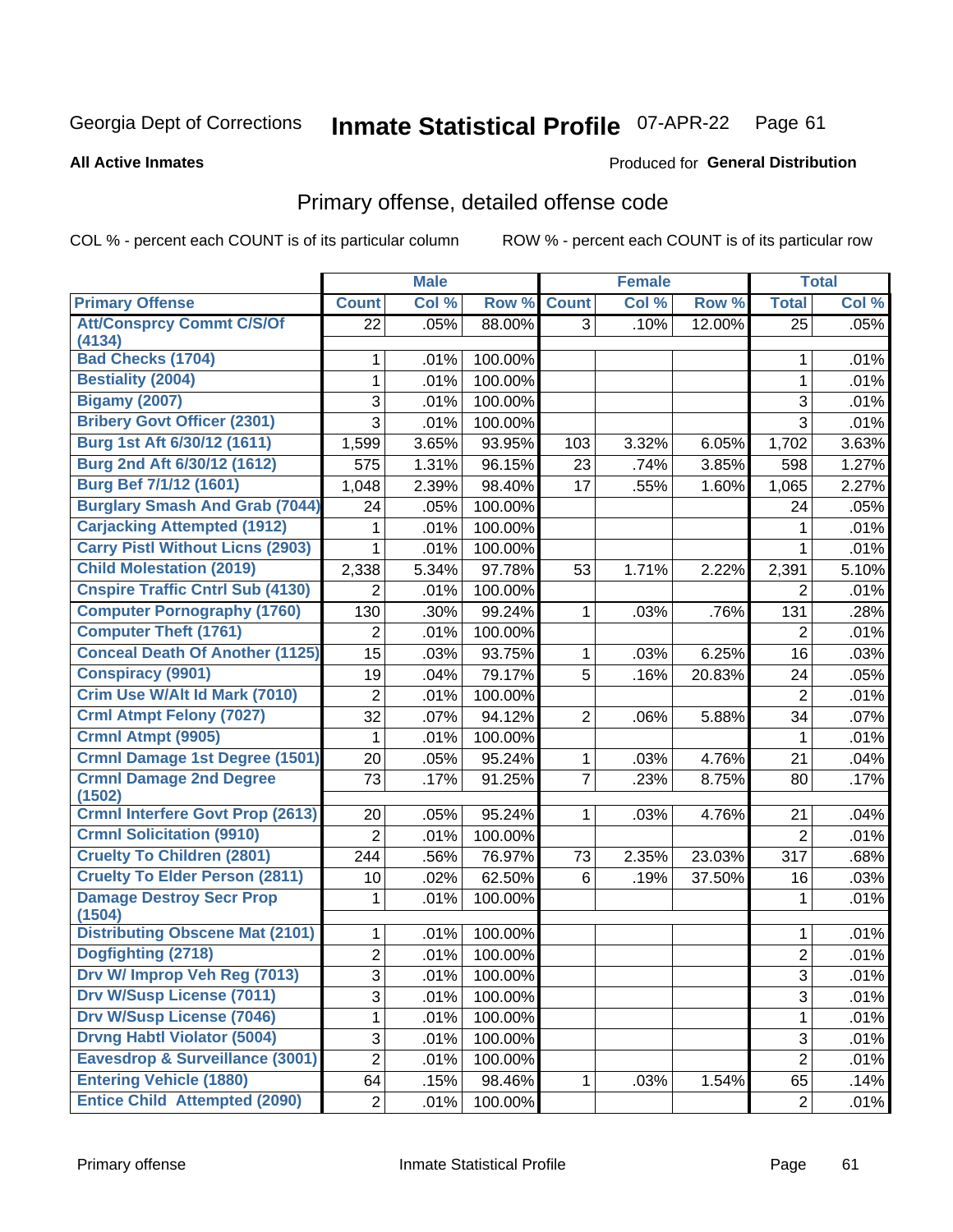Georgia Dept of Corrections **Inmate Statistical Profile** 07-APR-22

**All Active Inmates**

Produced for **General Distribution**

## Primary offense, detailed offense code

COL % - percent each COUNT is of its particular column ROW % - percent each COUNT is of its particular row

| | Male | | | Female | | | Total | |
|---|---|---|---|---|---|---|---|---|
| **Primary Offense** | **Count** | **Col %** | **Row %** | **Count** | **Col %** | **Row %** | **Total** | **Col %** |
| Att/Consprcy Commt C/S/Of (4134) | 22 | .05% | 88.00% | 3 | .10% | 12.00% | 25 | .05% |
| Bad Checks (1704) | 1 | .01% | 100.00% | | | | 1 | .01% |
| Bestiality (2004) | 1 | .01% | 100.00% | | | | 1 | .01% |
| Bigamy (2007) | 3 | .01% | 100.00% | | | | 3 | .01% |
| Bribery Govt Officer (2301) | 3 | .01% | 100.00% | | | | 3 | .01% |
| Burg 1st Aft 6/30/12 (1611) | 1,599 | 3.65% | 93.95% | 103 | 3.32% | 6.05% | 1,702 | 3.63% |
| Burg 2nd Aft 6/30/12 (1612) | 575 | 1.31% | 96.15% | 23 | .74% | 3.85% | 598 | 1.27% |
| Burg Bef 7/1/12 (1601) | 1,048 | 2.39% | 98.40% | 17 | .55% | 1.60% | 1,065 | 2.27% |
| Burglary Smash And Grab (7044) | 24 | .05% | 100.00% | | | | 24 | .05% |
| Carjacking Attempted (1912) | 1 | .01% | 100.00% | | | | 1 | .01% |
| Carry Pistl Without Licns (2903) | 1 | .01% | 100.00% | | | | 1 | .01% |
| Child Molestation (2019) | 2,338 | 5.34% | 97.78% | 53 | 1.71% | 2.22% | 2,391 | 5.10% |
| Cnspire Traffic Cntrl Sub (4130) | 2 | .01% | 100.00% | | | | 2 | .01% |
| Computer Pornography (1760) | 130 | .30% | 99.24% | 1 | .03% | .76% | 131 | .28% |
| Computer Theft (1761) | 2 | .01% | 100.00% | | | | 2 | .01% |
| Conceal Death Of Another (1125) | 15 | .03% | 93.75% | 1 | .03% | 6.25% | 16 | .03% |
| Conspiracy (9901) | 19 | .04% | 79.17% | 5 | .16% | 20.83% | 24 | .05% |
| Crim Use W/Alt Id Mark (7010) | 2 | .01% | 100.00% | | | | 2 | .01% |
| Crml Atmpt Felony (7027) | 32 | .07% | 94.12% | 2 | .06% | 5.88% | 34 | .07% |
| Crmnl Atmpt (9905) | 1 | .01% | 100.00% | | | | 1 | .01% |
| Crmnl Damage 1st Degree (1501) | 20 | .05% | 95.24% | 1 | .03% | 4.76% | 21 | .04% |
| Crmnl Damage 2nd Degree (1502) | 73 | .17% | 91.25% | 7 | .23% | 8.75% | 80 | .17% |
| Crmnl Interfere Govt Prop (2613) | 20 | .05% | 95.24% | 1 | .03% | 4.76% | 21 | .04% |
| Crmnl Solicitation (9910) | 2 | .01% | 100.00% | | | | 2 | .01% |
| Cruelty To Children (2801) | 244 | .56% | 76.97% | 73 | 2.35% | 23.03% | 317 | .68% |
| Cruelty To Elder Person (2811) | 10 | .02% | 62.50% | 6 | .19% | 37.50% | 16 | .03% |
| Damage Destroy Secr Prop (1504) | 1 | .01% | 100.00% | | | | 1 | .01% |
| Distributing Obscene Mat (2101) | 1 | .01% | 100.00% | | | | 1 | .01% |
| Dogfighting (2718) | 2 | .01% | 100.00% | | | | 2 | .01% |
| Drv W/ Improp Veh Reg (7013) | 3 | .01% | 100.00% | | | | 3 | .01% |
| Drv W/Susp License (7011) | 3 | .01% | 100.00% | | | | 3 | .01% |
| Drv W/Susp License (7046) | 1 | .01% | 100.00% | | | | 1 | .01% |
| Drvng Habtl Violator (5004) | 3 | .01% | 100.00% | | | | 3 | .01% |
| Eavesdrop & Surveillance (3001) | 2 | .01% | 100.00% | | | | 2 | .01% |
| Entering Vehicle (1880) | 64 | .15% | 98.46% | 1 | .03% | 1.54% | 65 | .14% |
| Entice Child Attempted (2090) | 2 | .01% | 100.00% | | | | 2 | .01% |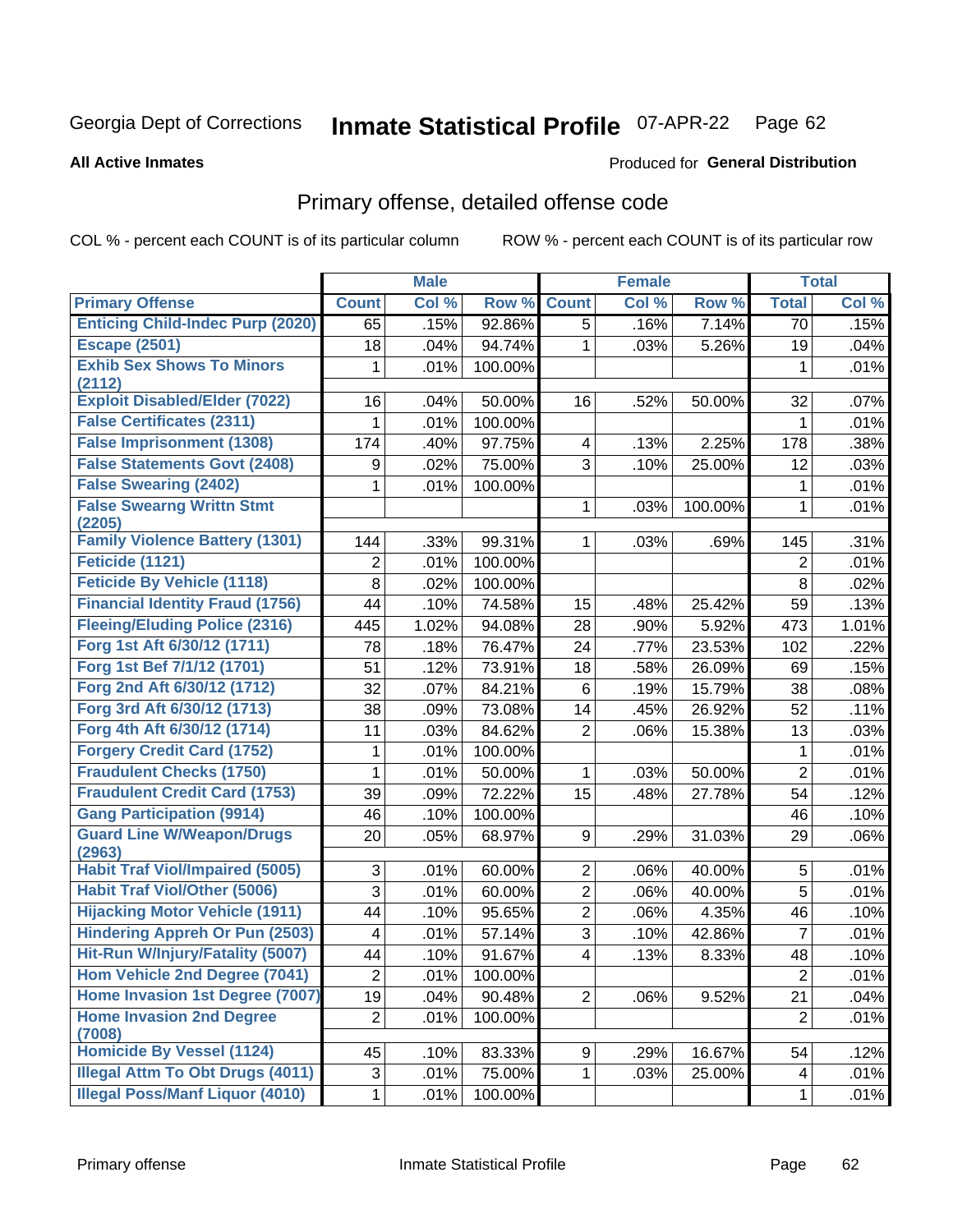Georgia Dept of Corrections **Inmate Statistical Profile** 07-APR-22

**All Active Inmates**

Produced for **General Distribution**

## Primary offense, detailed offense code

COL % - percent each COUNT is of its particular column ROW % - percent each COUNT is of its particular row

| | Male | | | Female | | | Total | |
|---|---|---|---|---|---|---|---|---|
| **Primary Offense** | **Count** | **Col %** | **Row %** | **Count** | **Col %** | **Row %** | **Total** | **Col %** |
| **Enticing Child-Indec Purp (2020)** | 65 | .15% | 92.86% | 5 | .16% | 7.14% | 70 | .15% |
| **Escape (2501)** | 18 | .04% | 94.74% | 1 | .03% | 5.26% | 19 | .04% |
| **Exhib Sex Shows To Minors (2112)** | 1 | .01% | 100.00% | | | | 1 | .01% |
| **Exploit Disabled/Elder (7022)** | 16 | .04% | 50.00% | 16 | .52% | 50.00% | 32 | .07% |
| **False Certificates (2311)** | 1 | .01% | 100.00% | | | | 1 | .01% |
| **False Imprisonment (1308)** | 174 | .40% | 97.75% | 4 | .13% | 2.25% | 178 | .38% |
| **False Statements Govt (2408)** | 9 | .02% | 75.00% | 3 | .10% | 25.00% | 12 | .03% |
| **False Swearing (2402)** | 1 | .01% | 100.00% | | | | 1 | .01% |
| **False Swearng Writtn Stmt (2205)** | | | | 1 | .03% | 100.00% | 1 | .01% |
| **Family Violence Battery (1301)** | 144 | .33% | 99.31% | 1 | .03% | .69% | 145 | .31% |
| **Feticide (1121)** | 2 | .01% | 100.00% | | | | 2 | .01% |
| **Feticide By Vehicle (1118)** | 8 | .02% | 100.00% | | | | 8 | .02% |
| **Financial Identity Fraud (1756)** | 44 | .10% | 74.58% | 15 | .48% | 25.42% | 59 | .13% |
| **Fleeing/Eluding Police (2316)** | 445 | 1.02% | 94.08% | 28 | .90% | 5.92% | 473 | 1.01% |
| **Forg 1st Aft 6/30/12 (1711)** | 78 | .18% | 76.47% | 24 | .77% | 23.53% | 102 | .22% |
| **Forg 1st Bef 7/1/12 (1701)** | 51 | .12% | 73.91% | 18 | .58% | 26.09% | 69 | .15% |
| **Forg 2nd Aft 6/30/12 (1712)** | 32 | .07% | 84.21% | 6 | .19% | 15.79% | 38 | .08% |
| **Forg 3rd Aft 6/30/12 (1713)** | 38 | .09% | 73.08% | 14 | .45% | 26.92% | 52 | .11% |
| **Forg 4th Aft 6/30/12 (1714)** | 11 | .03% | 84.62% | 2 | .06% | 15.38% | 13 | .03% |
| **Forgery Credit Card (1752)** | 1 | .01% | 100.00% | | | | 1 | .01% |
| **Fraudulent Checks (1750)** | 1 | .01% | 50.00% | 1 | .03% | 50.00% | 2 | .01% |
| **Fraudulent Credit Card (1753)** | 39 | .09% | 72.22% | 15 | .48% | 27.78% | 54 | .12% |
| **Gang Participation (9914)** | 46 | .10% | 100.00% | | | | 46 | .10% |
| **Guard Line W/Weapon/Drugs (2963)** | 20 | .05% | 68.97% | 9 | .29% | 31.03% | 29 | .06% |
| **Habit Traf Viol/Impaired (5005)** | 3 | .01% | 60.00% | 2 | .06% | 40.00% | 5 | .01% |
| **Habit Traf Viol/Other (5006)** | 3 | .01% | 60.00% | 2 | .06% | 40.00% | 5 | .01% |
| **Hijacking Motor Vehicle (1911)** | 44 | .10% | 95.65% | 2 | .06% | 4.35% | 46 | .10% |
| **Hindering Appreh Or Pun (2503)** | 4 | .01% | 57.14% | 3 | .10% | 42.86% | 7 | .01% |
| **Hit-Run W/Injury/Fatality (5007)** | 44 | .10% | 91.67% | 4 | .13% | 8.33% | 48 | .10% |
| **Hom Vehicle 2nd Degree (7041)** | 2 | .01% | 100.00% | | | | 2 | .01% |
| **Home Invasion 1st Degree (7007)** | 19 | .04% | 90.48% | 2 | .06% | 9.52% | 21 | .04% |
| **Home Invasion 2nd Degree (7008)** | 2 | .01% | 100.00% | | | | 2 | .01% |
| **Homicide By Vessel (1124)** | 45 | .10% | 83.33% | 9 | .29% | 16.67% | 54 | .12% |
| **Illegal Attm To Obt Drugs (4011)** | 3 | .01% | 75.00% | 1 | .03% | 25.00% | 4 | .01% |
| **Illegal Poss/Manf Liquor (4010)** | 1 | .01% | 100.00% | | | | 1 | .01% |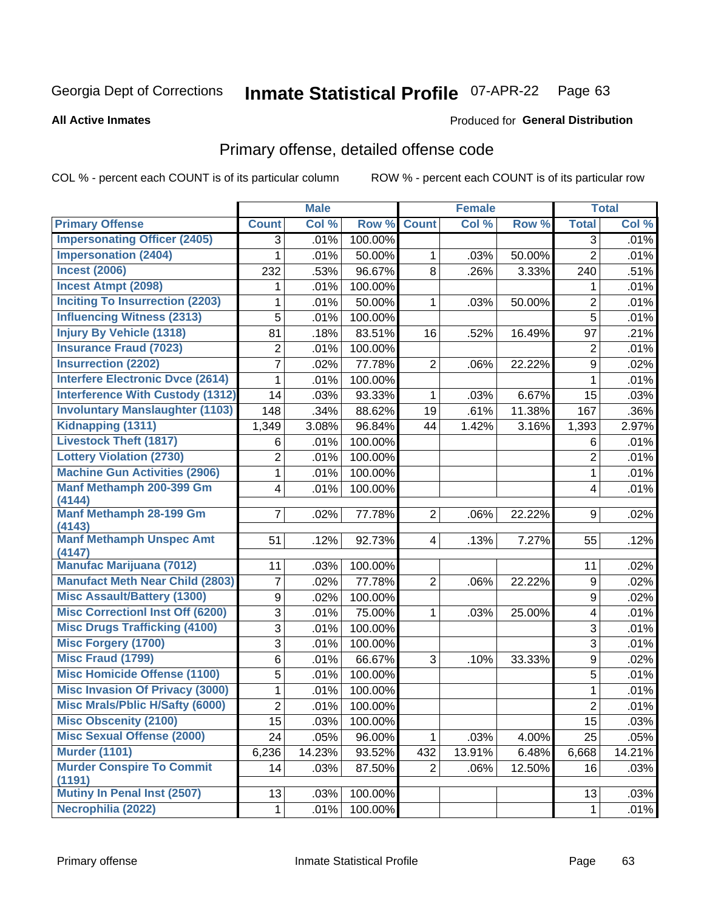Georgia Dept of Corrections **Inmate Statistical Profile** 07-APR-22 Page 63

**All Active Inmates**

Produced for **General Distribution**

## Primary offense, detailed offense code

COL % - percent each COUNT is of its particular column ROW % - percent each COUNT is of its particular row

| | Male | | | Female | | | Total | |
|---|---|---|---|---|---|---|---|---|
| Primary Offense | Count | Col % | Row % | Count | Col % | Row % | Total | Col % |
| Impersonating Officer (2405) | 3 | .01% | 100.00% | | | | 3 | .01% |
| Impersonation (2404) | 1 | .01% | 50.00% | 1 | .03% | 50.00% | 2 | .01% |
| Incest (2006) | 232 | .53% | 96.67% | 8 | .26% | 3.33% | 240 | .51% |
| Incest Atmpt (2098) | 1 | .01% | 100.00% | | | | 1 | .01% |
| Inciting To Insurrection (2203) | 1 | .01% | 50.00% | 1 | .03% | 50.00% | 2 | .01% |
| Influencing Witness (2313) | 5 | .01% | 100.00% | | | | 5 | .01% |
| Injury By Vehicle (1318) | 81 | .18% | 83.51% | 16 | .52% | 16.49% | 97 | .21% |
| Insurance Fraud (7023) | 2 | .01% | 100.00% | | | | 2 | .01% |
| Insurrection (2202) | 7 | .02% | 77.78% | 2 | .06% | 22.22% | 9 | .02% |
| Interfere Electronic Dvce (2614) | 1 | .01% | 100.00% | | | | 1 | .01% |
| Interference With Custody (1312) | 14 | .03% | 93.33% | 1 | .03% | 6.67% | 15 | .03% |
| Involuntary Manslaughter (1103) | 148 | .34% | 88.62% | 19 | .61% | 11.38% | 167 | .36% |
| Kidnapping (1311) | 1,349 | 3.08% | 96.84% | 44 | 1.42% | 3.16% | 1,393 | 2.97% |
| Livestock Theft (1817) | 6 | .01% | 100.00% | | | | 6 | .01% |
| Lottery Violation (2730) | 2 | .01% | 100.00% | | | | 2 | .01% |
| Machine Gun Activities (2906) | 1 | .01% | 100.00% | | | | 1 | .01% |
| Manf Methamph 200-399 Gm (4144) | 4 | .01% | 100.00% | | | | 4 | .01% |
| Manf Methamph 28-199 Gm (4143) | 7 | .02% | 77.78% | 2 | .06% | 22.22% | 9 | .02% |
| Manf Methamph Unspec Amt (4147) | 51 | .12% | 92.73% | 4 | .13% | 7.27% | 55 | .12% |
| Manufac Marijuana (7012) | 11 | .03% | 100.00% | | | | 11 | .02% |
| Manufact Meth Near Child (2803) | 7 | .02% | 77.78% | 2 | .06% | 22.22% | 9 | .02% |
| Misc Assault/Battery (1300) | 9 | .02% | 100.00% | | | | 9 | .02% |
| Misc Correctionl Inst Off (6200) | 3 | .01% | 75.00% | 1 | .03% | 25.00% | 4 | .01% |
| Misc Drugs Trafficking (4100) | 3 | .01% | 100.00% | | | | 3 | .01% |
| Misc Forgery (1700) | 3 | .01% | 100.00% | | | | 3 | .01% |
| Misc Fraud (1799) | 6 | .01% | 66.67% | 3 | .10% | 33.33% | 9 | .02% |
| Misc Homicide Offense (1100) | 5 | .01% | 100.00% | | | | 5 | .01% |
| Misc Invasion Of Privacy (3000) | 1 | .01% | 100.00% | | | | 1 | .01% |
| Misc Mrals/Pblic H/Safty (6000) | 2 | .01% | 100.00% | | | | 2 | .01% |
| Misc Obscenity (2100) | 15 | .03% | 100.00% | | | | 15 | .03% |
| Misc Sexual Offense (2000) | 24 | .05% | 96.00% | 1 | .03% | 4.00% | 25 | .05% |
| Murder (1101) | 6,236 | 14.23% | 93.52% | 432 | 13.91% | 6.48% | 6,668 | 14.21% |
| Murder Conspire To Commit (1191) | 14 | .03% | 87.50% | 2 | .06% | 12.50% | 16 | .03% |
| Mutiny In Penal Inst (2507) | 13 | .03% | 100.00% | | | | 13 | .03% |
| Necrophilia (2022) | 1 | .01% | 100.00% | | | | 1 | .01% |

Primary offense Inmate Statistical Profile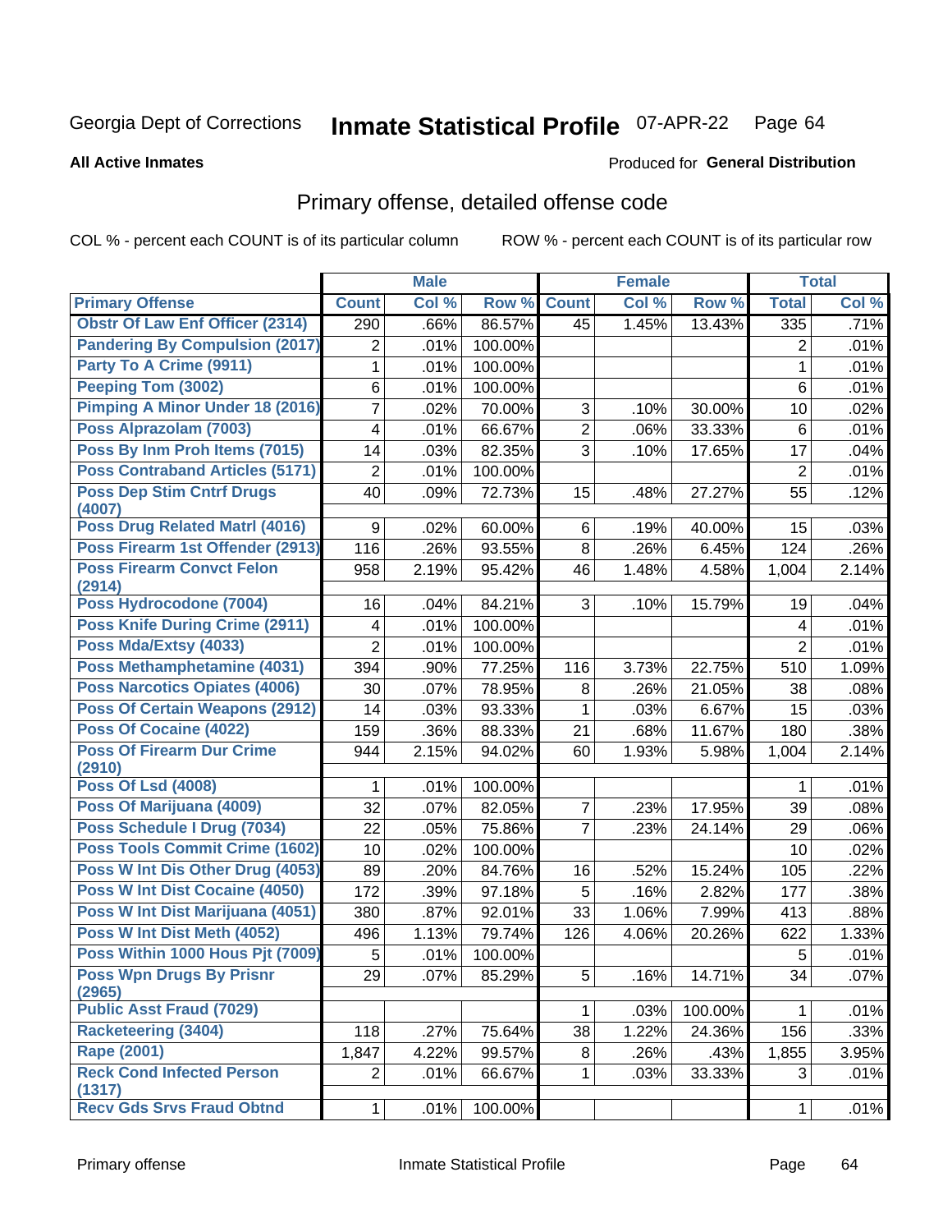Georgia Dept of Corrections **Inmate Statistical Profile** 07-APR-22

**All Active Inmates**

Produced for **General Distribution**

## Primary offense, detailed offense code

COL % - percent each COUNT is of its particular column    ROW % - percent each COUNT is of its particular row

| | Male | | | Female | | | Total | |
|---|---|---|---|---|---|---|---|---|
| Primary Offense | Count | Col % | Row % | Count | Col % | Row % | Total | Col % |
| Obstr Of Law Enf Officer (2314) | 290 | .66% | 86.57% | 45 | 1.45% | 13.43% | 335 | .71% |
| Pandering By Compulsion (2017) | 2 | .01% | 100.00% | | | | 2 | .01% |
| Party To A Crime (9911) | 1 | .01% | 100.00% | | | | 1 | .01% |
| Peeping Tom (3002) | 6 | .01% | 100.00% | | | | 6 | .01% |
| Pimping A Minor Under 18 (2016) | 7 | .02% | 70.00% | 3 | .10% | 30.00% | 10 | .02% |
| Poss Alprazolam (7003) | 4 | .01% | 66.67% | 2 | .06% | 33.33% | 6 | .01% |
| Poss By Inm Proh Items (7015) | 14 | .03% | 82.35% | 3 | .10% | 17.65% | 17 | .04% |
| Poss Contraband Articles (5171) | 2 | .01% | 100.00% | | | | 2 | .01% |
| Poss Dep Stim Cntrf Drugs (4007) | 40 | .09% | 72.73% | 15 | .48% | 27.27% | 55 | .12% |
| Poss Drug Related Matrl (4016) | 9 | .02% | 60.00% | 6 | .19% | 40.00% | 15 | .03% |
| Poss Firearm 1st Offender (2913) | 116 | .26% | 93.55% | 8 | .26% | 6.45% | 124 | .26% |
| Poss Firearm Convct Felon (2914) | 958 | 2.19% | 95.42% | 46 | 1.48% | 4.58% | 1,004 | 2.14% |
| Poss Hydrocodone (7004) | 16 | .04% | 84.21% | 3 | .10% | 15.79% | 19 | .04% |
| Poss Knife During Crime (2911) | 4 | .01% | 100.00% | | | | 4 | .01% |
| Poss Mda/Extsy (4033) | 2 | .01% | 100.00% | | | | 2 | .01% |
| Poss Methamphetamine (4031) | 394 | .90% | 77.25% | 116 | 3.73% | 22.75% | 510 | 1.09% |
| Poss Narcotics Opiates (4006) | 30 | .07% | 78.95% | 8 | .26% | 21.05% | 38 | .08% |
| Poss Of Certain Weapons (2912) | 14 | .03% | 93.33% | 1 | .03% | 6.67% | 15 | .03% |
| Poss Of Cocaine (4022) | 159 | .36% | 88.33% | 21 | .68% | 11.67% | 180 | .38% |
| Poss Of Firearm Dur Crime (2910) | 944 | 2.15% | 94.02% | 60 | 1.93% | 5.98% | 1,004 | 2.14% |
| Poss Of Lsd (4008) | 1 | .01% | 100.00% | | | | 1 | .01% |
| Poss Of Marijuana (4009) | 32 | .07% | 82.05% | 7 | .23% | 17.95% | 39 | .08% |
| Poss Schedule I Drug (7034) | 22 | .05% | 75.86% | 7 | .23% | 24.14% | 29 | .06% |
| Poss Tools Commit Crime (1602) | 10 | .02% | 100.00% | | | | 10 | .02% |
| Poss W Int Dis Other Drug (4053) | 89 | .20% | 84.76% | 16 | .52% | 15.24% | 105 | .22% |
| Poss W Int Dist Cocaine (4050) | 172 | .39% | 97.18% | 5 | .16% | 2.82% | 177 | .38% |
| Poss W Int Dist Marijuana (4051) | 380 | .87% | 92.01% | 33 | 1.06% | 7.99% | 413 | .88% |
| Poss W Int Dist Meth (4052) | 496 | 1.13% | 79.74% | 126 | 4.06% | 20.26% | 622 | 1.33% |
| Poss Within 1000 Hous Pjt (7009) | 5 | .01% | 100.00% | | | | 5 | .01% |
| Poss Wpn Drugs By Prisnr (2965) | 29 | .07% | 85.29% | 5 | .16% | 14.71% | 34 | .07% |
| Public Asst Fraud (7029) | | | | 1 | .03% | 100.00% | 1 | .01% |
| Racketeering (3404) | 118 | .27% | 75.64% | 38 | 1.22% | 24.36% | 156 | .33% |
| Rape (2001) | 1,847 | 4.22% | 99.57% | 8 | .26% | .43% | 1,855 | 3.95% |
| Reck Cond Infected Person (1317) | 2 | .01% | 66.67% | 1 | .03% | 33.33% | 3 | .01% |
| Recv Gds Srvs Fraud Obtnd | 1 | .01% | 100.00% | | | | 1 | .01% |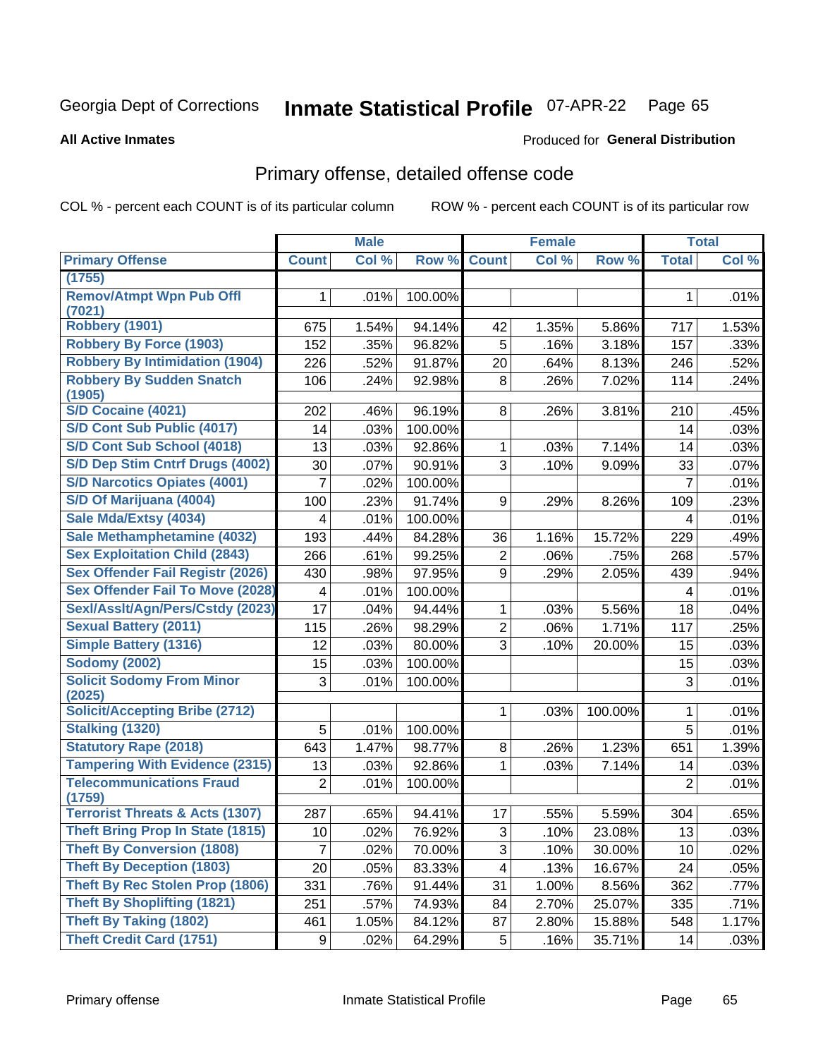Georgia Dept of Corrections **Inmate Statistical Profile** 07-APR-22

**All Active Inmates**

Produced for **General Distribution**

## Primary offense, detailed offense code

COL % - percent each COUNT is of its particular column        ROW % - percent each COUNT is of its particular row

| | Male | | | Female | | | Total | |
|---|---|---|---|---|---|---|---|---|
| **Primary Offense** | **Count** | **Col %** | **Row %** | **Count** | **Col %** | **Row %** | **Total** | **Col %** |
| (1755) | | | | | | | | |
| Remov/Atmpt Wpn Pub Offl (7021) | 1 | .01% | 100.00% | | | | 1 | .01% |
| Robbery (1901) | 675 | 1.54% | 94.14% | 42 | 1.35% | 5.86% | 717 | 1.53% |
| Robbery By Force (1903) | 152 | .35% | 96.82% | 5 | .16% | 3.18% | 157 | .33% |
| Robbery By Intimidation (1904) | 226 | .52% | 91.87% | 20 | .64% | 8.13% | 246 | .52% |
| Robbery By Sudden Snatch (1905) | 106 | .24% | 92.98% | 8 | .26% | 7.02% | 114 | .24% |
| S/D Cocaine (4021) | 202 | .46% | 96.19% | 8 | .26% | 3.81% | 210 | .45% |
| S/D Cont Sub Public (4017) | 14 | .03% | 100.00% | | | | 14 | .03% |
| S/D Cont Sub School (4018) | 13 | .03% | 92.86% | 1 | .03% | 7.14% | 14 | .03% |
| S/D Dep Stim Cntrf Drugs (4002) | 30 | .07% | 90.91% | 3 | .10% | 9.09% | 33 | .07% |
| S/D Narcotics Opiates (4001) | 7 | .02% | 100.00% | | | | 7 | .01% |
| S/D Of Marijuana (4004) | 100 | .23% | 91.74% | 9 | .29% | 8.26% | 109 | .23% |
| Sale Mda/Extsy (4034) | 4 | .01% | 100.00% | | | | 4 | .01% |
| Sale Methamphetamine (4032) | 193 | .44% | 84.28% | 36 | 1.16% | 15.72% | 229 | .49% |
| Sex Exploitation Child (2843) | 266 | .61% | 99.25% | 2 | .06% | .75% | 268 | .57% |
| Sex Offender Fail Registr (2026) | 430 | .98% | 97.95% | 9 | .29% | 2.05% | 439 | .94% |
| Sex Offender Fail To Move (2028) | 4 | .01% | 100.00% | | | | 4 | .01% |
| Sexl/Asslt/Agn/Pers/Cstdy (2023) | 17 | .04% | 94.44% | 1 | .03% | 5.56% | 18 | .04% |
| Sexual Battery (2011) | 115 | .26% | 98.29% | 2 | .06% | 1.71% | 117 | .25% |
| Simple Battery (1316) | 12 | .03% | 80.00% | 3 | .10% | 20.00% | 15 | .03% |
| Sodomy (2002) | 15 | .03% | 100.00% | | | | 15 | .03% |
| Solicit Sodomy From Minor (2025) | 3 | .01% | 100.00% | | | | 3 | .01% |
| Solicit/Accepting Bribe (2712) | | | | 1 | .03% | 100.00% | 1 | .01% |
| Stalking (1320) | 5 | .01% | 100.00% | | | | 5 | .01% |
| Statutory Rape (2018) | 643 | 1.47% | 98.77% | 8 | .26% | 1.23% | 651 | 1.39% |
| Tampering With Evidence (2315) | 13 | .03% | 92.86% | 1 | .03% | 7.14% | 14 | .03% |
| Telecommunications Fraud (1759) | 2 | .01% | 100.00% | | | | 2 | .01% |
| Terrorist Threats & Acts (1307) | 287 | .65% | 94.41% | 17 | .55% | 5.59% | 304 | .65% |
| Theft Bring Prop In State (1815) | 10 | .02% | 76.92% | 3 | .10% | 23.08% | 13 | .03% |
| Theft By Conversion (1808) | 7 | .02% | 70.00% | 3 | .10% | 30.00% | 10 | .02% |
| Theft By Deception (1803) | 20 | .05% | 83.33% | 4 | .13% | 16.67% | 24 | .05% |
| Theft By Rec Stolen Prop (1806) | 331 | .76% | 91.44% | 31 | 1.00% | 8.56% | 362 | .77% |
| Theft By Shoplifting (1821) | 251 | .57% | 74.93% | 84 | 2.70% | 25.07% | 335 | .71% |
| Theft By Taking (1802) | 461 | 1.05% | 84.12% | 87 | 2.80% | 15.88% | 548 | 1.17% |
| Theft Credit Card (1751) | 9 | .02% | 64.29% | 5 | .16% | 35.71% | 14 | .03% |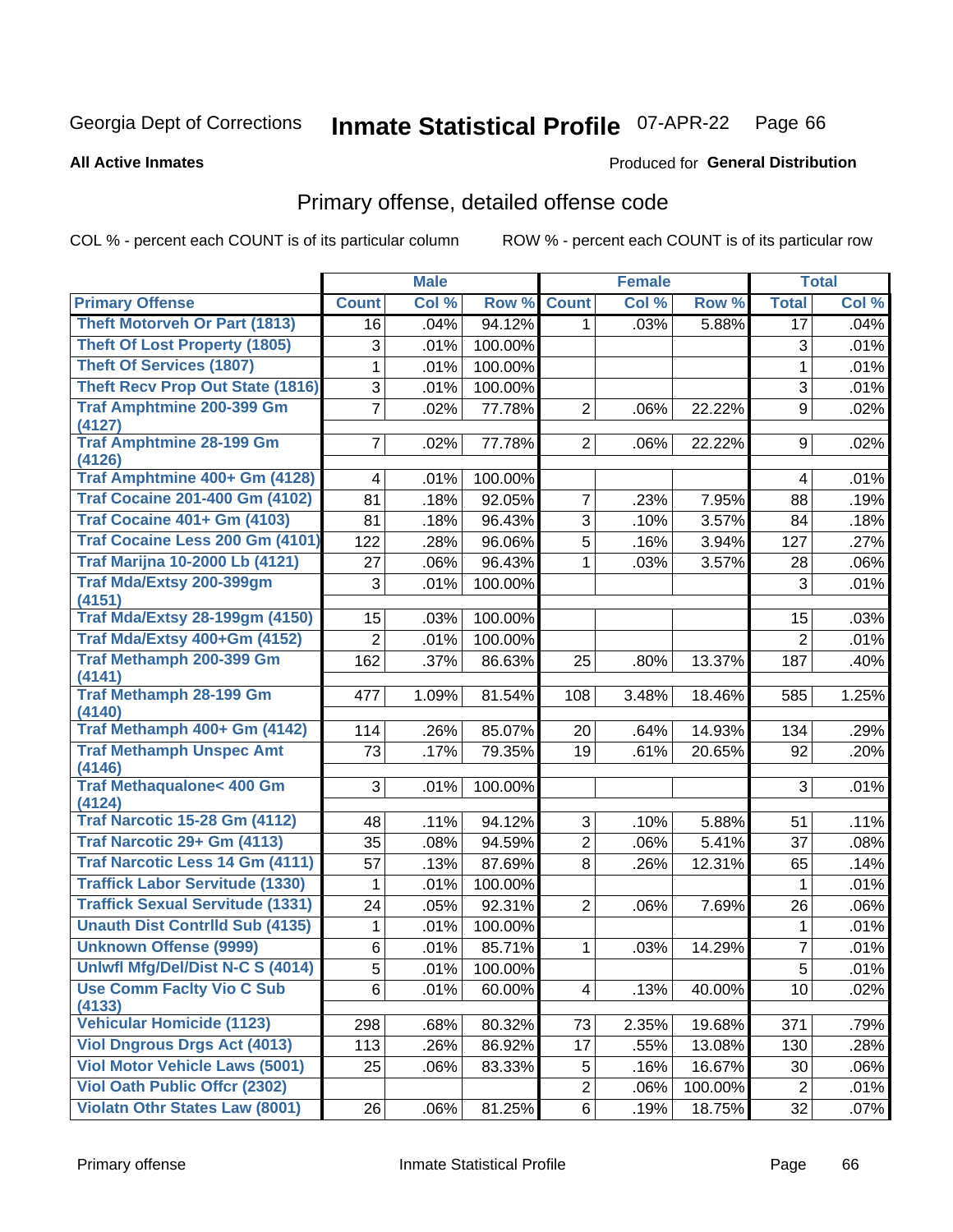# Georgia Dept of Corrections — Inmate Statistical Profile 07-APR-22

**All Active Inmates** — Produced for **General Distribution**

## Primary offense, detailed offense code

COL % - percent each COUNT is of its particular column ROW % - percent each COUNT is of its particular row

| | Male | | | Female | | | Total | |
|---|---|---|---|---|---|---|---|---|
| **Primary Offense** | **Count** | **Col %** | **Row %** | **Count** | **Col %** | **Row %** | **Total** | **Col %** |
| Theft Motorveh Or Part (1813) | 16 | .04% | 94.12% | 1 | .03% | 5.88% | 17 | .04% |
| Theft Of Lost Property (1805) | 3 | .01% | 100.00% | | | | 3 | .01% |
| Theft Of Services (1807) | 1 | .01% | 100.00% | | | | 1 | .01% |
| Theft Recv Prop Out State (1816) | 3 | .01% | 100.00% | | | | 3 | .01% |
| Traf Amphtmine 200-399 Gm (4127) | 7 | .02% | 77.78% | 2 | .06% | 22.22% | 9 | .02% |
| Traf Amphtmine 28-199 Gm (4126) | 7 | .02% | 77.78% | 2 | .06% | 22.22% | 9 | .02% |
| Traf Amphtmine 400+ Gm (4128) | 4 | .01% | 100.00% | | | | 4 | .01% |
| Traf Cocaine 201-400 Gm (4102) | 81 | .18% | 92.05% | 7 | .23% | 7.95% | 88 | .19% |
| Traf Cocaine 401+ Gm (4103) | 81 | .18% | 96.43% | 3 | .10% | 3.57% | 84 | .18% |
| Traf Cocaine Less 200 Gm (4101) | 122 | .28% | 96.06% | 5 | .16% | 3.94% | 127 | .27% |
| Traf Marijna 10-2000 Lb (4121) | 27 | .06% | 96.43% | 1 | .03% | 3.57% | 28 | .06% |
| Traf Mda/Extsy 200-399gm (4151) | 3 | .01% | 100.00% | | | | 3 | .01% |
| Traf Mda/Extsy 28-199gm (4150) | 15 | .03% | 100.00% | | | | 15 | .03% |
| Traf Mda/Extsy 400+Gm (4152) | 2 | .01% | 100.00% | | | | 2 | .01% |
| Traf Methamph 200-399 Gm (4141) | 162 | .37% | 86.63% | 25 | .80% | 13.37% | 187 | .40% |
| Traf Methamph 28-199 Gm (4140) | 477 | 1.09% | 81.54% | 108 | 3.48% | 18.46% | 585 | 1.25% |
| Traf Methamph 400+ Gm (4142) | 114 | .26% | 85.07% | 20 | .64% | 14.93% | 134 | .29% |
| Traf Methamph Unspec Amt (4146) | 73 | .17% | 79.35% | 19 | .61% | 20.65% | 92 | .20% |
| Traf Methaqualone< 400 Gm (4124) | 3 | .01% | 100.00% | | | | 3 | .01% |
| Traf Narcotic 15-28 Gm (4112) | 48 | .11% | 94.12% | 3 | .10% | 5.88% | 51 | .11% |
| Traf Narcotic 29+ Gm (4113) | 35 | .08% | 94.59% | 2 | .06% | 5.41% | 37 | .08% |
| Traf Narcotic Less 14 Gm (4111) | 57 | .13% | 87.69% | 8 | .26% | 12.31% | 65 | .14% |
| Traffick Labor Servitude (1330) | 1 | .01% | 100.00% | | | | 1 | .01% |
| Traffick Sexual Servitude (1331) | 24 | .05% | 92.31% | 2 | .06% | 7.69% | 26 | .06% |
| Unauth Dist Contrlld Sub (4135) | 1 | .01% | 100.00% | | | | 1 | .01% |
| Unknown Offense (9999) | 6 | .01% | 85.71% | 1 | .03% | 14.29% | 7 | .01% |
| Unlwfl Mfg/Del/Dist N-C S (4014) | 5 | .01% | 100.00% | | | | 5 | .01% |
| Use Comm Faclty Vio C Sub (4133) | 6 | .01% | 60.00% | 4 | .13% | 40.00% | 10 | .02% |
| Vehicular Homicide (1123) | 298 | .68% | 80.32% | 73 | 2.35% | 19.68% | 371 | .79% |
| Viol Dngrous Drgs Act (4013) | 113 | .26% | 86.92% | 17 | .55% | 13.08% | 130 | .28% |
| Viol Motor Vehicle Laws (5001) | 25 | .06% | 83.33% | 5 | .16% | 16.67% | 30 | .06% |
| Viol Oath Public Offcr (2302) | | | | 2 | .06% | 100.00% | 2 | .01% |
| Violatn Othr States Law (8001) | 26 | .06% | 81.25% | 6 | .19% | 18.75% | 32 | .07% |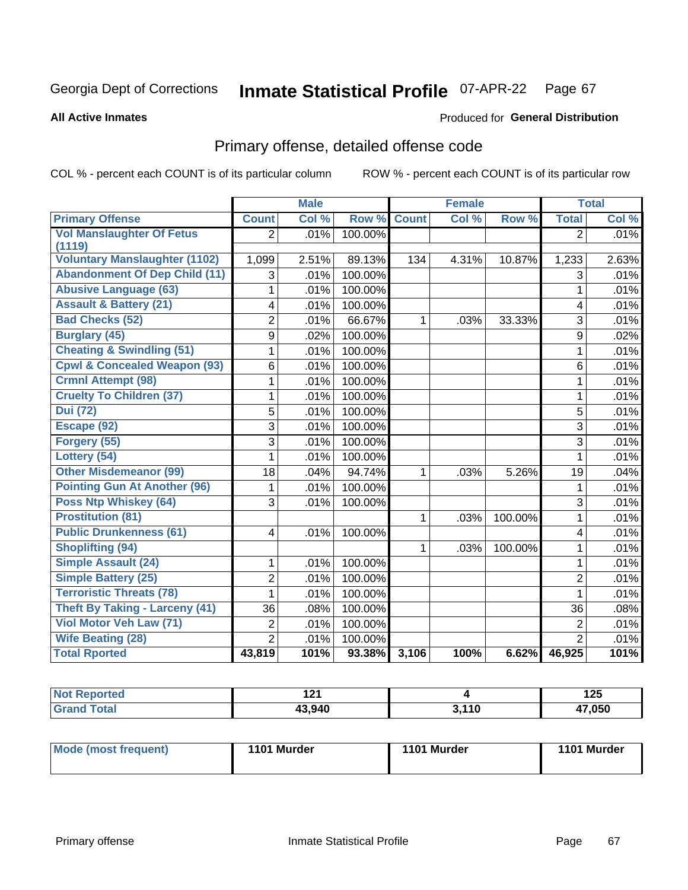Georgia Dept of Corrections **Inmate Statistical Profile** 07-APR-22 Page 67

**All Active Inmates**

Produced for **General Distribution**

## Primary offense, detailed offense code

COL % - percent each COUNT is of its particular column ROW % - percent each COUNT is of its particular row

| | Male | | | Female | | | Total | |
|---|---|---|---|---|---|---|---|---|
| **Primary Offense** | **Count** | **Col %** | **Row %** | **Count** | **Col %** | **Row %** | **Total** | **Col %** |
| Vol Manslaughter Of Fetus (1119) | 2 | .01% | 100.00% | | | | 2 | .01% |
| Voluntary Manslaughter (1102) | 1,099 | 2.51% | 89.13% | 134 | 4.31% | 10.87% | 1,233 | 2.63% |
| Abandonment Of Dep Child (11) | 3 | .01% | 100.00% | | | | 3 | .01% |
| Abusive Language (63) | 1 | .01% | 100.00% | | | | 1 | .01% |
| Assault & Battery (21) | 4 | .01% | 100.00% | | | | 4 | .01% |
| Bad Checks (52) | 2 | .01% | 66.67% | 1 | .03% | 33.33% | 3 | .01% |
| Burglary (45) | 9 | .02% | 100.00% | | | | 9 | .02% |
| Cheating & Swindling (51) | 1 | .01% | 100.00% | | | | 1 | .01% |
| Cpwl & Concealed Weapon (93) | 6 | .01% | 100.00% | | | | 6 | .01% |
| Crmnl Attempt (98) | 1 | .01% | 100.00% | | | | 1 | .01% |
| Cruelty To Children (37) | 1 | .01% | 100.00% | | | | 1 | .01% |
| Dui (72) | 5 | .01% | 100.00% | | | | 5 | .01% |
| Escape (92) | 3 | .01% | 100.00% | | | | 3 | .01% |
| Forgery (55) | 3 | .01% | 100.00% | | | | 3 | .01% |
| Lottery (54) | 1 | .01% | 100.00% | | | | 1 | .01% |
| Other Misdemeanor (99) | 18 | .04% | 94.74% | 1 | .03% | 5.26% | 19 | .04% |
| Pointing Gun At Another (96) | 1 | .01% | 100.00% | | | | 1 | .01% |
| Poss Ntp Whiskey (64) | 3 | .01% | 100.00% | | | | 3 | .01% |
| Prostitution (81) | | | | 1 | .03% | 100.00% | 1 | .01% |
| Public Drunkenness (61) | 4 | .01% | 100.00% | | | | 4 | .01% |
| Shoplifting (94) | | | | 1 | .03% | 100.00% | 1 | .01% |
| Simple Assault (24) | 1 | .01% | 100.00% | | | | 1 | .01% |
| Simple Battery (25) | 2 | .01% | 100.00% | | | | 2 | .01% |
| Terroristic Threats (78) | 1 | .01% | 100.00% | | | | 1 | .01% |
| Theft By Taking - Larceny (41) | 36 | .08% | 100.00% | | | | 36 | .08% |
| Viol Motor Veh Law (71) | 2 | .01% | 100.00% | | | | 2 | .01% |
| Wife Beating (28) | 2 | .01% | 100.00% | | | | 2 | .01% |
| **Total Rported** | **43,819** | **101%** | **93.38%** | **3,106** | **100%** | **6.62%** | **46,925** | **101%** |

| | Male | Female | Total |
|---|---|---|---|
| **Not Reported** | **121** | **4** | **125** |
| **Grand Total** | **43,940** | **3,110** | **47,050** |

| | Male | Female | Total |
|---|---|---|---|
| **Mode (most frequent)** | **1101 Murder** | **1101 Murder** | **1101 Murder** |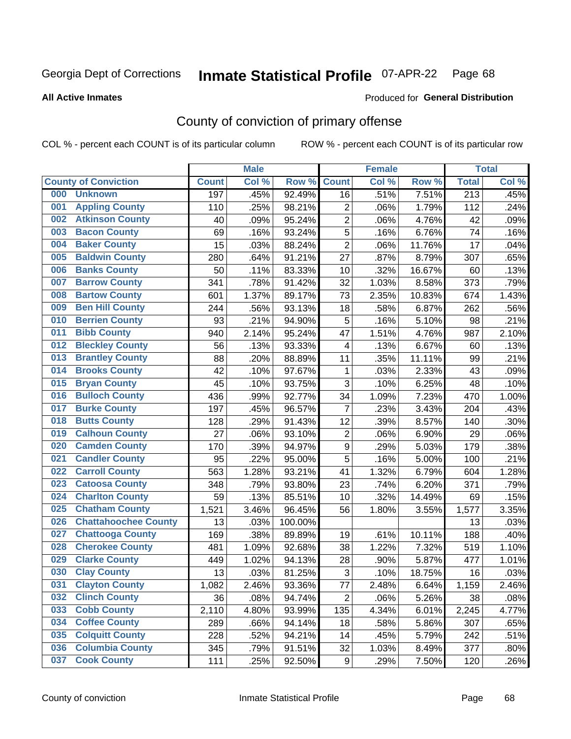Georgia Dept of Corrections **Inmate Statistical Profile** 07-APR-22

**All Active Inmates**

Produced for **General Distribution**

## County of conviction of primary offense

COL % - percent each COUNT is of its particular column        ROW % - percent each COUNT is of its particular row

| County of Conviction | Male | | | Female | | | Total | |
|---|---|---|---|---|---|---|---|---|
| | Count | Col % | Row % | Count | Col % | Row % | Total | Col % |
| 000 Unknown | 197 | .45% | 92.49% | 16 | .51% | 7.51% | 213 | .45% |
| 001 Appling County | 110 | .25% | 98.21% | 2 | .06% | 1.79% | 112 | .24% |
| 002 Atkinson County | 40 | .09% | 95.24% | 2 | .06% | 4.76% | 42 | .09% |
| 003 Bacon County | 69 | .16% | 93.24% | 5 | .16% | 6.76% | 74 | .16% |
| 004 Baker County | 15 | .03% | 88.24% | 2 | .06% | 11.76% | 17 | .04% |
| 005 Baldwin County | 280 | .64% | 91.21% | 27 | .87% | 8.79% | 307 | .65% |
| 006 Banks County | 50 | .11% | 83.33% | 10 | .32% | 16.67% | 60 | .13% |
| 007 Barrow County | 341 | .78% | 91.42% | 32 | 1.03% | 8.58% | 373 | .79% |
| 008 Bartow County | 601 | 1.37% | 89.17% | 73 | 2.35% | 10.83% | 674 | 1.43% |
| 009 Ben Hill County | 244 | .56% | 93.13% | 18 | .58% | 6.87% | 262 | .56% |
| 010 Berrien County | 93 | .21% | 94.90% | 5 | .16% | 5.10% | 98 | .21% |
| 011 Bibb County | 940 | 2.14% | 95.24% | 47 | 1.51% | 4.76% | 987 | 2.10% |
| 012 Bleckley County | 56 | .13% | 93.33% | 4 | .13% | 6.67% | 60 | .13% |
| 013 Brantley County | 88 | .20% | 88.89% | 11 | .35% | 11.11% | 99 | .21% |
| 014 Brooks County | 42 | .10% | 97.67% | 1 | .03% | 2.33% | 43 | .09% |
| 015 Bryan County | 45 | .10% | 93.75% | 3 | .10% | 6.25% | 48 | .10% |
| 016 Bulloch County | 436 | .99% | 92.77% | 34 | 1.09% | 7.23% | 470 | 1.00% |
| 017 Burke County | 197 | .45% | 96.57% | 7 | .23% | 3.43% | 204 | .43% |
| 018 Butts County | 128 | .29% | 91.43% | 12 | .39% | 8.57% | 140 | .30% |
| 019 Calhoun County | 27 | .06% | 93.10% | 2 | .06% | 6.90% | 29 | .06% |
| 020 Camden County | 170 | .39% | 94.97% | 9 | .29% | 5.03% | 179 | .38% |
| 021 Candler County | 95 | .22% | 95.00% | 5 | .16% | 5.00% | 100 | .21% |
| 022 Carroll County | 563 | 1.28% | 93.21% | 41 | 1.32% | 6.79% | 604 | 1.28% |
| 023 Catoosa County | 348 | .79% | 93.80% | 23 | .74% | 6.20% | 371 | .79% |
| 024 Charlton County | 59 | .13% | 85.51% | 10 | .32% | 14.49% | 69 | .15% |
| 025 Chatham County | 1,521 | 3.46% | 96.45% | 56 | 1.80% | 3.55% | 1,577 | 3.35% |
| 026 Chattahoochee County | 13 | .03% | 100.00% | | | | 13 | .03% |
| 027 Chattooga County | 169 | .38% | 89.89% | 19 | .61% | 10.11% | 188 | .40% |
| 028 Cherokee County | 481 | 1.09% | 92.68% | 38 | 1.22% | 7.32% | 519 | 1.10% |
| 029 Clarke County | 449 | 1.02% | 94.13% | 28 | .90% | 5.87% | 477 | 1.01% |
| 030 Clay County | 13 | .03% | 81.25% | 3 | .10% | 18.75% | 16 | .03% |
| 031 Clayton County | 1,082 | 2.46% | 93.36% | 77 | 2.48% | 6.64% | 1,159 | 2.46% |
| 032 Clinch County | 36 | .08% | 94.74% | 2 | .06% | 5.26% | 38 | .08% |
| 033 Cobb County | 2,110 | 4.80% | 93.99% | 135 | 4.34% | 6.01% | 2,245 | 4.77% |
| 034 Coffee County | 289 | .66% | 94.14% | 18 | .58% | 5.86% | 307 | .65% |
| 035 Colquitt County | 228 | .52% | 94.21% | 14 | .45% | 5.79% | 242 | .51% |
| 036 Columbia County | 345 | .79% | 91.51% | 32 | 1.03% | 8.49% | 377 | .80% |
| 037 Cook County | 111 | .25% | 92.50% | 9 | .29% | 7.50% | 120 | .26% |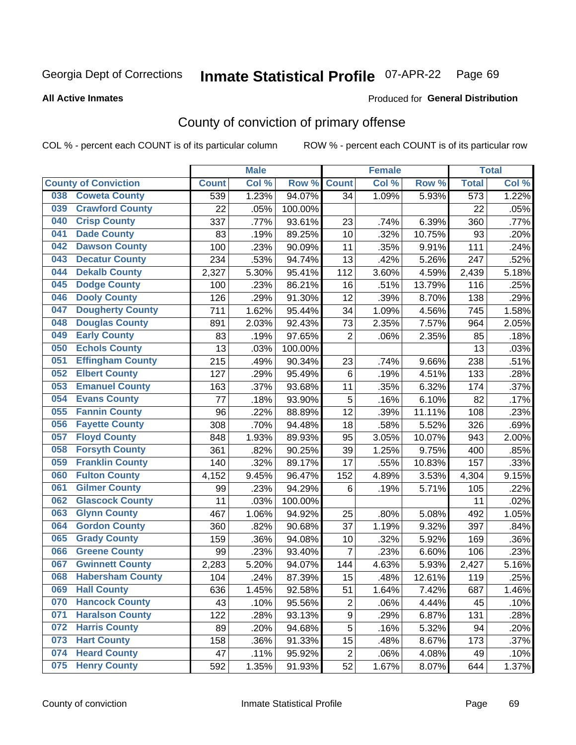Georgia Dept of Corrections **Inmate Statistical Profile** 07-APR-22 Page 69

**All Active Inmates**

Produced for **General Distribution**

# County of conviction of primary offense

COL % - percent each COUNT is of its particular column ROW % - percent each COUNT is of its particular row

| County of Conviction | | Male | | | Female | | | Total | |
|---|---|---|---|---|---|---|---|---|---|
| | | Count | Col % | Row % | Count | Col % | Row % | Total | Col % |
| 038 | Coweta County | 539 | 1.23% | 94.07% | 34 | 1.09% | 5.93% | 573 | 1.22% |
| 039 | Crawford County | 22 | .05% | 100.00% | | | | 22 | .05% |
| 040 | Crisp County | 337 | .77% | 93.61% | 23 | .74% | 6.39% | 360 | .77% |
| 041 | Dade County | 83 | .19% | 89.25% | 10 | .32% | 10.75% | 93 | .20% |
| 042 | Dawson County | 100 | .23% | 90.09% | 11 | .35% | 9.91% | 111 | .24% |
| 043 | Decatur County | 234 | .53% | 94.74% | 13 | .42% | 5.26% | 247 | .52% |
| 044 | Dekalb County | 2,327 | 5.30% | 95.41% | 112 | 3.60% | 4.59% | 2,439 | 5.18% |
| 045 | Dodge County | 100 | .23% | 86.21% | 16 | .51% | 13.79% | 116 | .25% |
| 046 | Dooly County | 126 | .29% | 91.30% | 12 | .39% | 8.70% | 138 | .29% |
| 047 | Dougherty County | 711 | 1.62% | 95.44% | 34 | 1.09% | 4.56% | 745 | 1.58% |
| 048 | Douglas County | 891 | 2.03% | 92.43% | 73 | 2.35% | 7.57% | 964 | 2.05% |
| 049 | Early County | 83 | .19% | 97.65% | 2 | .06% | 2.35% | 85 | .18% |
| 050 | Echols County | 13 | .03% | 100.00% | | | | 13 | .03% |
| 051 | Effingham County | 215 | .49% | 90.34% | 23 | .74% | 9.66% | 238 | .51% |
| 052 | Elbert County | 127 | .29% | 95.49% | 6 | .19% | 4.51% | 133 | .28% |
| 053 | Emanuel County | 163 | .37% | 93.68% | 11 | .35% | 6.32% | 174 | .37% |
| 054 | Evans County | 77 | .18% | 93.90% | 5 | .16% | 6.10% | 82 | .17% |
| 055 | Fannin County | 96 | .22% | 88.89% | 12 | .39% | 11.11% | 108 | .23% |
| 056 | Fayette County | 308 | .70% | 94.48% | 18 | .58% | 5.52% | 326 | .69% |
| 057 | Floyd County | 848 | 1.93% | 89.93% | 95 | 3.05% | 10.07% | 943 | 2.00% |
| 058 | Forsyth County | 361 | .82% | 90.25% | 39 | 1.25% | 9.75% | 400 | .85% |
| 059 | Franklin County | 140 | .32% | 89.17% | 17 | .55% | 10.83% | 157 | .33% |
| 060 | Fulton County | 4,152 | 9.45% | 96.47% | 152 | 4.89% | 3.53% | 4,304 | 9.15% |
| 061 | Gilmer County | 99 | .23% | 94.29% | 6 | .19% | 5.71% | 105 | .22% |
| 062 | Glascock County | 11 | .03% | 100.00% | | | | 11 | .02% |
| 063 | Glynn County | 467 | 1.06% | 94.92% | 25 | .80% | 5.08% | 492 | 1.05% |
| 064 | Gordon County | 360 | .82% | 90.68% | 37 | 1.19% | 9.32% | 397 | .84% |
| 065 | Grady County | 159 | .36% | 94.08% | 10 | .32% | 5.92% | 169 | .36% |
| 066 | Greene County | 99 | .23% | 93.40% | 7 | .23% | 6.60% | 106 | .23% |
| 067 | Gwinnett County | 2,283 | 5.20% | 94.07% | 144 | 4.63% | 5.93% | 2,427 | 5.16% |
| 068 | Habersham County | 104 | .24% | 87.39% | 15 | .48% | 12.61% | 119 | .25% |
| 069 | Hall County | 636 | 1.45% | 92.58% | 51 | 1.64% | 7.42% | 687 | 1.46% |
| 070 | Hancock County | 43 | .10% | 95.56% | 2 | .06% | 4.44% | 45 | .10% |
| 071 | Haralson County | 122 | .28% | 93.13% | 9 | .29% | 6.87% | 131 | .28% |
| 072 | Harris County | 89 | .20% | 94.68% | 5 | .16% | 5.32% | 94 | .20% |
| 073 | Hart County | 158 | .36% | 91.33% | 15 | .48% | 8.67% | 173 | .37% |
| 074 | Heard County | 47 | .11% | 95.92% | 2 | .06% | 4.08% | 49 | .10% |
| 075 | Henry County | 592 | 1.35% | 91.93% | 52 | 1.67% | 8.07% | 644 | 1.37% |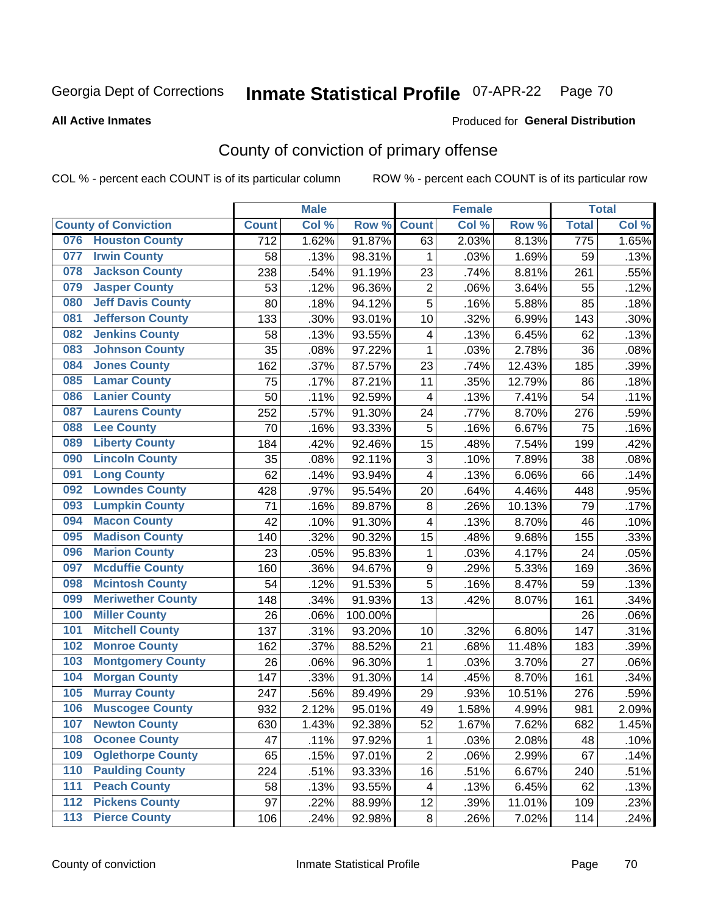Georgia Dept of Corrections **Inmate Statistical Profile** 07-APR-22

**All Active Inmates**

Produced for **General Distribution**

## County of conviction of primary offense

COL % - percent each COUNT is of its particular column ROW % - percent each COUNT is of its particular row

| County of Conviction | Male | | | Female | | | Total | |
|---|---|---|---|---|---|---|---|---|
| | Count | Col % | Row % | Count | Col % | Row % | Total | Col % |
| 076 Houston County | 712 | 1.62% | 91.87% | 63 | 2.03% | 8.13% | 775 | 1.65% |
| 077 Irwin County | 58 | .13% | 98.31% | 1 | .03% | 1.69% | 59 | .13% |
| 078 Jackson County | 238 | .54% | 91.19% | 23 | .74% | 8.81% | 261 | .55% |
| 079 Jasper County | 53 | .12% | 96.36% | 2 | .06% | 3.64% | 55 | .12% |
| 080 Jeff Davis County | 80 | .18% | 94.12% | 5 | .16% | 5.88% | 85 | .18% |
| 081 Jefferson County | 133 | .30% | 93.01% | 10 | .32% | 6.99% | 143 | .30% |
| 082 Jenkins County | 58 | .13% | 93.55% | 4 | .13% | 6.45% | 62 | .13% |
| 083 Johnson County | 35 | .08% | 97.22% | 1 | .03% | 2.78% | 36 | .08% |
| 084 Jones County | 162 | .37% | 87.57% | 23 | .74% | 12.43% | 185 | .39% |
| 085 Lamar County | 75 | .17% | 87.21% | 11 | .35% | 12.79% | 86 | .18% |
| 086 Lanier County | 50 | .11% | 92.59% | 4 | .13% | 7.41% | 54 | .11% |
| 087 Laurens County | 252 | .57% | 91.30% | 24 | .77% | 8.70% | 276 | .59% |
| 088 Lee County | 70 | .16% | 93.33% | 5 | .16% | 6.67% | 75 | .16% |
| 089 Liberty County | 184 | .42% | 92.46% | 15 | .48% | 7.54% | 199 | .42% |
| 090 Lincoln County | 35 | .08% | 92.11% | 3 | .10% | 7.89% | 38 | .08% |
| 091 Long County | 62 | .14% | 93.94% | 4 | .13% | 6.06% | 66 | .14% |
| 092 Lowndes County | 428 | .97% | 95.54% | 20 | .64% | 4.46% | 448 | .95% |
| 093 Lumpkin County | 71 | .16% | 89.87% | 8 | .26% | 10.13% | 79 | .17% |
| 094 Macon County | 42 | .10% | 91.30% | 4 | .13% | 8.70% | 46 | .10% |
| 095 Madison County | 140 | .32% | 90.32% | 15 | .48% | 9.68% | 155 | .33% |
| 096 Marion County | 23 | .05% | 95.83% | 1 | .03% | 4.17% | 24 | .05% |
| 097 Mcduffie County | 160 | .36% | 94.67% | 9 | .29% | 5.33% | 169 | .36% |
| 098 Mcintosh County | 54 | .12% | 91.53% | 5 | .16% | 8.47% | 59 | .13% |
| 099 Meriwether County | 148 | .34% | 91.93% | 13 | .42% | 8.07% | 161 | .34% |
| 100 Miller County | 26 | .06% | 100.00% | | | | 26 | .06% |
| 101 Mitchell County | 137 | .31% | 93.20% | 10 | .32% | 6.80% | 147 | .31% |
| 102 Monroe County | 162 | .37% | 88.52% | 21 | .68% | 11.48% | 183 | .39% |
| 103 Montgomery County | 26 | .06% | 96.30% | 1 | .03% | 3.70% | 27 | .06% |
| 104 Morgan County | 147 | .33% | 91.30% | 14 | .45% | 8.70% | 161 | .34% |
| 105 Murray County | 247 | .56% | 89.49% | 29 | .93% | 10.51% | 276 | .59% |
| 106 Muscogee County | 932 | 2.12% | 95.01% | 49 | 1.58% | 4.99% | 981 | 2.09% |
| 107 Newton County | 630 | 1.43% | 92.38% | 52 | 1.67% | 7.62% | 682 | 1.45% |
| 108 Oconee County | 47 | .11% | 97.92% | 1 | .03% | 2.08% | 48 | .10% |
| 109 Oglethorpe County | 65 | .15% | 97.01% | 2 | .06% | 2.99% | 67 | .14% |
| 110 Paulding County | 224 | .51% | 93.33% | 16 | .51% | 6.67% | 240 | .51% |
| 111 Peach County | 58 | .13% | 93.55% | 4 | .13% | 6.45% | 62 | .13% |
| 112 Pickens County | 97 | .22% | 88.99% | 12 | .39% | 11.01% | 109 | .23% |
| 113 Pierce County | 106 | .24% | 92.98% | 8 | .26% | 7.02% | 114 | .24% |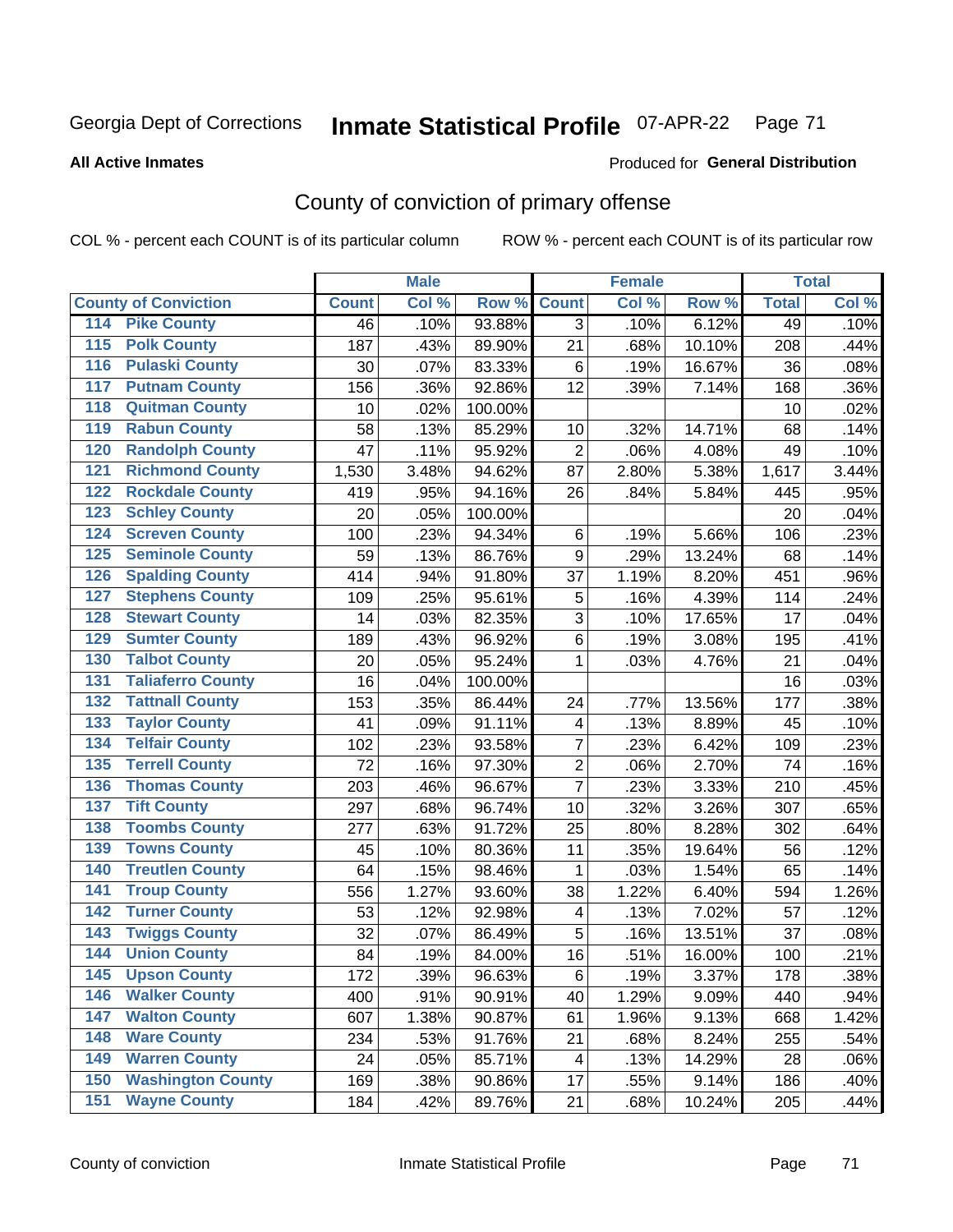Georgia Dept of Corrections **Inmate Statistical Profile** 07-APR-22

**All Active Inmates**

Produced for **General Distribution**

## County of conviction of primary offense

COL % - percent each COUNT is of its particular column    ROW % - percent each COUNT is of its particular row

| County of Conviction | Male | | | Female | | | Total | |
|---|---|---|---|---|---|---|---|---|
| | Count | Col % | Row % | Count | Col % | Row % | Total | Col % |
| 114 Pike County | 46 | .10% | 93.88% | 3 | .10% | 6.12% | 49 | .10% |
| 115 Polk County | 187 | .43% | 89.90% | 21 | .68% | 10.10% | 208 | .44% |
| 116 Pulaski County | 30 | .07% | 83.33% | 6 | .19% | 16.67% | 36 | .08% |
| 117 Putnam County | 156 | .36% | 92.86% | 12 | .39% | 7.14% | 168 | .36% |
| 118 Quitman County | 10 | .02% | 100.00% | | | | 10 | .02% |
| 119 Rabun County | 58 | .13% | 85.29% | 10 | .32% | 14.71% | 68 | .14% |
| 120 Randolph County | 47 | .11% | 95.92% | 2 | .06% | 4.08% | 49 | .10% |
| 121 Richmond County | 1,530 | 3.48% | 94.62% | 87 | 2.80% | 5.38% | 1,617 | 3.44% |
| 122 Rockdale County | 419 | .95% | 94.16% | 26 | .84% | 5.84% | 445 | .95% |
| 123 Schley County | 20 | .05% | 100.00% | | | | 20 | .04% |
| 124 Screven County | 100 | .23% | 94.34% | 6 | .19% | 5.66% | 106 | .23% |
| 125 Seminole County | 59 | .13% | 86.76% | 9 | .29% | 13.24% | 68 | .14% |
| 126 Spalding County | 414 | .94% | 91.80% | 37 | 1.19% | 8.20% | 451 | .96% |
| 127 Stephens County | 109 | .25% | 95.61% | 5 | .16% | 4.39% | 114 | .24% |
| 128 Stewart County | 14 | .03% | 82.35% | 3 | .10% | 17.65% | 17 | .04% |
| 129 Sumter County | 189 | .43% | 96.92% | 6 | .19% | 3.08% | 195 | .41% |
| 130 Talbot County | 20 | .05% | 95.24% | 1 | .03% | 4.76% | 21 | .04% |
| 131 Taliaferro County | 16 | .04% | 100.00% | | | | 16 | .03% |
| 132 Tattnall County | 153 | .35% | 86.44% | 24 | .77% | 13.56% | 177 | .38% |
| 133 Taylor County | 41 | .09% | 91.11% | 4 | .13% | 8.89% | 45 | .10% |
| 134 Telfair County | 102 | .23% | 93.58% | 7 | .23% | 6.42% | 109 | .23% |
| 135 Terrell County | 72 | .16% | 97.30% | 2 | .06% | 2.70% | 74 | .16% |
| 136 Thomas County | 203 | .46% | 96.67% | 7 | .23% | 3.33% | 210 | .45% |
| 137 Tift County | 297 | .68% | 96.74% | 10 | .32% | 3.26% | 307 | .65% |
| 138 Toombs County | 277 | .63% | 91.72% | 25 | .80% | 8.28% | 302 | .64% |
| 139 Towns County | 45 | .10% | 80.36% | 11 | .35% | 19.64% | 56 | .12% |
| 140 Treutlen County | 64 | .15% | 98.46% | 1 | .03% | 1.54% | 65 | .14% |
| 141 Troup County | 556 | 1.27% | 93.60% | 38 | 1.22% | 6.40% | 594 | 1.26% |
| 142 Turner County | 53 | .12% | 92.98% | 4 | .13% | 7.02% | 57 | .12% |
| 143 Twiggs County | 32 | .07% | 86.49% | 5 | .16% | 13.51% | 37 | .08% |
| 144 Union County | 84 | .19% | 84.00% | 16 | .51% | 16.00% | 100 | .21% |
| 145 Upson County | 172 | .39% | 96.63% | 6 | .19% | 3.37% | 178 | .38% |
| 146 Walker County | 400 | .91% | 90.91% | 40 | 1.29% | 9.09% | 440 | .94% |
| 147 Walton County | 607 | 1.38% | 90.87% | 61 | 1.96% | 9.13% | 668 | 1.42% |
| 148 Ware County | 234 | .53% | 91.76% | 21 | .68% | 8.24% | 255 | .54% |
| 149 Warren County | 24 | .05% | 85.71% | 4 | .13% | 14.29% | 28 | .06% |
| 150 Washington County | 169 | .38% | 90.86% | 17 | .55% | 9.14% | 186 | .40% |
| 151 Wayne County | 184 | .42% | 89.76% | 21 | .68% | 10.24% | 205 | .44% |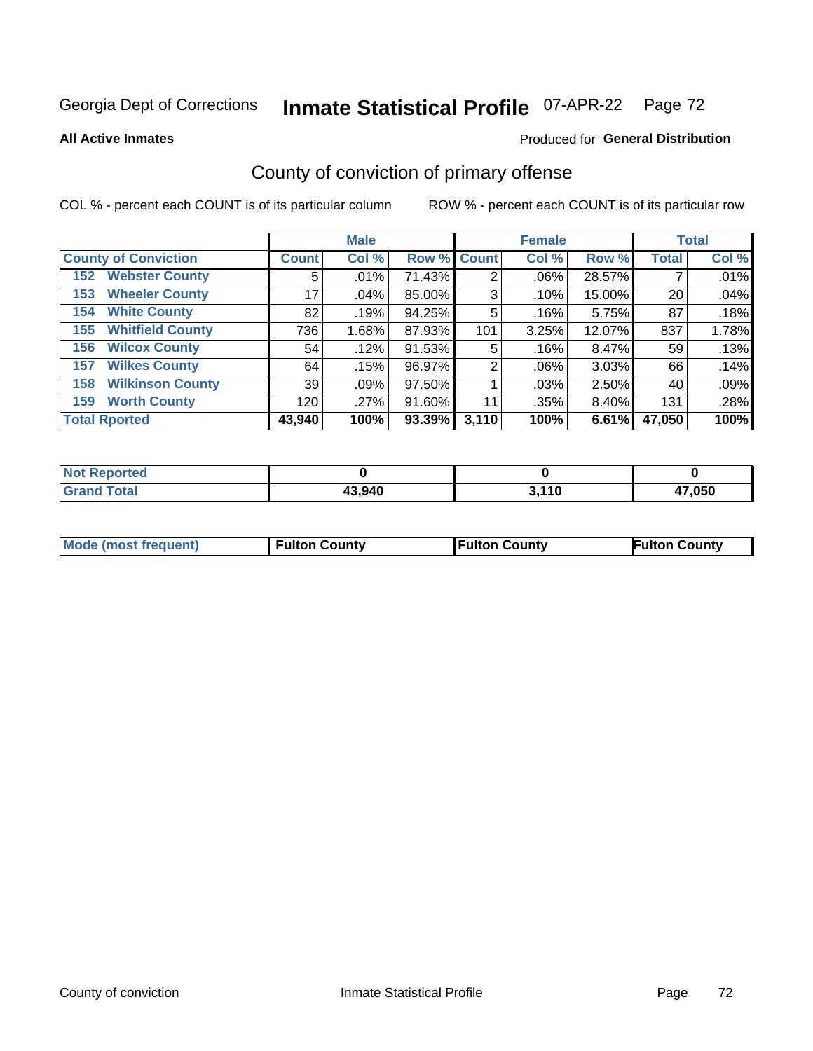Georgia Dept of Corrections **Inmate Statistical Profile** 07-APR-22

**All Active Inmates**

Produced for **General Distribution**

## County of conviction of primary offense

COL % - percent each COUNT is of its particular column        ROW % - percent each COUNT is of its particular row

| | Male | | | Female | | | Total | |
|---|---|---|---|---|---|---|---|---|
| **County of Conviction** | **Count** | **Col %** | **Row %** | **Count** | **Col %** | **Row %** | **Total** | **Col %** |
| 152 Webster County | 5 | .01% | 71.43% | 2 | .06% | 28.57% | 7 | .01% |
| 153 Wheeler County | 17 | .04% | 85.00% | 3 | .10% | 15.00% | 20 | .04% |
| 154 White County | 82 | .19% | 94.25% | 5 | .16% | 5.75% | 87 | .18% |
| 155 Whitfield County | 736 | 1.68% | 87.93% | 101 | 3.25% | 12.07% | 837 | 1.78% |
| 156 Wilcox County | 54 | .12% | 91.53% | 5 | .16% | 8.47% | 59 | .13% |
| 157 Wilkes County | 64 | .15% | 96.97% | 2 | .06% | 3.03% | 66 | .14% |
| 158 Wilkinson County | 39 | .09% | 97.50% | 1 | .03% | 2.50% | 40 | .09% |
| 159 Worth County | 120 | .27% | 91.60% | 11 | .35% | 8.40% | 131 | .28% |
| **Total Rported** | **43,940** | **100%** | **93.39%** | **3,110** | **100%** | **6.61%** | **47,050** | **100%** |

| | Male | Female | Total |
|---|---|---|---|
| Not Reported | **0** | **0** | **0** |
| Grand Total | **43,940** | **3,110** | **47,050** |

| | Male | Female | Total |
|---|---|---|---|
| Mode (most frequent) | **Fulton County** | **Fulton County** | **Fulton County** |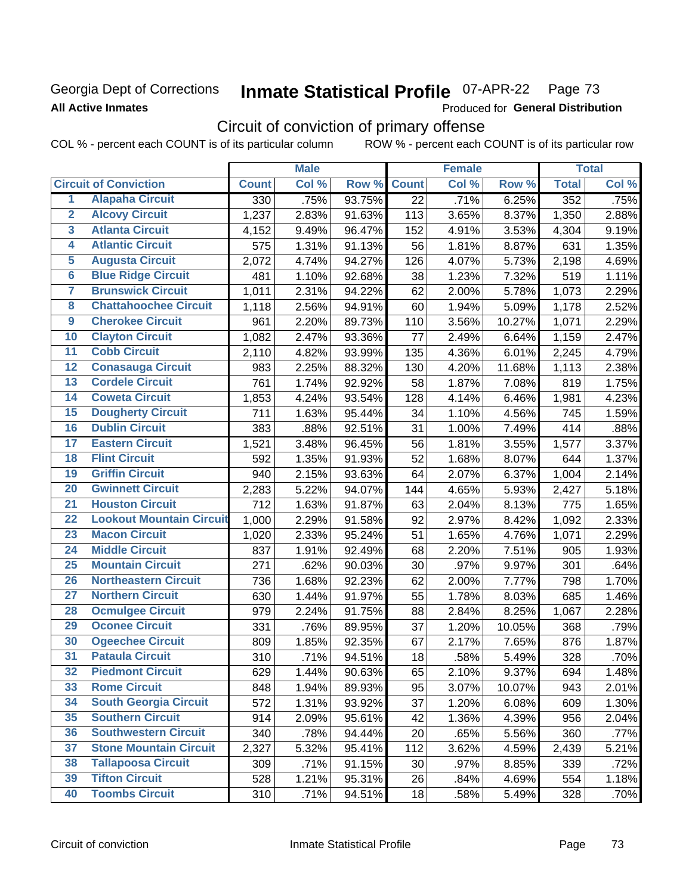Georgia Dept of Corrections
**All Active Inmates**

# Inmate Statistical Profile 07-APR-22 Page 73

Produced for **General Distribution**

## Circuit of conviction of primary offense

COL % - percent each COUNT is of its particular column ROW % - percent each COUNT is of its particular row

| Circuit of Conviction | | Male | | | Female | | | Total | |
|---|---|---|---|---|---|---|---|---|---|
| | | Count | Col % | Row % | Count | Col % | Row % | Total | Col % |
| 1 | Alapaha Circuit | 330 | .75% | 93.75% | 22 | .71% | 6.25% | 352 | .75% |
| 2 | Alcovy Circuit | 1,237 | 2.83% | 91.63% | 113 | 3.65% | 8.37% | 1,350 | 2.88% |
| 3 | Atlanta Circuit | 4,152 | 9.49% | 96.47% | 152 | 4.91% | 3.53% | 4,304 | 9.19% |
| 4 | Atlantic Circuit | 575 | 1.31% | 91.13% | 56 | 1.81% | 8.87% | 631 | 1.35% |
| 5 | Augusta Circuit | 2,072 | 4.74% | 94.27% | 126 | 4.07% | 5.73% | 2,198 | 4.69% |
| 6 | Blue Ridge Circuit | 481 | 1.10% | 92.68% | 38 | 1.23% | 7.32% | 519 | 1.11% |
| 7 | Brunswick Circuit | 1,011 | 2.31% | 94.22% | 62 | 2.00% | 5.78% | 1,073 | 2.29% |
| 8 | Chattahoochee Circuit | 1,118 | 2.56% | 94.91% | 60 | 1.94% | 5.09% | 1,178 | 2.52% |
| 9 | Cherokee Circuit | 961 | 2.20% | 89.73% | 110 | 3.56% | 10.27% | 1,071 | 2.29% |
| 10 | Clayton Circuit | 1,082 | 2.47% | 93.36% | 77 | 2.49% | 6.64% | 1,159 | 2.47% |
| 11 | Cobb Circuit | 2,110 | 4.82% | 93.99% | 135 | 4.36% | 6.01% | 2,245 | 4.79% |
| 12 | Conasauga Circuit | 983 | 2.25% | 88.32% | 130 | 4.20% | 11.68% | 1,113 | 2.38% |
| 13 | Cordele Circuit | 761 | 1.74% | 92.92% | 58 | 1.87% | 7.08% | 819 | 1.75% |
| 14 | Coweta Circuit | 1,853 | 4.24% | 93.54% | 128 | 4.14% | 6.46% | 1,981 | 4.23% |
| 15 | Dougherty Circuit | 711 | 1.63% | 95.44% | 34 | 1.10% | 4.56% | 745 | 1.59% |
| 16 | Dublin Circuit | 383 | .88% | 92.51% | 31 | 1.00% | 7.49% | 414 | .88% |
| 17 | Eastern Circuit | 1,521 | 3.48% | 96.45% | 56 | 1.81% | 3.55% | 1,577 | 3.37% |
| 18 | Flint Circuit | 592 | 1.35% | 91.93% | 52 | 1.68% | 8.07% | 644 | 1.37% |
| 19 | Griffin Circuit | 940 | 2.15% | 93.63% | 64 | 2.07% | 6.37% | 1,004 | 2.14% |
| 20 | Gwinnett Circuit | 2,283 | 5.22% | 94.07% | 144 | 4.65% | 5.93% | 2,427 | 5.18% |
| 21 | Houston Circuit | 712 | 1.63% | 91.87% | 63 | 2.04% | 8.13% | 775 | 1.65% |
| 22 | Lookout Mountain Circuit | 1,000 | 2.29% | 91.58% | 92 | 2.97% | 8.42% | 1,092 | 2.33% |
| 23 | Macon Circuit | 1,020 | 2.33% | 95.24% | 51 | 1.65% | 4.76% | 1,071 | 2.29% |
| 24 | Middle Circuit | 837 | 1.91% | 92.49% | 68 | 2.20% | 7.51% | 905 | 1.93% |
| 25 | Mountain Circuit | 271 | .62% | 90.03% | 30 | .97% | 9.97% | 301 | .64% |
| 26 | Northeastern Circuit | 736 | 1.68% | 92.23% | 62 | 2.00% | 7.77% | 798 | 1.70% |
| 27 | Northern Circuit | 630 | 1.44% | 91.97% | 55 | 1.78% | 8.03% | 685 | 1.46% |
| 28 | Ocmulgee Circuit | 979 | 2.24% | 91.75% | 88 | 2.84% | 8.25% | 1,067 | 2.28% |
| 29 | Oconee Circuit | 331 | .76% | 89.95% | 37 | 1.20% | 10.05% | 368 | .79% |
| 30 | Ogeechee Circuit | 809 | 1.85% | 92.35% | 67 | 2.17% | 7.65% | 876 | 1.87% |
| 31 | Pataula Circuit | 310 | .71% | 94.51% | 18 | .58% | 5.49% | 328 | .70% |
| 32 | Piedmont Circuit | 629 | 1.44% | 90.63% | 65 | 2.10% | 9.37% | 694 | 1.48% |
| 33 | Rome Circuit | 848 | 1.94% | 89.93% | 95 | 3.07% | 10.07% | 943 | 2.01% |
| 34 | South Georgia Circuit | 572 | 1.31% | 93.92% | 37 | 1.20% | 6.08% | 609 | 1.30% |
| 35 | Southern Circuit | 914 | 2.09% | 95.61% | 42 | 1.36% | 4.39% | 956 | 2.04% |
| 36 | Southwestern Circuit | 340 | .78% | 94.44% | 20 | .65% | 5.56% | 360 | .77% |
| 37 | Stone Mountain Circuit | 2,327 | 5.32% | 95.41% | 112 | 3.62% | 4.59% | 2,439 | 5.21% |
| 38 | Tallapoosa Circuit | 309 | .71% | 91.15% | 30 | .97% | 8.85% | 339 | .72% |
| 39 | Tifton Circuit | 528 | 1.21% | 95.31% | 26 | .84% | 4.69% | 554 | 1.18% |
| 40 | Toombs Circuit | 310 | .71% | 94.51% | 18 | .58% | 5.49% | 328 | .70% |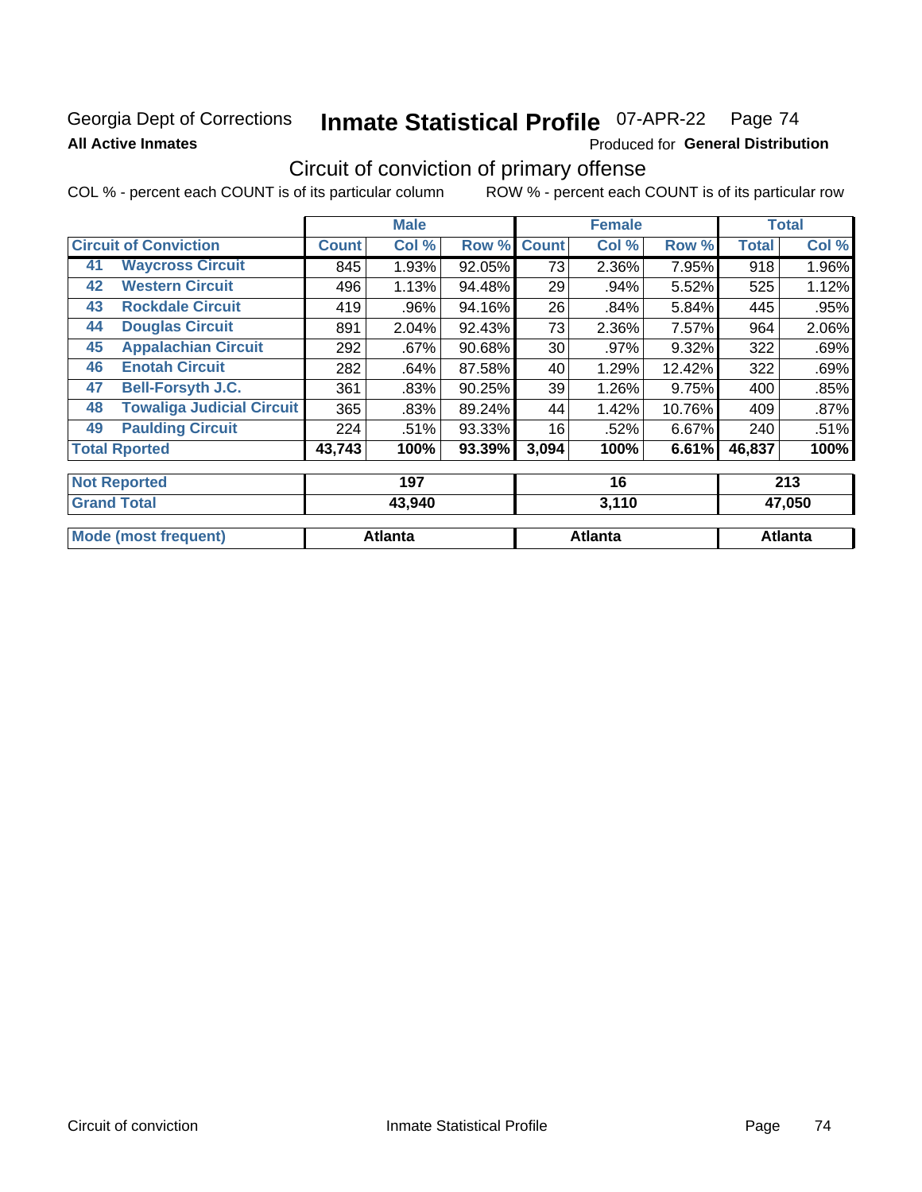Georgia Dept of Corrections **Inmate Statistical Profile** 07-APR-22 Page 74

**All Active Inmates** Produced for **General Distribution**

## Circuit of conviction of primary offense

COL % - percent each COUNT is of its particular column ROW % - percent each COUNT is of its particular row

| Circuit of Conviction | | Male | | | Female | | | Total | |
|---|---|---|---|---|---|---|---|---|---|
| | | Count | Col % | Row % | Count | Col % | Row % | Total | Col % |
| 41 | Waycross Circuit | 845 | 1.93% | 92.05% | 73 | 2.36% | 7.95% | 918 | 1.96% |
| 42 | Western Circuit | 496 | 1.13% | 94.48% | 29 | .94% | 5.52% | 525 | 1.12% |
| 43 | Rockdale Circuit | 419 | .96% | 94.16% | 26 | .84% | 5.84% | 445 | .95% |
| 44 | Douglas Circuit | 891 | 2.04% | 92.43% | 73 | 2.36% | 7.57% | 964 | 2.06% |
| 45 | Appalachian Circuit | 292 | .67% | 90.68% | 30 | .97% | 9.32% | 322 | .69% |
| 46 | Enotah Circuit | 282 | .64% | 87.58% | 40 | 1.29% | 12.42% | 322 | .69% |
| 47 | Bell-Forsyth J.C. | 361 | .83% | 90.25% | 39 | 1.26% | 9.75% | 400 | .85% |
| 48 | Towaliga Judicial Circuit | 365 | .83% | 89.24% | 44 | 1.42% | 10.76% | 409 | .87% |
| 49 | Paulding Circuit | 224 | .51% | 93.33% | 16 | .52% | 6.67% | 240 | .51% |
| **Total Rported** | | **43,743** | **100%** | **93.39%** | **3,094** | **100%** | **6.61%** | **46,837** | **100%** |

| | Male | Female | Total |
|---|---|---|---|
| Not Reported | 197 | 16 | 213 |
| Grand Total | 43,940 | 3,110 | 47,050 |
| Mode (most frequent) | Atlanta | Atlanta | Atlanta |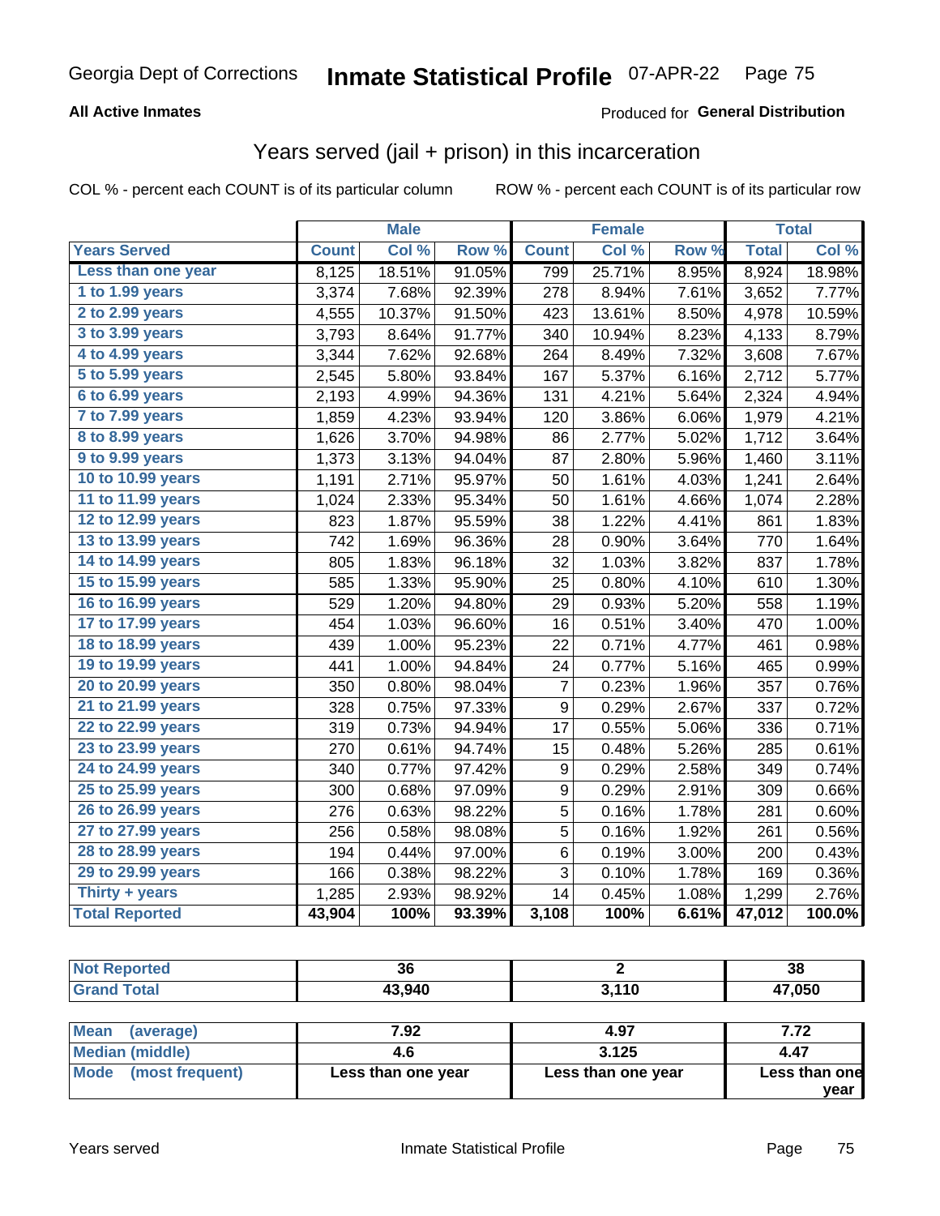Georgia Dept of Corrections **Inmate Statistical Profile** 07-APR-22

**All Active Inmates**

Produced for **General Distribution**

## Years served (jail + prison) in this incarceration

COL % - percent each COUNT is of its particular column ROW % - percent each COUNT is of its particular row

| | Male | | | Female | | | Total | |
|---|---|---|---|---|---|---|---|---|
| **Years Served** | **Count** | **Col %** | **Row %** | **Count** | **Col %** | **Row %** | **Total** | **Col %** |
| Less than one year | 8,125 | 18.51% | 91.05% | 799 | 25.71% | 8.95% | 8,924 | 18.98% |
| 1 to 1.99 years | 3,374 | 7.68% | 92.39% | 278 | 8.94% | 7.61% | 3,652 | 7.77% |
| 2 to 2.99 years | 4,555 | 10.37% | 91.50% | 423 | 13.61% | 8.50% | 4,978 | 10.59% |
| 3 to 3.99 years | 3,793 | 8.64% | 91.77% | 340 | 10.94% | 8.23% | 4,133 | 8.79% |
| 4 to 4.99 years | 3,344 | 7.62% | 92.68% | 264 | 8.49% | 7.32% | 3,608 | 7.67% |
| 5 to 5.99 years | 2,545 | 5.80% | 93.84% | 167 | 5.37% | 6.16% | 2,712 | 5.77% |
| 6 to 6.99 years | 2,193 | 4.99% | 94.36% | 131 | 4.21% | 5.64% | 2,324 | 4.94% |
| 7 to 7.99 years | 1,859 | 4.23% | 93.94% | 120 | 3.86% | 6.06% | 1,979 | 4.21% |
| 8 to 8.99 years | 1,626 | 3.70% | 94.98% | 86 | 2.77% | 5.02% | 1,712 | 3.64% |
| 9 to 9.99 years | 1,373 | 3.13% | 94.04% | 87 | 2.80% | 5.96% | 1,460 | 3.11% |
| 10 to 10.99 years | 1,191 | 2.71% | 95.97% | 50 | 1.61% | 4.03% | 1,241 | 2.64% |
| 11 to 11.99 years | 1,024 | 2.33% | 95.34% | 50 | 1.61% | 4.66% | 1,074 | 2.28% |
| 12 to 12.99 years | 823 | 1.87% | 95.59% | 38 | 1.22% | 4.41% | 861 | 1.83% |
| 13 to 13.99 years | 742 | 1.69% | 96.36% | 28 | 0.90% | 3.64% | 770 | 1.64% |
| 14 to 14.99 years | 805 | 1.83% | 96.18% | 32 | 1.03% | 3.82% | 837 | 1.78% |
| 15 to 15.99 years | 585 | 1.33% | 95.90% | 25 | 0.80% | 4.10% | 610 | 1.30% |
| 16 to 16.99 years | 529 | 1.20% | 94.80% | 29 | 0.93% | 5.20% | 558 | 1.19% |
| 17 to 17.99 years | 454 | 1.03% | 96.60% | 16 | 0.51% | 3.40% | 470 | 1.00% |
| 18 to 18.99 years | 439 | 1.00% | 95.23% | 22 | 0.71% | 4.77% | 461 | 0.98% |
| 19 to 19.99 years | 441 | 1.00% | 94.84% | 24 | 0.77% | 5.16% | 465 | 0.99% |
| 20 to 20.99 years | 350 | 0.80% | 98.04% | 7 | 0.23% | 1.96% | 357 | 0.76% |
| 21 to 21.99 years | 328 | 0.75% | 97.33% | 9 | 0.29% | 2.67% | 337 | 0.72% |
| 22 to 22.99 years | 319 | 0.73% | 94.94% | 17 | 0.55% | 5.06% | 336 | 0.71% |
| 23 to 23.99 years | 270 | 0.61% | 94.74% | 15 | 0.48% | 5.26% | 285 | 0.61% |
| 24 to 24.99 years | 340 | 0.77% | 97.42% | 9 | 0.29% | 2.58% | 349 | 0.74% |
| 25 to 25.99 years | 300 | 0.68% | 97.09% | 9 | 0.29% | 2.91% | 309 | 0.66% |
| 26 to 26.99 years | 276 | 0.63% | 98.22% | 5 | 0.16% | 1.78% | 281 | 0.60% |
| 27 to 27.99 years | 256 | 0.58% | 98.08% | 5 | 0.16% | 1.92% | 261 | 0.56% |
| 28 to 28.99 years | 194 | 0.44% | 97.00% | 6 | 0.19% | 3.00% | 200 | 0.43% |
| 29 to 29.99 years | 166 | 0.38% | 98.22% | 3 | 0.10% | 1.78% | 169 | 0.36% |
| Thirty + years | 1,285 | 2.93% | 98.92% | 14 | 0.45% | 1.08% | 1,299 | 2.76% |
| **Total Reported** | **43,904** | **100%** | **93.39%** | **3,108** | **100%** | **6.61%** | **47,012** | **100.0%** |

| | Male | Female | Total |
|---|---|---|---|
| Not Reported | 36 | 2 | 38 |
| Grand Total | 43,940 | 3,110 | 47,050 |

| | Male | Female | Total |
|---|---|---|---|
| Mean (average) | 7.92 | 4.97 | 7.72 |
| Median (middle) | 4.6 | 3.125 | 4.47 |
| Mode (most frequent) | Less than one year | Less than one year | Less than one year |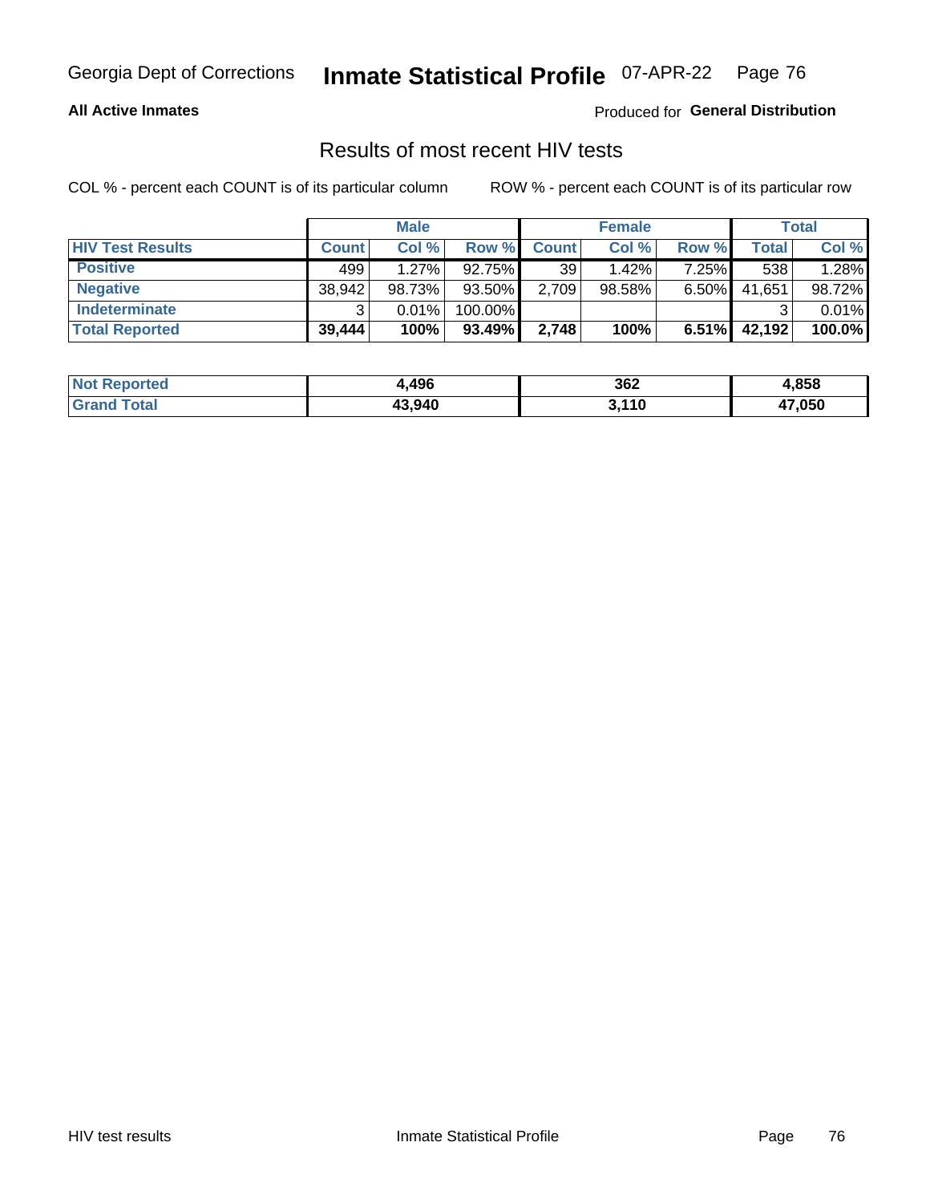Georgia Dept of Corrections **Inmate Statistical Profile** 07-APR-22

**All Active Inmates** Produced for **General Distribution**

## Results of most recent HIV tests

COL % - percent each COUNT is of its particular column ROW % - percent each COUNT is of its particular row

| | Male | | | Female | | | Total | |
|---|---|---|---|---|---|---|---|---|
| **HIV Test Results** | **Count** | **Col %** | **Row %** | **Count** | **Col %** | **Row %** | **Total** | **Col %** |
| **Positive** | 499 | 1.27% | 92.75% | 39 | 1.42% | 7.25% | 538 | 1.28% |
| **Negative** | 38,942 | 98.73% | 93.50% | 2,709 | 98.58% | 6.50% | 41,651 | 98.72% |
| **Indeterminate** | 3 | 0.01% | 100.00% | | | | 3 | 0.01% |
| **Total Reported** | **39,444** | **100%** | **93.49%** | **2,748** | **100%** | **6.51%** | **42,192** | **100.0%** |

| | Male | Female | Total |
|---|---|---|---|
| **Not Reported** | **4,496** | **362** | **4,858** |
| **Grand Total** | **43,940** | **3,110** | **47,050** |

HIV test results Inmate Statistical Profile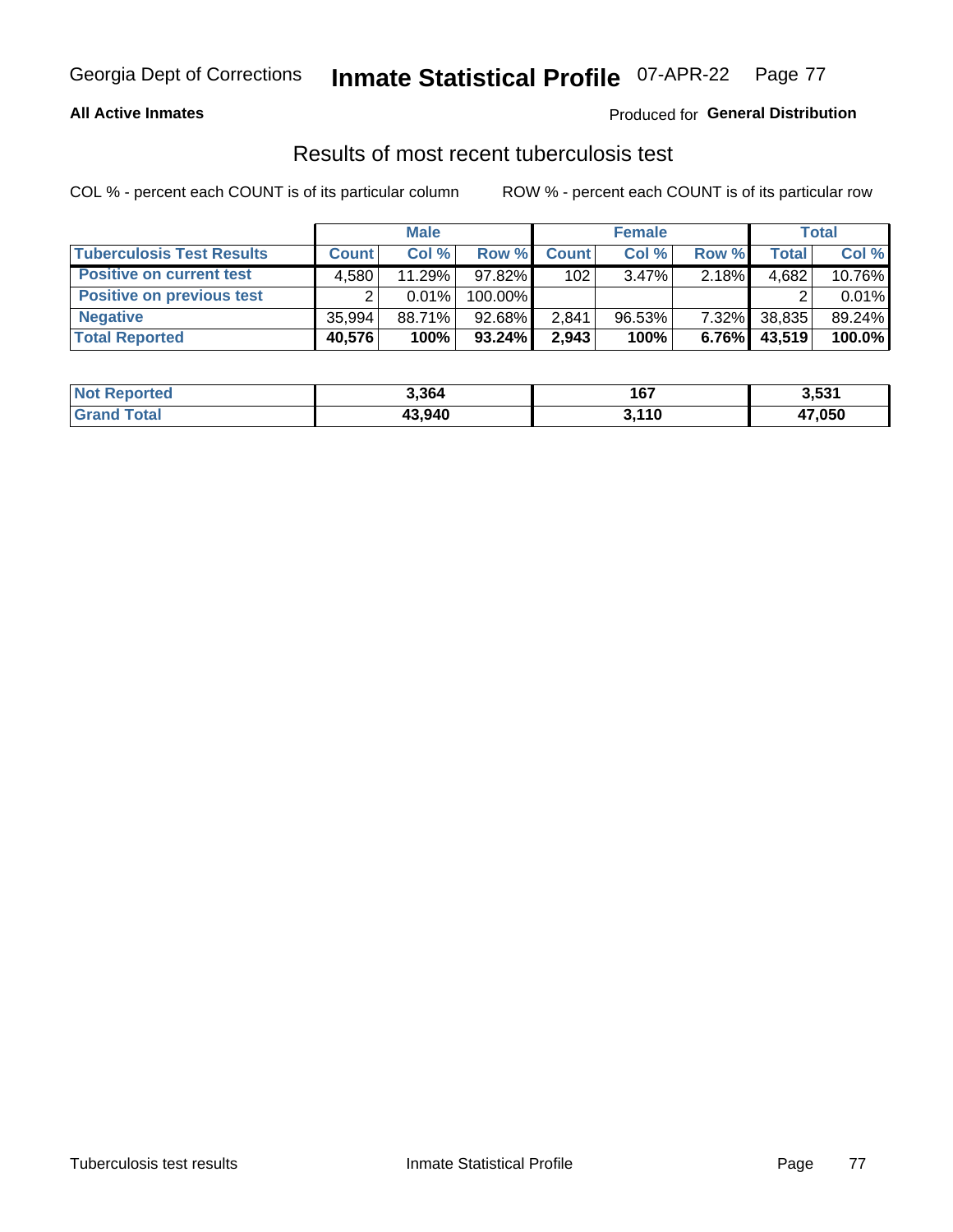**All Active Inmates**

Produced for **General Distribution**

## Results of most recent tuberculosis test

COL % - percent each COUNT is of its particular column

ROW % - percent each COUNT is of its particular row

| | Male | | | Female | | | Total | |
|---|---|---|---|---|---|---|---|---|
| **Tuberculosis Test Results** | **Count** | **Col %** | **Row %** | **Count** | **Col %** | **Row %** | **Total** | **Col %** |
| **Positive on current test** | 4,580 | 11.29% | 97.82% | 102 | 3.47% | 2.18% | 4,682 | 10.76% |
| **Positive on previous test** | 2 | 0.01% | 100.00% | | | | 2 | 0.01% |
| **Negative** | 35,994 | 88.71% | 92.68% | 2,841 | 96.53% | 7.32% | 38,835 | 89.24% |
| **Total Reported** | **40,576** | **100%** | **93.24%** | **2,943** | **100%** | **6.76%** | **43,519** | **100.0%** |

| | Male | Female | Total |
|---|---|---|---|
| **Not Reported** | **3,364** | **167** | **3,531** |
| **Grand Total** | **43,940** | **3,110** | **47,050** |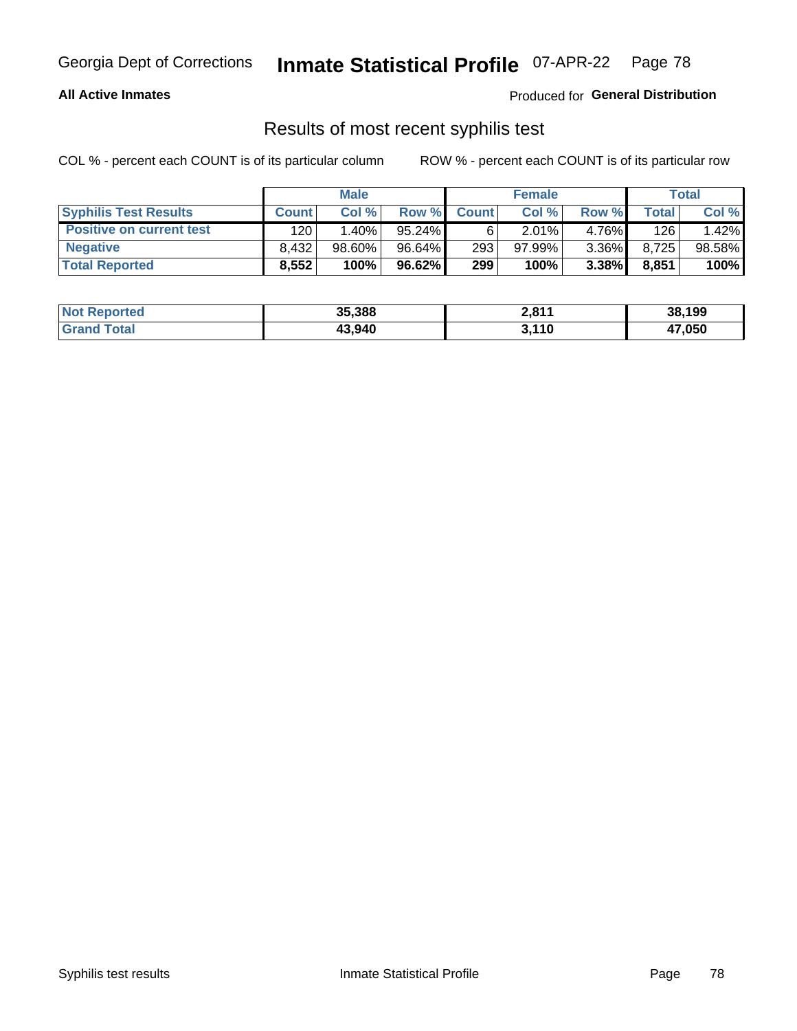Georgia Dept of Corrections **Inmate Statistical Profile** 07-APR-22

**All Active Inmates**

Produced for **General Distribution**

## Results of most recent syphilis test

COL % - percent each COUNT is of its particular column

ROW % - percent each COUNT is of its particular row

| | Male | | | Female | | | Total | |
|---|---|---|---|---|---|---|---|---|
| **Syphilis Test Results** | **Count** | **Col %** | **Row %** | **Count** | **Col %** | **Row %** | **Total** | **Col %** |
| **Positive on current test** | 120 | 1.40% | 95.24% | 6 | 2.01% | 4.76% | 126 | 1.42% |
| **Negative** | 8,432 | 98.60% | 96.64% | 293 | 97.99% | 3.36% | 8,725 | 98.58% |
| **Total Reported** | **8,552** | **100%** | **96.62%** | **299** | **100%** | **3.38%** | **8,851** | **100%** |

| | Male | Female | Total |
|---|---|---|---|
| **Not Reported** | **35,388** | **2,811** | **38,199** |
| **Grand Total** | **43,940** | **3,110** | **47,050** |

Syphilis test results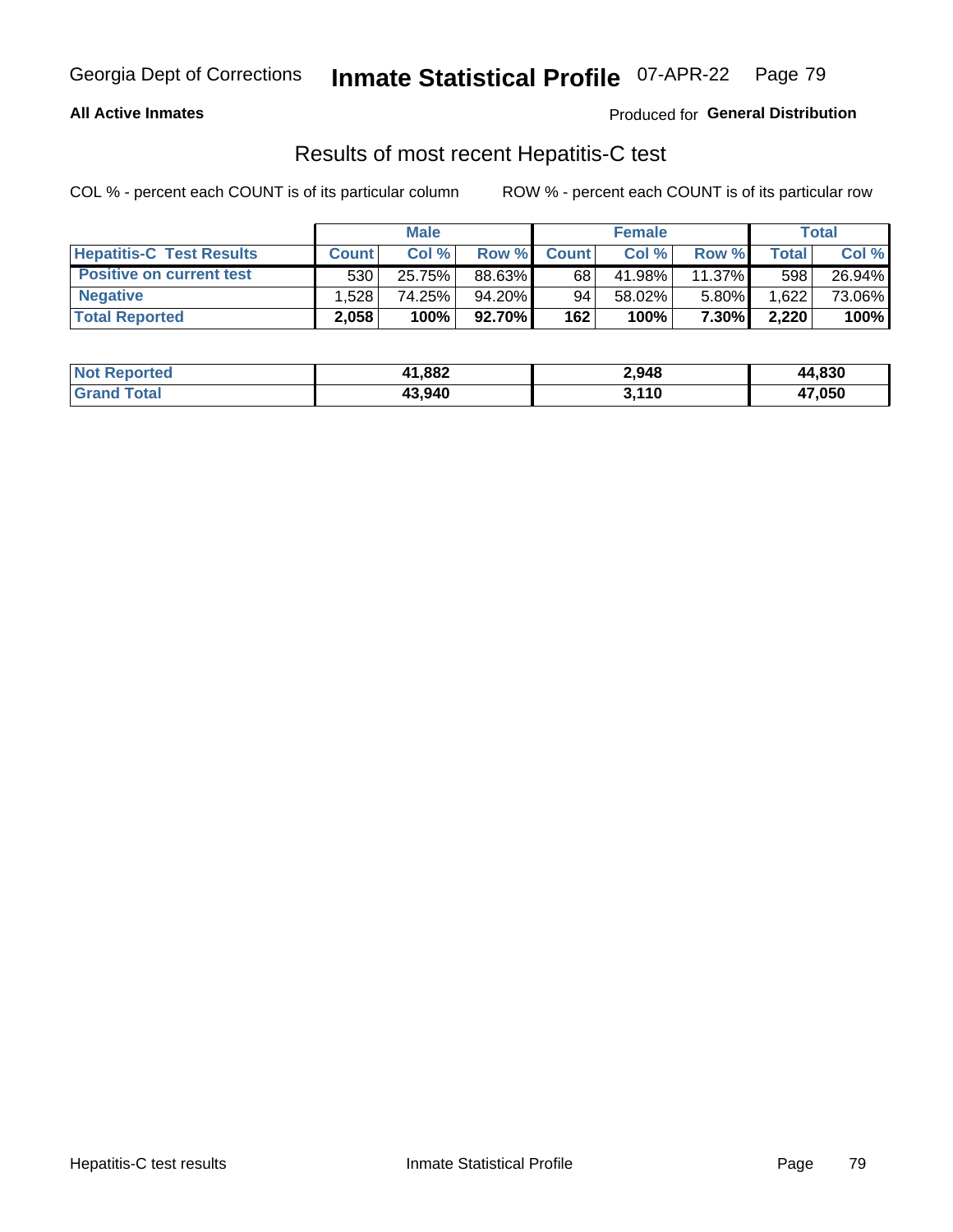Georgia Dept of Corrections **Inmate Statistical Profile** 07-APR-22

**All Active Inmates**

Produced for **General Distribution**

## Results of most recent Hepatitis-C test

COL % - percent each COUNT is of its particular column

ROW % - percent each COUNT is of its particular row

| | Male | | | Female | | | Total | |
|---|---|---|---|---|---|---|---|---|
| **Hepatitis-C Test Results** | **Count** | **Col %** | **Row %** | **Count** | **Col %** | **Row %** | **Total** | **Col %** |
| **Positive on current test** | 530 | 25.75% | 88.63% | 68 | 41.98% | 11.37% | 598 | 26.94% |
| **Negative** | 1,528 | 74.25% | 94.20% | 94 | 58.02% | 5.80% | 1,622 | 73.06% |
| **Total Reported** | **2,058** | **100%** | **92.70%** | **162** | **100%** | **7.30%** | **2,220** | **100%** |

| | Male | Female | Total |
|---|---|---|---|
| **Not Reported** | **41,882** | **2,948** | **44,830** |
| **Grand Total** | **43,940** | **3,110** | **47,050** |